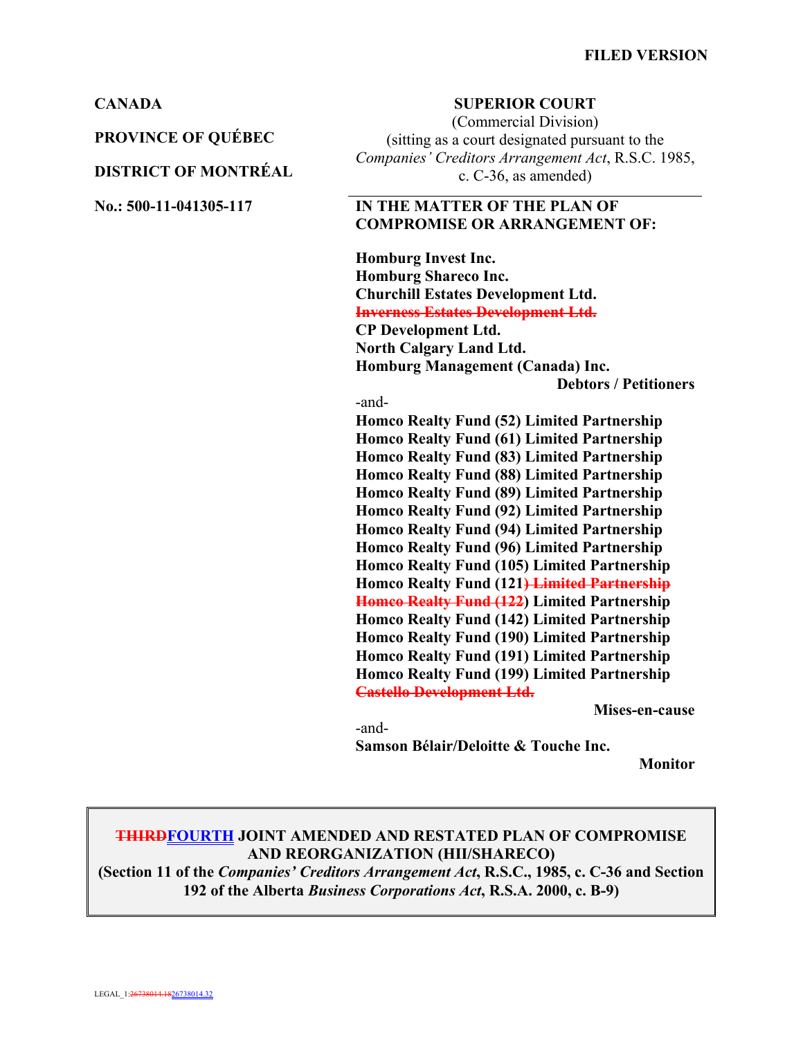**FILED VERSION**

**CANADA**

**PROVINCE OF QUÉBEC**

**DISTRICT OF MONTRÉAL**

**No.: 500-11-041305-117**

**SUPERIOR COURT**
(Commercial Division)
(sitting as a court designated pursuant to the *Companies' Creditors Arrangement Act*, R.S.C. 1985, c. C-36, as amended)

**IN THE MATTER OF THE PLAN OF COMPROMISE OR ARRANGEMENT OF:**

**Homburg Invest Inc.**
**Homburg Shareco Inc.**
**Churchill Estates Development Ltd.**
~~**Inverness Estates Development Ltd.**~~
**CP Development Ltd.**
**North Calgary Land Ltd.**
**Homburg Management (Canada) Inc.**

**Debtors / Petitioners**

-and-

**Homco Realty Fund (52) Limited Partnership**
**Homco Realty Fund (61) Limited Partnership**
**Homco Realty Fund (83) Limited Partnership**
**Homco Realty Fund (88) Limited Partnership**
**Homco Realty Fund (89) Limited Partnership**
**Homco Realty Fund (92) Limited Partnership**
**Homco Realty Fund (94) Limited Partnership**
**Homco Realty Fund (96) Limited Partnership**
**Homco Realty Fund (105) Limited Partnership**
**Homco Realty Fund (121~~) Limited Partnership~~**
~~**Homco Realty Fund (122**~~**) Limited Partnership**
**Homco Realty Fund (142) Limited Partnership**
**Homco Realty Fund (190) Limited Partnership**
**Homco Realty Fund (191) Limited Partnership**
**Homco Realty Fund (199) Limited Partnership**
~~**Castello Development Ltd.**~~

**Mises-en-cause**

-and-

**Samson Bélair/Deloitte & Touche Inc.**

**Monitor**

---

**~~THIRD~~FOURTH JOINT AMENDED AND RESTATED PLAN OF COMPROMISE AND REORGANIZATION (HII/SHARECO)**
**(Section 11 of the *Companies' Creditors Arrangement Act*, R.S.C., 1985, c. C-36 and Section 192 of the Alberta *Business Corporations Act*, R.S.A. 2000, c. B-9)**

---

LEGAL_1:~~26738014.18~~26738014.32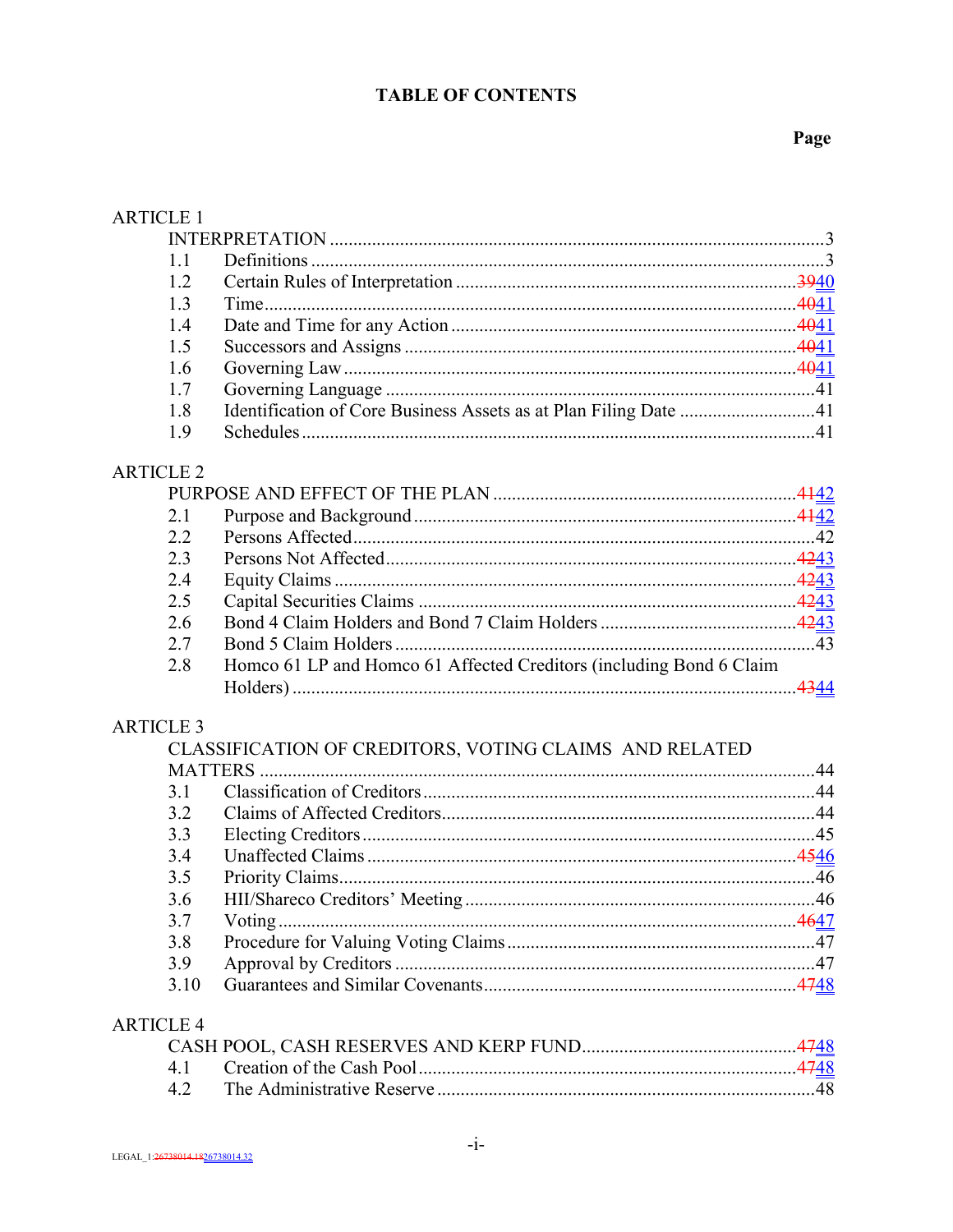# TABLE OF CONTENTS

| | | Page |
|---|---|---|
| **ARTICLE 1** | | |
| INTERPRETATION | | 3 |
| 1.1 | Definitions | 3 |
| 1.2 | Certain Rules of Interpretation | ~~39~~40 |
| 1.3 | Time | ~~40~~41 |
| 1.4 | Date and Time for any Action | ~~40~~41 |
| 1.5 | Successors and Assigns | ~~40~~41 |
| 1.6 | Governing Law | ~~40~~41 |
| 1.7 | Governing Language | 41 |
| 1.8 | Identification of Core Business Assets as at Plan Filing Date | 41 |
| 1.9 | Schedules | 41 |
| **ARTICLE 2** | | |
| PURPOSE AND EFFECT OF THE PLAN | | ~~41~~42 |
| 2.1 | Purpose and Background | ~~41~~42 |
| 2.2 | Persons Affected | 42 |
| 2.3 | Persons Not Affected | ~~42~~43 |
| 2.4 | Equity Claims | ~~42~~43 |
| 2.5 | Capital Securities Claims | ~~42~~43 |
| 2.6 | Bond 4 Claim Holders and Bond 7 Claim Holders | ~~42~~43 |
| 2.7 | Bond 5 Claim Holders | 43 |
| 2.8 | Homco 61 LP and Homco 61 Affected Creditors (including Bond 6 Claim Holders) | ~~43~~44 |
| **ARTICLE 3** | | |
| CLASSIFICATION OF CREDITORS, VOTING CLAIMS AND RELATED MATTERS | | 44 |
| 3.1 | Classification of Creditors | 44 |
| 3.2 | Claims of Affected Creditors | 44 |
| 3.3 | Electing Creditors | 45 |
| 3.4 | Unaffected Claims | ~~45~~46 |
| 3.5 | Priority Claims | 46 |
| 3.6 | HII/Shareco Creditors' Meeting | 46 |
| 3.7 | Voting | ~~46~~47 |
| 3.8 | Procedure for Valuing Voting Claims | 47 |
| 3.9 | Approval by Creditors | 47 |
| 3.10 | Guarantees and Similar Covenants | ~~47~~48 |
| **ARTICLE 4** | | |
| CASH POOL, CASH RESERVES AND KERP FUND | | ~~47~~48 |
| 4.1 | Creation of the Cash Pool | ~~47~~48 |
| 4.2 | The Administrative Reserve | 48 |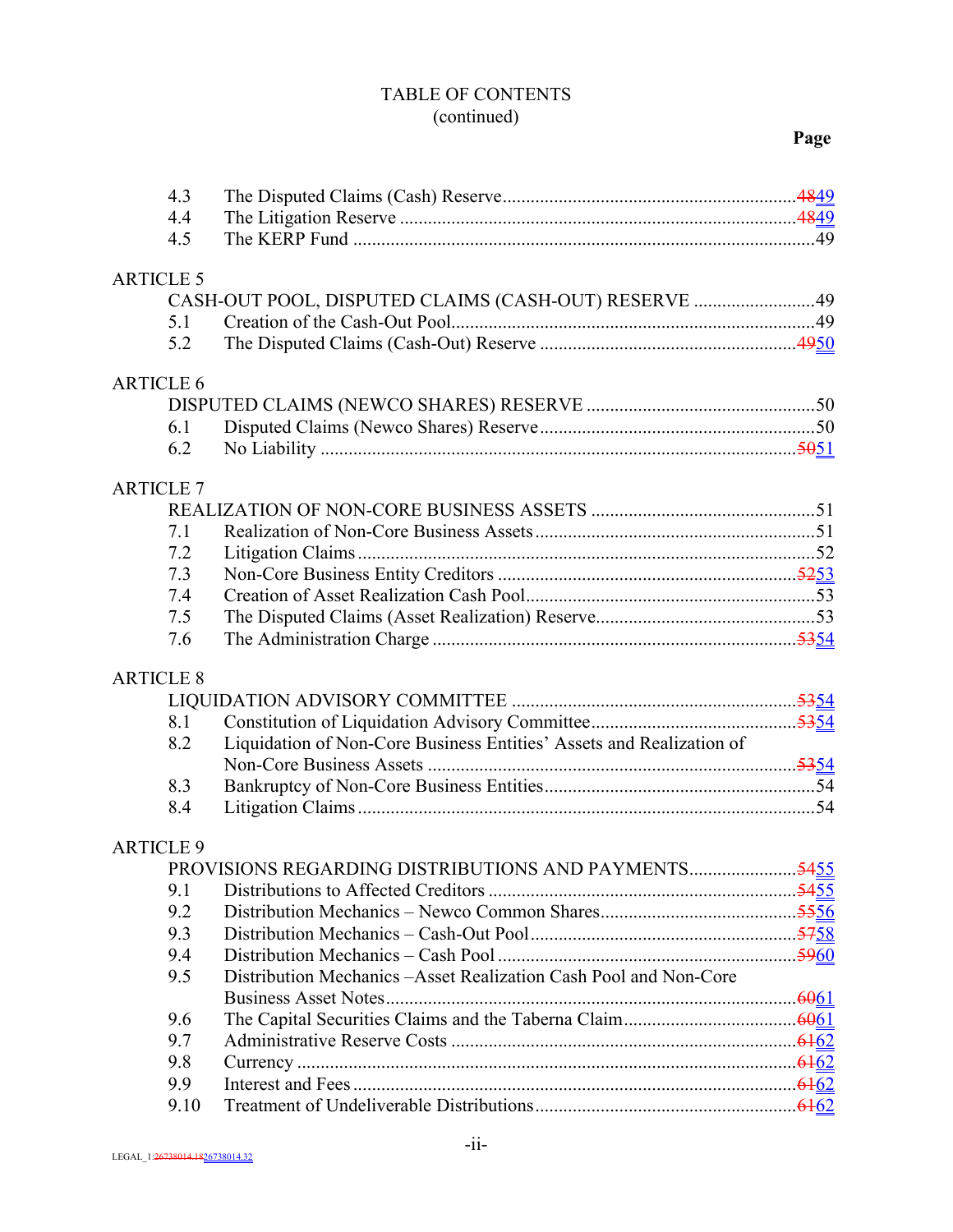# TABLE OF CONTENTS
(continued)

| | | Page |
|---|---|---|
| 4.3 | The Disputed Claims (Cash) Reserve | ~~48~~49 |
| 4.4 | The Litigation Reserve | ~~48~~49 |
| 4.5 | The KERP Fund | 49 |
| **ARTICLE 5** | | |
| | CASH-OUT POOL, DISPUTED CLAIMS (CASH-OUT) RESERVE | 49 |
| 5.1 | Creation of the Cash-Out Pool | 49 |
| 5.2 | The Disputed Claims (Cash-Out) Reserve | ~~49~~50 |
| **ARTICLE 6** | | |
| | DISPUTED CLAIMS (NEWCO SHARES) RESERVE | 50 |
| 6.1 | Disputed Claims (Newco Shares) Reserve | 50 |
| 6.2 | No Liability | ~~50~~51 |
| **ARTICLE 7** | | |
| | REALIZATION OF NON-CORE BUSINESS ASSETS | 51 |
| 7.1 | Realization of Non-Core Business Assets | 51 |
| 7.2 | Litigation Claims | 52 |
| 7.3 | Non-Core Business Entity Creditors | ~~52~~53 |
| 7.4 | Creation of Asset Realization Cash Pool | 53 |
| 7.5 | The Disputed Claims (Asset Realization) Reserve | 53 |
| 7.6 | The Administration Charge | ~~53~~54 |
| **ARTICLE 8** | | |
| | LIQUIDATION ADVISORY COMMITTEE | ~~53~~54 |
| 8.1 | Constitution of Liquidation Advisory Committee | ~~53~~54 |
| 8.2 | Liquidation of Non-Core Business Entities' Assets and Realization of Non-Core Business Assets | ~~53~~54 |
| 8.3 | Bankruptcy of Non-Core Business Entities | 54 |
| 8.4 | Litigation Claims | 54 |
| **ARTICLE 9** | | |
| | PROVISIONS REGARDING DISTRIBUTIONS AND PAYMENTS | ~~54~~55 |
| 9.1 | Distributions to Affected Creditors | ~~54~~55 |
| 9.2 | Distribution Mechanics – Newco Common Shares | ~~55~~56 |
| 9.3 | Distribution Mechanics – Cash-Out Pool | ~~57~~58 |
| 9.4 | Distribution Mechanics – Cash Pool | ~~59~~60 |
| 9.5 | Distribution Mechanics –Asset Realization Cash Pool and Non-Core Business Asset Notes | ~~60~~61 |
| 9.6 | The Capital Securities Claims and the Taberna Claim | ~~60~~61 |
| 9.7 | Administrative Reserve Costs | ~~61~~62 |
| 9.8 | Currency | ~~61~~62 |
| 9.9 | Interest and Fees | ~~61~~62 |
| 9.10 | Treatment of Undeliverable Distributions | ~~61~~62 |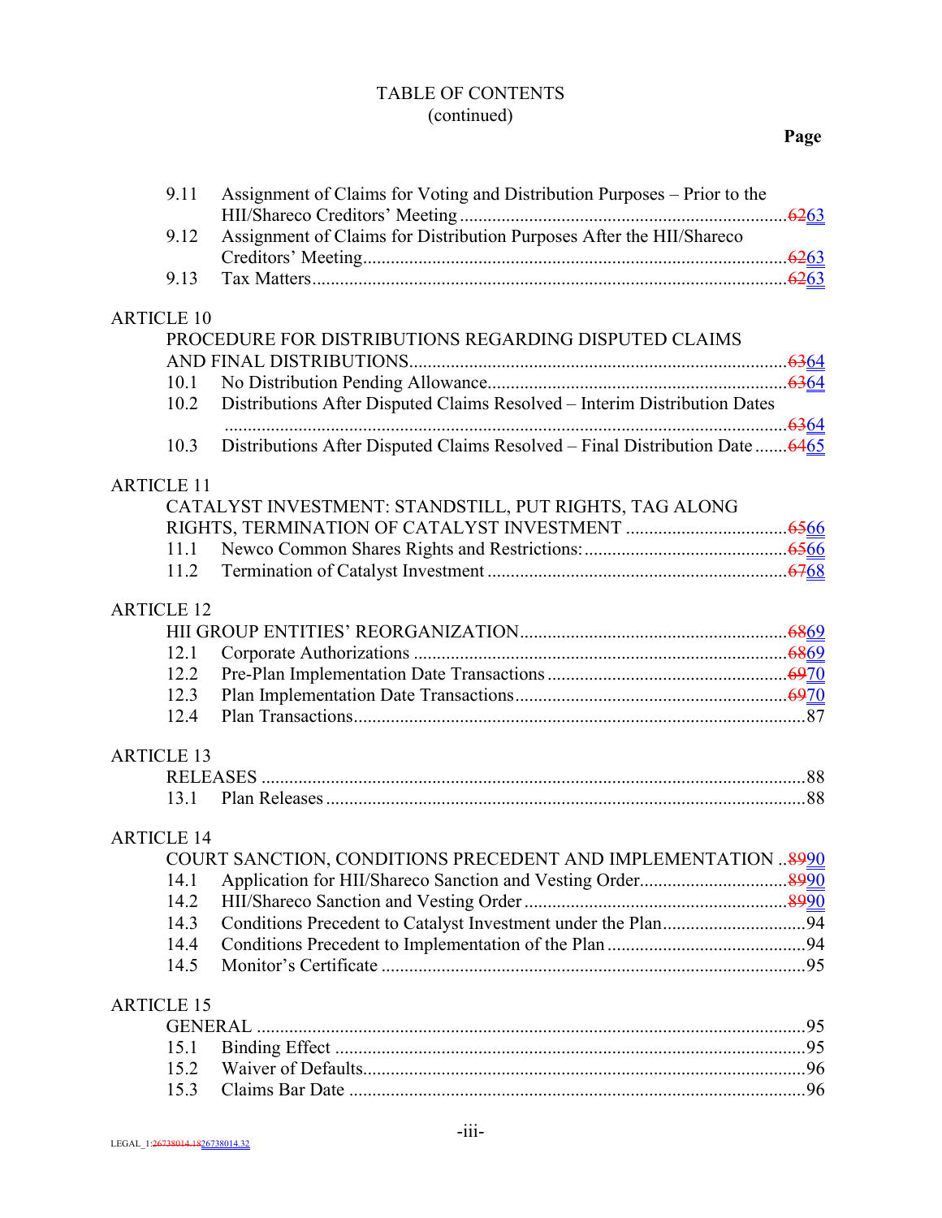TABLE OF CONTENTS
(continued)

| | | Page |
|---|---|---|
| 9.11 | Assignment of Claims for Voting and Distribution Purposes – Prior to the HII/Shareco Creditors' Meeting | ~~62~~63 |
| 9.12 | Assignment of Claims for Distribution Purposes After the HII/Shareco Creditors' Meeting | ~~62~~63 |
| 9.13 | Tax Matters | ~~62~~63 |
| ARTICLE 10 | PROCEDURE FOR DISTRIBUTIONS REGARDING DISPUTED CLAIMS AND FINAL DISTRIBUTIONS | ~~63~~64 |
| 10.1 | No Distribution Pending Allowance | ~~63~~64 |
| 10.2 | Distributions After Disputed Claims Resolved – Interim Distribution Dates | ~~63~~64 |
| 10.3 | Distributions After Disputed Claims Resolved – Final Distribution Date | ~~64~~65 |
| ARTICLE 11 | CATALYST INVESTMENT: STANDSTILL, PUT RIGHTS, TAG ALONG RIGHTS, TERMINATION OF CATALYST INVESTMENT | ~~65~~66 |
| 11.1 | Newco Common Shares Rights and Restrictions: | ~~65~~66 |
| 11.2 | Termination of Catalyst Investment | ~~67~~68 |
| ARTICLE 12 | HII GROUP ENTITIES' REORGANIZATION | ~~68~~69 |
| 12.1 | Corporate Authorizations | ~~68~~69 |
| 12.2 | Pre-Plan Implementation Date Transactions | ~~69~~70 |
| 12.3 | Plan Implementation Date Transactions | ~~69~~70 |
| 12.4 | Plan Transactions | 87 |
| ARTICLE 13 | RELEASES | 88 |
| 13.1 | Plan Releases | 88 |
| ARTICLE 14 | COURT SANCTION, CONDITIONS PRECEDENT AND IMPLEMENTATION | ~~89~~90 |
| 14.1 | Application for HII/Shareco Sanction and Vesting Order | ~~89~~90 |
| 14.2 | HII/Shareco Sanction and Vesting Order | ~~89~~90 |
| 14.3 | Conditions Precedent to Catalyst Investment under the Plan | 94 |
| 14.4 | Conditions Precedent to Implementation of the Plan | 94 |
| 14.5 | Monitor's Certificate | 95 |
| ARTICLE 15 | GENERAL | 95 |
| 15.1 | Binding Effect | 95 |
| 15.2 | Waiver of Defaults | 96 |
| 15.3 | Claims Bar Date | 96 |

LEGAL_1:~~26738014.18~~26738014.32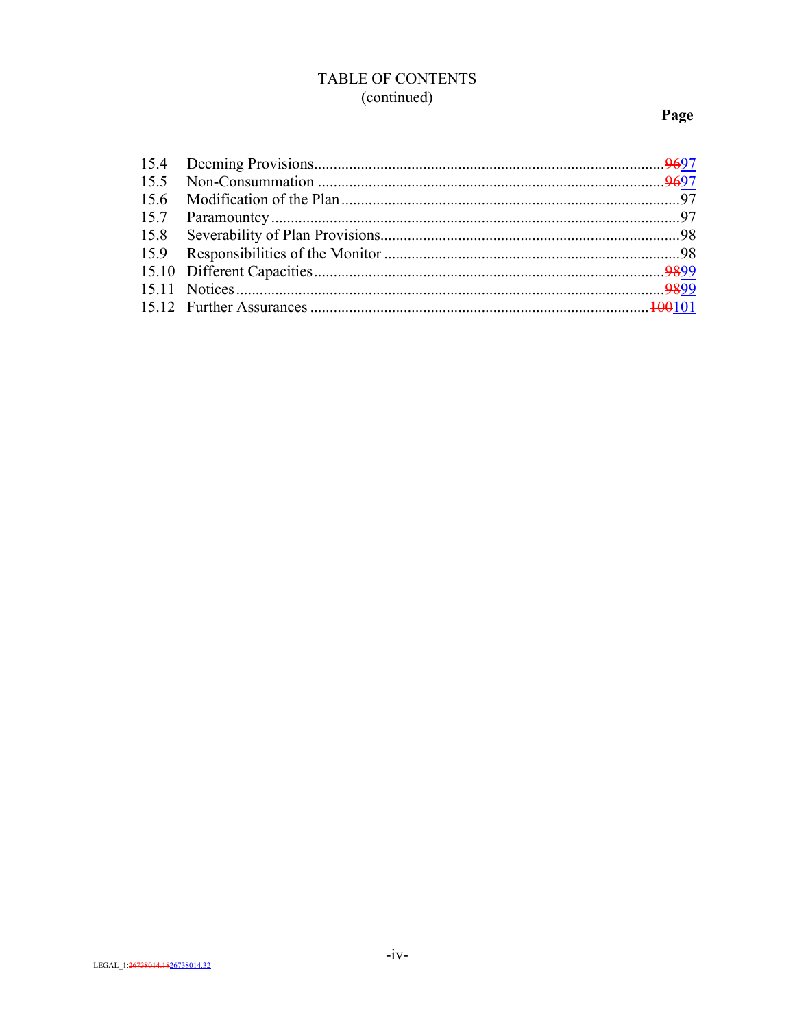# TABLE OF CONTENTS
(continued)

| | | **Page** |
|---|---|---|
| 15.4 | Deeming Provisions | ~~96~~97 |
| 15.5 | Non-Consummation | ~~96~~97 |
| 15.6 | Modification of the Plan | 97 |
| 15.7 | Paramountcy | 97 |
| 15.8 | Severability of Plan Provisions | 98 |
| 15.9 | Responsibilities of the Monitor | 98 |
| 15.10 | Different Capacities | ~~98~~99 |
| 15.11 | Notices | ~~98~~99 |
| 15.12 | Further Assurances | ~~100~~101 |

LEGAL_1:~~26738014.18~~26738014.32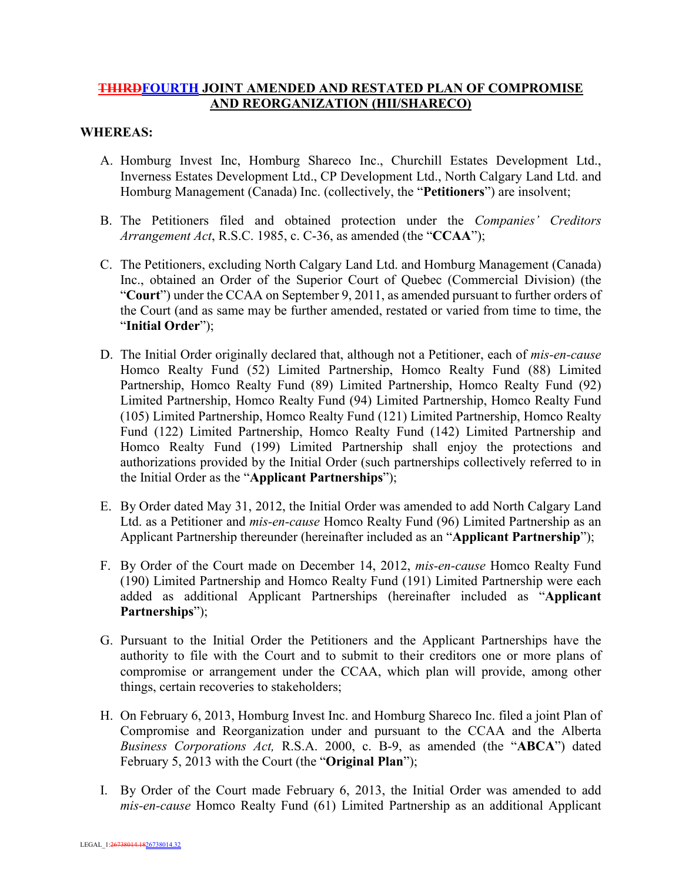# ~~THIRD~~FOURTH JOINT AMENDED AND RESTATED PLAN OF COMPROMISE AND REORGANIZATION (HII/SHARECO)

**WHEREAS:**

A. Homburg Invest Inc, Homburg Shareco Inc., Churchill Estates Development Ltd., Inverness Estates Development Ltd., CP Development Ltd., North Calgary Land Ltd. and Homburg Management (Canada) Inc. (collectively, the "**Petitioners**") are insolvent;

B. The Petitioners filed and obtained protection under the *Companies' Creditors Arrangement Act*, R.S.C. 1985, c. C-36, as amended (the "**CCAA**");

C. The Petitioners, excluding North Calgary Land Ltd. and Homburg Management (Canada) Inc., obtained an Order of the Superior Court of Quebec (Commercial Division) (the "**Court**") under the CCAA on September 9, 2011, as amended pursuant to further orders of the Court (and as same may be further amended, restated or varied from time to time, the "**Initial Order**");

D. The Initial Order originally declared that, although not a Petitioner, each of *mis-en-cause* Homco Realty Fund (52) Limited Partnership, Homco Realty Fund (88) Limited Partnership, Homco Realty Fund (89) Limited Partnership, Homco Realty Fund (92) Limited Partnership, Homco Realty Fund (94) Limited Partnership, Homco Realty Fund (105) Limited Partnership, Homco Realty Fund (121) Limited Partnership, Homco Realty Fund (122) Limited Partnership, Homco Realty Fund (142) Limited Partnership and Homco Realty Fund (199) Limited Partnership shall enjoy the protections and authorizations provided by the Initial Order (such partnerships collectively referred to in the Initial Order as the "**Applicant Partnerships**");

E. By Order dated May 31, 2012, the Initial Order was amended to add North Calgary Land Ltd. as a Petitioner and *mis-en-cause* Homco Realty Fund (96) Limited Partnership as an Applicant Partnership thereunder (hereinafter included as an "**Applicant Partnership**");

F. By Order of the Court made on December 14, 2012, *mis-en-cause* Homco Realty Fund (190) Limited Partnership and Homco Realty Fund (191) Limited Partnership were each added as additional Applicant Partnerships (hereinafter included as "**Applicant Partnerships**");

G. Pursuant to the Initial Order the Petitioners and the Applicant Partnerships have the authority to file with the Court and to submit to their creditors one or more plans of compromise or arrangement under the CCAA, which plan will provide, among other things, certain recoveries to stakeholders;

H. On February 6, 2013, Homburg Invest Inc. and Homburg Shareco Inc. filed a joint Plan of Compromise and Reorganization under and pursuant to the CCAA and the Alberta *Business Corporations Act,* R.S.A. 2000, c. B-9, as amended (the "**ABCA**") dated February 5, 2013 with the Court (the "**Original Plan**");

I. By Order of the Court made February 6, 2013, the Initial Order was amended to add *mis-en-cause* Homco Realty Fund (61) Limited Partnership as an additional Applicant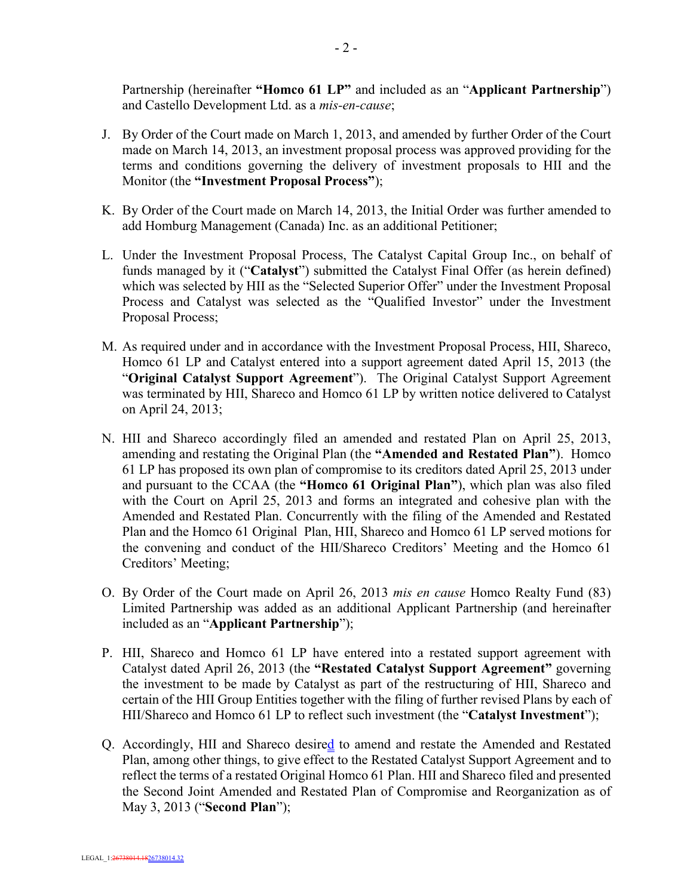Partnership (hereinafter **"Homco 61 LP"** and included as an "**Applicant Partnership**") and Castello Development Ltd. as a *mis-en-cause*;

J. By Order of the Court made on March 1, 2013, and amended by further Order of the Court made on March 14, 2013, an investment proposal process was approved providing for the terms and conditions governing the delivery of investment proposals to HII and the Monitor (the **"Investment Proposal Process"**);

K. By Order of the Court made on March 14, 2013, the Initial Order was further amended to add Homburg Management (Canada) Inc. as an additional Petitioner;

L. Under the Investment Proposal Process, The Catalyst Capital Group Inc., on behalf of funds managed by it ("**Catalyst**") submitted the Catalyst Final Offer (as herein defined) which was selected by HII as the "Selected Superior Offer" under the Investment Proposal Process and Catalyst was selected as the "Qualified Investor" under the Investment Proposal Process;

M. As required under and in accordance with the Investment Proposal Process, HII, Shareco, Homco 61 LP and Catalyst entered into a support agreement dated April 15, 2013 (the "**Original Catalyst Support Agreement**"). The Original Catalyst Support Agreement was terminated by HII, Shareco and Homco 61 LP by written notice delivered to Catalyst on April 24, 2013;

N. HII and Shareco accordingly filed an amended and restated Plan on April 25, 2013, amending and restating the Original Plan (the **"Amended and Restated Plan"**). Homco 61 LP has proposed its own plan of compromise to its creditors dated April 25, 2013 under and pursuant to the CCAA (the **"Homco 61 Original Plan"**), which plan was also filed with the Court on April 25, 2013 and forms an integrated and cohesive plan with the Amended and Restated Plan. Concurrently with the filing of the Amended and Restated Plan and the Homco 61 Original Plan, HII, Shareco and Homco 61 LP served motions for the convening and conduct of the HII/Shareco Creditors' Meeting and the Homco 61 Creditors' Meeting;

O. By Order of the Court made on April 26, 2013 *mis en cause* Homco Realty Fund (83) Limited Partnership was added as an additional Applicant Partnership (and hereinafter included as an "**Applicant Partnership**");

P. HII, Shareco and Homco 61 LP have entered into a restated support agreement with Catalyst dated April 26, 2013 (the **"Restated Catalyst Support Agreement"** governing the investment to be made by Catalyst as part of the restructuring of HII, Shareco and certain of the HII Group Entities together with the filing of further revised Plans by each of HII/Shareco and Homco 61 LP to reflect such investment (the "**Catalyst Investment**");

Q. Accordingly, HII and Shareco desired to amend and restate the Amended and Restated Plan, among other things, to give effect to the Restated Catalyst Support Agreement and to reflect the terms of a restated Original Homco 61 Plan. HII and Shareco filed and presented the Second Joint Amended and Restated Plan of Compromise and Reorganization as of May 3, 2013 ("**Second Plan**");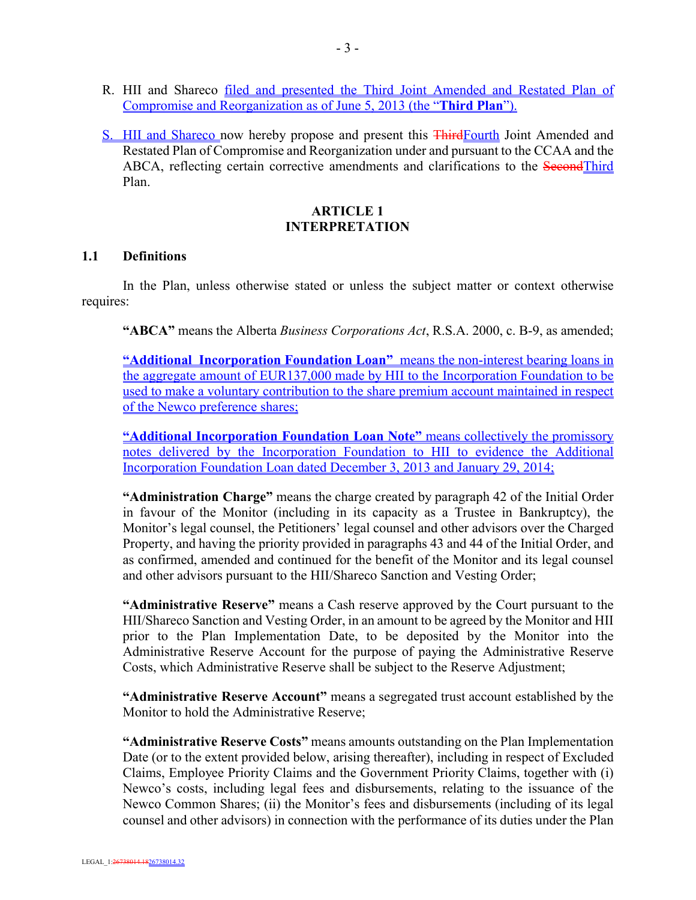R. HII and Shareco filed and presented the Third Joint Amended and Restated Plan of Compromise and Reorganization as of June 5, 2013 (the "**Third Plan**").

S. HII and Shareco now hereby propose and present this ~~Third~~Fourth Joint Amended and Restated Plan of Compromise and Reorganization under and pursuant to the CCAA and the ABCA, reflecting certain corrective amendments and clarifications to the ~~Second~~Third Plan.

## ARTICLE 1
## INTERPRETATION

### 1.1 Definitions

In the Plan, unless otherwise stated or unless the subject matter or context otherwise requires:

**"ABCA"** means the Alberta *Business Corporations Act*, R.S.A. 2000, c. B-9, as amended;

**"Additional Incorporation Foundation Loan"** means the non-interest bearing loans in the aggregate amount of EUR137,000 made by HII to the Incorporation Foundation to be used to make a voluntary contribution to the share premium account maintained in respect of the Newco preference shares;

**"Additional Incorporation Foundation Loan Note"** means collectively the promissory notes delivered by the Incorporation Foundation to HII to evidence the Additional Incorporation Foundation Loan dated December 3, 2013 and January 29, 2014;

**"Administration Charge"** means the charge created by paragraph 42 of the Initial Order in favour of the Monitor (including in its capacity as a Trustee in Bankruptcy), the Monitor's legal counsel, the Petitioners' legal counsel and other advisors over the Charged Property, and having the priority provided in paragraphs 43 and 44 of the Initial Order, and as confirmed, amended and continued for the benefit of the Monitor and its legal counsel and other advisors pursuant to the HII/Shareco Sanction and Vesting Order;

**"Administrative Reserve"** means a Cash reserve approved by the Court pursuant to the HII/Shareco Sanction and Vesting Order, in an amount to be agreed by the Monitor and HII prior to the Plan Implementation Date, to be deposited by the Monitor into the Administrative Reserve Account for the purpose of paying the Administrative Reserve Costs, which Administrative Reserve shall be subject to the Reserve Adjustment;

**"Administrative Reserve Account"** means a segregated trust account established by the Monitor to hold the Administrative Reserve;

**"Administrative Reserve Costs"** means amounts outstanding on the Plan Implementation Date (or to the extent provided below, arising thereafter), including in respect of Excluded Claims, Employee Priority Claims and the Government Priority Claims, together with (i) Newco's costs, including legal fees and disbursements, relating to the issuance of the Newco Common Shares; (ii) the Monitor's fees and disbursements (including of its legal counsel and other advisors) in connection with the performance of its duties under the Plan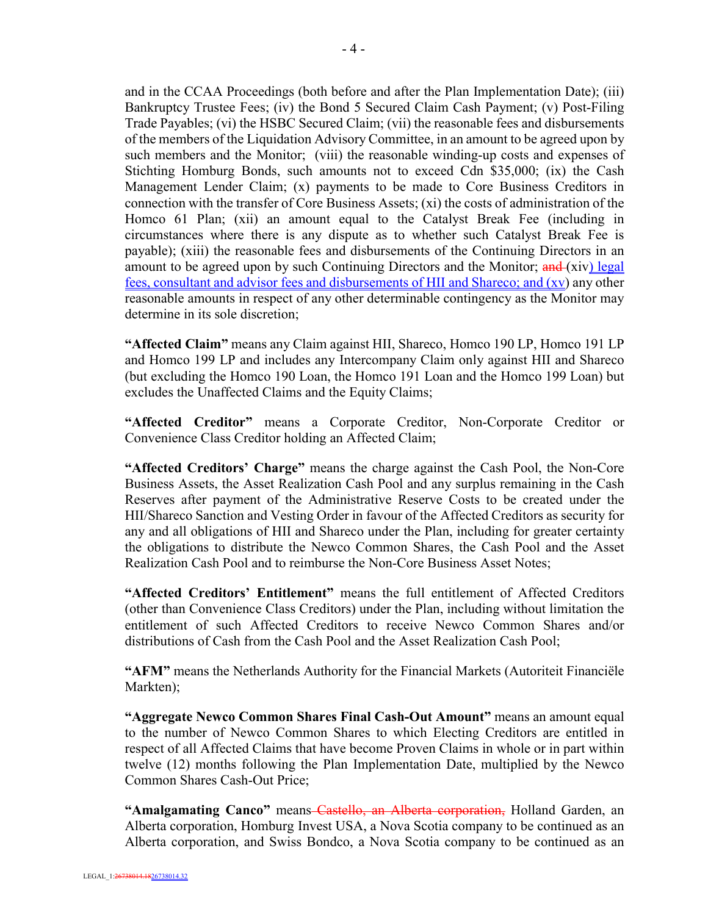and in the CCAA Proceedings (both before and after the Plan Implementation Date); (iii) Bankruptcy Trustee Fees; (iv) the Bond 5 Secured Claim Cash Payment; (v) Post-Filing Trade Payables; (vi) the HSBC Secured Claim; (vii) the reasonable fees and disbursements of the members of the Liquidation Advisory Committee, in an amount to be agreed upon by such members and the Monitor; (viii) the reasonable winding-up costs and expenses of Stichting Homburg Bonds, such amounts not to exceed Cdn $35,000; (ix) the Cash Management Lender Claim; (x) payments to be made to Core Business Creditors in connection with the transfer of Core Business Assets; (xi) the costs of administration of the Homco 61 Plan; (xii) an amount equal to the Catalyst Break Fee (including in circumstances where there is any dispute as to whether such Catalyst Break Fee is payable); (xiii) the reasonable fees and disbursements of the Continuing Directors in an amount to be agreed upon by such Continuing Directors and the Monitor; ~~and~~ (xiv) legal fees, consultant and advisor fees and disbursements of HII and Shareco; and (xv) any other reasonable amounts in respect of any other determinable contingency as the Monitor may determine in its sole discretion;

**"Affected Claim"** means any Claim against HII, Shareco, Homco 190 LP, Homco 191 LP and Homco 199 LP and includes any Intercompany Claim only against HII and Shareco (but excluding the Homco 190 Loan, the Homco 191 Loan and the Homco 199 Loan) but excludes the Unaffected Claims and the Equity Claims;

**"Affected Creditor"** means a Corporate Creditor, Non-Corporate Creditor or Convenience Class Creditor holding an Affected Claim;

**"Affected Creditors' Charge"** means the charge against the Cash Pool, the Non-Core Business Assets, the Asset Realization Cash Pool and any surplus remaining in the Cash Reserves after payment of the Administrative Reserve Costs to be created under the HII/Shareco Sanction and Vesting Order in favour of the Affected Creditors as security for any and all obligations of HII and Shareco under the Plan, including for greater certainty the obligations to distribute the Newco Common Shares, the Cash Pool and the Asset Realization Cash Pool and to reimburse the Non-Core Business Asset Notes;

**"Affected Creditors' Entitlement"** means the full entitlement of Affected Creditors (other than Convenience Class Creditors) under the Plan, including without limitation the entitlement of such Affected Creditors to receive Newco Common Shares and/or distributions of Cash from the Cash Pool and the Asset Realization Cash Pool;

**"AFM"** means the Netherlands Authority for the Financial Markets (Autoriteit Financiële Markten);

**"Aggregate Newco Common Shares Final Cash-Out Amount"** means an amount equal to the number of Newco Common Shares to which Electing Creditors are entitled in respect of all Affected Claims that have become Proven Claims in whole or in part within twelve (12) months following the Plan Implementation Date, multiplied by the Newco Common Shares Cash-Out Price;

**"Amalgamating Canco"** means ~~Castello, an Alberta corporation,~~ Holland Garden, an Alberta corporation, Homburg Invest USA, a Nova Scotia company to be continued as an Alberta corporation, and Swiss Bondco, a Nova Scotia company to be continued as an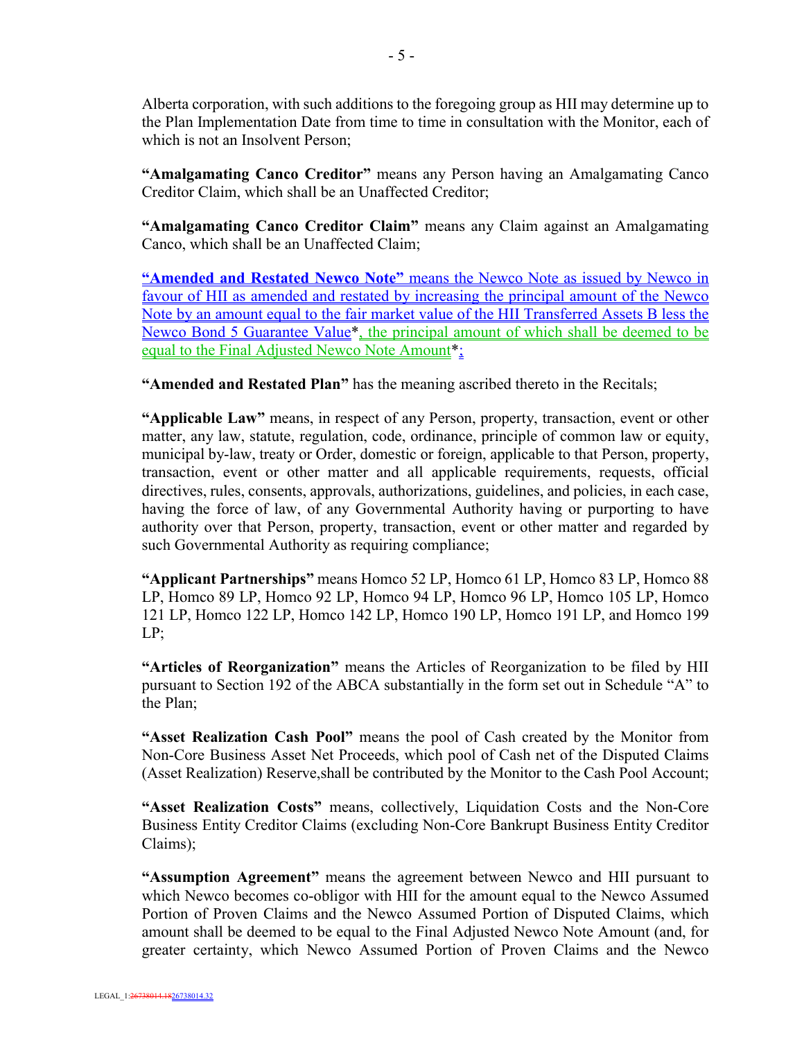Alberta corporation, with such additions to the foregoing group as HII may determine up to the Plan Implementation Date from time to time in consultation with the Monitor, each of which is not an Insolvent Person;

**"Amalgamating Canco Creditor"** means any Person having an Amalgamating Canco Creditor Claim, which shall be an Unaffected Creditor;

**"Amalgamating Canco Creditor Claim"** means any Claim against an Amalgamating Canco, which shall be an Unaffected Claim;

**"Amended and Restated Newco Note"** means the Newco Note as issued by Newco in favour of HII as amended and restated by increasing the principal amount of the Newco Note by an amount equal to the fair market value of the HII Transferred Assets B less the Newco Bond 5 Guarantee Value*, the principal amount of which shall be deemed to be equal to the Final Adjusted Newco Note Amount*;

**"Amended and Restated Plan"** has the meaning ascribed thereto in the Recitals;

**"Applicable Law"** means, in respect of any Person, property, transaction, event or other matter, any law, statute, regulation, code, ordinance, principle of common law or equity, municipal by-law, treaty or Order, domestic or foreign, applicable to that Person, property, transaction, event or other matter and all applicable requirements, requests, official directives, rules, consents, approvals, authorizations, guidelines, and policies, in each case, having the force of law, of any Governmental Authority having or purporting to have authority over that Person, property, transaction, event or other matter and regarded by such Governmental Authority as requiring compliance;

**"Applicant Partnerships"** means Homco 52 LP, Homco 61 LP, Homco 83 LP, Homco 88 LP, Homco 89 LP, Homco 92 LP, Homco 94 LP, Homco 96 LP, Homco 105 LP, Homco 121 LP, Homco 122 LP, Homco 142 LP, Homco 190 LP, Homco 191 LP, and Homco 199 LP;

**"Articles of Reorganization"** means the Articles of Reorganization to be filed by HII pursuant to Section 192 of the ABCA substantially in the form set out in Schedule "A" to the Plan;

**"Asset Realization Cash Pool"** means the pool of Cash created by the Monitor from Non-Core Business Asset Net Proceeds, which pool of Cash net of the Disputed Claims (Asset Realization) Reserve,shall be contributed by the Monitor to the Cash Pool Account;

**"Asset Realization Costs"** means, collectively, Liquidation Costs and the Non-Core Business Entity Creditor Claims (excluding Non-Core Bankrupt Business Entity Creditor Claims);

**"Assumption Agreement"** means the agreement between Newco and HII pursuant to which Newco becomes co-obligor with HII for the amount equal to the Newco Assumed Portion of Proven Claims and the Newco Assumed Portion of Disputed Claims, which amount shall be deemed to be equal to the Final Adjusted Newco Note Amount (and, for greater certainty, which Newco Assumed Portion of Proven Claims and the Newco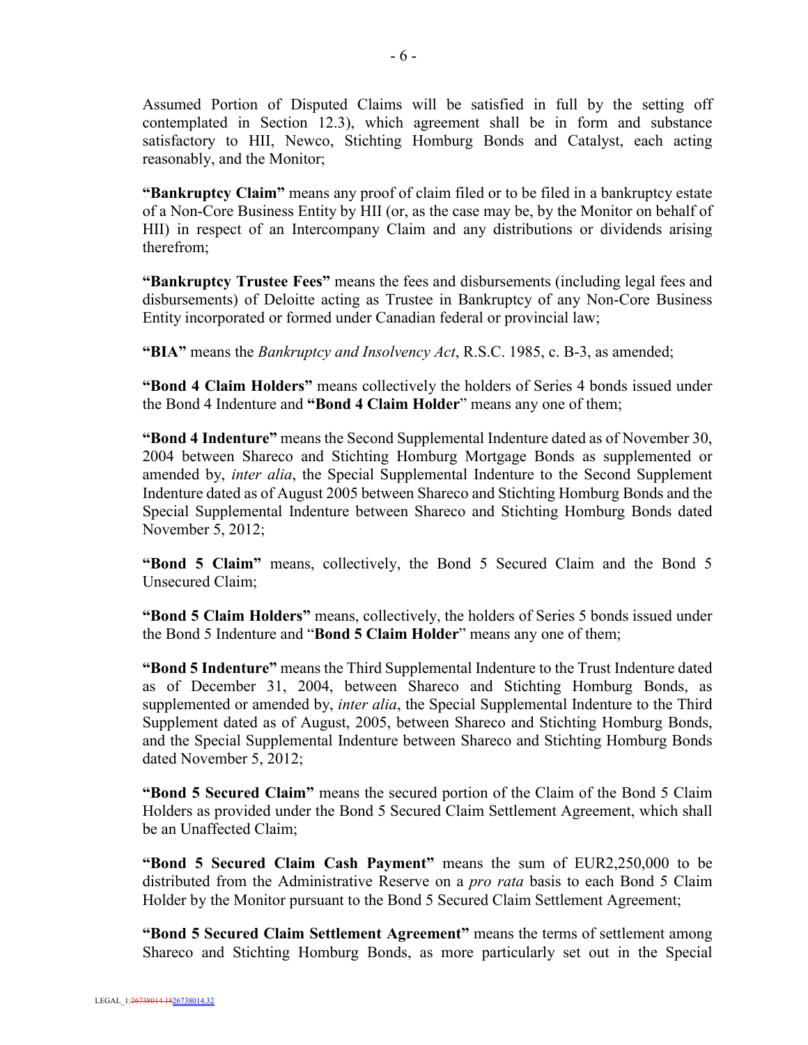Assumed Portion of Disputed Claims will be satisfied in full by the setting off contemplated in Section 12.3), which agreement shall be in form and substance satisfactory to HII, Newco, Stichting Homburg Bonds and Catalyst, each acting reasonably, and the Monitor;

**"Bankruptcy Claim"** means any proof of claim filed or to be filed in a bankruptcy estate of a Non-Core Business Entity by HII (or, as the case may be, by the Monitor on behalf of HII) in respect of an Intercompany Claim and any distributions or dividends arising therefrom;

**"Bankruptcy Trustee Fees"** means the fees and disbursements (including legal fees and disbursements) of Deloitte acting as Trustee in Bankruptcy of any Non-Core Business Entity incorporated or formed under Canadian federal or provincial law;

**"BIA"** means the *Bankruptcy and Insolvency Act*, R.S.C. 1985, c. B-3, as amended;

**"Bond 4 Claim Holders"** means collectively the holders of Series 4 bonds issued under the Bond 4 Indenture and **"Bond 4 Claim Holder"** means any one of them;

**"Bond 4 Indenture"** means the Second Supplemental Indenture dated as of November 30, 2004 between Shareco and Stichting Homburg Mortgage Bonds as supplemented or amended by, *inter alia*, the Special Supplemental Indenture to the Second Supplement Indenture dated as of August 2005 between Shareco and Stichting Homburg Bonds and the Special Supplemental Indenture between Shareco and Stichting Homburg Bonds dated November 5, 2012;

**"Bond 5 Claim"** means, collectively, the Bond 5 Secured Claim and the Bond 5 Unsecured Claim;

**"Bond 5 Claim Holders"** means, collectively, the holders of Series 5 bonds issued under the Bond 5 Indenture and "**Bond 5 Claim Holder**" means any one of them;

**"Bond 5 Indenture"** means the Third Supplemental Indenture to the Trust Indenture dated as of December 31, 2004, between Shareco and Stichting Homburg Bonds, as supplemented or amended by, *inter alia*, the Special Supplemental Indenture to the Third Supplement dated as of August, 2005, between Shareco and Stichting Homburg Bonds, and the Special Supplemental Indenture between Shareco and Stichting Homburg Bonds dated November 5, 2012;

**"Bond 5 Secured Claim"** means the secured portion of the Claim of the Bond 5 Claim Holders as provided under the Bond 5 Secured Claim Settlement Agreement, which shall be an Unaffected Claim;

**"Bond 5 Secured Claim Cash Payment"** means the sum of EUR2,250,000 to be distributed from the Administrative Reserve on a *pro rata* basis to each Bond 5 Claim Holder by the Monitor pursuant to the Bond 5 Secured Claim Settlement Agreement;

**"Bond 5 Secured Claim Settlement Agreement"** means the terms of settlement among Shareco and Stichting Homburg Bonds, as more particularly set out in the Special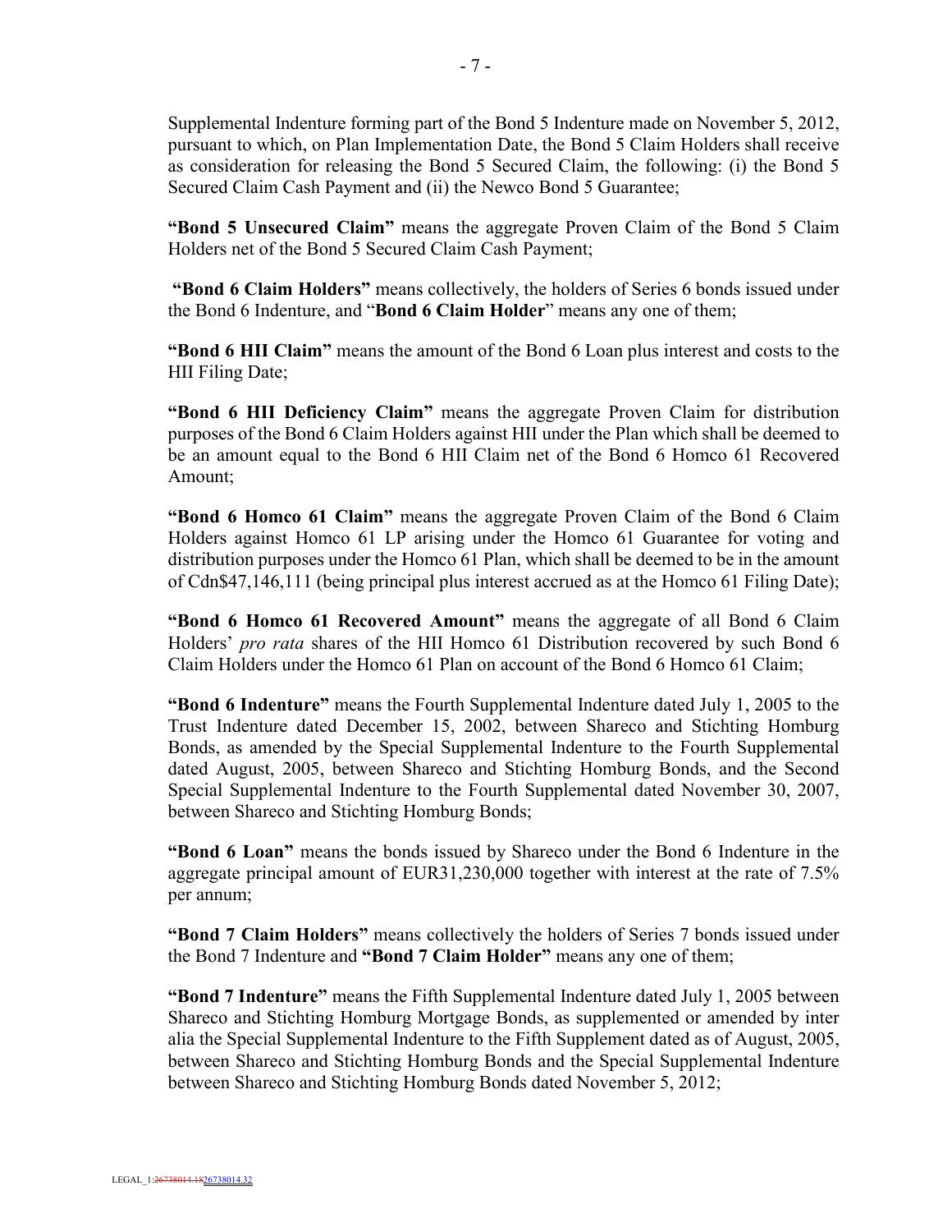Supplemental Indenture forming part of the Bond 5 Indenture made on November 5, 2012, pursuant to which, on Plan Implementation Date, the Bond 5 Claim Holders shall receive as consideration for releasing the Bond 5 Secured Claim, the following: (i) the Bond 5 Secured Claim Cash Payment and (ii) the Newco Bond 5 Guarantee;

**"Bond 5 Unsecured Claim"** means the aggregate Proven Claim of the Bond 5 Claim Holders net of the Bond 5 Secured Claim Cash Payment;

**"Bond 6 Claim Holders"** means collectively, the holders of Series 6 bonds issued under the Bond 6 Indenture, and "**Bond 6 Claim Holder**" means any one of them;

**"Bond 6 HII Claim"** means the amount of the Bond 6 Loan plus interest and costs to the HII Filing Date;

**"Bond 6 HII Deficiency Claim"** means the aggregate Proven Claim for distribution purposes of the Bond 6 Claim Holders against HII under the Plan which shall be deemed to be an amount equal to the Bond 6 HII Claim net of the Bond 6 Homco 61 Recovered Amount;

**"Bond 6 Homco 61 Claim"** means the aggregate Proven Claim of the Bond 6 Claim Holders against Homco 61 LP arising under the Homco 61 Guarantee for voting and distribution purposes under the Homco 61 Plan, which shall be deemed to be in the amount of Cdn$47,146,111 (being principal plus interest accrued as at the Homco 61 Filing Date);

**"Bond 6 Homco 61 Recovered Amount"** means the aggregate of all Bond 6 Claim Holders' *pro rata* shares of the HII Homco 61 Distribution recovered by such Bond 6 Claim Holders under the Homco 61 Plan on account of the Bond 6 Homco 61 Claim;

**"Bond 6 Indenture"** means the Fourth Supplemental Indenture dated July 1, 2005 to the Trust Indenture dated December 15, 2002, between Shareco and Stichting Homburg Bonds, as amended by the Special Supplemental Indenture to the Fourth Supplemental dated August, 2005, between Shareco and Stichting Homburg Bonds, and the Second Special Supplemental Indenture to the Fourth Supplemental dated November 30, 2007, between Shareco and Stichting Homburg Bonds;

**"Bond 6 Loan"** means the bonds issued by Shareco under the Bond 6 Indenture in the aggregate principal amount of EUR31,230,000 together with interest at the rate of 7.5% per annum;

**"Bond 7 Claim Holders"** means collectively the holders of Series 7 bonds issued under the Bond 7 Indenture and **"Bond 7 Claim Holder"** means any one of them;

**"Bond 7 Indenture"** means the Fifth Supplemental Indenture dated July 1, 2005 between Shareco and Stichting Homburg Mortgage Bonds, as supplemented or amended by inter alia the Special Supplemental Indenture to the Fifth Supplement dated as of August, 2005, between Shareco and Stichting Homburg Bonds and the Special Supplemental Indenture between Shareco and Stichting Homburg Bonds dated November 5, 2012;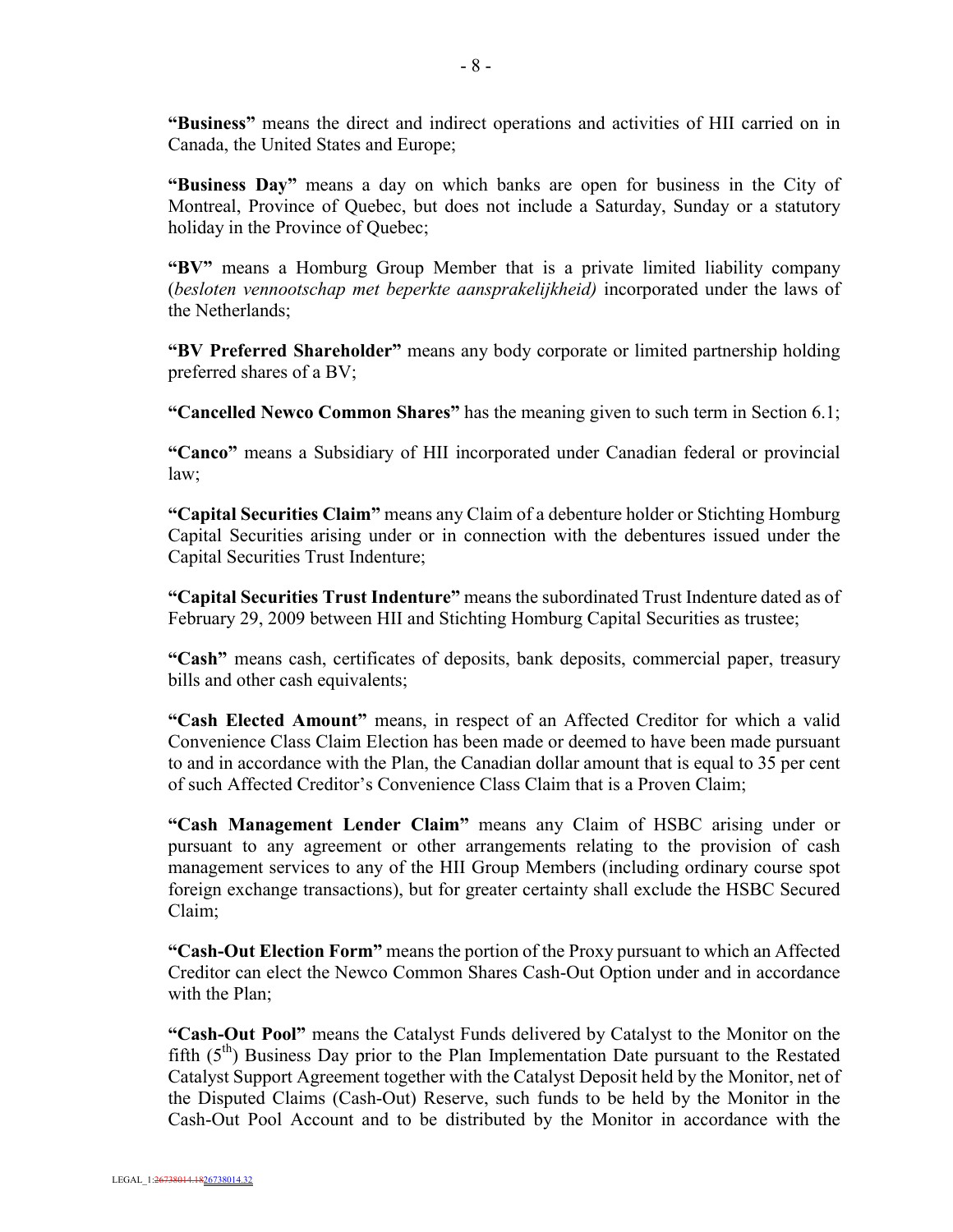**"Business"** means the direct and indirect operations and activities of HII carried on in Canada, the United States and Europe;

**"Business Day"** means a day on which banks are open for business in the City of Montreal, Province of Quebec, but does not include a Saturday, Sunday or a statutory holiday in the Province of Quebec;

**"BV"** means a Homburg Group Member that is a private limited liability company (*besloten vennootschap met beperkte aansprakelijkheid)* incorporated under the laws of the Netherlands;

**"BV Preferred Shareholder"** means any body corporate or limited partnership holding preferred shares of a BV;

**"Cancelled Newco Common Shares"** has the meaning given to such term in Section 6.1;

**"Canco"** means a Subsidiary of HII incorporated under Canadian federal or provincial law;

**"Capital Securities Claim"** means any Claim of a debenture holder or Stichting Homburg Capital Securities arising under or in connection with the debentures issued under the Capital Securities Trust Indenture;

**"Capital Securities Trust Indenture"** means the subordinated Trust Indenture dated as of February 29, 2009 between HII and Stichting Homburg Capital Securities as trustee;

**"Cash"** means cash, certificates of deposits, bank deposits, commercial paper, treasury bills and other cash equivalents;

**"Cash Elected Amount"** means, in respect of an Affected Creditor for which a valid Convenience Class Claim Election has been made or deemed to have been made pursuant to and in accordance with the Plan, the Canadian dollar amount that is equal to 35 per cent of such Affected Creditor's Convenience Class Claim that is a Proven Claim;

**"Cash Management Lender Claim"** means any Claim of HSBC arising under or pursuant to any agreement or other arrangements relating to the provision of cash management services to any of the HII Group Members (including ordinary course spot foreign exchange transactions), but for greater certainty shall exclude the HSBC Secured Claim;

**"Cash-Out Election Form"** means the portion of the Proxy pursuant to which an Affected Creditor can elect the Newco Common Shares Cash-Out Option under and in accordance with the Plan;

**"Cash-Out Pool"** means the Catalyst Funds delivered by Catalyst to the Monitor on the fifth (5th) Business Day prior to the Plan Implementation Date pursuant to the Restated Catalyst Support Agreement together with the Catalyst Deposit held by the Monitor, net of the Disputed Claims (Cash-Out) Reserve, such funds to be held by the Monitor in the Cash-Out Pool Account and to be distributed by the Monitor in accordance with the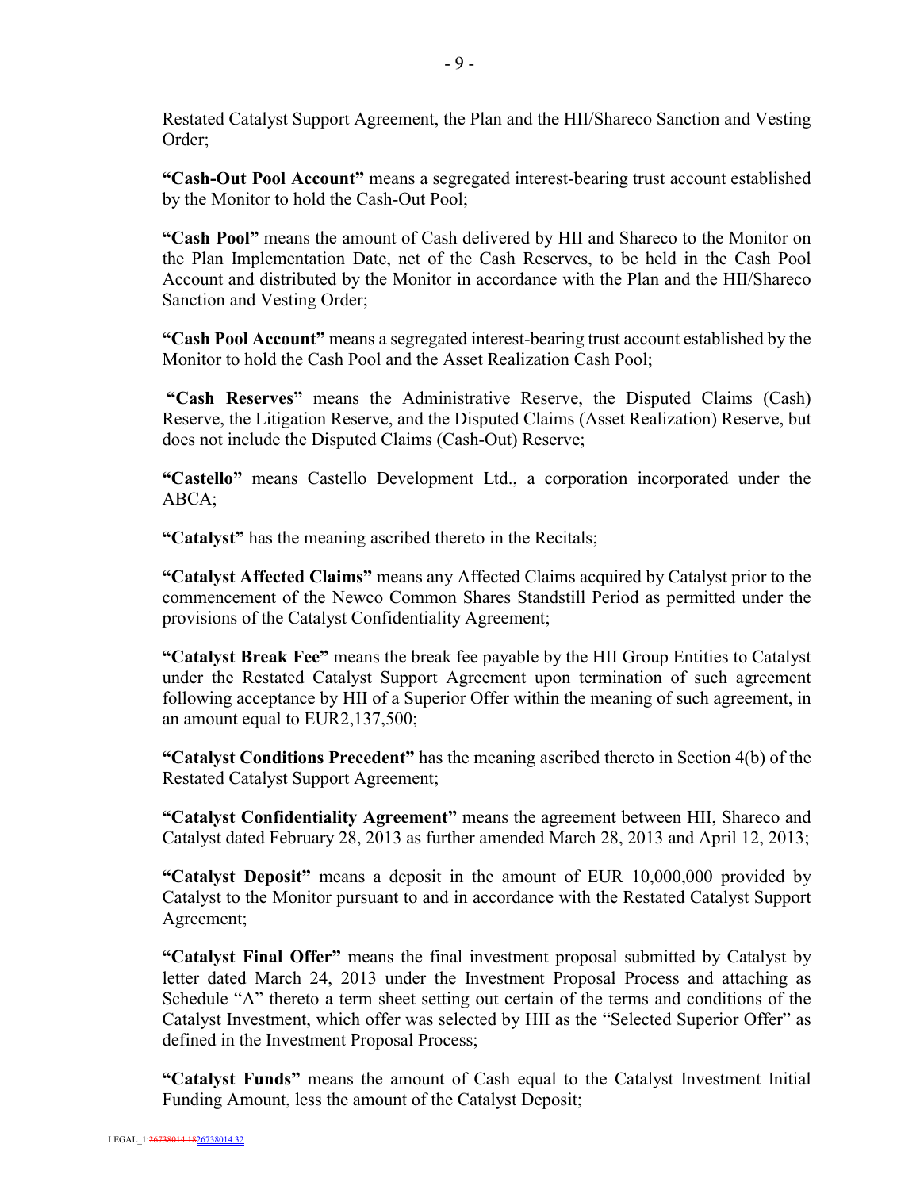Restated Catalyst Support Agreement, the Plan and the HII/Shareco Sanction and Vesting Order;

**"Cash-Out Pool Account"** means a segregated interest-bearing trust account established by the Monitor to hold the Cash-Out Pool;

**"Cash Pool"** means the amount of Cash delivered by HII and Shareco to the Monitor on the Plan Implementation Date, net of the Cash Reserves, to be held in the Cash Pool Account and distributed by the Monitor in accordance with the Plan and the HII/Shareco Sanction and Vesting Order;

**"Cash Pool Account"** means a segregated interest-bearing trust account established by the Monitor to hold the Cash Pool and the Asset Realization Cash Pool;

**"Cash Reserves"** means the Administrative Reserve, the Disputed Claims (Cash) Reserve, the Litigation Reserve, and the Disputed Claims (Asset Realization) Reserve, but does not include the Disputed Claims (Cash-Out) Reserve;

**"Castello"** means Castello Development Ltd., a corporation incorporated under the ABCA;

**"Catalyst"** has the meaning ascribed thereto in the Recitals;

**"Catalyst Affected Claims"** means any Affected Claims acquired by Catalyst prior to the commencement of the Newco Common Shares Standstill Period as permitted under the provisions of the Catalyst Confidentiality Agreement;

**"Catalyst Break Fee"** means the break fee payable by the HII Group Entities to Catalyst under the Restated Catalyst Support Agreement upon termination of such agreement following acceptance by HII of a Superior Offer within the meaning of such agreement, in an amount equal to EUR2,137,500;

**"Catalyst Conditions Precedent"** has the meaning ascribed thereto in Section 4(b) of the Restated Catalyst Support Agreement;

**"Catalyst Confidentiality Agreement"** means the agreement between HII, Shareco and Catalyst dated February 28, 2013 as further amended March 28, 2013 and April 12, 2013;

**"Catalyst Deposit"** means a deposit in the amount of EUR 10,000,000 provided by Catalyst to the Monitor pursuant to and in accordance with the Restated Catalyst Support Agreement;

**"Catalyst Final Offer"** means the final investment proposal submitted by Catalyst by letter dated March 24, 2013 under the Investment Proposal Process and attaching as Schedule "A" thereto a term sheet setting out certain of the terms and conditions of the Catalyst Investment, which offer was selected by HII as the "Selected Superior Offer" as defined in the Investment Proposal Process;

**"Catalyst Funds"** means the amount of Cash equal to the Catalyst Investment Initial Funding Amount, less the amount of the Catalyst Deposit;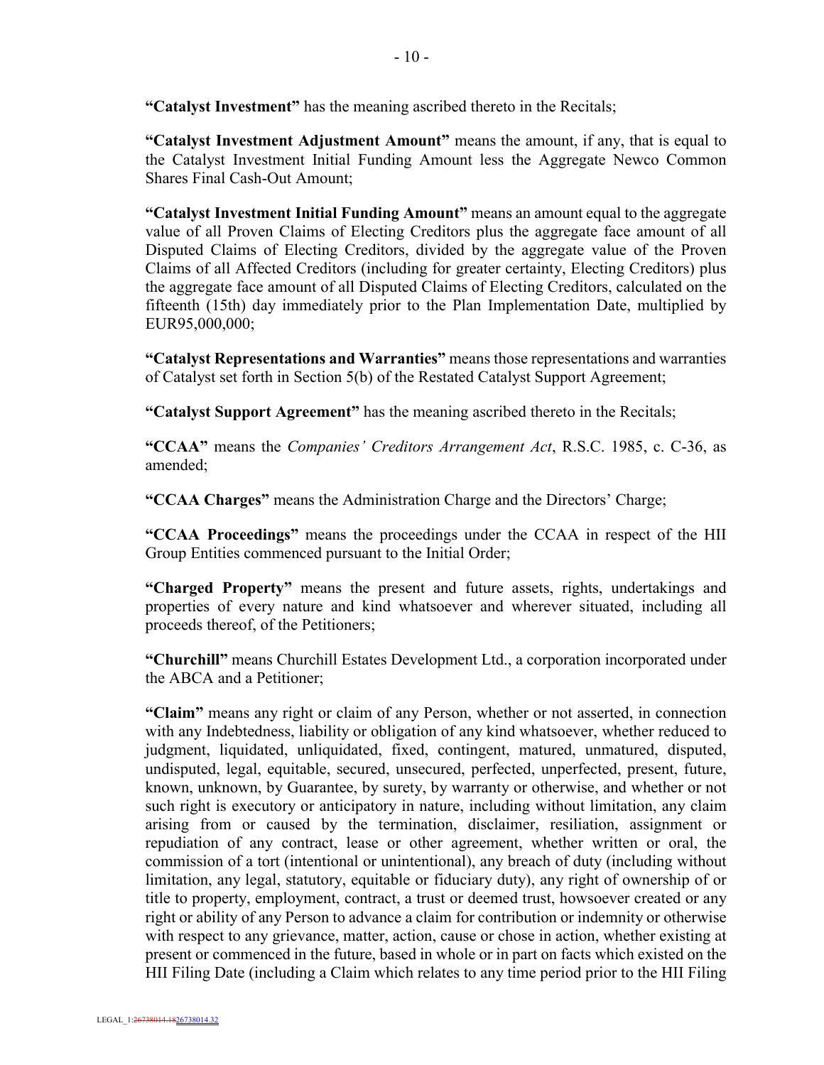**"Catalyst Investment"** has the meaning ascribed thereto in the Recitals;

**"Catalyst Investment Adjustment Amount"** means the amount, if any, that is equal to the Catalyst Investment Initial Funding Amount less the Aggregate Newco Common Shares Final Cash-Out Amount;

**"Catalyst Investment Initial Funding Amount"** means an amount equal to the aggregate value of all Proven Claims of Electing Creditors plus the aggregate face amount of all Disputed Claims of Electing Creditors, divided by the aggregate value of the Proven Claims of all Affected Creditors (including for greater certainty, Electing Creditors) plus the aggregate face amount of all Disputed Claims of Electing Creditors, calculated on the fifteenth (15th) day immediately prior to the Plan Implementation Date, multiplied by EUR95,000,000;

**"Catalyst Representations and Warranties"** means those representations and warranties of Catalyst set forth in Section 5(b) of the Restated Catalyst Support Agreement;

**"Catalyst Support Agreement"** has the meaning ascribed thereto in the Recitals;

**"CCAA"** means the *Companies' Creditors Arrangement Act*, R.S.C. 1985, c. C-36, as amended;

**"CCAA Charges"** means the Administration Charge and the Directors' Charge;

**"CCAA Proceedings"** means the proceedings under the CCAA in respect of the HII Group Entities commenced pursuant to the Initial Order;

**"Charged Property"** means the present and future assets, rights, undertakings and properties of every nature and kind whatsoever and wherever situated, including all proceeds thereof, of the Petitioners;

**"Churchill"** means Churchill Estates Development Ltd., a corporation incorporated under the ABCA and a Petitioner;

**"Claim"** means any right or claim of any Person, whether or not asserted, in connection with any Indebtedness, liability or obligation of any kind whatsoever, whether reduced to judgment, liquidated, unliquidated, fixed, contingent, matured, unmatured, disputed, undisputed, legal, equitable, secured, unsecured, perfected, unperfected, present, future, known, unknown, by Guarantee, by surety, by warranty or otherwise, and whether or not such right is executory or anticipatory in nature, including without limitation, any claim arising from or caused by the termination, disclaimer, resiliation, assignment or repudiation of any contract, lease or other agreement, whether written or oral, the commission of a tort (intentional or unintentional), any breach of duty (including without limitation, any legal, statutory, equitable or fiduciary duty), any right of ownership of or title to property, employment, contract, a trust or deemed trust, howsoever created or any right or ability of any Person to advance a claim for contribution or indemnity or otherwise with respect to any grievance, matter, action, cause or chose in action, whether existing at present or commenced in the future, based in whole or in part on facts which existed on the HII Filing Date (including a Claim which relates to any time period prior to the HII Filing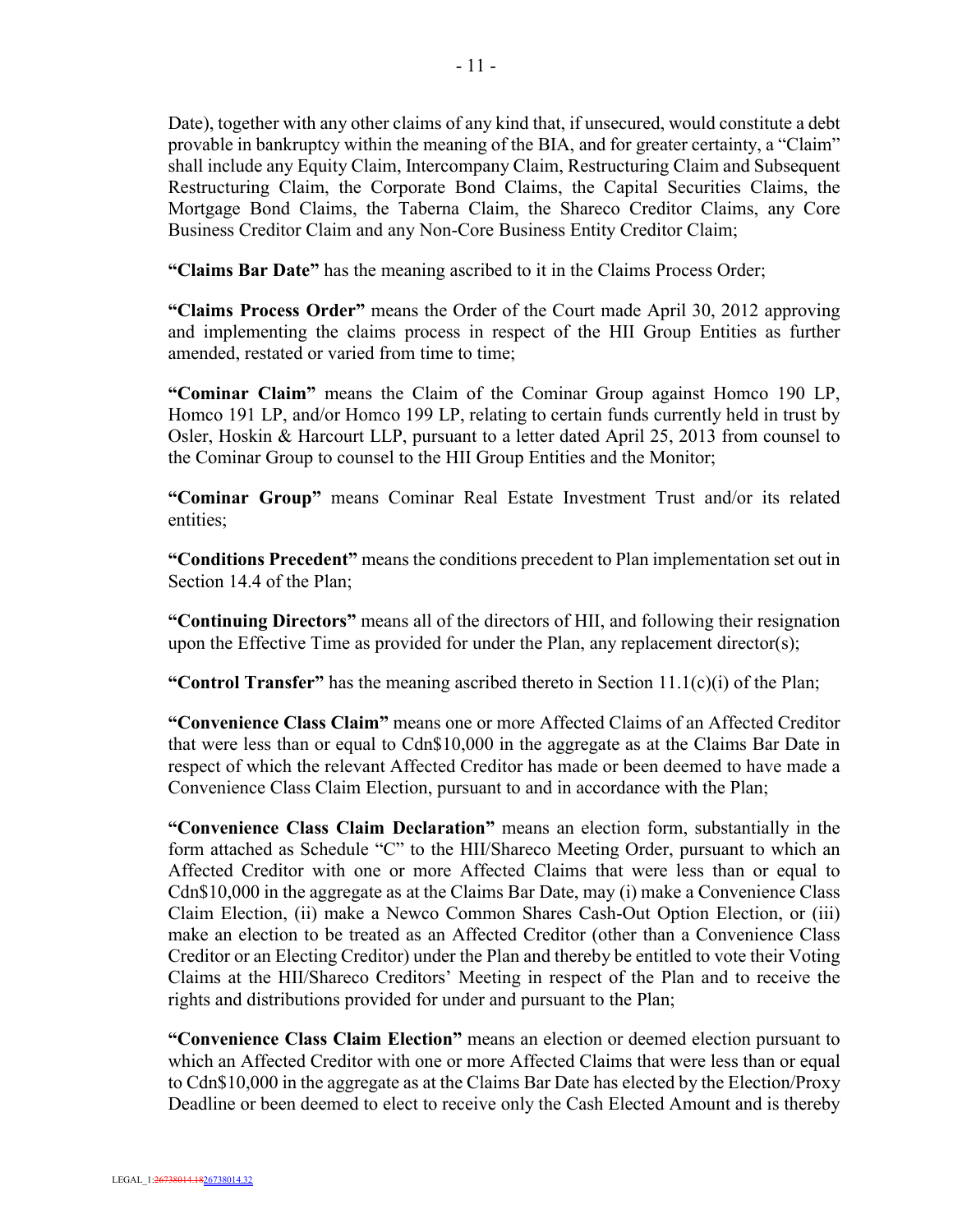Date), together with any other claims of any kind that, if unsecured, would constitute a debt provable in bankruptcy within the meaning of the BIA, and for greater certainty, a "Claim" shall include any Equity Claim, Intercompany Claim, Restructuring Claim and Subsequent Restructuring Claim, the Corporate Bond Claims, the Capital Securities Claims, the Mortgage Bond Claims, the Taberna Claim, the Shareco Creditor Claims, any Core Business Creditor Claim and any Non-Core Business Entity Creditor Claim;

**"Claims Bar Date"** has the meaning ascribed to it in the Claims Process Order;

**"Claims Process Order"** means the Order of the Court made April 30, 2012 approving and implementing the claims process in respect of the HII Group Entities as further amended, restated or varied from time to time;

**"Cominar Claim"** means the Claim of the Cominar Group against Homco 190 LP, Homco 191 LP, and/or Homco 199 LP, relating to certain funds currently held in trust by Osler, Hoskin & Harcourt LLP, pursuant to a letter dated April 25, 2013 from counsel to the Cominar Group to counsel to the HII Group Entities and the Monitor;

**"Cominar Group"** means Cominar Real Estate Investment Trust and/or its related entities;

**"Conditions Precedent"** means the conditions precedent to Plan implementation set out in Section 14.4 of the Plan;

**"Continuing Directors"** means all of the directors of HII, and following their resignation upon the Effective Time as provided for under the Plan, any replacement director(s);

**"Control Transfer"** has the meaning ascribed thereto in Section 11.1(c)(i) of the Plan;

**"Convenience Class Claim"** means one or more Affected Claims of an Affected Creditor that were less than or equal to Cdn$10,000 in the aggregate as at the Claims Bar Date in respect of which the relevant Affected Creditor has made or been deemed to have made a Convenience Class Claim Election, pursuant to and in accordance with the Plan;

**"Convenience Class Claim Declaration"** means an election form, substantially in the form attached as Schedule "C" to the HII/Shareco Meeting Order, pursuant to which an Affected Creditor with one or more Affected Claims that were less than or equal to Cdn$10,000 in the aggregate as at the Claims Bar Date, may (i) make a Convenience Class Claim Election, (ii) make a Newco Common Shares Cash-Out Option Election, or (iii) make an election to be treated as an Affected Creditor (other than a Convenience Class Creditor or an Electing Creditor) under the Plan and thereby be entitled to vote their Voting Claims at the HII/Shareco Creditors' Meeting in respect of the Plan and to receive the rights and distributions provided for under and pursuant to the Plan;

**"Convenience Class Claim Election"** means an election or deemed election pursuant to which an Affected Creditor with one or more Affected Claims that were less than or equal to Cdn$10,000 in the aggregate as at the Claims Bar Date has elected by the Election/Proxy Deadline or been deemed to elect to receive only the Cash Elected Amount and is thereby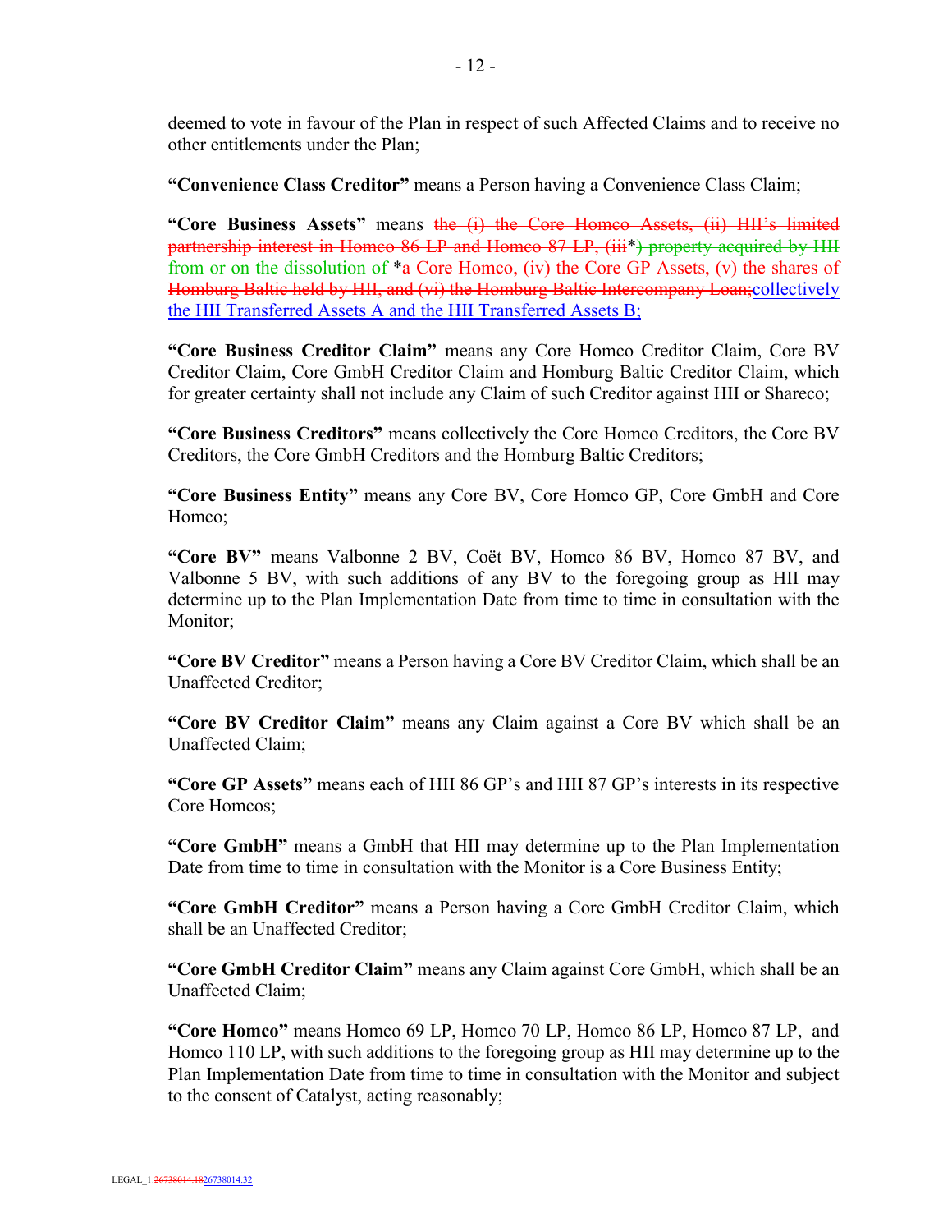deemed to vote in favour of the Plan in respect of such Affected Claims and to receive no other entitlements under the Plan;

**"Convenience Class Creditor"** means a Person having a Convenience Class Claim;

**"Core Business Assets"** means ~~the (i) the Core Homco Assets, (ii) HII's limited partnership interest in Homco 86 LP and Homco 87 LP, (iii*) property acquired by HII from or on the dissolution of~~ *~~a Core Homco, (iv) the Core GP Assets, (v) the shares of Homburg Baltic held by HII, and (vi) the Homburg Baltic Intercompany Loan;~~collectively the HII Transferred Assets A and the HII Transferred Assets B;

**"Core Business Creditor Claim"** means any Core Homco Creditor Claim, Core BV Creditor Claim, Core GmbH Creditor Claim and Homburg Baltic Creditor Claim, which for greater certainty shall not include any Claim of such Creditor against HII or Shareco;

**"Core Business Creditors"** means collectively the Core Homco Creditors, the Core BV Creditors, the Core GmbH Creditors and the Homburg Baltic Creditors;

**"Core Business Entity"** means any Core BV, Core Homco GP, Core GmbH and Core Homco;

**"Core BV"** means Valbonne 2 BV, Coët BV, Homco 86 BV, Homco 87 BV, and Valbonne 5 BV, with such additions of any BV to the foregoing group as HII may determine up to the Plan Implementation Date from time to time in consultation with the Monitor;

**"Core BV Creditor"** means a Person having a Core BV Creditor Claim, which shall be an Unaffected Creditor;

**"Core BV Creditor Claim"** means any Claim against a Core BV which shall be an Unaffected Claim;

**"Core GP Assets"** means each of HII 86 GP's and HII 87 GP's interests in its respective Core Homcos;

**"Core GmbH"** means a GmbH that HII may determine up to the Plan Implementation Date from time to time in consultation with the Monitor is a Core Business Entity;

**"Core GmbH Creditor"** means a Person having a Core GmbH Creditor Claim, which shall be an Unaffected Creditor;

**"Core GmbH Creditor Claim"** means any Claim against Core GmbH, which shall be an Unaffected Claim;

**"Core Homco"** means Homco 69 LP, Homco 70 LP, Homco 86 LP, Homco 87 LP, and Homco 110 LP, with such additions to the foregoing group as HII may determine up to the Plan Implementation Date from time to time in consultation with the Monitor and subject to the consent of Catalyst, acting reasonably;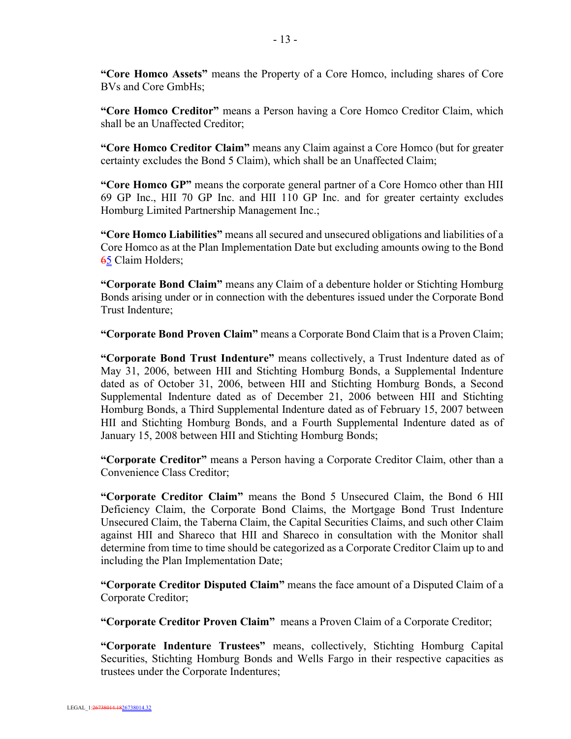**"Core Homco Assets"** means the Property of a Core Homco, including shares of Core BVs and Core GmbHs;

**"Core Homco Creditor"** means a Person having a Core Homco Creditor Claim, which shall be an Unaffected Creditor;

**"Core Homco Creditor Claim"** means any Claim against a Core Homco (but for greater certainty excludes the Bond 5 Claim), which shall be an Unaffected Claim;

**"Core Homco GP"** means the corporate general partner of a Core Homco other than HII 69 GP Inc., HII 70 GP Inc. and HII 110 GP Inc. and for greater certainty excludes Homburg Limited Partnership Management Inc.;

**"Core Homco Liabilities"** means all secured and unsecured obligations and liabilities of a Core Homco as at the Plan Implementation Date but excluding amounts owing to the Bond ~~6~~5 Claim Holders;

**"Corporate Bond Claim"** means any Claim of a debenture holder or Stichting Homburg Bonds arising under or in connection with the debentures issued under the Corporate Bond Trust Indenture;

**"Corporate Bond Proven Claim"** means a Corporate Bond Claim that is a Proven Claim;

**"Corporate Bond Trust Indenture"** means collectively, a Trust Indenture dated as of May 31, 2006, between HII and Stichting Homburg Bonds, a Supplemental Indenture dated as of October 31, 2006, between HII and Stichting Homburg Bonds, a Second Supplemental Indenture dated as of December 21, 2006 between HII and Stichting Homburg Bonds, a Third Supplemental Indenture dated as of February 15, 2007 between HII and Stichting Homburg Bonds, and a Fourth Supplemental Indenture dated as of January 15, 2008 between HII and Stichting Homburg Bonds;

**"Corporate Creditor"** means a Person having a Corporate Creditor Claim, other than a Convenience Class Creditor;

**"Corporate Creditor Claim"** means the Bond 5 Unsecured Claim, the Bond 6 HII Deficiency Claim, the Corporate Bond Claims, the Mortgage Bond Trust Indenture Unsecured Claim, the Taberna Claim, the Capital Securities Claims, and such other Claim against HII and Shareco that HII and Shareco in consultation with the Monitor shall determine from time to time should be categorized as a Corporate Creditor Claim up to and including the Plan Implementation Date;

**"Corporate Creditor Disputed Claim"** means the face amount of a Disputed Claim of a Corporate Creditor;

**"Corporate Creditor Proven Claim"** means a Proven Claim of a Corporate Creditor;

**"Corporate Indenture Trustees"** means, collectively, Stichting Homburg Capital Securities, Stichting Homburg Bonds and Wells Fargo in their respective capacities as trustees under the Corporate Indentures;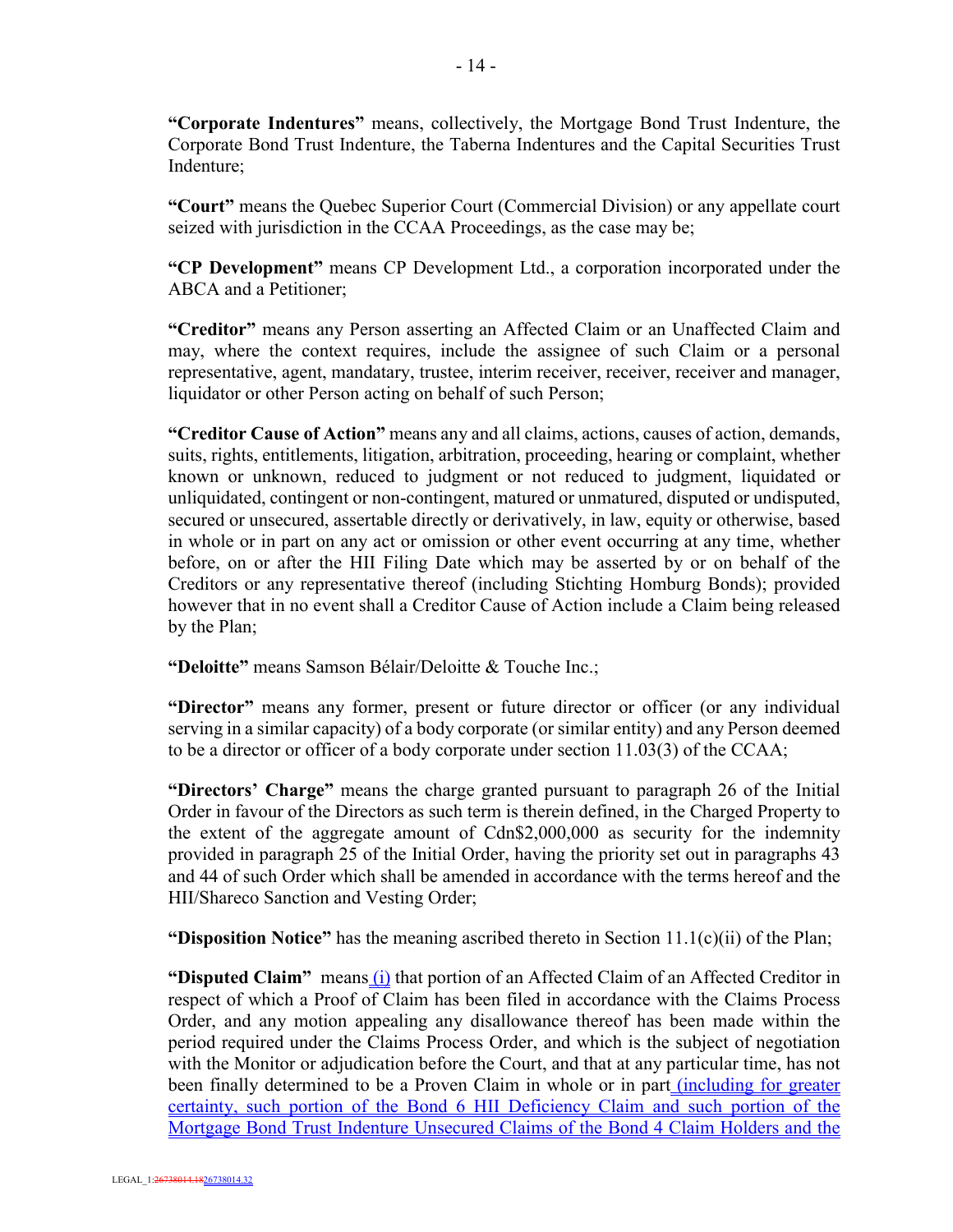**"Corporate Indentures"** means, collectively, the Mortgage Bond Trust Indenture, the Corporate Bond Trust Indenture, the Taberna Indentures and the Capital Securities Trust Indenture;

**"Court"** means the Quebec Superior Court (Commercial Division) or any appellate court seized with jurisdiction in the CCAA Proceedings, as the case may be;

**"CP Development"** means CP Development Ltd., a corporation incorporated under the ABCA and a Petitioner;

**"Creditor"** means any Person asserting an Affected Claim or an Unaffected Claim and may, where the context requires, include the assignee of such Claim or a personal representative, agent, mandatary, trustee, interim receiver, receiver, receiver and manager, liquidator or other Person acting on behalf of such Person;

**"Creditor Cause of Action"** means any and all claims, actions, causes of action, demands, suits, rights, entitlements, litigation, arbitration, proceeding, hearing or complaint, whether known or unknown, reduced to judgment or not reduced to judgment, liquidated or unliquidated, contingent or non-contingent, matured or unmatured, disputed or undisputed, secured or unsecured, assertable directly or derivatively, in law, equity or otherwise, based in whole or in part on any act or omission or other event occurring at any time, whether before, on or after the HII Filing Date which may be asserted by or on behalf of the Creditors or any representative thereof (including Stichting Homburg Bonds); provided however that in no event shall a Creditor Cause of Action include a Claim being released by the Plan;

**"Deloitte"** means Samson Bélair/Deloitte & Touche Inc.;

**"Director"** means any former, present or future director or officer (or any individual serving in a similar capacity) of a body corporate (or similar entity) and any Person deemed to be a director or officer of a body corporate under section 11.03(3) of the CCAA;

**"Directors' Charge"** means the charge granted pursuant to paragraph 26 of the Initial Order in favour of the Directors as such term is therein defined, in the Charged Property to the extent of the aggregate amount of Cdn$2,000,000 as security for the indemnity provided in paragraph 25 of the Initial Order, having the priority set out in paragraphs 43 and 44 of such Order which shall be amended in accordance with the terms hereof and the HII/Shareco Sanction and Vesting Order;

**"Disposition Notice"** has the meaning ascribed thereto in Section 11.1(c)(ii) of the Plan;

**"Disputed Claim"** means (i) that portion of an Affected Claim of an Affected Creditor in respect of which a Proof of Claim has been filed in accordance with the Claims Process Order, and any motion appealing any disallowance thereof has been made within the period required under the Claims Process Order, and which is the subject of negotiation with the Monitor or adjudication before the Court, and that at any particular time, has not been finally determined to be a Proven Claim in whole or in part (including for greater certainty, such portion of the Bond 6 HII Deficiency Claim and such portion of the Mortgage Bond Trust Indenture Unsecured Claims of the Bond 4 Claim Holders and the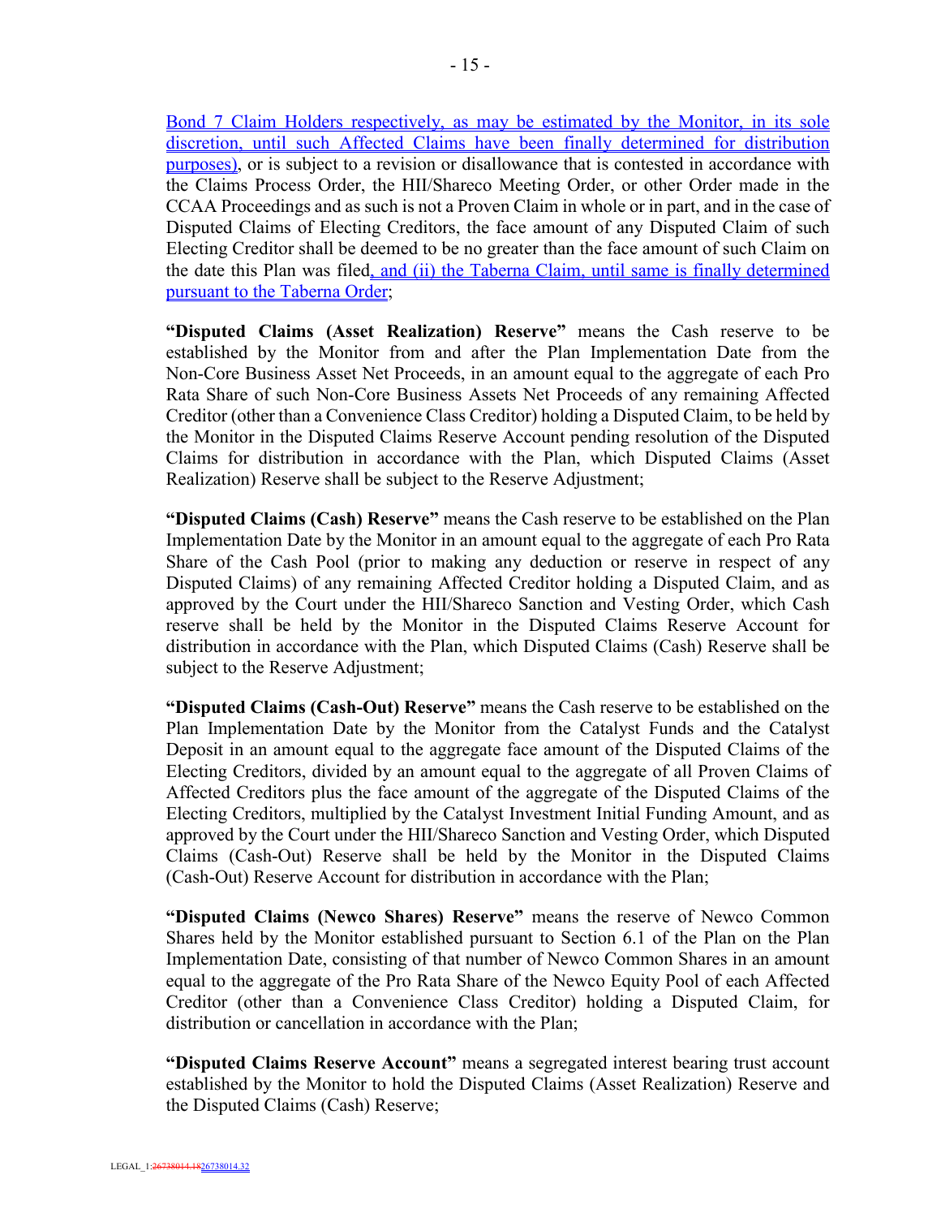Bond 7 Claim Holders respectively, as may be estimated by the Monitor, in its sole discretion, until such Affected Claims have been finally determined for distribution purposes), or is subject to a revision or disallowance that is contested in accordance with the Claims Process Order, the HII/Shareco Meeting Order, or other Order made in the CCAA Proceedings and as such is not a Proven Claim in whole or in part, and in the case of Disputed Claims of Electing Creditors, the face amount of any Disputed Claim of such Electing Creditor shall be deemed to be no greater than the face amount of such Claim on the date this Plan was filed, and (ii) the Taberna Claim, until same is finally determined pursuant to the Taberna Order;

**"Disputed Claims (Asset Realization) Reserve"** means the Cash reserve to be established by the Monitor from and after the Plan Implementation Date from the Non-Core Business Asset Net Proceeds, in an amount equal to the aggregate of each Pro Rata Share of such Non-Core Business Assets Net Proceeds of any remaining Affected Creditor (other than a Convenience Class Creditor) holding a Disputed Claim, to be held by the Monitor in the Disputed Claims Reserve Account pending resolution of the Disputed Claims for distribution in accordance with the Plan, which Disputed Claims (Asset Realization) Reserve shall be subject to the Reserve Adjustment;

**"Disputed Claims (Cash) Reserve"** means the Cash reserve to be established on the Plan Implementation Date by the Monitor in an amount equal to the aggregate of each Pro Rata Share of the Cash Pool (prior to making any deduction or reserve in respect of any Disputed Claims) of any remaining Affected Creditor holding a Disputed Claim, and as approved by the Court under the HII/Shareco Sanction and Vesting Order, which Cash reserve shall be held by the Monitor in the Disputed Claims Reserve Account for distribution in accordance with the Plan, which Disputed Claims (Cash) Reserve shall be subject to the Reserve Adjustment;

**"Disputed Claims (Cash-Out) Reserve"** means the Cash reserve to be established on the Plan Implementation Date by the Monitor from the Catalyst Funds and the Catalyst Deposit in an amount equal to the aggregate face amount of the Disputed Claims of the Electing Creditors, divided by an amount equal to the aggregate of all Proven Claims of Affected Creditors plus the face amount of the aggregate of the Disputed Claims of the Electing Creditors, multiplied by the Catalyst Investment Initial Funding Amount, and as approved by the Court under the HII/Shareco Sanction and Vesting Order, which Disputed Claims (Cash-Out) Reserve shall be held by the Monitor in the Disputed Claims (Cash-Out) Reserve Account for distribution in accordance with the Plan;

**"Disputed Claims (Newco Shares) Reserve"** means the reserve of Newco Common Shares held by the Monitor established pursuant to Section 6.1 of the Plan on the Plan Implementation Date, consisting of that number of Newco Common Shares in an amount equal to the aggregate of the Pro Rata Share of the Newco Equity Pool of each Affected Creditor (other than a Convenience Class Creditor) holding a Disputed Claim, for distribution or cancellation in accordance with the Plan;

**"Disputed Claims Reserve Account"** means a segregated interest bearing trust account established by the Monitor to hold the Disputed Claims (Asset Realization) Reserve and the Disputed Claims (Cash) Reserve;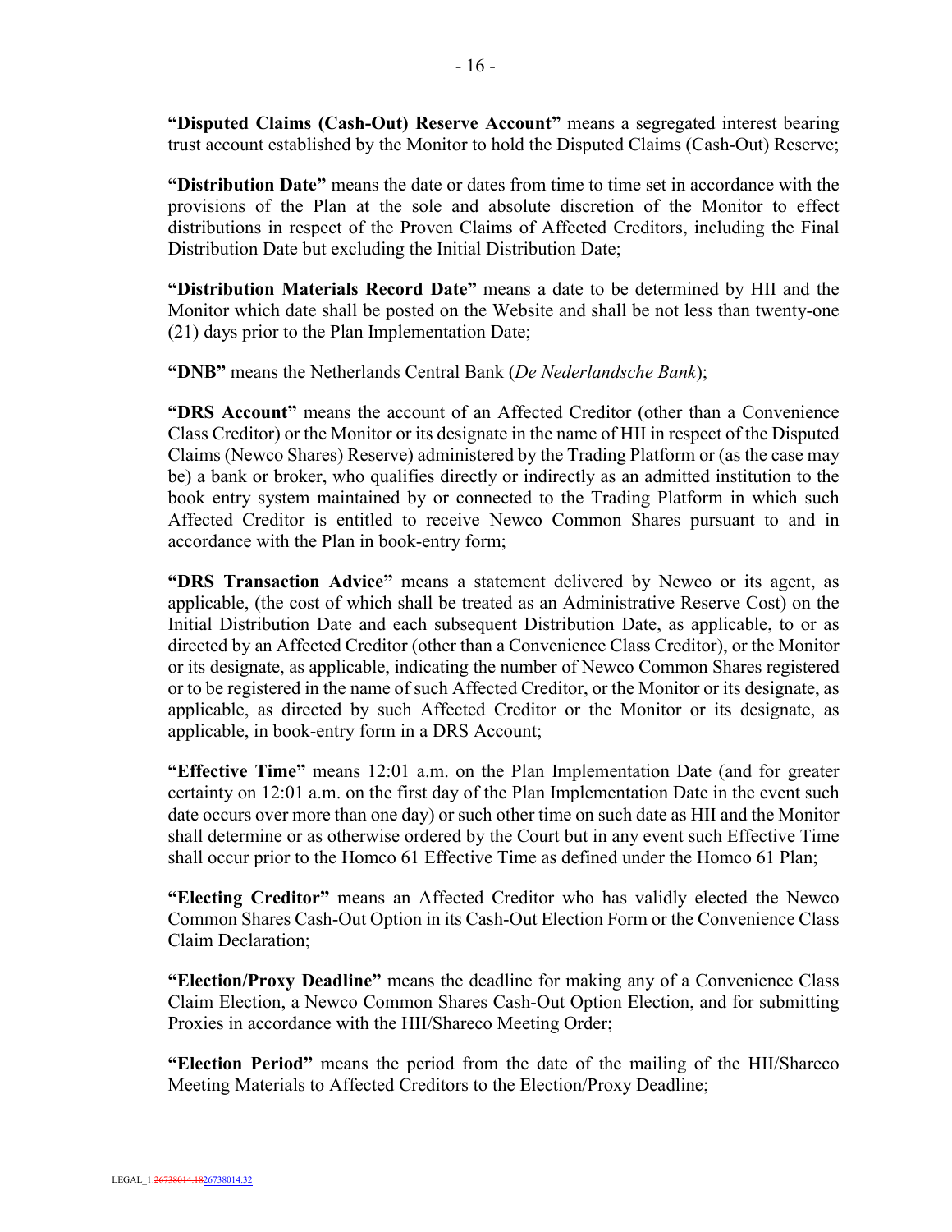**"Disputed Claims (Cash-Out) Reserve Account"** means a segregated interest bearing trust account established by the Monitor to hold the Disputed Claims (Cash-Out) Reserve;

**"Distribution Date"** means the date or dates from time to time set in accordance with the provisions of the Plan at the sole and absolute discretion of the Monitor to effect distributions in respect of the Proven Claims of Affected Creditors, including the Final Distribution Date but excluding the Initial Distribution Date;

**"Distribution Materials Record Date"** means a date to be determined by HII and the Monitor which date shall be posted on the Website and shall be not less than twenty-one (21) days prior to the Plan Implementation Date;

**"DNB"** means the Netherlands Central Bank (*De Nederlandsche Bank*);

**"DRS Account"** means the account of an Affected Creditor (other than a Convenience Class Creditor) or the Monitor or its designate in the name of HII in respect of the Disputed Claims (Newco Shares) Reserve) administered by the Trading Platform or (as the case may be) a bank or broker, who qualifies directly or indirectly as an admitted institution to the book entry system maintained by or connected to the Trading Platform in which such Affected Creditor is entitled to receive Newco Common Shares pursuant to and in accordance with the Plan in book-entry form;

**"DRS Transaction Advice"** means a statement delivered by Newco or its agent, as applicable, (the cost of which shall be treated as an Administrative Reserve Cost) on the Initial Distribution Date and each subsequent Distribution Date, as applicable, to or as directed by an Affected Creditor (other than a Convenience Class Creditor), or the Monitor or its designate, as applicable, indicating the number of Newco Common Shares registered or to be registered in the name of such Affected Creditor, or the Monitor or its designate, as applicable, as directed by such Affected Creditor or the Monitor or its designate, as applicable, in book-entry form in a DRS Account;

**"Effective Time"** means 12:01 a.m. on the Plan Implementation Date (and for greater certainty on 12:01 a.m. on the first day of the Plan Implementation Date in the event such date occurs over more than one day) or such other time on such date as HII and the Monitor shall determine or as otherwise ordered by the Court but in any event such Effective Time shall occur prior to the Homco 61 Effective Time as defined under the Homco 61 Plan;

**"Electing Creditor"** means an Affected Creditor who has validly elected the Newco Common Shares Cash-Out Option in its Cash-Out Election Form or the Convenience Class Claim Declaration;

**"Election/Proxy Deadline"** means the deadline for making any of a Convenience Class Claim Election, a Newco Common Shares Cash-Out Option Election, and for submitting Proxies in accordance with the HII/Shareco Meeting Order;

**"Election Period"** means the period from the date of the mailing of the HII/Shareco Meeting Materials to Affected Creditors to the Election/Proxy Deadline;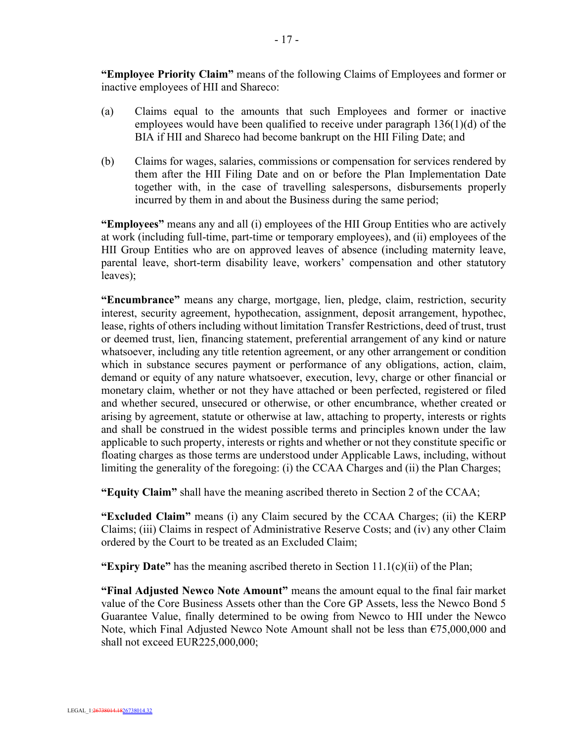**"Employee Priority Claim"** means of the following Claims of Employees and former or inactive employees of HII and Shareco:

(a) Claims equal to the amounts that such Employees and former or inactive employees would have been qualified to receive under paragraph 136(1)(d) of the BIA if HII and Shareco had become bankrupt on the HII Filing Date; and

(b) Claims for wages, salaries, commissions or compensation for services rendered by them after the HII Filing Date and on or before the Plan Implementation Date together with, in the case of travelling salespersons, disbursements properly incurred by them in and about the Business during the same period;

**"Employees"** means any and all (i) employees of the HII Group Entities who are actively at work (including full-time, part-time or temporary employees), and (ii) employees of the HII Group Entities who are on approved leaves of absence (including maternity leave, parental leave, short-term disability leave, workers' compensation and other statutory leaves);

**"Encumbrance"** means any charge, mortgage, lien, pledge, claim, restriction, security interest, security agreement, hypothecation, assignment, deposit arrangement, hypothec, lease, rights of others including without limitation Transfer Restrictions, deed of trust, trust or deemed trust, lien, financing statement, preferential arrangement of any kind or nature whatsoever, including any title retention agreement, or any other arrangement or condition which in substance secures payment or performance of any obligations, action, claim, demand or equity of any nature whatsoever, execution, levy, charge or other financial or monetary claim, whether or not they have attached or been perfected, registered or filed and whether secured, unsecured or otherwise, or other encumbrance, whether created or arising by agreement, statute or otherwise at law, attaching to property, interests or rights and shall be construed in the widest possible terms and principles known under the law applicable to such property, interests or rights and whether or not they constitute specific or floating charges as those terms are understood under Applicable Laws, including, without limiting the generality of the foregoing: (i) the CCAA Charges and (ii) the Plan Charges;

**"Equity Claim"** shall have the meaning ascribed thereto in Section 2 of the CCAA;

**"Excluded Claim"** means (i) any Claim secured by the CCAA Charges; (ii) the KERP Claims; (iii) Claims in respect of Administrative Reserve Costs; and (iv) any other Claim ordered by the Court to be treated as an Excluded Claim;

**"Expiry Date"** has the meaning ascribed thereto in Section 11.1(c)(ii) of the Plan;

**"Final Adjusted Newco Note Amount"** means the amount equal to the final fair market value of the Core Business Assets other than the Core GP Assets, less the Newco Bond 5 Guarantee Value, finally determined to be owing from Newco to HII under the Newco Note, which Final Adjusted Newco Note Amount shall not be less than €75,000,000 and shall not exceed EUR225,000,000;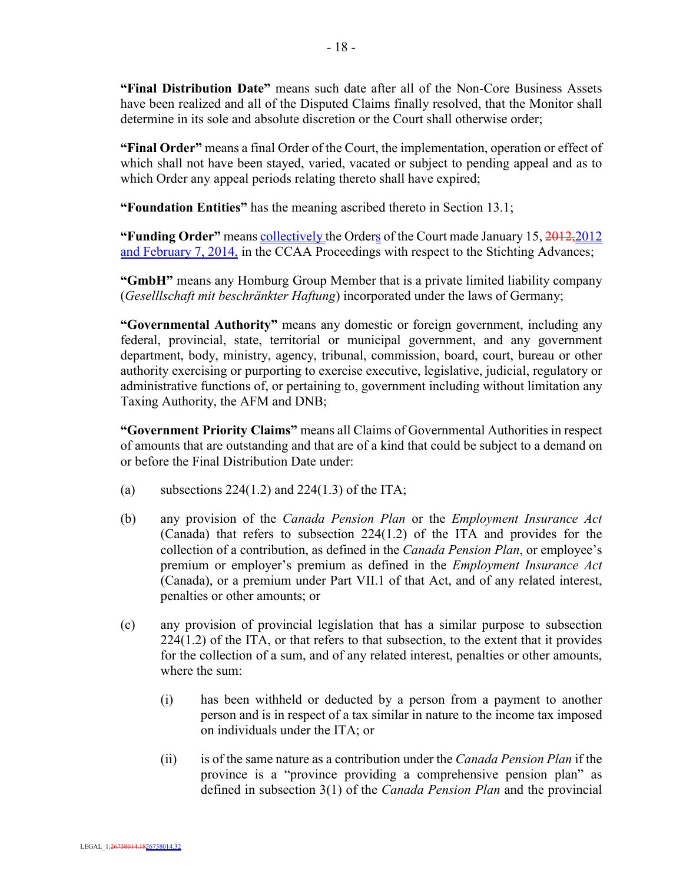**"Final Distribution Date"** means such date after all of the Non-Core Business Assets have been realized and all of the Disputed Claims finally resolved, that the Monitor shall determine in its sole and absolute discretion or the Court shall otherwise order;

**"Final Order"** means a final Order of the Court, the implementation, operation or effect of which shall not have been stayed, varied, vacated or subject to pending appeal and as to which Order any appeal periods relating thereto shall have expired;

**"Foundation Entities"** has the meaning ascribed thereto in Section 13.1;

**"Funding Order"** means collectively the Orders of the Court made January 15, ~~2012,~~2012 and February 7, 2014, in the CCAA Proceedings with respect to the Stichting Advances;

**"GmbH"** means any Homburg Group Member that is a private limited liability company (*Geselllschaft mit beschränkter Haftung*) incorporated under the laws of Germany;

**"Governmental Authority"** means any domestic or foreign government, including any federal, provincial, state, territorial or municipal government, and any government department, body, ministry, agency, tribunal, commission, board, court, bureau or other authority exercising or purporting to exercise executive, legislative, judicial, regulatory or administrative functions of, or pertaining to, government including without limitation any Taxing Authority, the AFM and DNB;

**"Government Priority Claims"** means all Claims of Governmental Authorities in respect of amounts that are outstanding and that are of a kind that could be subject to a demand on or before the Final Distribution Date under:

(a) subsections 224(1.2) and 224(1.3) of the ITA;

(b) any provision of the *Canada Pension Plan* or the *Employment Insurance Act* (Canada) that refers to subsection 224(1.2) of the ITA and provides for the collection of a contribution, as defined in the *Canada Pension Plan*, or employee's premium or employer's premium as defined in the *Employment Insurance Act* (Canada), or a premium under Part VII.1 of that Act, and of any related interest, penalties or other amounts; or

(c) any provision of provincial legislation that has a similar purpose to subsection 224(1.2) of the ITA, or that refers to that subsection, to the extent that it provides for the collection of a sum, and of any related interest, penalties or other amounts, where the sum:

   (i) has been withheld or deducted by a person from a payment to another person and is in respect of a tax similar in nature to the income tax imposed on individuals under the ITA; or

   (ii) is of the same nature as a contribution under the *Canada Pension Plan* if the province is a "province providing a comprehensive pension plan" as defined in subsection 3(1) of the *Canada Pension Plan* and the provincial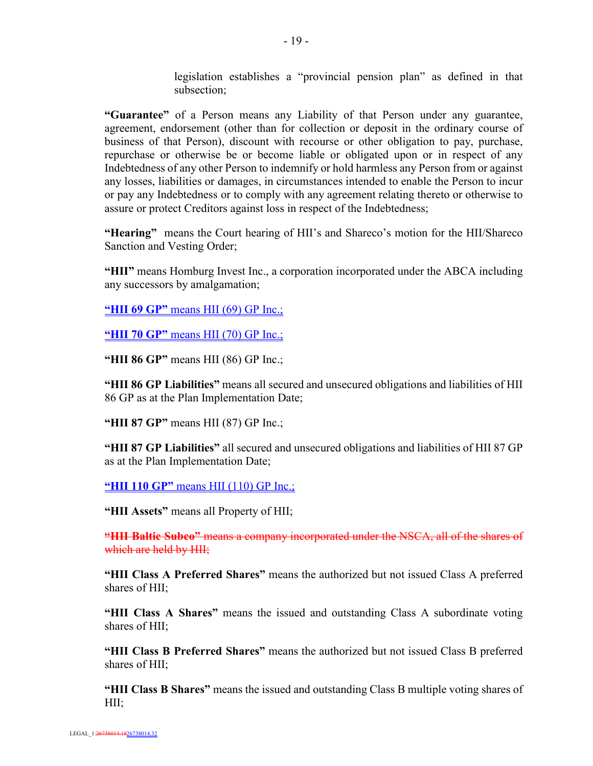legislation establishes a "provincial pension plan" as defined in that subsection;

**"Guarantee"** of a Person means any Liability of that Person under any guarantee, agreement, endorsement (other than for collection or deposit in the ordinary course of business of that Person), discount with recourse or other obligation to pay, purchase, repurchase or otherwise be or become liable or obligated upon or in respect of any Indebtedness of any other Person to indemnify or hold harmless any Person from or against any losses, liabilities or damages, in circumstances intended to enable the Person to incur or pay any Indebtedness or to comply with any agreement relating thereto or otherwise to assure or protect Creditors against loss in respect of the Indebtedness;

**"Hearing"** means the Court hearing of HII's and Shareco's motion for the HII/Shareco Sanction and Vesting Order;

**"HII"** means Homburg Invest Inc., a corporation incorporated under the ABCA including any successors by amalgamation;

**"HII 69 GP"** means HII (69) GP Inc.;

**"HII 70 GP"** means HII (70) GP Inc.;

**"HII 86 GP"** means HII (86) GP Inc.;

**"HII 86 GP Liabilities"** means all secured and unsecured obligations and liabilities of HII 86 GP as at the Plan Implementation Date;

**"HII 87 GP"** means HII (87) GP Inc.;

**"HII 87 GP Liabilities"** all secured and unsecured obligations and liabilities of HII 87 GP as at the Plan Implementation Date;

**"HII 110 GP"** means HII (110) GP Inc.;

**"HII Assets"** means all Property of HII;

~~**"HII Baltic Subco"** means a company incorporated under the NSCA, all of the shares of which are held by HII;~~

**"HII Class A Preferred Shares"** means the authorized but not issued Class A preferred shares of HII;

**"HII Class A Shares"** means the issued and outstanding Class A subordinate voting shares of HII;

**"HII Class B Preferred Shares"** means the authorized but not issued Class B preferred shares of HII;

**"HII Class B Shares"** means the issued and outstanding Class B multiple voting shares of HII;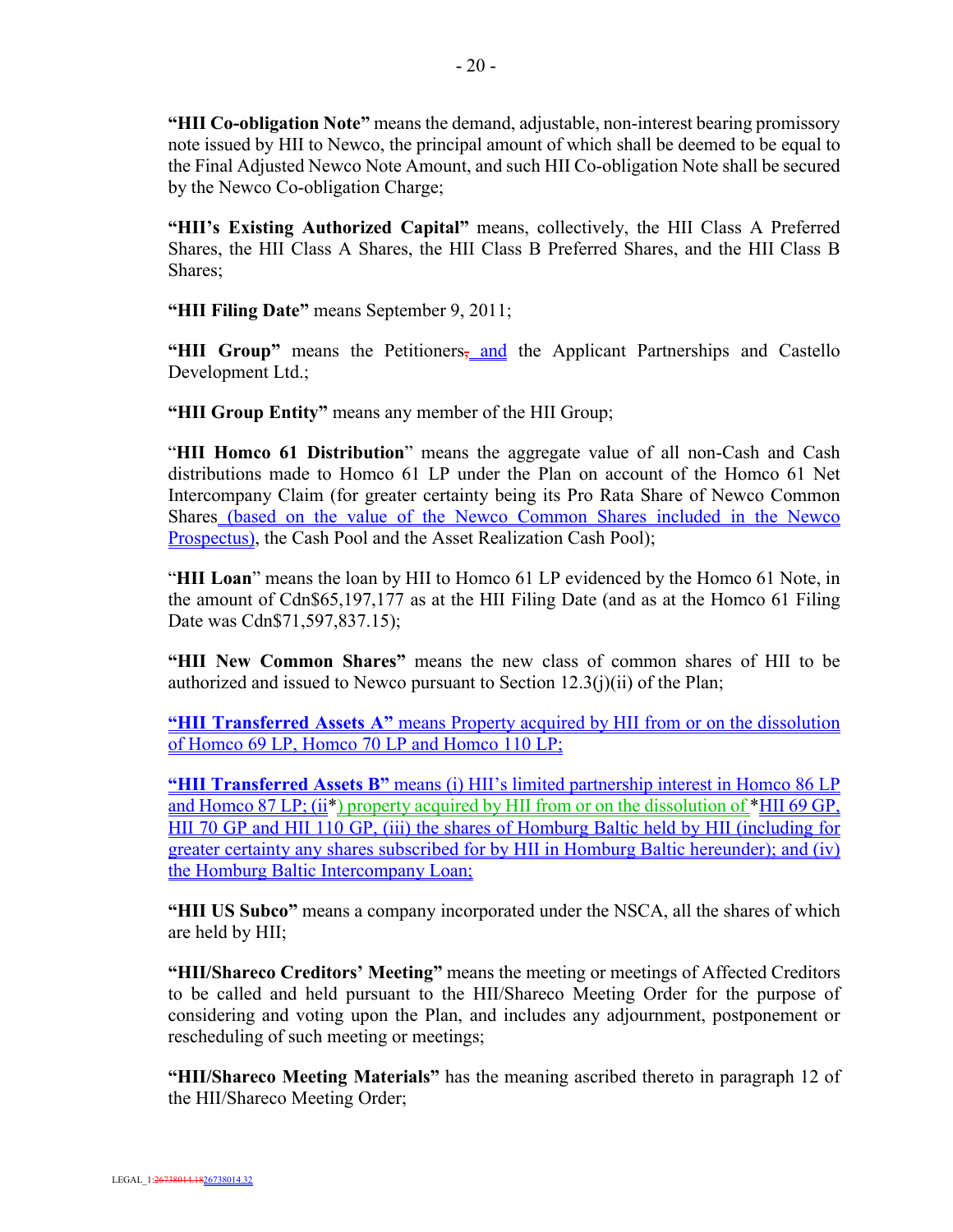**"HII Co-obligation Note"** means the demand, adjustable, non-interest bearing promissory note issued by HII to Newco, the principal amount of which shall be deemed to be equal to the Final Adjusted Newco Note Amount, and such HII Co-obligation Note shall be secured by the Newco Co-obligation Charge;

**"HII's Existing Authorized Capital"** means, collectively, the HII Class A Preferred Shares, the HII Class A Shares, the HII Class B Preferred Shares, and the HII Class B Shares;

**"HII Filing Date"** means September 9, 2011;

**"HII Group"** means the Petitioners, and the Applicant Partnerships and Castello Development Ltd.;

**"HII Group Entity"** means any member of the HII Group;

"**HII Homco 61 Distribution**" means the aggregate value of all non-Cash and Cash distributions made to Homco 61 LP under the Plan on account of the Homco 61 Net Intercompany Claim (for greater certainty being its Pro Rata Share of Newco Common Shares (based on the value of the Newco Common Shares included in the Newco Prospectus), the Cash Pool and the Asset Realization Cash Pool);

"**HII Loan**" means the loan by HII to Homco 61 LP evidenced by the Homco 61 Note, in the amount of Cdn$65,197,177 as at the HII Filing Date (and as at the Homco 61 Filing Date was Cdn$71,597,837.15);

**"HII New Common Shares"** means the new class of common shares of HII to be authorized and issued to Newco pursuant to Section 12.3(j)(ii) of the Plan;

**"HII Transferred Assets A"** means Property acquired by HII from or on the dissolution of Homco 69 LP, Homco 70 LP and Homco 110 LP;

**"HII Transferred Assets B"** means (i) HII's limited partnership interest in Homco 86 LP and Homco 87 LP; (ii*) property acquired by HII from or on the dissolution of *HII 69 GP, HII 70 GP and HII 110 GP, (iii) the shares of Homburg Baltic held by HII (including for greater certainty any shares subscribed for by HII in Homburg Baltic hereunder); and (iv) the Homburg Baltic Intercompany Loan;

**"HII US Subco"** means a company incorporated under the NSCA, all the shares of which are held by HII;

**"HII/Shareco Creditors' Meeting"** means the meeting or meetings of Affected Creditors to be called and held pursuant to the HII/Shareco Meeting Order for the purpose of considering and voting upon the Plan, and includes any adjournment, postponement or rescheduling of such meeting or meetings;

**"HII/Shareco Meeting Materials"** has the meaning ascribed thereto in paragraph 12 of the HII/Shareco Meeting Order;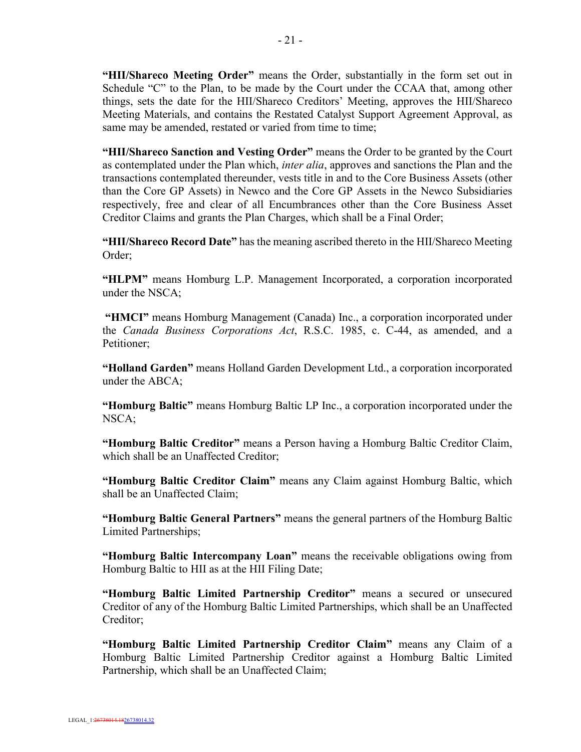**"HII/Shareco Meeting Order"** means the Order, substantially in the form set out in Schedule "C" to the Plan, to be made by the Court under the CCAA that, among other things, sets the date for the HII/Shareco Creditors' Meeting, approves the HII/Shareco Meeting Materials, and contains the Restated Catalyst Support Agreement Approval, as same may be amended, restated or varied from time to time;

**"HII/Shareco Sanction and Vesting Order"** means the Order to be granted by the Court as contemplated under the Plan which, *inter alia*, approves and sanctions the Plan and the transactions contemplated thereunder, vests title in and to the Core Business Assets (other than the Core GP Assets) in Newco and the Core GP Assets in the Newco Subsidiaries respectively, free and clear of all Encumbrances other than the Core Business Asset Creditor Claims and grants the Plan Charges, which shall be a Final Order;

**"HII/Shareco Record Date"** has the meaning ascribed thereto in the HII/Shareco Meeting Order;

**"HLPM"** means Homburg L.P. Management Incorporated, a corporation incorporated under the NSCA;

**"HMCI"** means Homburg Management (Canada) Inc., a corporation incorporated under the *Canada Business Corporations Act*, R.S.C. 1985, c. C-44, as amended, and a Petitioner;

**"Holland Garden"** means Holland Garden Development Ltd., a corporation incorporated under the ABCA;

**"Homburg Baltic"** means Homburg Baltic LP Inc., a corporation incorporated under the NSCA;

**"Homburg Baltic Creditor"** means a Person having a Homburg Baltic Creditor Claim, which shall be an Unaffected Creditor;

**"Homburg Baltic Creditor Claim"** means any Claim against Homburg Baltic, which shall be an Unaffected Claim;

**"Homburg Baltic General Partners"** means the general partners of the Homburg Baltic Limited Partnerships;

**"Homburg Baltic Intercompany Loan"** means the receivable obligations owing from Homburg Baltic to HII as at the HII Filing Date;

**"Homburg Baltic Limited Partnership Creditor"** means a secured or unsecured Creditor of any of the Homburg Baltic Limited Partnerships, which shall be an Unaffected Creditor;

**"Homburg Baltic Limited Partnership Creditor Claim"** means any Claim of a Homburg Baltic Limited Partnership Creditor against a Homburg Baltic Limited Partnership, which shall be an Unaffected Claim;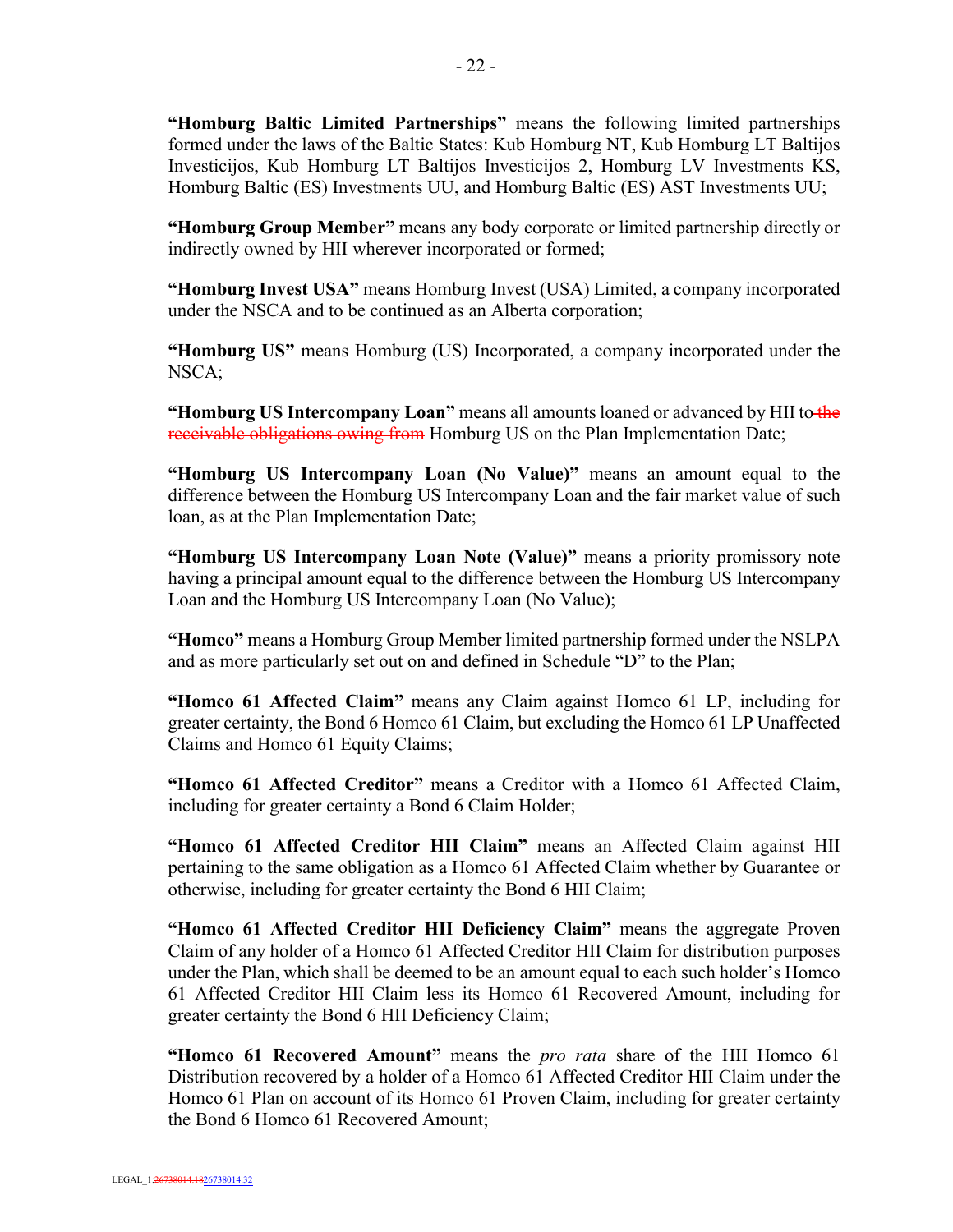**"Homburg Baltic Limited Partnerships"** means the following limited partnerships formed under the laws of the Baltic States: Kub Homburg NT, Kub Homburg LT Baltijos Investicijos, Kub Homburg LT Baltijos Investicijos 2, Homburg LV Investments KS, Homburg Baltic (ES) Investments UU, and Homburg Baltic (ES) AST Investments UU;

**"Homburg Group Member"** means any body corporate or limited partnership directly or indirectly owned by HII wherever incorporated or formed;

**"Homburg Invest USA"** means Homburg Invest (USA) Limited, a company incorporated under the NSCA and to be continued as an Alberta corporation;

**"Homburg US"** means Homburg (US) Incorporated, a company incorporated under the NSCA;

**"Homburg US Intercompany Loan"** means all amounts loaned or advanced by HII to ~~the receivable obligations owing from~~ Homburg US on the Plan Implementation Date;

**"Homburg US Intercompany Loan (No Value)"** means an amount equal to the difference between the Homburg US Intercompany Loan and the fair market value of such loan, as at the Plan Implementation Date;

**"Homburg US Intercompany Loan Note (Value)"** means a priority promissory note having a principal amount equal to the difference between the Homburg US Intercompany Loan and the Homburg US Intercompany Loan (No Value);

**"Homco"** means a Homburg Group Member limited partnership formed under the NSLPA and as more particularly set out on and defined in Schedule "D" to the Plan;

**"Homco 61 Affected Claim"** means any Claim against Homco 61 LP, including for greater certainty, the Bond 6 Homco 61 Claim, but excluding the Homco 61 LP Unaffected Claims and Homco 61 Equity Claims;

**"Homco 61 Affected Creditor"** means a Creditor with a Homco 61 Affected Claim, including for greater certainty a Bond 6 Claim Holder;

**"Homco 61 Affected Creditor HII Claim"** means an Affected Claim against HII pertaining to the same obligation as a Homco 61 Affected Claim whether by Guarantee or otherwise, including for greater certainty the Bond 6 HII Claim;

**"Homco 61 Affected Creditor HII Deficiency Claim"** means the aggregate Proven Claim of any holder of a Homco 61 Affected Creditor HII Claim for distribution purposes under the Plan, which shall be deemed to be an amount equal to each such holder's Homco 61 Affected Creditor HII Claim less its Homco 61 Recovered Amount, including for greater certainty the Bond 6 HII Deficiency Claim;

**"Homco 61 Recovered Amount"** means the *pro rata* share of the HII Homco 61 Distribution recovered by a holder of a Homco 61 Affected Creditor HII Claim under the Homco 61 Plan on account of its Homco 61 Proven Claim, including for greater certainty the Bond 6 Homco 61 Recovered Amount;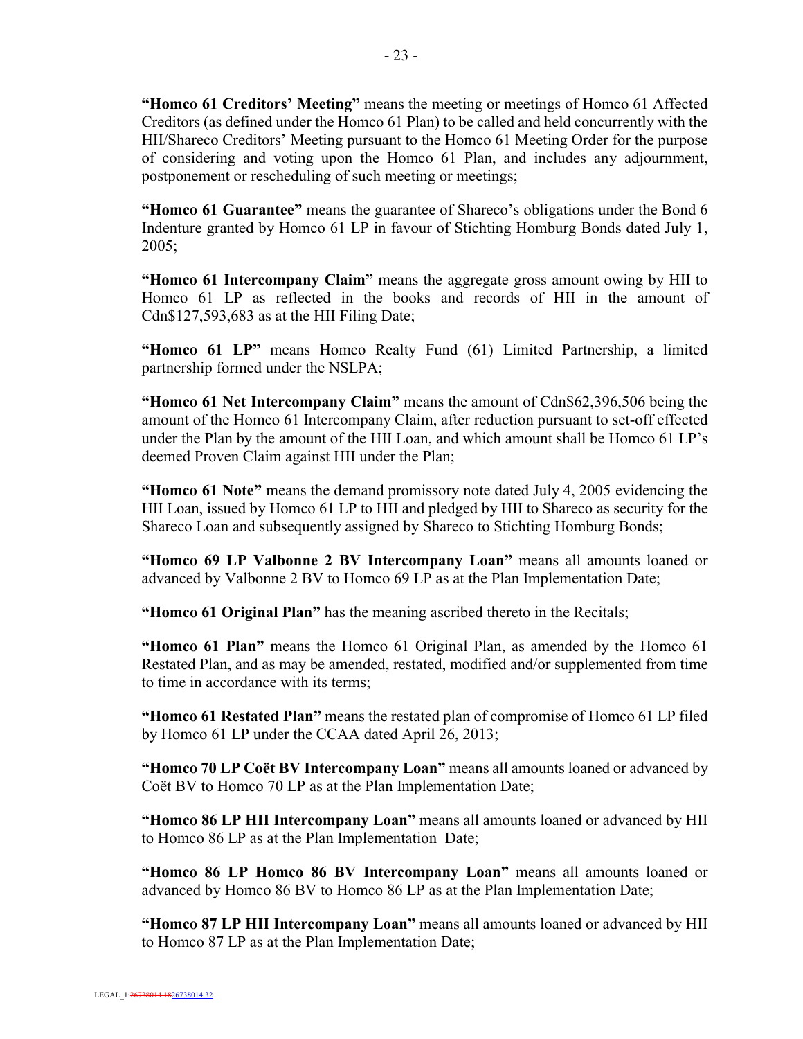**"Homco 61 Creditors' Meeting"** means the meeting or meetings of Homco 61 Affected Creditors (as defined under the Homco 61 Plan) to be called and held concurrently with the HII/Shareco Creditors' Meeting pursuant to the Homco 61 Meeting Order for the purpose of considering and voting upon the Homco 61 Plan, and includes any adjournment, postponement or rescheduling of such meeting or meetings;

**"Homco 61 Guarantee"** means the guarantee of Shareco's obligations under the Bond 6 Indenture granted by Homco 61 LP in favour of Stichting Homburg Bonds dated July 1, 2005;

**"Homco 61 Intercompany Claim"** means the aggregate gross amount owing by HII to Homco 61 LP as reflected in the books and records of HII in the amount of Cdn$127,593,683 as at the HII Filing Date;

**"Homco 61 LP"** means Homco Realty Fund (61) Limited Partnership, a limited partnership formed under the NSLPA;

**"Homco 61 Net Intercompany Claim"** means the amount of Cdn$62,396,506 being the amount of the Homco 61 Intercompany Claim, after reduction pursuant to set-off effected under the Plan by the amount of the HII Loan, and which amount shall be Homco 61 LP's deemed Proven Claim against HII under the Plan;

**"Homco 61 Note"** means the demand promissory note dated July 4, 2005 evidencing the HII Loan, issued by Homco 61 LP to HII and pledged by HII to Shareco as security for the Shareco Loan and subsequently assigned by Shareco to Stichting Homburg Bonds;

**"Homco 69 LP Valbonne 2 BV Intercompany Loan"** means all amounts loaned or advanced by Valbonne 2 BV to Homco 69 LP as at the Plan Implementation Date;

**"Homco 61 Original Plan"** has the meaning ascribed thereto in the Recitals;

**"Homco 61 Plan"** means the Homco 61 Original Plan, as amended by the Homco 61 Restated Plan, and as may be amended, restated, modified and/or supplemented from time to time in accordance with its terms;

**"Homco 61 Restated Plan"** means the restated plan of compromise of Homco 61 LP filed by Homco 61 LP under the CCAA dated April 26, 2013;

**"Homco 70 LP Coët BV Intercompany Loan"** means all amounts loaned or advanced by Coët BV to Homco 70 LP as at the Plan Implementation Date;

**"Homco 86 LP HII Intercompany Loan"** means all amounts loaned or advanced by HII to Homco 86 LP as at the Plan Implementation Date;

**"Homco 86 LP Homco 86 BV Intercompany Loan"** means all amounts loaned or advanced by Homco 86 BV to Homco 86 LP as at the Plan Implementation Date;

**"Homco 87 LP HII Intercompany Loan"** means all amounts loaned or advanced by HII to Homco 87 LP as at the Plan Implementation Date;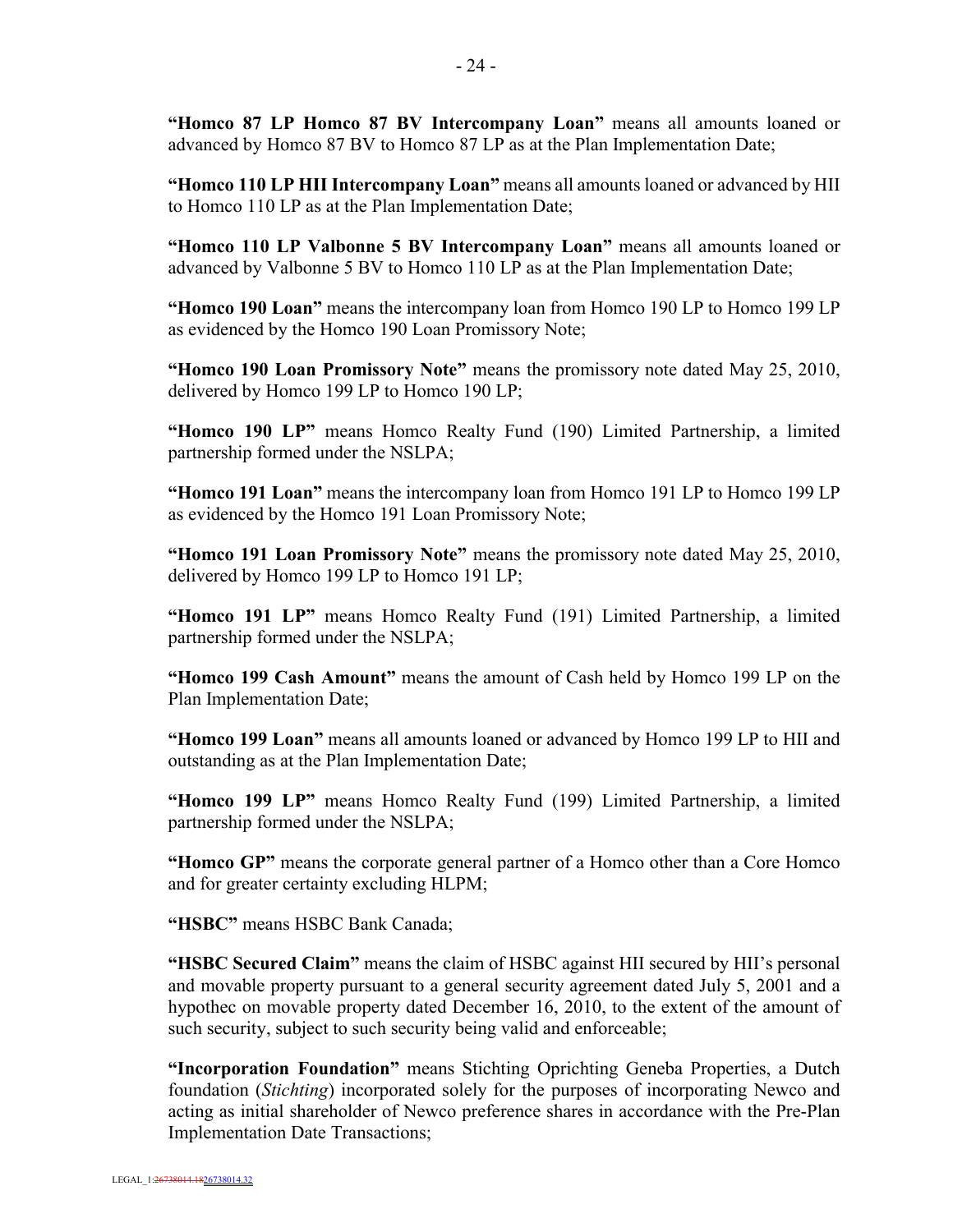**"Homco 87 LP Homco 87 BV Intercompany Loan"** means all amounts loaned or advanced by Homco 87 BV to Homco 87 LP as at the Plan Implementation Date;

**"Homco 110 LP HII Intercompany Loan"** means all amounts loaned or advanced by HII to Homco 110 LP as at the Plan Implementation Date;

**"Homco 110 LP Valbonne 5 BV Intercompany Loan"** means all amounts loaned or advanced by Valbonne 5 BV to Homco 110 LP as at the Plan Implementation Date;

**"Homco 190 Loan"** means the intercompany loan from Homco 190 LP to Homco 199 LP as evidenced by the Homco 190 Loan Promissory Note;

**"Homco 190 Loan Promissory Note"** means the promissory note dated May 25, 2010, delivered by Homco 199 LP to Homco 190 LP;

**"Homco 190 LP"** means Homco Realty Fund (190) Limited Partnership, a limited partnership formed under the NSLPA;

**"Homco 191 Loan"** means the intercompany loan from Homco 191 LP to Homco 199 LP as evidenced by the Homco 191 Loan Promissory Note;

**"Homco 191 Loan Promissory Note"** means the promissory note dated May 25, 2010, delivered by Homco 199 LP to Homco 191 LP;

**"Homco 191 LP"** means Homco Realty Fund (191) Limited Partnership, a limited partnership formed under the NSLPA;

**"Homco 199 Cash Amount"** means the amount of Cash held by Homco 199 LP on the Plan Implementation Date;

**"Homco 199 Loan"** means all amounts loaned or advanced by Homco 199 LP to HII and outstanding as at the Plan Implementation Date;

**"Homco 199 LP"** means Homco Realty Fund (199) Limited Partnership, a limited partnership formed under the NSLPA;

**"Homco GP"** means the corporate general partner of a Homco other than a Core Homco and for greater certainty excluding HLPM;

**"HSBC"** means HSBC Bank Canada;

**"HSBC Secured Claim"** means the claim of HSBC against HII secured by HII's personal and movable property pursuant to a general security agreement dated July 5, 2001 and a hypothec on movable property dated December 16, 2010, to the extent of the amount of such security, subject to such security being valid and enforceable;

**"Incorporation Foundation"** means Stichting Oprichting Geneba Properties, a Dutch foundation (*Stichting*) incorporated solely for the purposes of incorporating Newco and acting as initial shareholder of Newco preference shares in accordance with the Pre-Plan Implementation Date Transactions;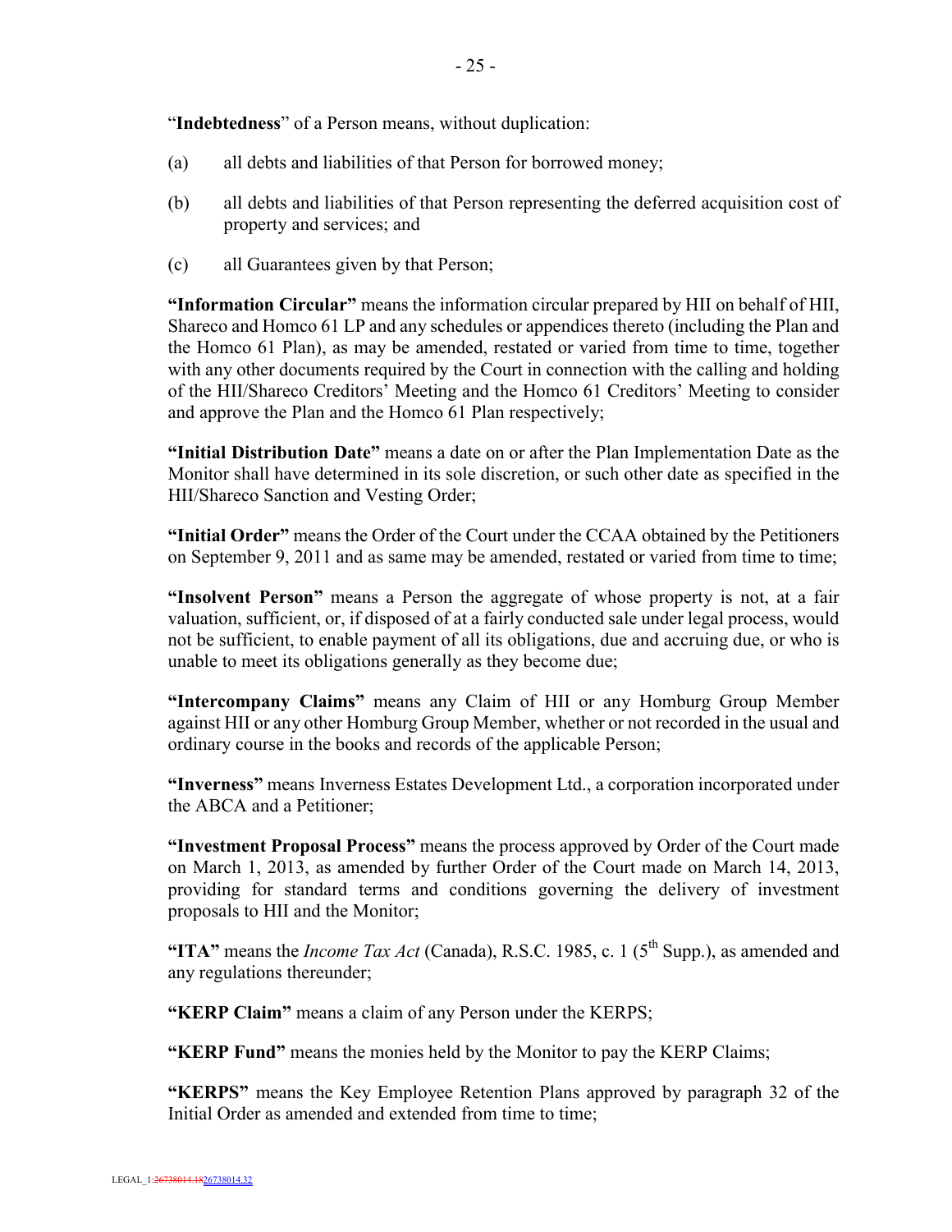"**Indebtedness**" of a Person means, without duplication:

(a) all debts and liabilities of that Person for borrowed money;

(b) all debts and liabilities of that Person representing the deferred acquisition cost of property and services; and

(c) all Guarantees given by that Person;

**"Information Circular"** means the information circular prepared by HII on behalf of HII, Shareco and Homco 61 LP and any schedules or appendices thereto (including the Plan and the Homco 61 Plan), as may be amended, restated or varied from time to time, together with any other documents required by the Court in connection with the calling and holding of the HII/Shareco Creditors' Meeting and the Homco 61 Creditors' Meeting to consider and approve the Plan and the Homco 61 Plan respectively;

**"Initial Distribution Date"** means a date on or after the Plan Implementation Date as the Monitor shall have determined in its sole discretion, or such other date as specified in the HII/Shareco Sanction and Vesting Order;

**"Initial Order"** means the Order of the Court under the CCAA obtained by the Petitioners on September 9, 2011 and as same may be amended, restated or varied from time to time;

**"Insolvent Person"** means a Person the aggregate of whose property is not, at a fair valuation, sufficient, or, if disposed of at a fairly conducted sale under legal process, would not be sufficient, to enable payment of all its obligations, due and accruing due, or who is unable to meet its obligations generally as they become due;

**"Intercompany Claims"** means any Claim of HII or any Homburg Group Member against HII or any other Homburg Group Member, whether or not recorded in the usual and ordinary course in the books and records of the applicable Person;

**"Inverness"** means Inverness Estates Development Ltd., a corporation incorporated under the ABCA and a Petitioner;

**"Investment Proposal Process"** means the process approved by Order of the Court made on March 1, 2013, as amended by further Order of the Court made on March 14, 2013, providing for standard terms and conditions governing the delivery of investment proposals to HII and the Monitor;

**"ITA"** means the *Income Tax Act* (Canada), R.S.C. 1985, c. 1 (5th Supp.), as amended and any regulations thereunder;

**"KERP Claim"** means a claim of any Person under the KERPS;

**"KERP Fund"** means the monies held by the Monitor to pay the KERP Claims;

**"KERPS"** means the Key Employee Retention Plans approved by paragraph 32 of the Initial Order as amended and extended from time to time;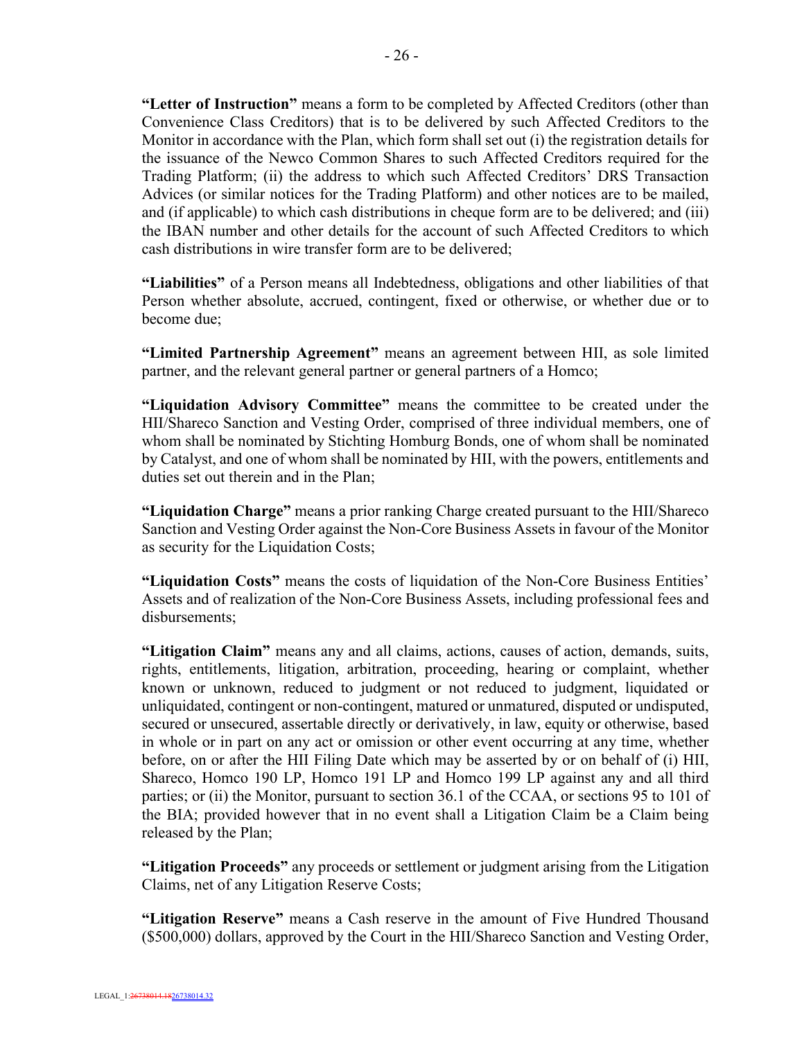**"Letter of Instruction"** means a form to be completed by Affected Creditors (other than Convenience Class Creditors) that is to be delivered by such Affected Creditors to the Monitor in accordance with the Plan, which form shall set out (i) the registration details for the issuance of the Newco Common Shares to such Affected Creditors required for the Trading Platform; (ii) the address to which such Affected Creditors' DRS Transaction Advices (or similar notices for the Trading Platform) and other notices are to be mailed, and (if applicable) to which cash distributions in cheque form are to be delivered; and (iii) the IBAN number and other details for the account of such Affected Creditors to which cash distributions in wire transfer form are to be delivered;

**"Liabilities"** of a Person means all Indebtedness, obligations and other liabilities of that Person whether absolute, accrued, contingent, fixed or otherwise, or whether due or to become due;

**"Limited Partnership Agreement"** means an agreement between HII, as sole limited partner, and the relevant general partner or general partners of a Homco;

**"Liquidation Advisory Committee"** means the committee to be created under the HII/Shareco Sanction and Vesting Order, comprised of three individual members, one of whom shall be nominated by Stichting Homburg Bonds, one of whom shall be nominated by Catalyst, and one of whom shall be nominated by HII, with the powers, entitlements and duties set out therein and in the Plan;

**"Liquidation Charge"** means a prior ranking Charge created pursuant to the HII/Shareco Sanction and Vesting Order against the Non-Core Business Assets in favour of the Monitor as security for the Liquidation Costs;

**"Liquidation Costs"** means the costs of liquidation of the Non-Core Business Entities' Assets and of realization of the Non-Core Business Assets, including professional fees and disbursements;

**"Litigation Claim"** means any and all claims, actions, causes of action, demands, suits, rights, entitlements, litigation, arbitration, proceeding, hearing or complaint, whether known or unknown, reduced to judgment or not reduced to judgment, liquidated or unliquidated, contingent or non-contingent, matured or unmatured, disputed or undisputed, secured or unsecured, assertable directly or derivatively, in law, equity or otherwise, based in whole or in part on any act or omission or other event occurring at any time, whether before, on or after the HII Filing Date which may be asserted by or on behalf of (i) HII, Shareco, Homco 190 LP, Homco 191 LP and Homco 199 LP against any and all third parties; or (ii) the Monitor, pursuant to section 36.1 of the CCAA, or sections 95 to 101 of the BIA; provided however that in no event shall a Litigation Claim be a Claim being released by the Plan;

**"Litigation Proceeds"** any proceeds or settlement or judgment arising from the Litigation Claims, net of any Litigation Reserve Costs;

**"Litigation Reserve"** means a Cash reserve in the amount of Five Hundred Thousand ($500,000) dollars, approved by the Court in the HII/Shareco Sanction and Vesting Order,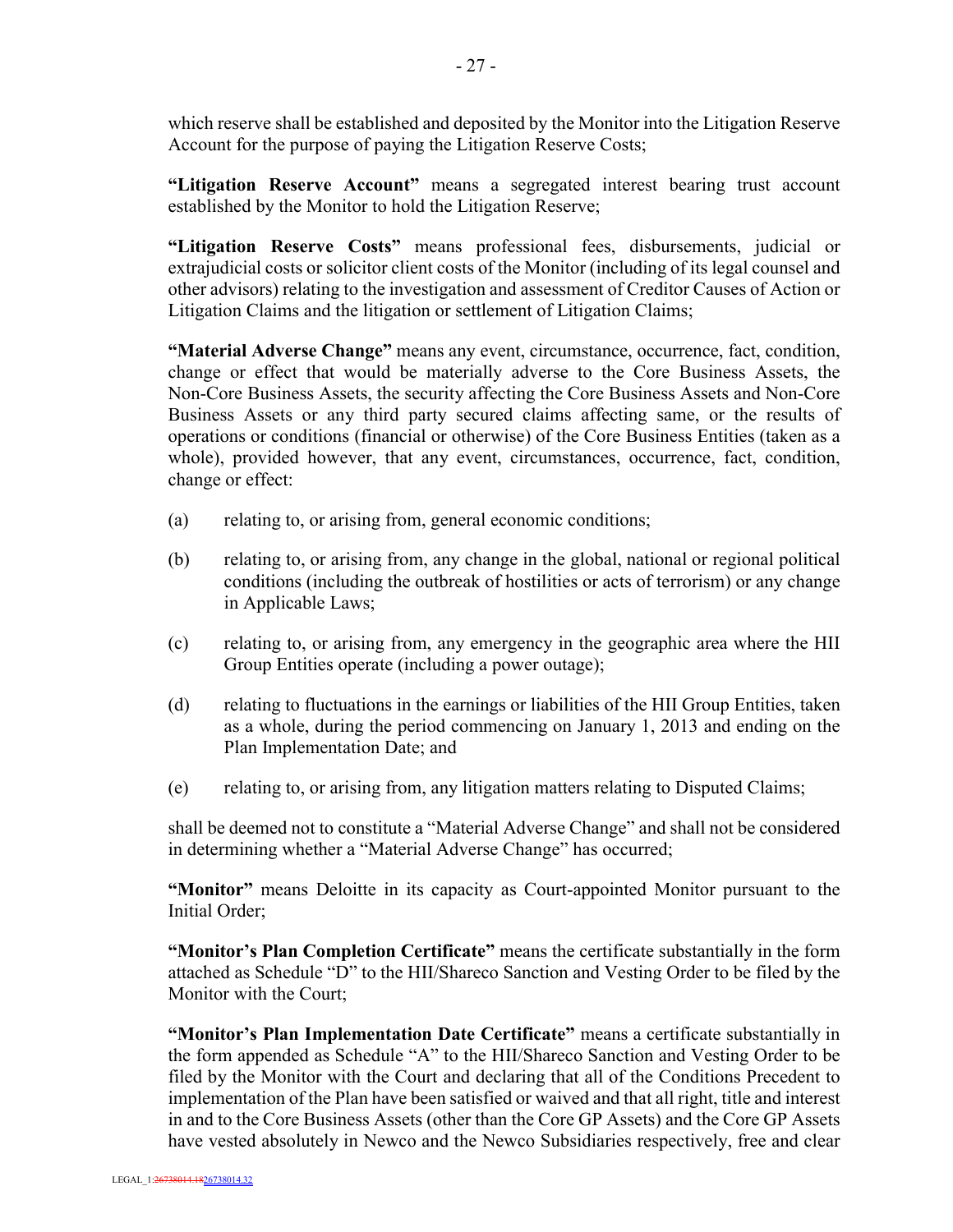which reserve shall be established and deposited by the Monitor into the Litigation Reserve Account for the purpose of paying the Litigation Reserve Costs;

**"Litigation Reserve Account"** means a segregated interest bearing trust account established by the Monitor to hold the Litigation Reserve;

**"Litigation Reserve Costs"** means professional fees, disbursements, judicial or extrajudicial costs or solicitor client costs of the Monitor (including of its legal counsel and other advisors) relating to the investigation and assessment of Creditor Causes of Action or Litigation Claims and the litigation or settlement of Litigation Claims;

**"Material Adverse Change"** means any event, circumstance, occurrence, fact, condition, change or effect that would be materially adverse to the Core Business Assets, the Non-Core Business Assets, the security affecting the Core Business Assets and Non-Core Business Assets or any third party secured claims affecting same, or the results of operations or conditions (financial or otherwise) of the Core Business Entities (taken as a whole), provided however, that any event, circumstances, occurrence, fact, condition, change or effect:

(a) relating to, or arising from, general economic conditions;

(b) relating to, or arising from, any change in the global, national or regional political conditions (including the outbreak of hostilities or acts of terrorism) or any change in Applicable Laws;

(c) relating to, or arising from, any emergency in the geographic area where the HII Group Entities operate (including a power outage);

(d) relating to fluctuations in the earnings or liabilities of the HII Group Entities, taken as a whole, during the period commencing on January 1, 2013 and ending on the Plan Implementation Date; and

(e) relating to, or arising from, any litigation matters relating to Disputed Claims;

shall be deemed not to constitute a "Material Adverse Change" and shall not be considered in determining whether a "Material Adverse Change" has occurred;

**"Monitor"** means Deloitte in its capacity as Court-appointed Monitor pursuant to the Initial Order;

**"Monitor's Plan Completion Certificate"** means the certificate substantially in the form attached as Schedule "D" to the HII/Shareco Sanction and Vesting Order to be filed by the Monitor with the Court;

**"Monitor's Plan Implementation Date Certificate"** means a certificate substantially in the form appended as Schedule "A" to the HII/Shareco Sanction and Vesting Order to be filed by the Monitor with the Court and declaring that all of the Conditions Precedent to implementation of the Plan have been satisfied or waived and that all right, title and interest in and to the Core Business Assets (other than the Core GP Assets) and the Core GP Assets have vested absolutely in Newco and the Newco Subsidiaries respectively, free and clear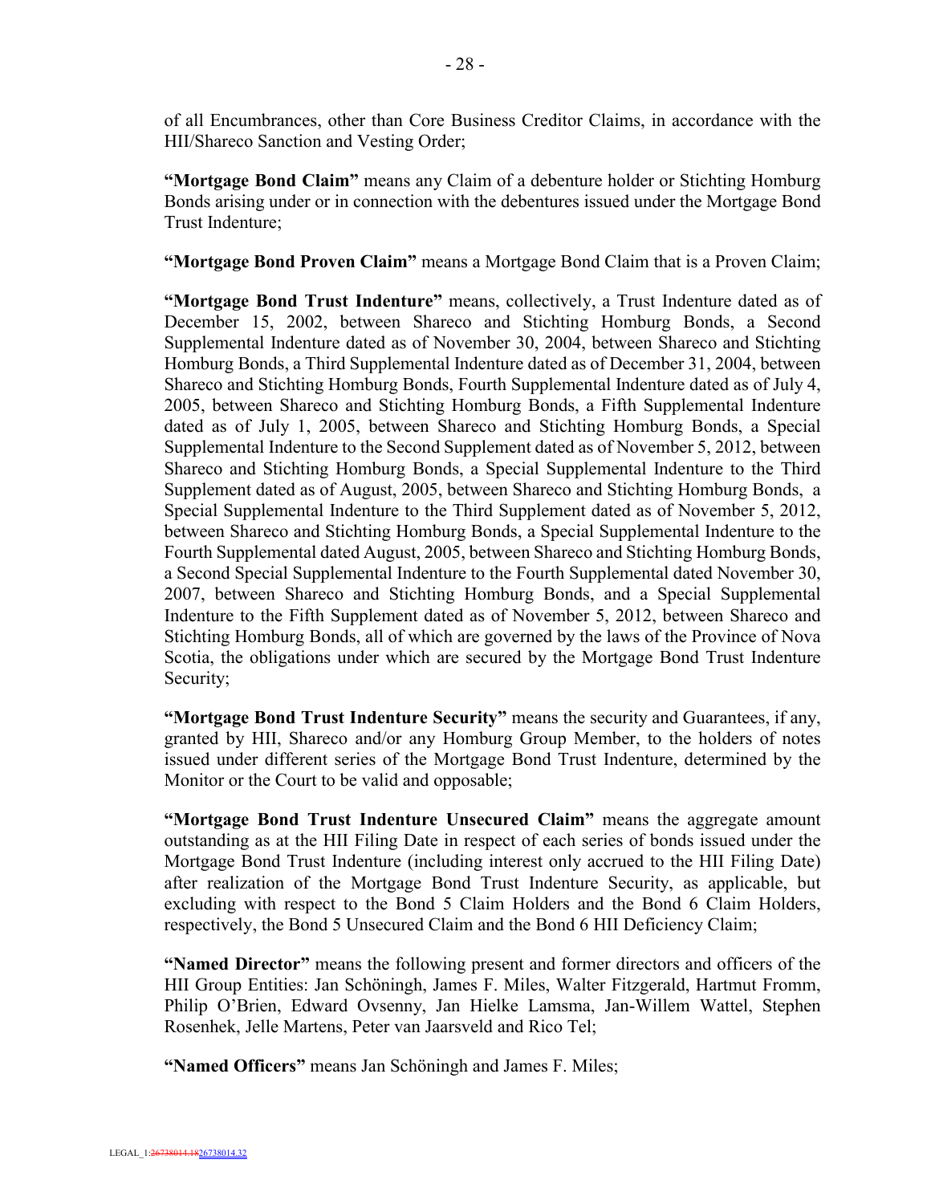of all Encumbrances, other than Core Business Creditor Claims, in accordance with the HII/Shareco Sanction and Vesting Order;

**"Mortgage Bond Claim"** means any Claim of a debenture holder or Stichting Homburg Bonds arising under or in connection with the debentures issued under the Mortgage Bond Trust Indenture;

**"Mortgage Bond Proven Claim"** means a Mortgage Bond Claim that is a Proven Claim;

**"Mortgage Bond Trust Indenture"** means, collectively, a Trust Indenture dated as of December 15, 2002, between Shareco and Stichting Homburg Bonds, a Second Supplemental Indenture dated as of November 30, 2004, between Shareco and Stichting Homburg Bonds, a Third Supplemental Indenture dated as of December 31, 2004, between Shareco and Stichting Homburg Bonds, Fourth Supplemental Indenture dated as of July 4, 2005, between Shareco and Stichting Homburg Bonds, a Fifth Supplemental Indenture dated as of July 1, 2005, between Shareco and Stichting Homburg Bonds, a Special Supplemental Indenture to the Second Supplement dated as of November 5, 2012, between Shareco and Stichting Homburg Bonds, a Special Supplemental Indenture to the Third Supplement dated as of August, 2005, between Shareco and Stichting Homburg Bonds, a Special Supplemental Indenture to the Third Supplement dated as of November 5, 2012, between Shareco and Stichting Homburg Bonds, a Special Supplemental Indenture to the Fourth Supplemental dated August, 2005, between Shareco and Stichting Homburg Bonds, a Second Special Supplemental Indenture to the Fourth Supplemental dated November 30, 2007, between Shareco and Stichting Homburg Bonds, and a Special Supplemental Indenture to the Fifth Supplement dated as of November 5, 2012, between Shareco and Stichting Homburg Bonds, all of which are governed by the laws of the Province of Nova Scotia, the obligations under which are secured by the Mortgage Bond Trust Indenture Security;

**"Mortgage Bond Trust Indenture Security"** means the security and Guarantees, if any, granted by HII, Shareco and/or any Homburg Group Member, to the holders of notes issued under different series of the Mortgage Bond Trust Indenture, determined by the Monitor or the Court to be valid and opposable;

**"Mortgage Bond Trust Indenture Unsecured Claim"** means the aggregate amount outstanding as at the HII Filing Date in respect of each series of bonds issued under the Mortgage Bond Trust Indenture (including interest only accrued to the HII Filing Date) after realization of the Mortgage Bond Trust Indenture Security, as applicable, but excluding with respect to the Bond 5 Claim Holders and the Bond 6 Claim Holders, respectively, the Bond 5 Unsecured Claim and the Bond 6 HII Deficiency Claim;

**"Named Director"** means the following present and former directors and officers of the HII Group Entities: Jan Schöningh, James F. Miles, Walter Fitzgerald, Hartmut Fromm, Philip O'Brien, Edward Ovsenny, Jan Hielke Lamsma, Jan-Willem Wattel, Stephen Rosenhek, Jelle Martens, Peter van Jaarsveld and Rico Tel;

**"Named Officers"** means Jan Schöningh and James F. Miles;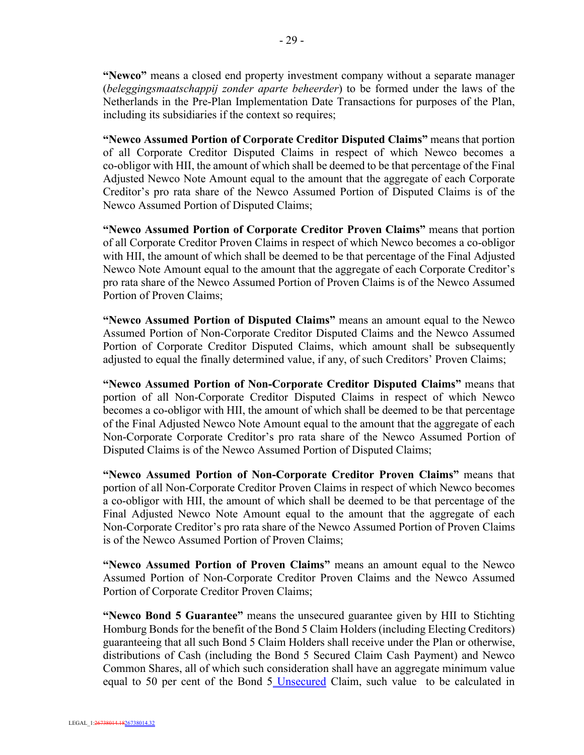**"Newco"** means a closed end property investment company without a separate manager (*beleggingsmaatschappij zonder aparte beheerder*) to be formed under the laws of the Netherlands in the Pre-Plan Implementation Date Transactions for purposes of the Plan, including its subsidiaries if the context so requires;

**"Newco Assumed Portion of Corporate Creditor Disputed Claims"** means that portion of all Corporate Creditor Disputed Claims in respect of which Newco becomes a co-obligor with HII, the amount of which shall be deemed to be that percentage of the Final Adjusted Newco Note Amount equal to the amount that the aggregate of each Corporate Creditor's pro rata share of the Newco Assumed Portion of Disputed Claims is of the Newco Assumed Portion of Disputed Claims;

**"Newco Assumed Portion of Corporate Creditor Proven Claims"** means that portion of all Corporate Creditor Proven Claims in respect of which Newco becomes a co-obligor with HII, the amount of which shall be deemed to be that percentage of the Final Adjusted Newco Note Amount equal to the amount that the aggregate of each Corporate Creditor's pro rata share of the Newco Assumed Portion of Proven Claims is of the Newco Assumed Portion of Proven Claims;

**"Newco Assumed Portion of Disputed Claims"** means an amount equal to the Newco Assumed Portion of Non-Corporate Creditor Disputed Claims and the Newco Assumed Portion of Corporate Creditor Disputed Claims, which amount shall be subsequently adjusted to equal the finally determined value, if any, of such Creditors' Proven Claims;

**"Newco Assumed Portion of Non-Corporate Creditor Disputed Claims"** means that portion of all Non-Corporate Creditor Disputed Claims in respect of which Newco becomes a co-obligor with HII, the amount of which shall be deemed to be that percentage of the Final Adjusted Newco Note Amount equal to the amount that the aggregate of each Non-Corporate Corporate Creditor's pro rata share of the Newco Assumed Portion of Disputed Claims is of the Newco Assumed Portion of Disputed Claims;

**"Newco Assumed Portion of Non-Corporate Creditor Proven Claims"** means that portion of all Non-Corporate Creditor Proven Claims in respect of which Newco becomes a co-obligor with HII, the amount of which shall be deemed to be that percentage of the Final Adjusted Newco Note Amount equal to the amount that the aggregate of each Non-Corporate Creditor's pro rata share of the Newco Assumed Portion of Proven Claims is of the Newco Assumed Portion of Proven Claims;

**"Newco Assumed Portion of Proven Claims"** means an amount equal to the Newco Assumed Portion of Non-Corporate Creditor Proven Claims and the Newco Assumed Portion of Corporate Creditor Proven Claims;

**"Newco Bond 5 Guarantee"** means the unsecured guarantee given by HII to Stichting Homburg Bonds for the benefit of the Bond 5 Claim Holders (including Electing Creditors) guaranteeing that all such Bond 5 Claim Holders shall receive under the Plan or otherwise, distributions of Cash (including the Bond 5 Secured Claim Cash Payment) and Newco Common Shares, all of which such consideration shall have an aggregate minimum value equal to 50 per cent of the Bond 5 Unsecured Claim, such value to be calculated in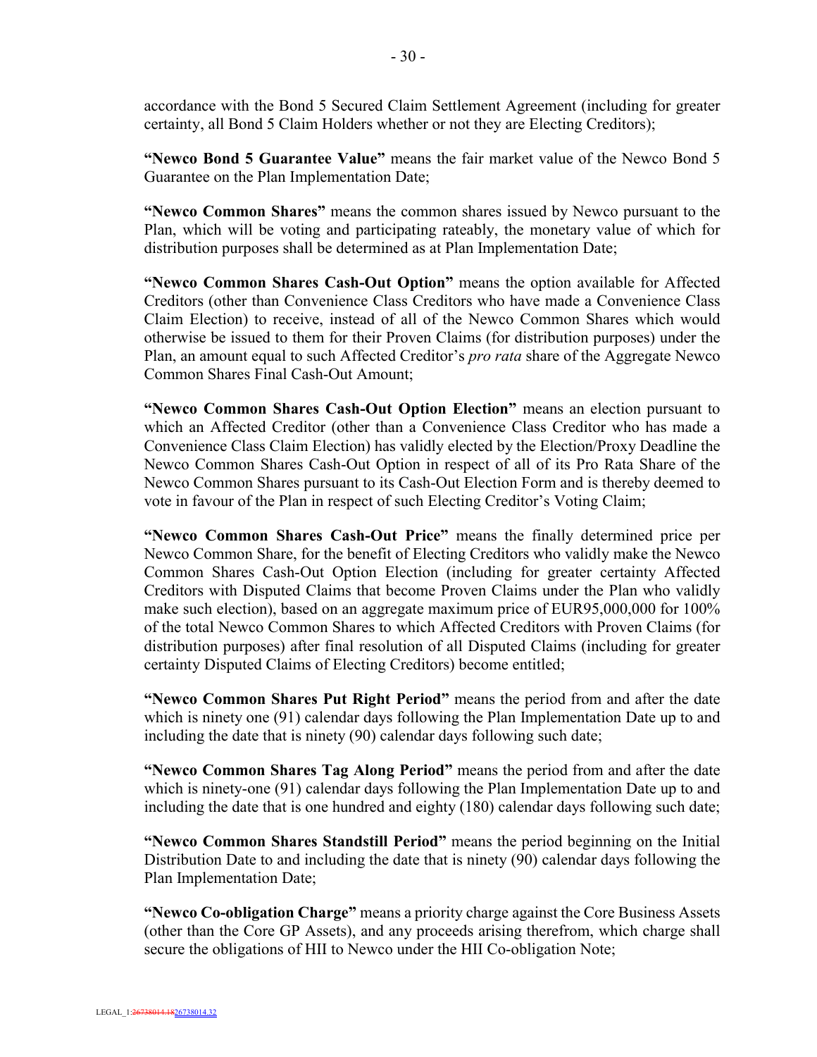accordance with the Bond 5 Secured Claim Settlement Agreement (including for greater certainty, all Bond 5 Claim Holders whether or not they are Electing Creditors);

**"Newco Bond 5 Guarantee Value"** means the fair market value of the Newco Bond 5 Guarantee on the Plan Implementation Date;

**"Newco Common Shares"** means the common shares issued by Newco pursuant to the Plan, which will be voting and participating rateably, the monetary value of which for distribution purposes shall be determined as at Plan Implementation Date;

**"Newco Common Shares Cash-Out Option"** means the option available for Affected Creditors (other than Convenience Class Creditors who have made a Convenience Class Claim Election) to receive, instead of all of the Newco Common Shares which would otherwise be issued to them for their Proven Claims (for distribution purposes) under the Plan, an amount equal to such Affected Creditor's *pro rata* share of the Aggregate Newco Common Shares Final Cash-Out Amount;

**"Newco Common Shares Cash-Out Option Election"** means an election pursuant to which an Affected Creditor (other than a Convenience Class Creditor who has made a Convenience Class Claim Election) has validly elected by the Election/Proxy Deadline the Newco Common Shares Cash-Out Option in respect of all of its Pro Rata Share of the Newco Common Shares pursuant to its Cash-Out Election Form and is thereby deemed to vote in favour of the Plan in respect of such Electing Creditor's Voting Claim;

**"Newco Common Shares Cash-Out Price"** means the finally determined price per Newco Common Share, for the benefit of Electing Creditors who validly make the Newco Common Shares Cash-Out Option Election (including for greater certainty Affected Creditors with Disputed Claims that become Proven Claims under the Plan who validly make such election), based on an aggregate maximum price of EUR95,000,000 for 100% of the total Newco Common Shares to which Affected Creditors with Proven Claims (for distribution purposes) after final resolution of all Disputed Claims (including for greater certainty Disputed Claims of Electing Creditors) become entitled;

**"Newco Common Shares Put Right Period"** means the period from and after the date which is ninety one (91) calendar days following the Plan Implementation Date up to and including the date that is ninety (90) calendar days following such date;

**"Newco Common Shares Tag Along Period"** means the period from and after the date which is ninety-one (91) calendar days following the Plan Implementation Date up to and including the date that is one hundred and eighty (180) calendar days following such date;

**"Newco Common Shares Standstill Period"** means the period beginning on the Initial Distribution Date to and including the date that is ninety (90) calendar days following the Plan Implementation Date;

**"Newco Co-obligation Charge"** means a priority charge against the Core Business Assets (other than the Core GP Assets), and any proceeds arising therefrom, which charge shall secure the obligations of HII to Newco under the HII Co-obligation Note;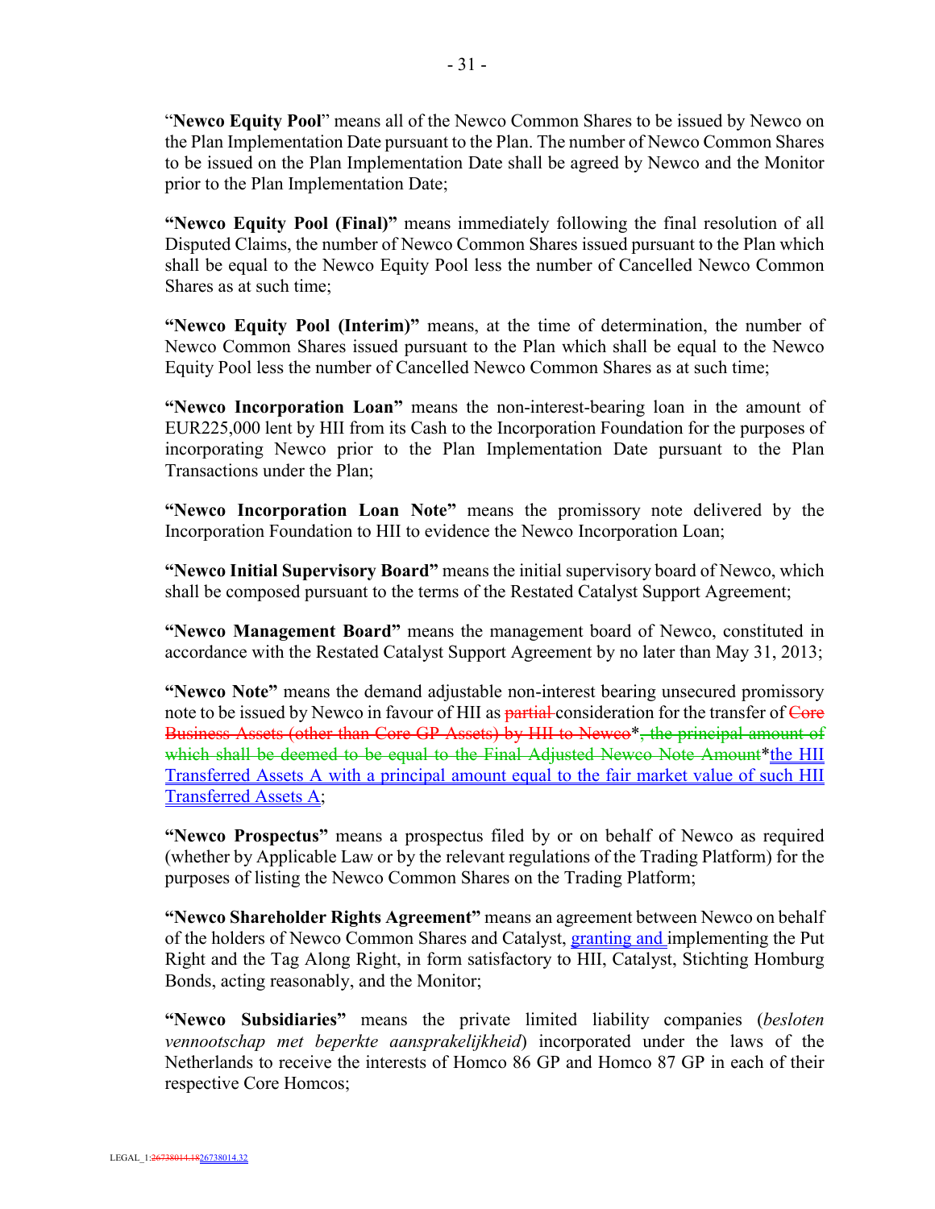"**Newco Equity Pool**" means all of the Newco Common Shares to be issued by Newco on the Plan Implementation Date pursuant to the Plan. The number of Newco Common Shares to be issued on the Plan Implementation Date shall be agreed by Newco and the Monitor prior to the Plan Implementation Date;

**"Newco Equity Pool (Final)"** means immediately following the final resolution of all Disputed Claims, the number of Newco Common Shares issued pursuant to the Plan which shall be equal to the Newco Equity Pool less the number of Cancelled Newco Common Shares as at such time;

**"Newco Equity Pool (Interim)"** means, at the time of determination, the number of Newco Common Shares issued pursuant to the Plan which shall be equal to the Newco Equity Pool less the number of Cancelled Newco Common Shares as at such time;

**"Newco Incorporation Loan"** means the non-interest-bearing loan in the amount of EUR225,000 lent by HII from its Cash to the Incorporation Foundation for the purposes of incorporating Newco prior to the Plan Implementation Date pursuant to the Plan Transactions under the Plan;

**"Newco Incorporation Loan Note"** means the promissory note delivered by the Incorporation Foundation to HII to evidence the Newco Incorporation Loan;

**"Newco Initial Supervisory Board"** means the initial supervisory board of Newco, which shall be composed pursuant to the terms of the Restated Catalyst Support Agreement;

**"Newco Management Board"** means the management board of Newco, constituted in accordance with the Restated Catalyst Support Agreement by no later than May 31, 2013;

**"Newco Note"** means the demand adjustable non-interest bearing unsecured promissory note to be issued by Newco in favour of HII as ~~partial~~ consideration for the transfer of ~~Core Business Assets (other than Core GP Assets) by HII to Newco~~*~~, the principal amount of which shall be deemed to be equal to the Final Adjusted Newco Note Amount~~*the HII Transferred Assets A with a principal amount equal to the fair market value of such HII Transferred Assets A;

**"Newco Prospectus"** means a prospectus filed by or on behalf of Newco as required (whether by Applicable Law or by the relevant regulations of the Trading Platform) for the purposes of listing the Newco Common Shares on the Trading Platform;

**"Newco Shareholder Rights Agreement"** means an agreement between Newco on behalf of the holders of Newco Common Shares and Catalyst, granting and implementing the Put Right and the Tag Along Right, in form satisfactory to HII, Catalyst, Stichting Homburg Bonds, acting reasonably, and the Monitor;

**"Newco Subsidiaries"** means the private limited liability companies (*besloten vennootschap met beperkte aansprakelijkheid*) incorporated under the laws of the Netherlands to receive the interests of Homco 86 GP and Homco 87 GP in each of their respective Core Homcos;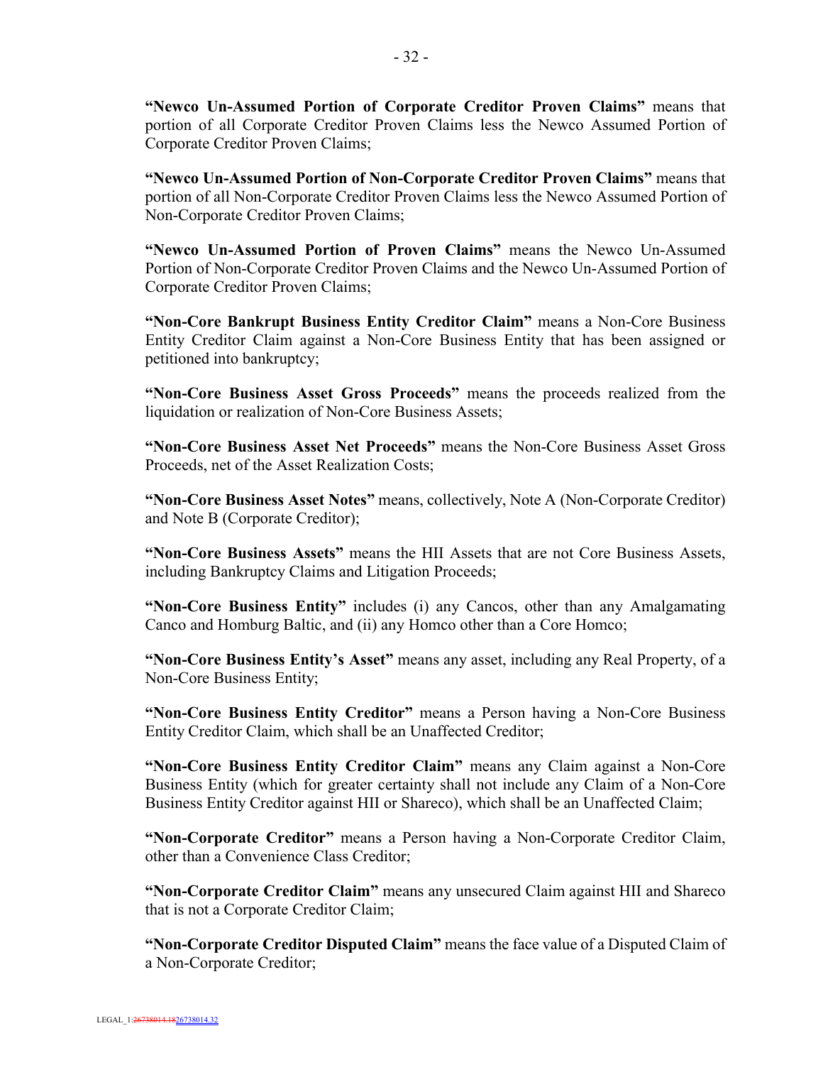**"Newco Un-Assumed Portion of Corporate Creditor Proven Claims"** means that portion of all Corporate Creditor Proven Claims less the Newco Assumed Portion of Corporate Creditor Proven Claims;

**"Newco Un-Assumed Portion of Non-Corporate Creditor Proven Claims"** means that portion of all Non-Corporate Creditor Proven Claims less the Newco Assumed Portion of Non-Corporate Creditor Proven Claims;

**"Newco Un-Assumed Portion of Proven Claims"** means the Newco Un-Assumed Portion of Non-Corporate Creditor Proven Claims and the Newco Un-Assumed Portion of Corporate Creditor Proven Claims;

**"Non-Core Bankrupt Business Entity Creditor Claim"** means a Non-Core Business Entity Creditor Claim against a Non-Core Business Entity that has been assigned or petitioned into bankruptcy;

**"Non-Core Business Asset Gross Proceeds"** means the proceeds realized from the liquidation or realization of Non-Core Business Assets;

**"Non-Core Business Asset Net Proceeds"** means the Non-Core Business Asset Gross Proceeds, net of the Asset Realization Costs;

**"Non-Core Business Asset Notes"** means, collectively, Note A (Non-Corporate Creditor) and Note B (Corporate Creditor);

**"Non-Core Business Assets"** means the HII Assets that are not Core Business Assets, including Bankruptcy Claims and Litigation Proceeds;

**"Non-Core Business Entity"** includes (i) any Cancos, other than any Amalgamating Canco and Homburg Baltic, and (ii) any Homco other than a Core Homco;

**"Non-Core Business Entity's Asset"** means any asset, including any Real Property, of a Non-Core Business Entity;

**"Non-Core Business Entity Creditor"** means a Person having a Non-Core Business Entity Creditor Claim, which shall be an Unaffected Creditor;

**"Non-Core Business Entity Creditor Claim"** means any Claim against a Non-Core Business Entity (which for greater certainty shall not include any Claim of a Non-Core Business Entity Creditor against HII or Shareco), which shall be an Unaffected Claim;

**"Non-Corporate Creditor"** means a Person having a Non-Corporate Creditor Claim, other than a Convenience Class Creditor;

**"Non-Corporate Creditor Claim"** means any unsecured Claim against HII and Shareco that is not a Corporate Creditor Claim;

**"Non-Corporate Creditor Disputed Claim"** means the face value of a Disputed Claim of a Non-Corporate Creditor;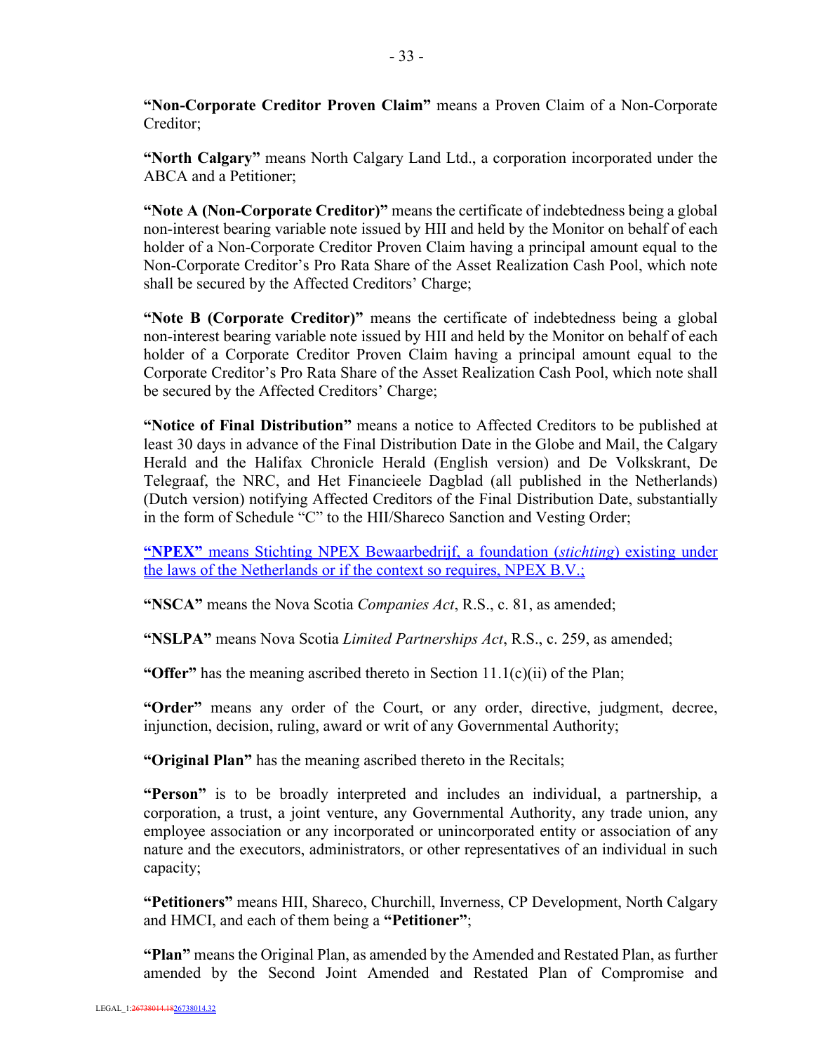**"Non-Corporate Creditor Proven Claim"** means a Proven Claim of a Non-Corporate Creditor;

**"North Calgary"** means North Calgary Land Ltd., a corporation incorporated under the ABCA and a Petitioner;

**"Note A (Non-Corporate Creditor)"** means the certificate of indebtedness being a global non-interest bearing variable note issued by HII and held by the Monitor on behalf of each holder of a Non-Corporate Creditor Proven Claim having a principal amount equal to the Non-Corporate Creditor's Pro Rata Share of the Asset Realization Cash Pool, which note shall be secured by the Affected Creditors' Charge;

**"Note B (Corporate Creditor)"** means the certificate of indebtedness being a global non-interest bearing variable note issued by HII and held by the Monitor on behalf of each holder of a Corporate Creditor Proven Claim having a principal amount equal to the Corporate Creditor's Pro Rata Share of the Asset Realization Cash Pool, which note shall be secured by the Affected Creditors' Charge;

**"Notice of Final Distribution"** means a notice to Affected Creditors to be published at least 30 days in advance of the Final Distribution Date in the Globe and Mail, the Calgary Herald and the Halifax Chronicle Herald (English version) and De Volkskrant, De Telegraaf, the NRC, and Het Financieele Dagblad (all published in the Netherlands) (Dutch version) notifying Affected Creditors of the Final Distribution Date, substantially in the form of Schedule "C" to the HII/Shareco Sanction and Vesting Order;

**"NPEX"** means Stichting NPEX Bewaarbedrijf, a foundation (*stichting*) existing under the laws of the Netherlands or if the context so requires, NPEX B.V.;

**"NSCA"** means the Nova Scotia *Companies Act*, R.S., c. 81, as amended;

**"NSLPA"** means Nova Scotia *Limited Partnerships Act*, R.S., c. 259, as amended;

**"Offer"** has the meaning ascribed thereto in Section 11.1(c)(ii) of the Plan;

**"Order"** means any order of the Court, or any order, directive, judgment, decree, injunction, decision, ruling, award or writ of any Governmental Authority;

**"Original Plan"** has the meaning ascribed thereto in the Recitals;

**"Person"** is to be broadly interpreted and includes an individual, a partnership, a corporation, a trust, a joint venture, any Governmental Authority, any trade union, any employee association or any incorporated or unincorporated entity or association of any nature and the executors, administrators, or other representatives of an individual in such capacity;

**"Petitioners"** means HII, Shareco, Churchill, Inverness, CP Development, North Calgary and HMCI, and each of them being a **"Petitioner"**;

**"Plan"** means the Original Plan, as amended by the Amended and Restated Plan, as further amended by the Second Joint Amended and Restated Plan of Compromise and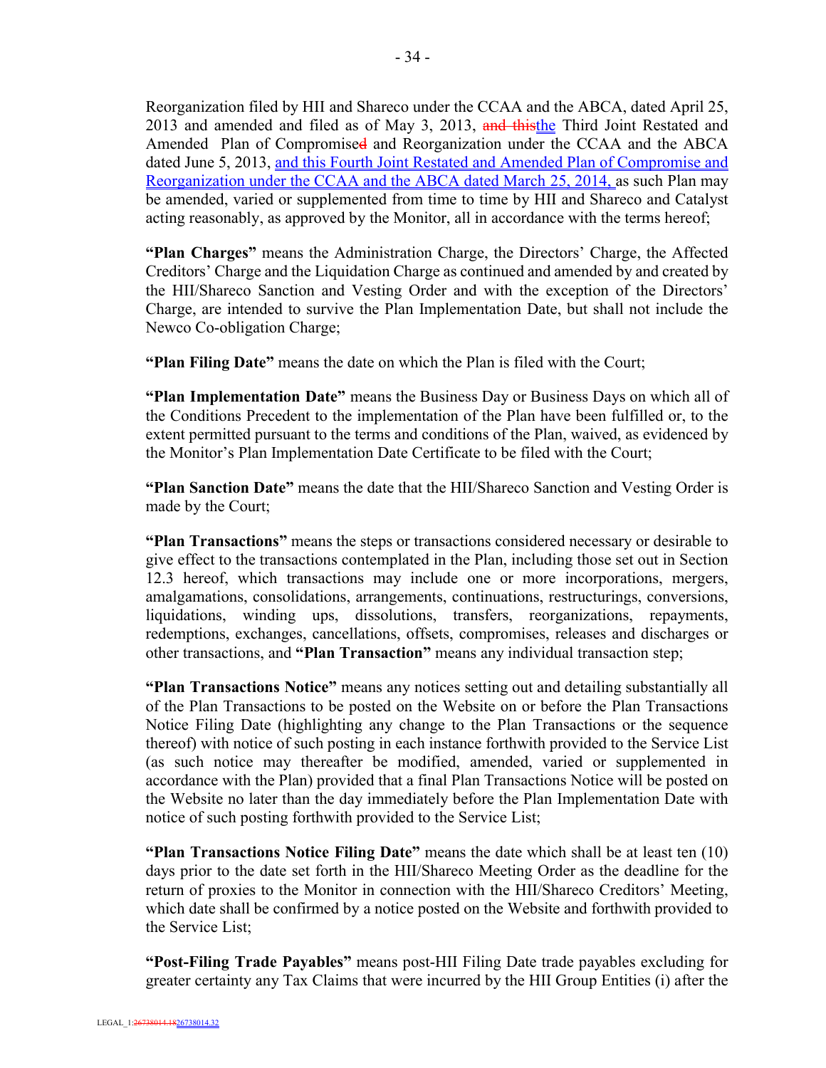Reorganization filed by HII and Shareco under the CCAA and the ABCA, dated April 25, 2013 and amended and filed as of May 3, 2013, ~~and this~~the Third Joint Restated and Amended Plan of Compromise~~d~~ and Reorganization under the CCAA and the ABCA dated June 5, 2013, and this Fourth Joint Restated and Amended Plan of Compromise and Reorganization under the CCAA and the ABCA dated March 25, 2014, as such Plan may be amended, varied or supplemented from time to time by HII and Shareco and Catalyst acting reasonably, as approved by the Monitor, all in accordance with the terms hereof;

**"Plan Charges"** means the Administration Charge, the Directors' Charge, the Affected Creditors' Charge and the Liquidation Charge as continued and amended by and created by the HII/Shareco Sanction and Vesting Order and with the exception of the Directors' Charge, are intended to survive the Plan Implementation Date, but shall not include the Newco Co-obligation Charge;

**"Plan Filing Date"** means the date on which the Plan is filed with the Court;

**"Plan Implementation Date"** means the Business Day or Business Days on which all of the Conditions Precedent to the implementation of the Plan have been fulfilled or, to the extent permitted pursuant to the terms and conditions of the Plan, waived, as evidenced by the Monitor's Plan Implementation Date Certificate to be filed with the Court;

**"Plan Sanction Date"** means the date that the HII/Shareco Sanction and Vesting Order is made by the Court;

**"Plan Transactions"** means the steps or transactions considered necessary or desirable to give effect to the transactions contemplated in the Plan, including those set out in Section 12.3 hereof, which transactions may include one or more incorporations, mergers, amalgamations, consolidations, arrangements, continuations, restructurings, conversions, liquidations, winding ups, dissolutions, transfers, reorganizations, repayments, redemptions, exchanges, cancellations, offsets, compromises, releases and discharges or other transactions, and **"Plan Transaction"** means any individual transaction step;

**"Plan Transactions Notice"** means any notices setting out and detailing substantially all of the Plan Transactions to be posted on the Website on or before the Plan Transactions Notice Filing Date (highlighting any change to the Plan Transactions or the sequence thereof) with notice of such posting in each instance forthwith provided to the Service List (as such notice may thereafter be modified, amended, varied or supplemented in accordance with the Plan) provided that a final Plan Transactions Notice will be posted on the Website no later than the day immediately before the Plan Implementation Date with notice of such posting forthwith provided to the Service List;

**"Plan Transactions Notice Filing Date"** means the date which shall be at least ten (10) days prior to the date set forth in the HII/Shareco Meeting Order as the deadline for the return of proxies to the Monitor in connection with the HII/Shareco Creditors' Meeting, which date shall be confirmed by a notice posted on the Website and forthwith provided to the Service List;

**"Post-Filing Trade Payables"** means post-HII Filing Date trade payables excluding for greater certainty any Tax Claims that were incurred by the HII Group Entities (i) after the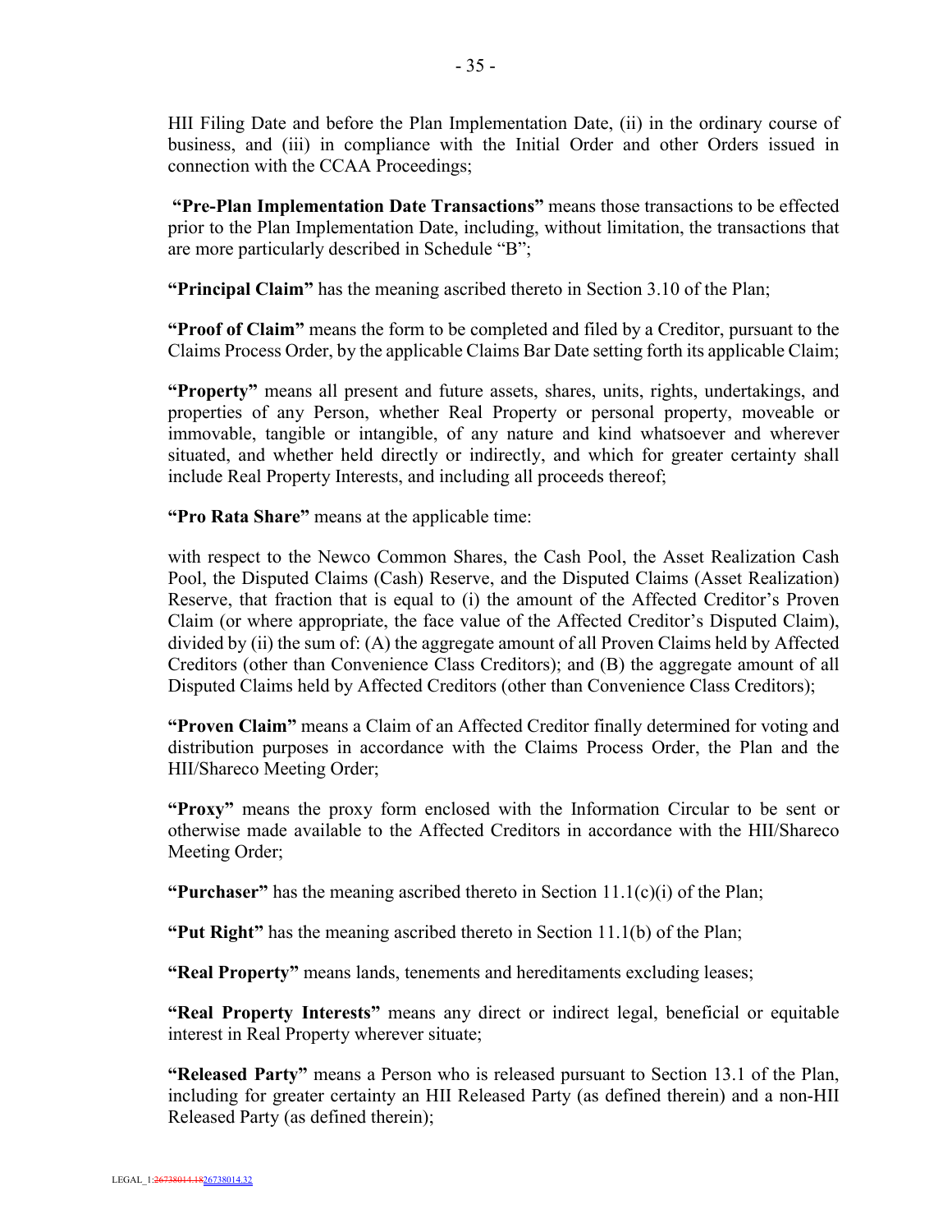HII Filing Date and before the Plan Implementation Date, (ii) in the ordinary course of business, and (iii) in compliance with the Initial Order and other Orders issued in connection with the CCAA Proceedings;

**"Pre-Plan Implementation Date Transactions"** means those transactions to be effected prior to the Plan Implementation Date, including, without limitation, the transactions that are more particularly described in Schedule "B";

**"Principal Claim"** has the meaning ascribed thereto in Section 3.10 of the Plan;

**"Proof of Claim"** means the form to be completed and filed by a Creditor, pursuant to the Claims Process Order, by the applicable Claims Bar Date setting forth its applicable Claim;

**"Property"** means all present and future assets, shares, units, rights, undertakings, and properties of any Person, whether Real Property or personal property, moveable or immovable, tangible or intangible, of any nature and kind whatsoever and wherever situated, and whether held directly or indirectly, and which for greater certainty shall include Real Property Interests, and including all proceeds thereof;

**"Pro Rata Share"** means at the applicable time:

with respect to the Newco Common Shares, the Cash Pool, the Asset Realization Cash Pool, the Disputed Claims (Cash) Reserve, and the Disputed Claims (Asset Realization) Reserve, that fraction that is equal to (i) the amount of the Affected Creditor's Proven Claim (or where appropriate, the face value of the Affected Creditor's Disputed Claim), divided by (ii) the sum of: (A) the aggregate amount of all Proven Claims held by Affected Creditors (other than Convenience Class Creditors); and (B) the aggregate amount of all Disputed Claims held by Affected Creditors (other than Convenience Class Creditors);

**"Proven Claim"** means a Claim of an Affected Creditor finally determined for voting and distribution purposes in accordance with the Claims Process Order, the Plan and the HII/Shareco Meeting Order;

**"Proxy"** means the proxy form enclosed with the Information Circular to be sent or otherwise made available to the Affected Creditors in accordance with the HII/Shareco Meeting Order;

**"Purchaser"** has the meaning ascribed thereto in Section 11.1(c)(i) of the Plan;

**"Put Right"** has the meaning ascribed thereto in Section 11.1(b) of the Plan;

**"Real Property"** means lands, tenements and hereditaments excluding leases;

**"Real Property Interests"** means any direct or indirect legal, beneficial or equitable interest in Real Property wherever situate;

**"Released Party"** means a Person who is released pursuant to Section 13.1 of the Plan, including for greater certainty an HII Released Party (as defined therein) and a non-HII Released Party (as defined therein);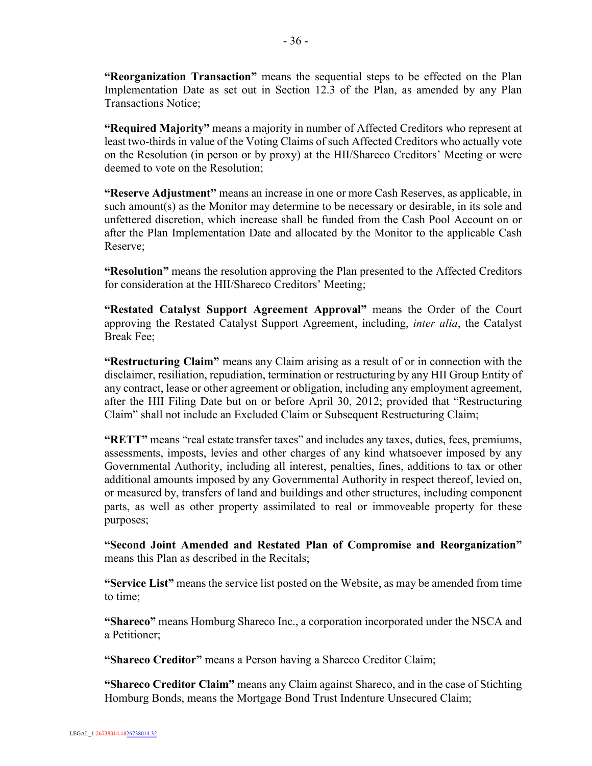**"Reorganization Transaction"** means the sequential steps to be effected on the Plan Implementation Date as set out in Section 12.3 of the Plan, as amended by any Plan Transactions Notice;

**"Required Majority"** means a majority in number of Affected Creditors who represent at least two-thirds in value of the Voting Claims of such Affected Creditors who actually vote on the Resolution (in person or by proxy) at the HII/Shareco Creditors' Meeting or were deemed to vote on the Resolution;

**"Reserve Adjustment"** means an increase in one or more Cash Reserves, as applicable, in such amount(s) as the Monitor may determine to be necessary or desirable, in its sole and unfettered discretion, which increase shall be funded from the Cash Pool Account on or after the Plan Implementation Date and allocated by the Monitor to the applicable Cash Reserve;

**"Resolution"** means the resolution approving the Plan presented to the Affected Creditors for consideration at the HII/Shareco Creditors' Meeting;

**"Restated Catalyst Support Agreement Approval"** means the Order of the Court approving the Restated Catalyst Support Agreement, including, *inter alia*, the Catalyst Break Fee;

**"Restructuring Claim"** means any Claim arising as a result of or in connection with the disclaimer, resiliation, repudiation, termination or restructuring by any HII Group Entity of any contract, lease or other agreement or obligation, including any employment agreement, after the HII Filing Date but on or before April 30, 2012; provided that "Restructuring Claim" shall not include an Excluded Claim or Subsequent Restructuring Claim;

**"RETT"** means "real estate transfer taxes" and includes any taxes, duties, fees, premiums, assessments, imposts, levies and other charges of any kind whatsoever imposed by any Governmental Authority, including all interest, penalties, fines, additions to tax or other additional amounts imposed by any Governmental Authority in respect thereof, levied on, or measured by, transfers of land and buildings and other structures, including component parts, as well as other property assimilated to real or immoveable property for these purposes;

**"Second Joint Amended and Restated Plan of Compromise and Reorganization"** means this Plan as described in the Recitals;

**"Service List"** means the service list posted on the Website, as may be amended from time to time;

**"Shareco"** means Homburg Shareco Inc., a corporation incorporated under the NSCA and a Petitioner;

**"Shareco Creditor"** means a Person having a Shareco Creditor Claim;

**"Shareco Creditor Claim"** means any Claim against Shareco, and in the case of Stichting Homburg Bonds, means the Mortgage Bond Trust Indenture Unsecured Claim;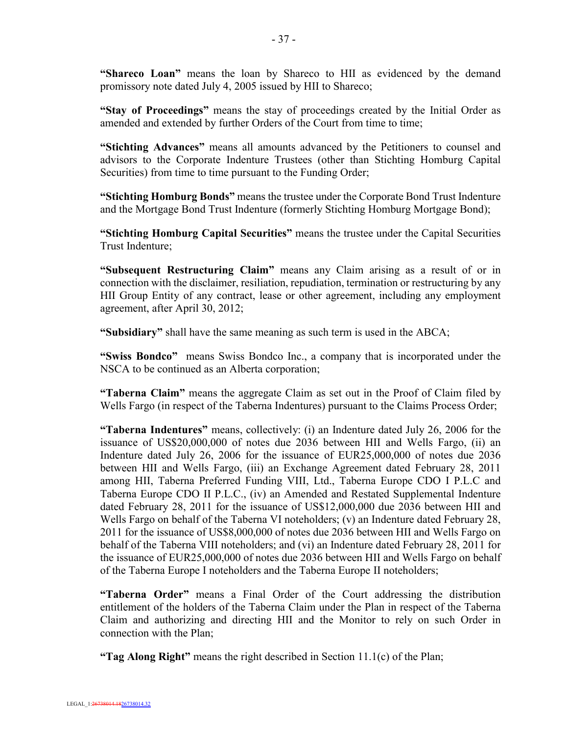**"Shareco Loan"** means the loan by Shareco to HII as evidenced by the demand promissory note dated July 4, 2005 issued by HII to Shareco;

**"Stay of Proceedings"** means the stay of proceedings created by the Initial Order as amended and extended by further Orders of the Court from time to time;

**"Stichting Advances"** means all amounts advanced by the Petitioners to counsel and advisors to the Corporate Indenture Trustees (other than Stichting Homburg Capital Securities) from time to time pursuant to the Funding Order;

**"Stichting Homburg Bonds"** means the trustee under the Corporate Bond Trust Indenture and the Mortgage Bond Trust Indenture (formerly Stichting Homburg Mortgage Bond);

**"Stichting Homburg Capital Securities"** means the trustee under the Capital Securities Trust Indenture;

**"Subsequent Restructuring Claim"** means any Claim arising as a result of or in connection with the disclaimer, resiliation, repudiation, termination or restructuring by any HII Group Entity of any contract, lease or other agreement, including any employment agreement, after April 30, 2012;

**"Subsidiary"** shall have the same meaning as such term is used in the ABCA;

**"Swiss Bondco"** means Swiss Bondco Inc., a company that is incorporated under the NSCA to be continued as an Alberta corporation;

**"Taberna Claim"** means the aggregate Claim as set out in the Proof of Claim filed by Wells Fargo (in respect of the Taberna Indentures) pursuant to the Claims Process Order;

**"Taberna Indentures"** means, collectively: (i) an Indenture dated July 26, 2006 for the issuance of US$20,000,000 of notes due 2036 between HII and Wells Fargo, (ii) an Indenture dated July 26, 2006 for the issuance of EUR25,000,000 of notes due 2036 between HII and Wells Fargo, (iii) an Exchange Agreement dated February 28, 2011 among HII, Taberna Preferred Funding VIII, Ltd., Taberna Europe CDO I P.L.C and Taberna Europe CDO II P.L.C., (iv) an Amended and Restated Supplemental Indenture dated February 28, 2011 for the issuance of US$12,000,000 due 2036 between HII and Wells Fargo on behalf of the Taberna VI noteholders; (v) an Indenture dated February 28, 2011 for the issuance of US$8,000,000 of notes due 2036 between HII and Wells Fargo on behalf of the Taberna VIII noteholders; and (vi) an Indenture dated February 28, 2011 for the issuance of EUR25,000,000 of notes due 2036 between HII and Wells Fargo on behalf of the Taberna Europe I noteholders and the Taberna Europe II noteholders;

**"Taberna Order"** means a Final Order of the Court addressing the distribution entitlement of the holders of the Taberna Claim under the Plan in respect of the Taberna Claim and authorizing and directing HII and the Monitor to rely on such Order in connection with the Plan;

**"Tag Along Right"** means the right described in Section 11.1(c) of the Plan;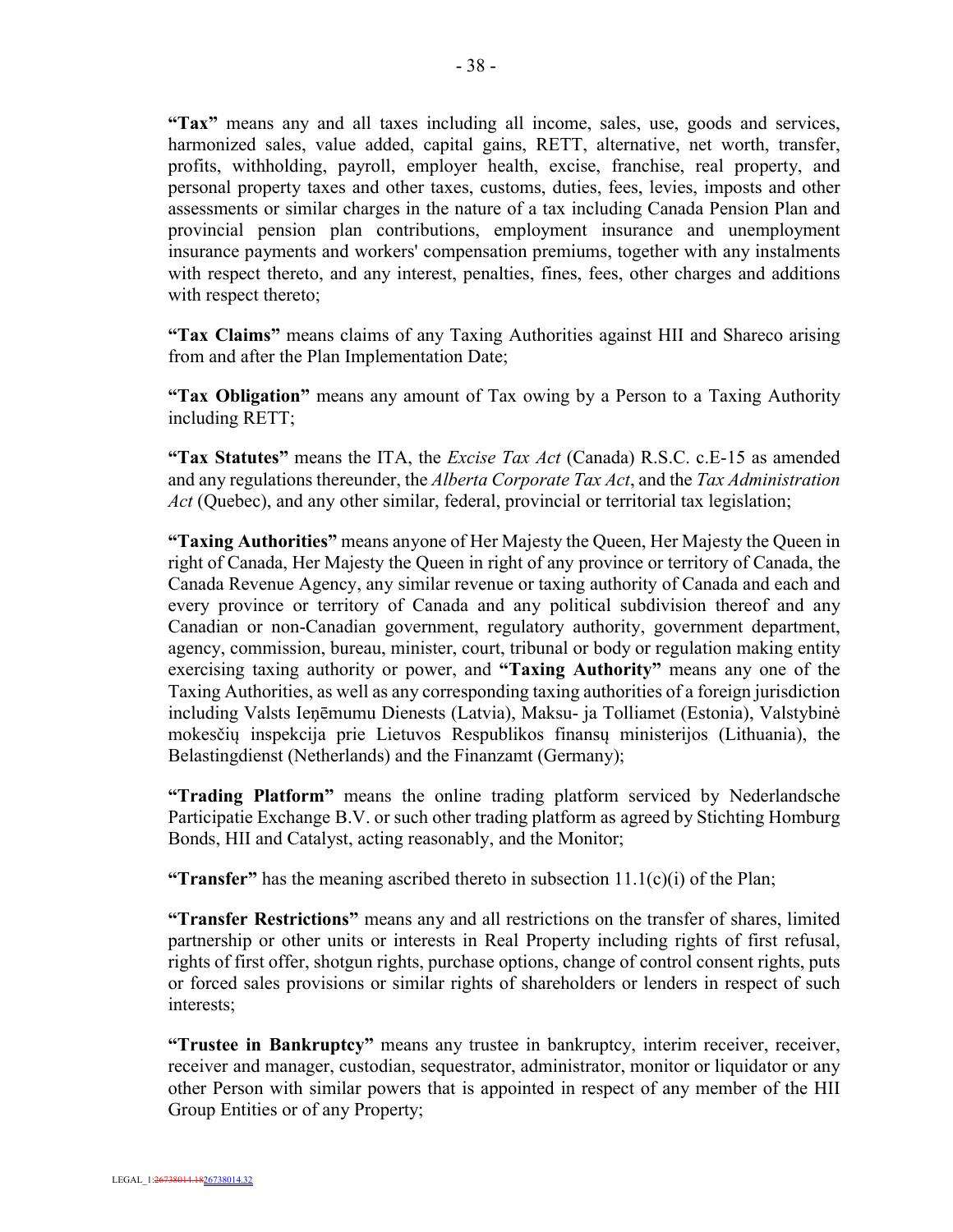**"Tax"** means any and all taxes including all income, sales, use, goods and services, harmonized sales, value added, capital gains, RETT, alternative, net worth, transfer, profits, withholding, payroll, employer health, excise, franchise, real property, and personal property taxes and other taxes, customs, duties, fees, levies, imposts and other assessments or similar charges in the nature of a tax including Canada Pension Plan and provincial pension plan contributions, employment insurance and unemployment insurance payments and workers' compensation premiums, together with any instalments with respect thereto, and any interest, penalties, fines, fees, other charges and additions with respect thereto;

**"Tax Claims"** means claims of any Taxing Authorities against HII and Shareco arising from and after the Plan Implementation Date;

**"Tax Obligation"** means any amount of Tax owing by a Person to a Taxing Authority including RETT;

**"Tax Statutes"** means the ITA, the *Excise Tax Act* (Canada) R.S.C. c.E-15 as amended and any regulations thereunder, the *Alberta Corporate Tax Act*, and the *Tax Administration Act* (Quebec), and any other similar, federal, provincial or territorial tax legislation;

**"Taxing Authorities"** means anyone of Her Majesty the Queen, Her Majesty the Queen in right of Canada, Her Majesty the Queen in right of any province or territory of Canada, the Canada Revenue Agency, any similar revenue or taxing authority of Canada and each and every province or territory of Canada and any political subdivision thereof and any Canadian or non-Canadian government, regulatory authority, government department, agency, commission, bureau, minister, court, tribunal or body or regulation making entity exercising taxing authority or power, and **"Taxing Authority"** means any one of the Taxing Authorities, as well as any corresponding taxing authorities of a foreign jurisdiction including Valsts Ieņēmumu Dienests (Latvia), Maksu- ja Tolliamet (Estonia), Valstybinė mokesčių inspekcija prie Lietuvos Respublikos finansų ministerijos (Lithuania), the Belastingdienst (Netherlands) and the Finanzamt (Germany);

**"Trading Platform"** means the online trading platform serviced by Nederlandsche Participatie Exchange B.V. or such other trading platform as agreed by Stichting Homburg Bonds, HII and Catalyst, acting reasonably, and the Monitor;

**"Transfer"** has the meaning ascribed thereto in subsection 11.1(c)(i) of the Plan;

**"Transfer Restrictions"** means any and all restrictions on the transfer of shares, limited partnership or other units or interests in Real Property including rights of first refusal, rights of first offer, shotgun rights, purchase options, change of control consent rights, puts or forced sales provisions or similar rights of shareholders or lenders in respect of such interests;

**"Trustee in Bankruptcy"** means any trustee in bankruptcy, interim receiver, receiver, receiver and manager, custodian, sequestrator, administrator, monitor or liquidator or any other Person with similar powers that is appointed in respect of any member of the HII Group Entities or of any Property;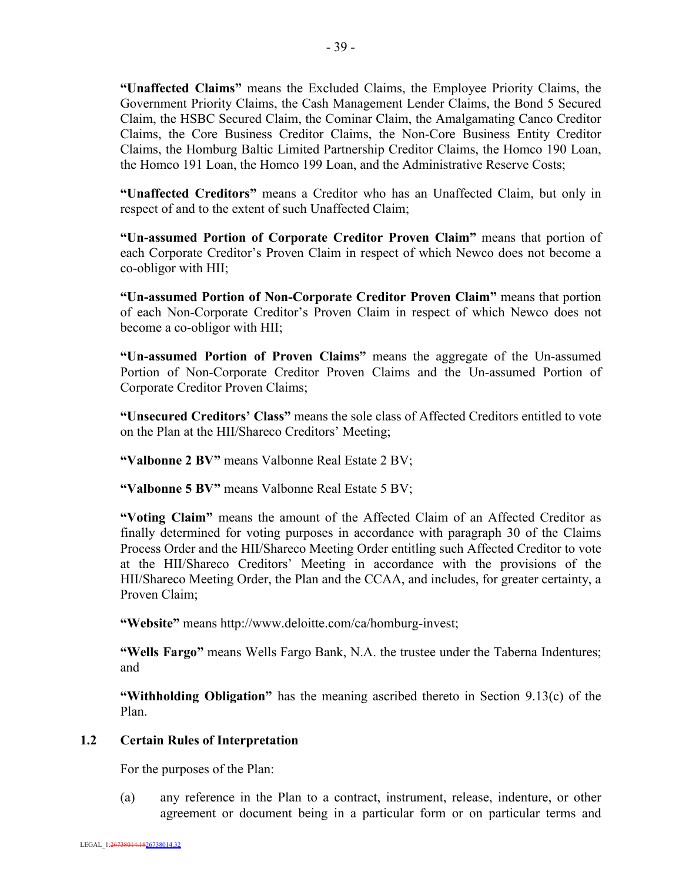**"Unaffected Claims"** means the Excluded Claims, the Employee Priority Claims, the Government Priority Claims, the Cash Management Lender Claims, the Bond 5 Secured Claim, the HSBC Secured Claim, the Cominar Claim, the Amalgamating Canco Creditor Claims, the Core Business Creditor Claims, the Non-Core Business Entity Creditor Claims, the Homburg Baltic Limited Partnership Creditor Claims, the Homco 190 Loan, the Homco 191 Loan, the Homco 199 Loan, and the Administrative Reserve Costs;

**"Unaffected Creditors"** means a Creditor who has an Unaffected Claim, but only in respect of and to the extent of such Unaffected Claim;

**"Un-assumed Portion of Corporate Creditor Proven Claim"** means that portion of each Corporate Creditor's Proven Claim in respect of which Newco does not become a co-obligor with HII;

**"Un-assumed Portion of Non-Corporate Creditor Proven Claim"** means that portion of each Non-Corporate Creditor's Proven Claim in respect of which Newco does not become a co-obligor with HII;

**"Un-assumed Portion of Proven Claims"** means the aggregate of the Un-assumed Portion of Non-Corporate Creditor Proven Claims and the Un-assumed Portion of Corporate Creditor Proven Claims;

**"Unsecured Creditors' Class"** means the sole class of Affected Creditors entitled to vote on the Plan at the HII/Shareco Creditors' Meeting;

**"Valbonne 2 BV"** means Valbonne Real Estate 2 BV;

**"Valbonne 5 BV"** means Valbonne Real Estate 5 BV;

**"Voting Claim"** means the amount of the Affected Claim of an Affected Creditor as finally determined for voting purposes in accordance with paragraph 30 of the Claims Process Order and the HII/Shareco Meeting Order entitling such Affected Creditor to vote at the HII/Shareco Creditors' Meeting in accordance with the provisions of the HII/Shareco Meeting Order, the Plan and the CCAA, and includes, for greater certainty, a Proven Claim;

**"Website"** means http://www.deloitte.com/ca/homburg-invest;

**"Wells Fargo"** means Wells Fargo Bank, N.A. the trustee under the Taberna Indentures; and

**"Withholding Obligation"** has the meaning ascribed thereto in Section 9.13(c) of the Plan.

### 1.2 Certain Rules of Interpretation

For the purposes of the Plan:

(a) any reference in the Plan to a contract, instrument, release, indenture, or other agreement or document being in a particular form or on particular terms and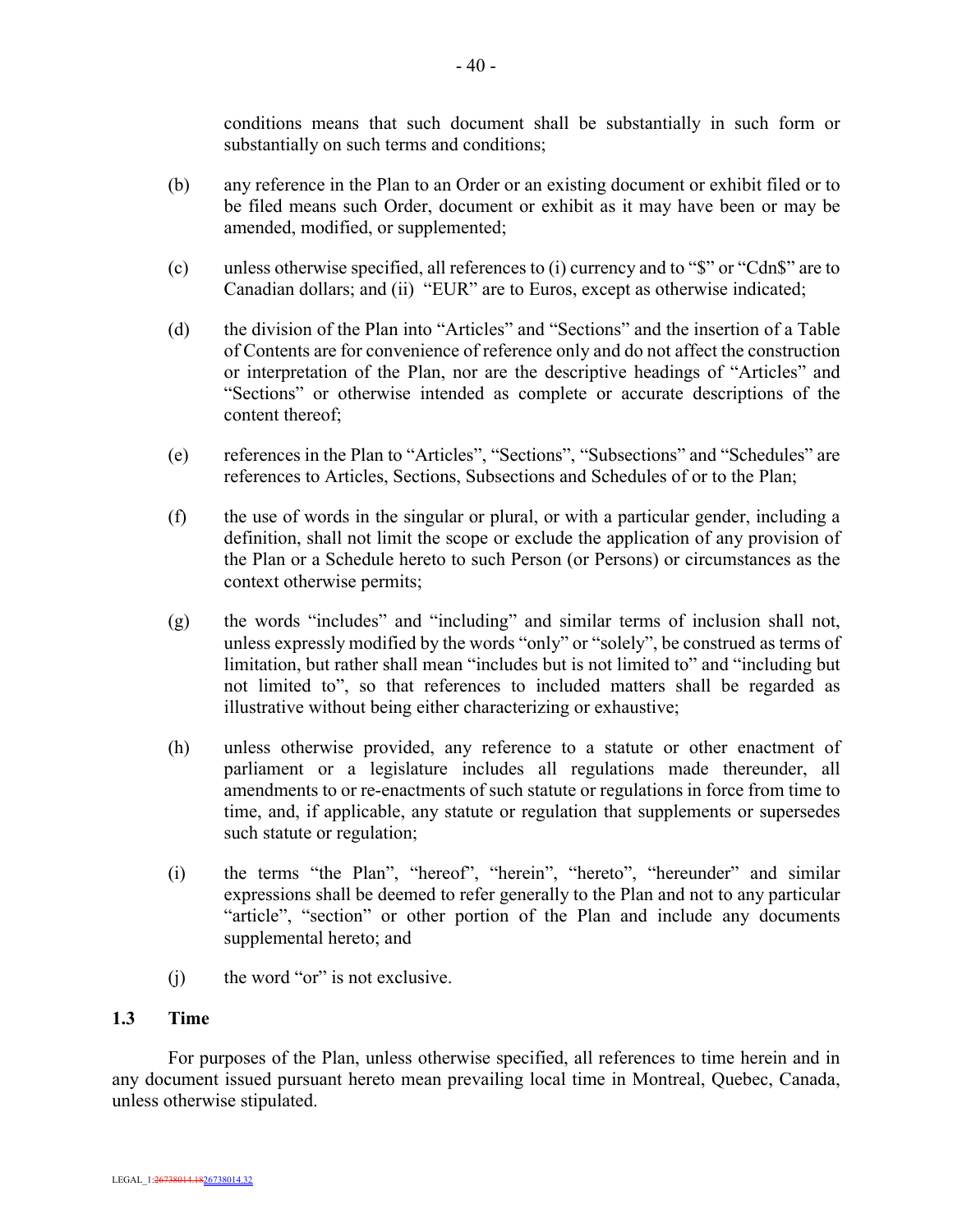conditions means that such document shall be substantially in such form or substantially on such terms and conditions;

(b) any reference in the Plan to an Order or an existing document or exhibit filed or to be filed means such Order, document or exhibit as it may have been or may be amended, modified, or supplemented;

(c) unless otherwise specified, all references to (i) currency and to "$" or "Cdn$" are to Canadian dollars; and (ii) "EUR" are to Euros, except as otherwise indicated;

(d) the division of the Plan into "Articles" and "Sections" and the insertion of a Table of Contents are for convenience of reference only and do not affect the construction or interpretation of the Plan, nor are the descriptive headings of "Articles" and "Sections" or otherwise intended as complete or accurate descriptions of the content thereof;

(e) references in the Plan to "Articles", "Sections", "Subsections" and "Schedules" are references to Articles, Sections, Subsections and Schedules of or to the Plan;

(f) the use of words in the singular or plural, or with a particular gender, including a definition, shall not limit the scope or exclude the application of any provision of the Plan or a Schedule hereto to such Person (or Persons) or circumstances as the context otherwise permits;

(g) the words "includes" and "including" and similar terms of inclusion shall not, unless expressly modified by the words "only" or "solely", be construed as terms of limitation, but rather shall mean "includes but is not limited to" and "including but not limited to", so that references to included matters shall be regarded as illustrative without being either characterizing or exhaustive;

(h) unless otherwise provided, any reference to a statute or other enactment of parliament or a legislature includes all regulations made thereunder, all amendments to or re-enactments of such statute or regulations in force from time to time, and, if applicable, any statute or regulation that supplements or supersedes such statute or regulation;

(i) the terms "the Plan", "hereof", "herein", "hereto", "hereunder" and similar expressions shall be deemed to refer generally to the Plan and not to any particular "article", "section" or other portion of the Plan and include any documents supplemental hereto; and

(j) the word "or" is not exclusive.

### 1.3 Time

For purposes of the Plan, unless otherwise specified, all references to time herein and in any document issued pursuant hereto mean prevailing local time in Montreal, Quebec, Canada, unless otherwise stipulated.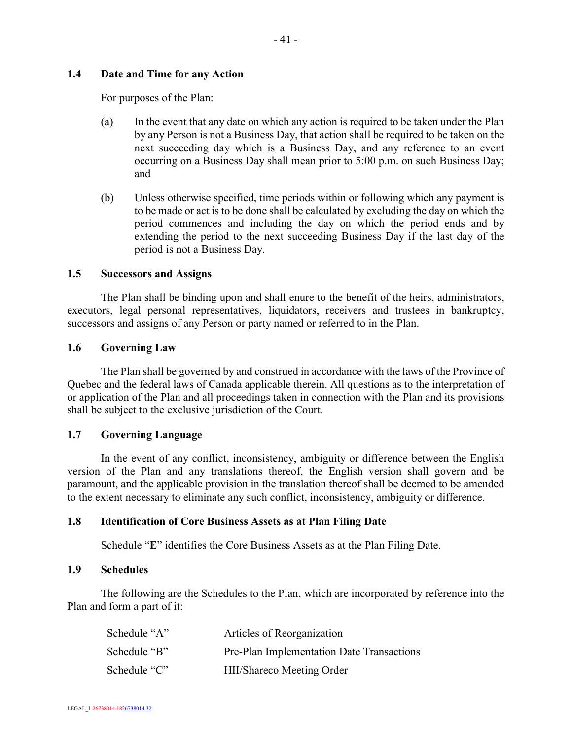### 1.4 Date and Time for any Action

For purposes of the Plan:

(a) In the event that any date on which any action is required to be taken under the Plan by any Person is not a Business Day, that action shall be required to be taken on the next succeeding day which is a Business Day, and any reference to an event occurring on a Business Day shall mean prior to 5:00 p.m. on such Business Day; and

(b) Unless otherwise specified, time periods within or following which any payment is to be made or act is to be done shall be calculated by excluding the day on which the period commences and including the day on which the period ends and by extending the period to the next succeeding Business Day if the last day of the period is not a Business Day.

### 1.5 Successors and Assigns

The Plan shall be binding upon and shall enure to the benefit of the heirs, administrators, executors, legal personal representatives, liquidators, receivers and trustees in bankruptcy, successors and assigns of any Person or party named or referred to in the Plan.

### 1.6 Governing Law

The Plan shall be governed by and construed in accordance with the laws of the Province of Quebec and the federal laws of Canada applicable therein. All questions as to the interpretation of or application of the Plan and all proceedings taken in connection with the Plan and its provisions shall be subject to the exclusive jurisdiction of the Court.

### 1.7 Governing Language

In the event of any conflict, inconsistency, ambiguity or difference between the English version of the Plan and any translations thereof, the English version shall govern and be paramount, and the applicable provision in the translation thereof shall be deemed to be amended to the extent necessary to eliminate any such conflict, inconsistency, ambiguity or difference.

### 1.8 Identification of Core Business Assets as at Plan Filing Date

Schedule "**E**" identifies the Core Business Assets as at the Plan Filing Date.

### 1.9 Schedules

The following are the Schedules to the Plan, which are incorporated by reference into the Plan and form a part of it:

| | |
|---|---|
| Schedule "A" | Articles of Reorganization |
| Schedule "B" | Pre-Plan Implementation Date Transactions |
| Schedule "C" | HII/Shareco Meeting Order |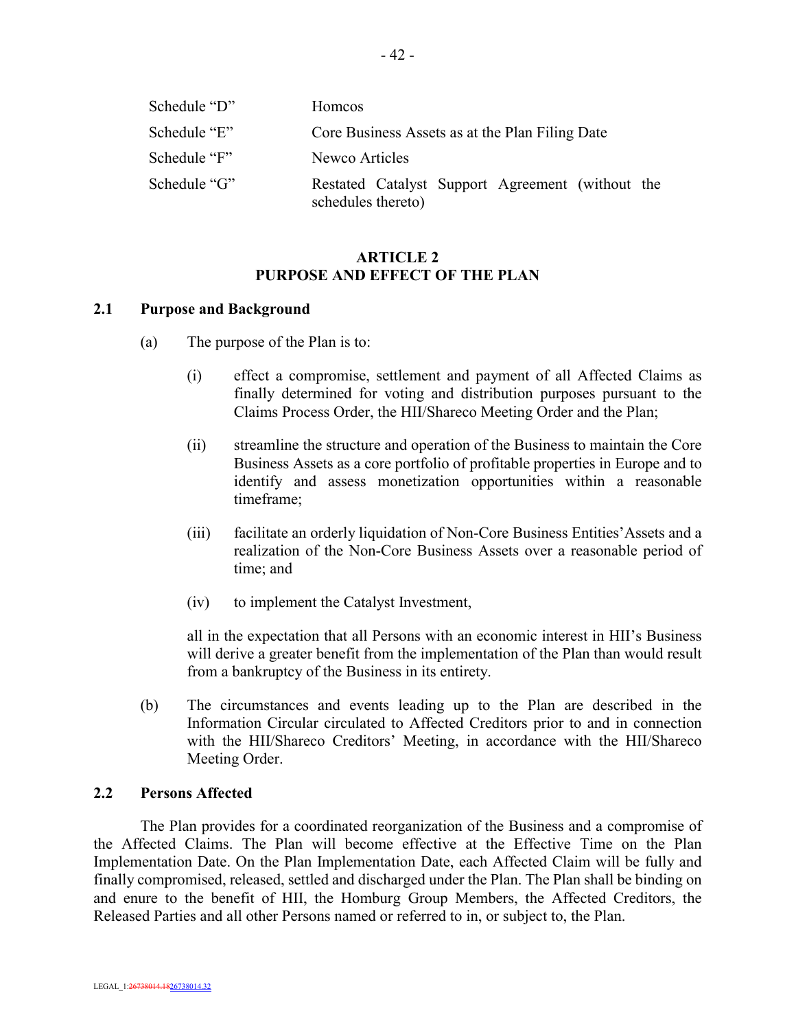| | |
|---|---|
| Schedule "D" | Homcos |
| Schedule "E" | Core Business Assets as at the Plan Filing Date |
| Schedule "F" | Newco Articles |
| Schedule "G" | Restated Catalyst Support Agreement (without the schedules thereto) |

# ARTICLE 2
# PURPOSE AND EFFECT OF THE PLAN

## 2.1 Purpose and Background

(a) The purpose of the Plan is to:

(i) effect a compromise, settlement and payment of all Affected Claims as finally determined for voting and distribution purposes pursuant to the Claims Process Order, the HII/Shareco Meeting Order and the Plan;

(ii) streamline the structure and operation of the Business to maintain the Core Business Assets as a core portfolio of profitable properties in Europe and to identify and assess monetization opportunities within a reasonable timeframe;

(iii) facilitate an orderly liquidation of Non-Core Business Entities' Assets and a realization of the Non-Core Business Assets over a reasonable period of time; and

(iv) to implement the Catalyst Investment,

all in the expectation that all Persons with an economic interest in HII's Business will derive a greater benefit from the implementation of the Plan than would result from a bankruptcy of the Business in its entirety.

(b) The circumstances and events leading up to the Plan are described in the Information Circular circulated to Affected Creditors prior to and in connection with the HII/Shareco Creditors' Meeting, in accordance with the HII/Shareco Meeting Order.

## 2.2 Persons Affected

The Plan provides for a coordinated reorganization of the Business and a compromise of the Affected Claims. The Plan will become effective at the Effective Time on the Plan Implementation Date. On the Plan Implementation Date, each Affected Claim will be fully and finally compromised, released, settled and discharged under the Plan. The Plan shall be binding on and enure to the benefit of HII, the Homburg Group Members, the Affected Creditors, the Released Parties and all other Persons named or referred to in, or subject to, the Plan.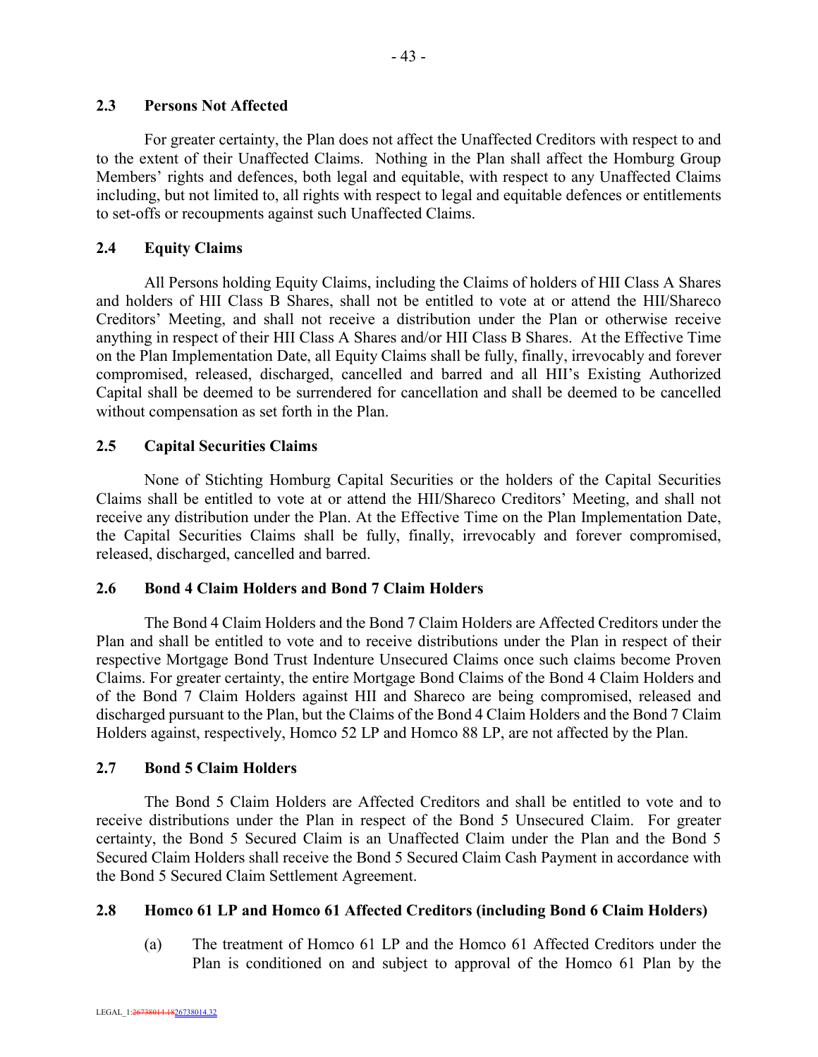## 2.3 Persons Not Affected

For greater certainty, the Plan does not affect the Unaffected Creditors with respect to and to the extent of their Unaffected Claims. Nothing in the Plan shall affect the Homburg Group Members' rights and defences, both legal and equitable, with respect to any Unaffected Claims including, but not limited to, all rights with respect to legal and equitable defences or entitlements to set-offs or recoupments against such Unaffected Claims.

## 2.4 Equity Claims

All Persons holding Equity Claims, including the Claims of holders of HII Class A Shares and holders of HII Class B Shares, shall not be entitled to vote at or attend the HII/Shareco Creditors' Meeting, and shall not receive a distribution under the Plan or otherwise receive anything in respect of their HII Class A Shares and/or HII Class B Shares. At the Effective Time on the Plan Implementation Date, all Equity Claims shall be fully, finally, irrevocably and forever compromised, released, discharged, cancelled and barred and all HII's Existing Authorized Capital shall be deemed to be surrendered for cancellation and shall be deemed to be cancelled without compensation as set forth in the Plan.

## 2.5 Capital Securities Claims

None of Stichting Homburg Capital Securities or the holders of the Capital Securities Claims shall be entitled to vote at or attend the HII/Shareco Creditors' Meeting, and shall not receive any distribution under the Plan. At the Effective Time on the Plan Implementation Date, the Capital Securities Claims shall be fully, finally, irrevocably and forever compromised, released, discharged, cancelled and barred.

## 2.6 Bond 4 Claim Holders and Bond 7 Claim Holders

The Bond 4 Claim Holders and the Bond 7 Claim Holders are Affected Creditors under the Plan and shall be entitled to vote and to receive distributions under the Plan in respect of their respective Mortgage Bond Trust Indenture Unsecured Claims once such claims become Proven Claims. For greater certainty, the entire Mortgage Bond Claims of the Bond 4 Claim Holders and of the Bond 7 Claim Holders against HII and Shareco are being compromised, released and discharged pursuant to the Plan, but the Claims of the Bond 4 Claim Holders and the Bond 7 Claim Holders against, respectively, Homco 52 LP and Homco 88 LP, are not affected by the Plan.

## 2.7 Bond 5 Claim Holders

The Bond 5 Claim Holders are Affected Creditors and shall be entitled to vote and to receive distributions under the Plan in respect of the Bond 5 Unsecured Claim. For greater certainty, the Bond 5 Secured Claim is an Unaffected Claim under the Plan and the Bond 5 Secured Claim Holders shall receive the Bond 5 Secured Claim Cash Payment in accordance with the Bond 5 Secured Claim Settlement Agreement.

## 2.8 Homco 61 LP and Homco 61 Affected Creditors (including Bond 6 Claim Holders)

(a) The treatment of Homco 61 LP and the Homco 61 Affected Creditors under the Plan is conditioned on and subject to approval of the Homco 61 Plan by the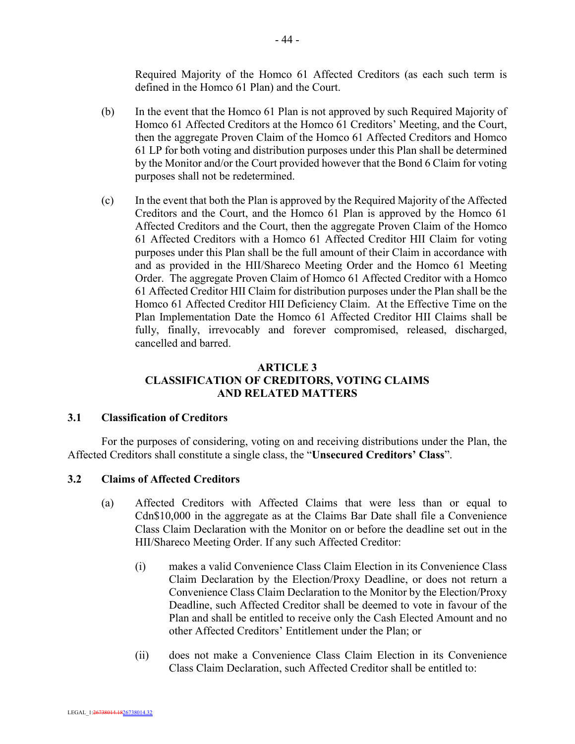Required Majority of the Homco 61 Affected Creditors (as each such term is defined in the Homco 61 Plan) and the Court.

(b) In the event that the Homco 61 Plan is not approved by such Required Majority of Homco 61 Affected Creditors at the Homco 61 Creditors' Meeting, and the Court, then the aggregate Proven Claim of the Homco 61 Affected Creditors and Homco 61 LP for both voting and distribution purposes under this Plan shall be determined by the Monitor and/or the Court provided however that the Bond 6 Claim for voting purposes shall not be redetermined.

(c) In the event that both the Plan is approved by the Required Majority of the Affected Creditors and the Court, and the Homco 61 Plan is approved by the Homco 61 Affected Creditors and the Court, then the aggregate Proven Claim of the Homco 61 Affected Creditors with a Homco 61 Affected Creditor HII Claim for voting purposes under this Plan shall be the full amount of their Claim in accordance with and as provided in the HII/Shareco Meeting Order and the Homco 61 Meeting Order. The aggregate Proven Claim of Homco 61 Affected Creditor with a Homco 61 Affected Creditor HII Claim for distribution purposes under the Plan shall be the Homco 61 Affected Creditor HII Deficiency Claim. At the Effective Time on the Plan Implementation Date the Homco 61 Affected Creditor HII Claims shall be fully, finally, irrevocably and forever compromised, released, discharged, cancelled and barred.

## ARTICLE 3
## CLASSIFICATION OF CREDITORS, VOTING CLAIMS AND RELATED MATTERS

### 3.1 Classification of Creditors

For the purposes of considering, voting on and receiving distributions under the Plan, the Affected Creditors shall constitute a single class, the "**Unsecured Creditors' Class**".

### 3.2 Claims of Affected Creditors

(a) Affected Creditors with Affected Claims that were less than or equal to Cdn$10,000 in the aggregate as at the Claims Bar Date shall file a Convenience Class Claim Declaration with the Monitor on or before the deadline set out in the HII/Shareco Meeting Order. If any such Affected Creditor:

(i) makes a valid Convenience Class Claim Election in its Convenience Class Claim Declaration by the Election/Proxy Deadline, or does not return a Convenience Class Claim Declaration to the Monitor by the Election/Proxy Deadline, such Affected Creditor shall be deemed to vote in favour of the Plan and shall be entitled to receive only the Cash Elected Amount and no other Affected Creditors' Entitlement under the Plan; or

(ii) does not make a Convenience Class Claim Election in its Convenience Class Claim Declaration, such Affected Creditor shall be entitled to: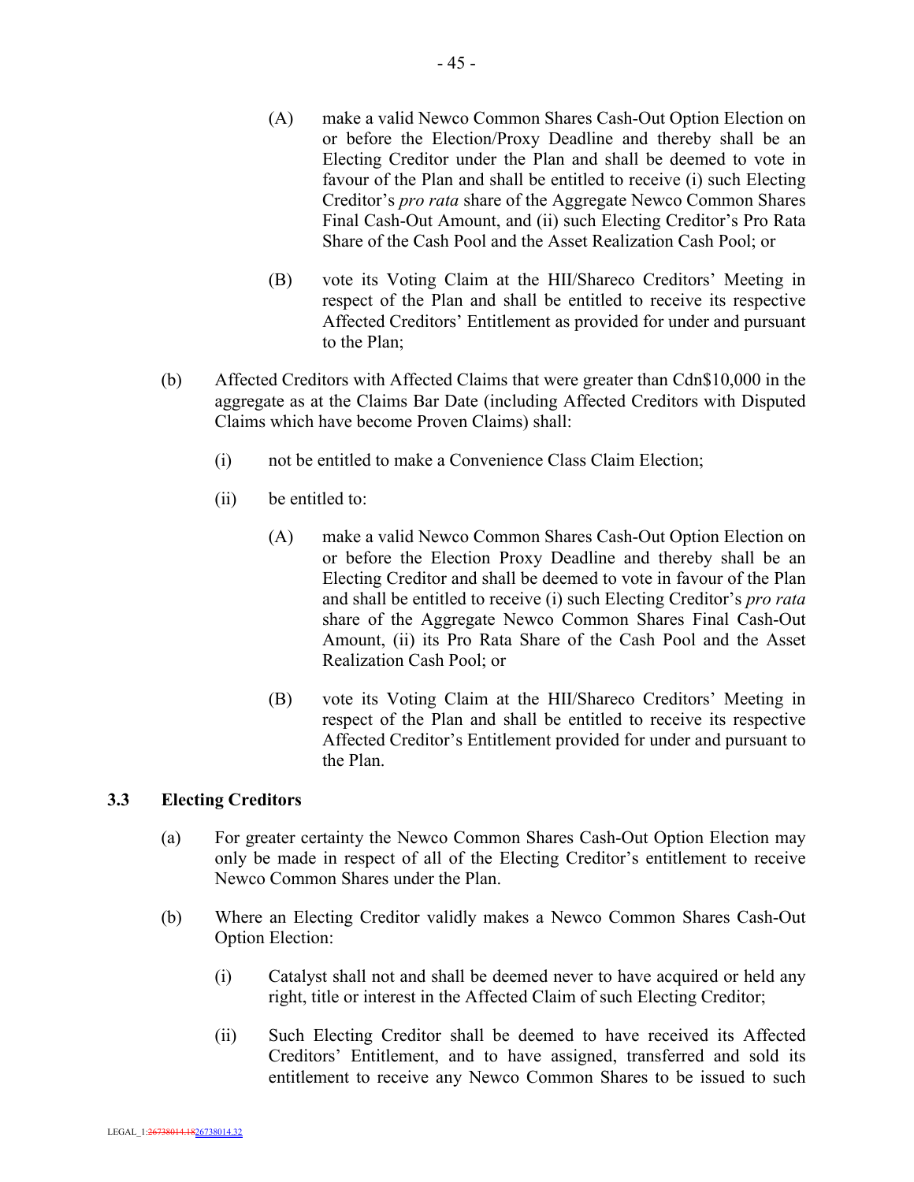(A) make a valid Newco Common Shares Cash-Out Option Election on or before the Election/Proxy Deadline and thereby shall be an Electing Creditor under the Plan and shall be deemed to vote in favour of the Plan and shall be entitled to receive (i) such Electing Creditor's *pro rata* share of the Aggregate Newco Common Shares Final Cash-Out Amount, and (ii) such Electing Creditor's Pro Rata Share of the Cash Pool and the Asset Realization Cash Pool; or

(B) vote its Voting Claim at the HII/Shareco Creditors' Meeting in respect of the Plan and shall be entitled to receive its respective Affected Creditors' Entitlement as provided for under and pursuant to the Plan;

(b) Affected Creditors with Affected Claims that were greater than Cdn$10,000 in the aggregate as at the Claims Bar Date (including Affected Creditors with Disputed Claims which have become Proven Claims) shall:

(i) not be entitled to make a Convenience Class Claim Election;

(ii) be entitled to:

(A) make a valid Newco Common Shares Cash-Out Option Election on or before the Election Proxy Deadline and thereby shall be an Electing Creditor and shall be deemed to vote in favour of the Plan and shall be entitled to receive (i) such Electing Creditor's *pro rata* share of the Aggregate Newco Common Shares Final Cash-Out Amount, (ii) its Pro Rata Share of the Cash Pool and the Asset Realization Cash Pool; or

(B) vote its Voting Claim at the HII/Shareco Creditors' Meeting in respect of the Plan and shall be entitled to receive its respective Affected Creditor's Entitlement provided for under and pursuant to the Plan.

## 3.3 Electing Creditors

(a) For greater certainty the Newco Common Shares Cash-Out Option Election may only be made in respect of all of the Electing Creditor's entitlement to receive Newco Common Shares under the Plan.

(b) Where an Electing Creditor validly makes a Newco Common Shares Cash-Out Option Election:

(i) Catalyst shall not and shall be deemed never to have acquired or held any right, title or interest in the Affected Claim of such Electing Creditor;

(ii) Such Electing Creditor shall be deemed to have received its Affected Creditors' Entitlement, and to have assigned, transferred and sold its entitlement to receive any Newco Common Shares to be issued to such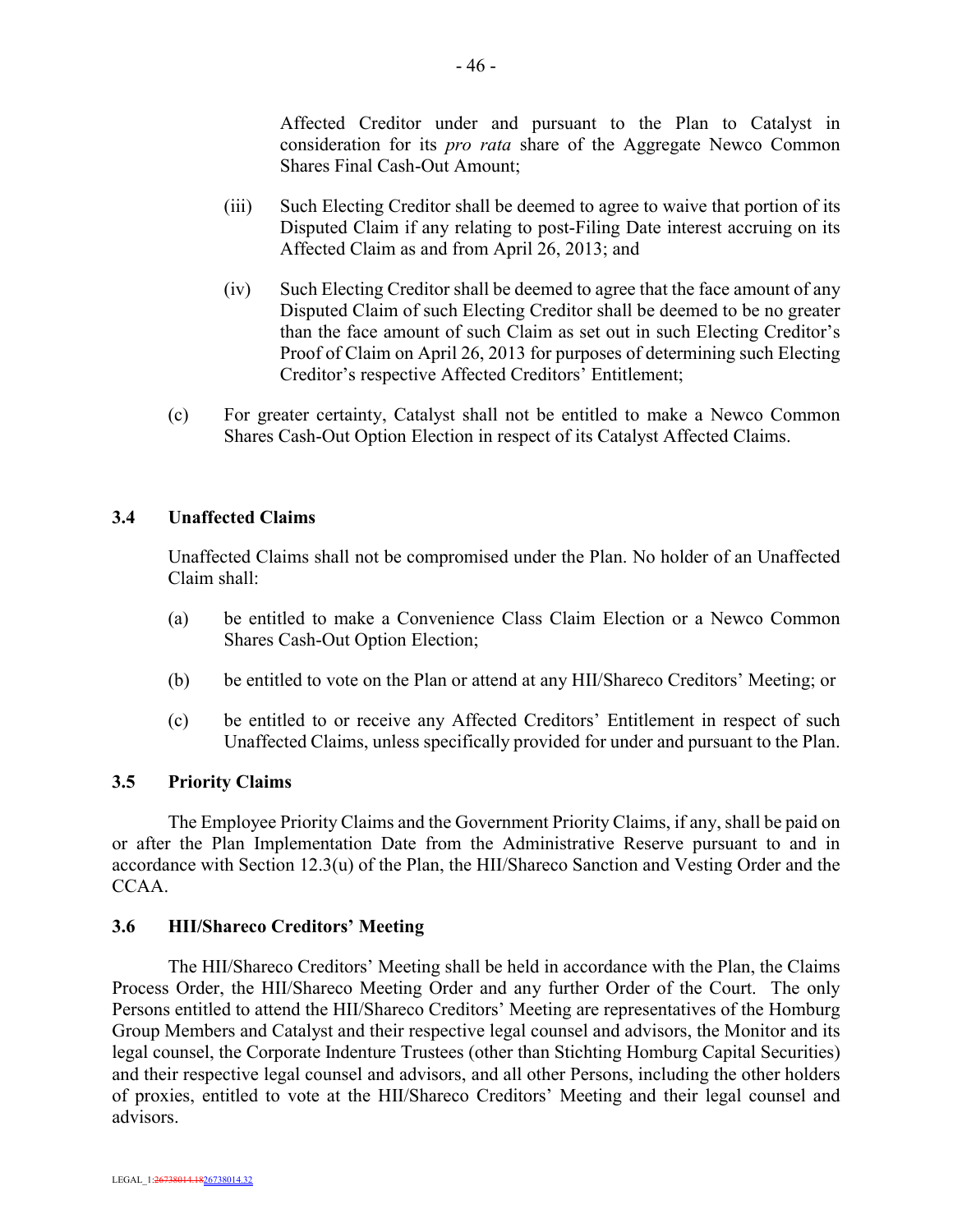Affected Creditor under and pursuant to the Plan to Catalyst in consideration for its *pro rata* share of the Aggregate Newco Common Shares Final Cash-Out Amount;

(iii) Such Electing Creditor shall be deemed to agree to waive that portion of its Disputed Claim if any relating to post-Filing Date interest accruing on its Affected Claim as and from April 26, 2013; and

(iv) Such Electing Creditor shall be deemed to agree that the face amount of any Disputed Claim of such Electing Creditor shall be deemed to be no greater than the face amount of such Claim as set out in such Electing Creditor's Proof of Claim on April 26, 2013 for purposes of determining such Electing Creditor's respective Affected Creditors' Entitlement;

(c) For greater certainty, Catalyst shall not be entitled to make a Newco Common Shares Cash-Out Option Election in respect of its Catalyst Affected Claims.

## 3.4 Unaffected Claims

Unaffected Claims shall not be compromised under the Plan. No holder of an Unaffected Claim shall:

(a) be entitled to make a Convenience Class Claim Election or a Newco Common Shares Cash-Out Option Election;

(b) be entitled to vote on the Plan or attend at any HII/Shareco Creditors' Meeting; or

(c) be entitled to or receive any Affected Creditors' Entitlement in respect of such Unaffected Claims, unless specifically provided for under and pursuant to the Plan.

## 3.5 Priority Claims

The Employee Priority Claims and the Government Priority Claims, if any, shall be paid on or after the Plan Implementation Date from the Administrative Reserve pursuant to and in accordance with Section 12.3(u) of the Plan, the HII/Shareco Sanction and Vesting Order and the CCAA.

## 3.6 HII/Shareco Creditors' Meeting

The HII/Shareco Creditors' Meeting shall be held in accordance with the Plan, the Claims Process Order, the HII/Shareco Meeting Order and any further Order of the Court. The only Persons entitled to attend the HII/Shareco Creditors' Meeting are representatives of the Homburg Group Members and Catalyst and their respective legal counsel and advisors, the Monitor and its legal counsel, the Corporate Indenture Trustees (other than Stichting Homburg Capital Securities) and their respective legal counsel and advisors, and all other Persons, including the other holders of proxies, entitled to vote at the HII/Shareco Creditors' Meeting and their legal counsel and advisors.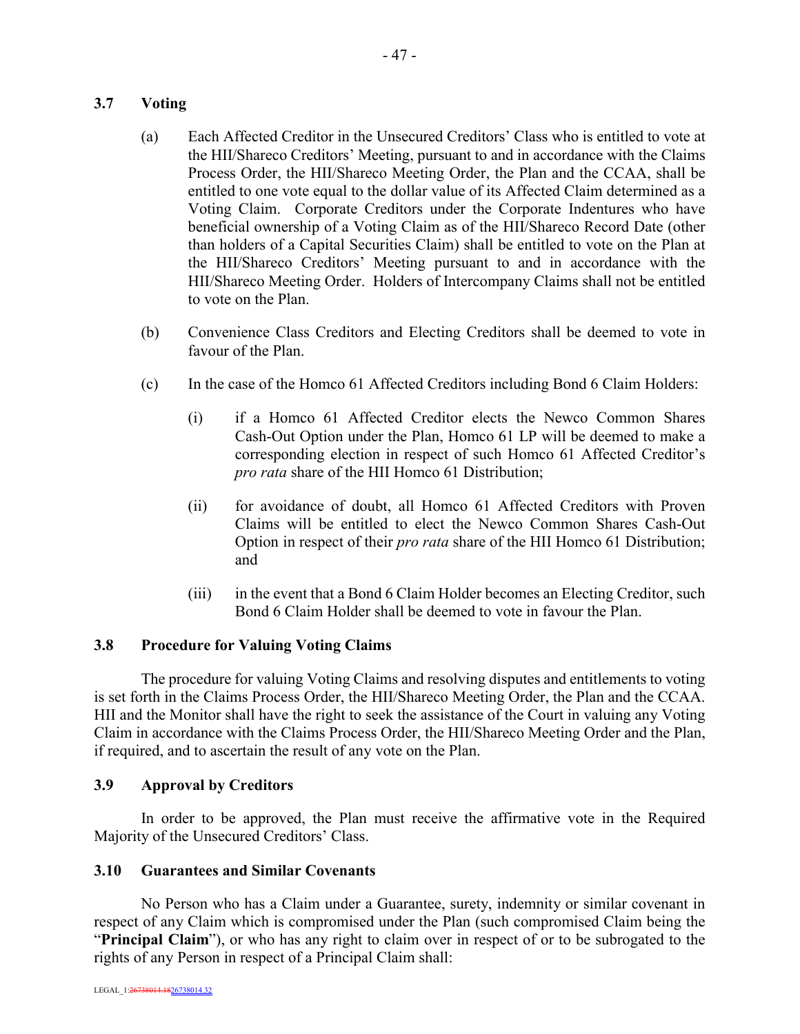### 3.7 Voting

(a) Each Affected Creditor in the Unsecured Creditors' Class who is entitled to vote at the HII/Shareco Creditors' Meeting, pursuant to and in accordance with the Claims Process Order, the HII/Shareco Meeting Order, the Plan and the CCAA, shall be entitled to one vote equal to the dollar value of its Affected Claim determined as a Voting Claim. Corporate Creditors under the Corporate Indentures who have beneficial ownership of a Voting Claim as of the HII/Shareco Record Date (other than holders of a Capital Securities Claim) shall be entitled to vote on the Plan at the HII/Shareco Creditors' Meeting pursuant to and in accordance with the HII/Shareco Meeting Order. Holders of Intercompany Claims shall not be entitled to vote on the Plan.

(b) Convenience Class Creditors and Electing Creditors shall be deemed to vote in favour of the Plan.

(c) In the case of the Homco 61 Affected Creditors including Bond 6 Claim Holders:

(i) if a Homco 61 Affected Creditor elects the Newco Common Shares Cash-Out Option under the Plan, Homco 61 LP will be deemed to make a corresponding election in respect of such Homco 61 Affected Creditor's *pro rata* share of the HII Homco 61 Distribution;

(ii) for avoidance of doubt, all Homco 61 Affected Creditors with Proven Claims will be entitled to elect the Newco Common Shares Cash-Out Option in respect of their *pro rata* share of the HII Homco 61 Distribution; and

(iii) in the event that a Bond 6 Claim Holder becomes an Electing Creditor, such Bond 6 Claim Holder shall be deemed to vote in favour the Plan.

### 3.8 Procedure for Valuing Voting Claims

The procedure for valuing Voting Claims and resolving disputes and entitlements to voting is set forth in the Claims Process Order, the HII/Shareco Meeting Order, the Plan and the CCAA. HII and the Monitor shall have the right to seek the assistance of the Court in valuing any Voting Claim in accordance with the Claims Process Order, the HII/Shareco Meeting Order and the Plan, if required, and to ascertain the result of any vote on the Plan.

### 3.9 Approval by Creditors

In order to be approved, the Plan must receive the affirmative vote in the Required Majority of the Unsecured Creditors' Class.

### 3.10 Guarantees and Similar Covenants

No Person who has a Claim under a Guarantee, surety, indemnity or similar covenant in respect of any Claim which is compromised under the Plan (such compromised Claim being the "**Principal Claim**"), or who has any right to claim over in respect of or to be subrogated to the rights of any Person in respect of a Principal Claim shall: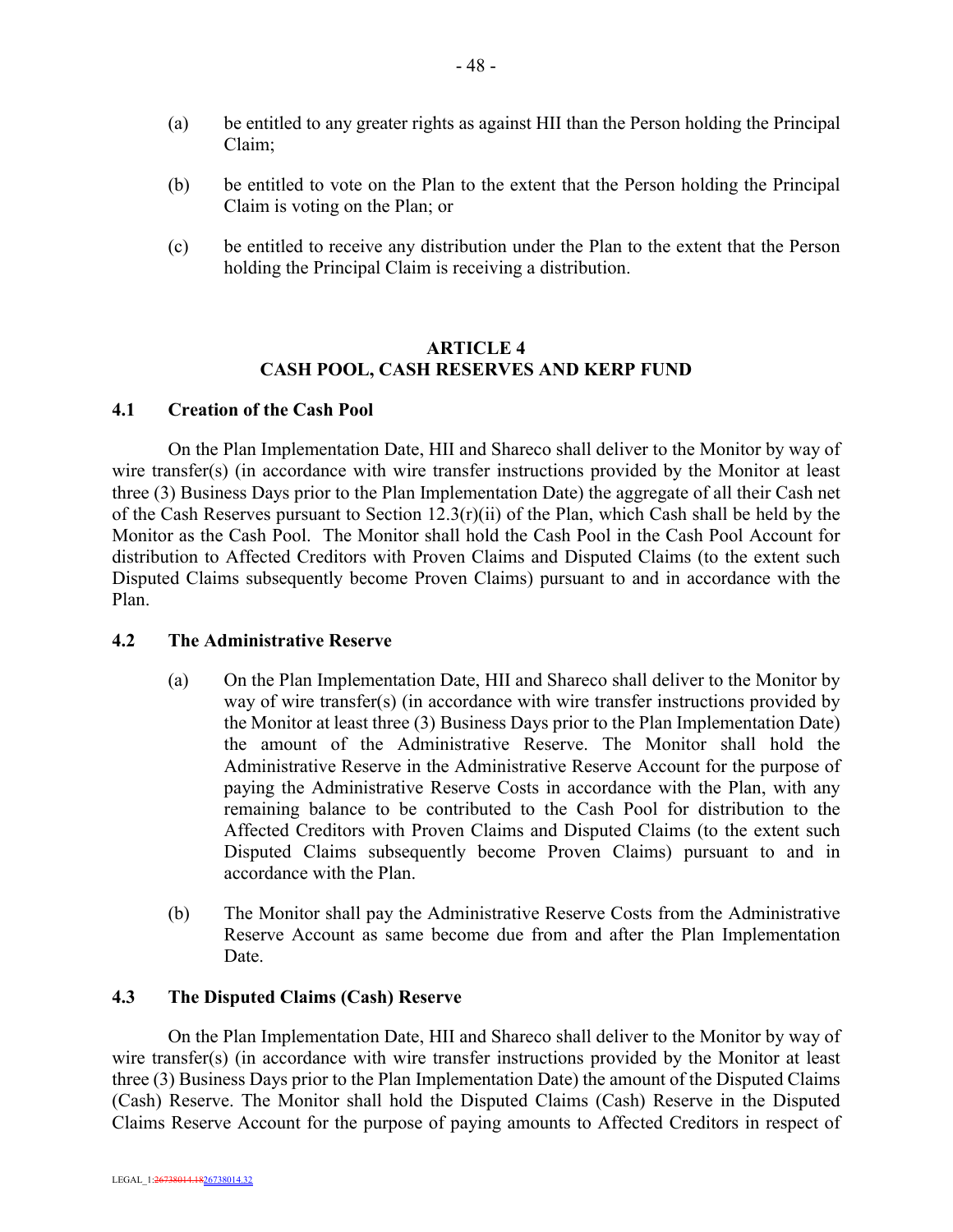(a) be entitled to any greater rights as against HII than the Person holding the Principal Claim;

(b) be entitled to vote on the Plan to the extent that the Person holding the Principal Claim is voting on the Plan; or

(c) be entitled to receive any distribution under the Plan to the extent that the Person holding the Principal Claim is receiving a distribution.

## ARTICLE 4
## CASH POOL, CASH RESERVES AND KERP FUND

### 4.1 Creation of the Cash Pool

On the Plan Implementation Date, HII and Shareco shall deliver to the Monitor by way of wire transfer(s) (in accordance with wire transfer instructions provided by the Monitor at least three (3) Business Days prior to the Plan Implementation Date) the aggregate of all their Cash net of the Cash Reserves pursuant to Section 12.3(r)(ii) of the Plan, which Cash shall be held by the Monitor as the Cash Pool. The Monitor shall hold the Cash Pool in the Cash Pool Account for distribution to Affected Creditors with Proven Claims and Disputed Claims (to the extent such Disputed Claims subsequently become Proven Claims) pursuant to and in accordance with the Plan.

### 4.2 The Administrative Reserve

(a) On the Plan Implementation Date, HII and Shareco shall deliver to the Monitor by way of wire transfer(s) (in accordance with wire transfer instructions provided by the Monitor at least three (3) Business Days prior to the Plan Implementation Date) the amount of the Administrative Reserve. The Monitor shall hold the Administrative Reserve in the Administrative Reserve Account for the purpose of paying the Administrative Reserve Costs in accordance with the Plan, with any remaining balance to be contributed to the Cash Pool for distribution to the Affected Creditors with Proven Claims and Disputed Claims (to the extent such Disputed Claims subsequently become Proven Claims) pursuant to and in accordance with the Plan.

(b) The Monitor shall pay the Administrative Reserve Costs from the Administrative Reserve Account as same become due from and after the Plan Implementation Date.

### 4.3 The Disputed Claims (Cash) Reserve

On the Plan Implementation Date, HII and Shareco shall deliver to the Monitor by way of wire transfer(s) (in accordance with wire transfer instructions provided by the Monitor at least three (3) Business Days prior to the Plan Implementation Date) the amount of the Disputed Claims (Cash) Reserve. The Monitor shall hold the Disputed Claims (Cash) Reserve in the Disputed Claims Reserve Account for the purpose of paying amounts to Affected Creditors in respect of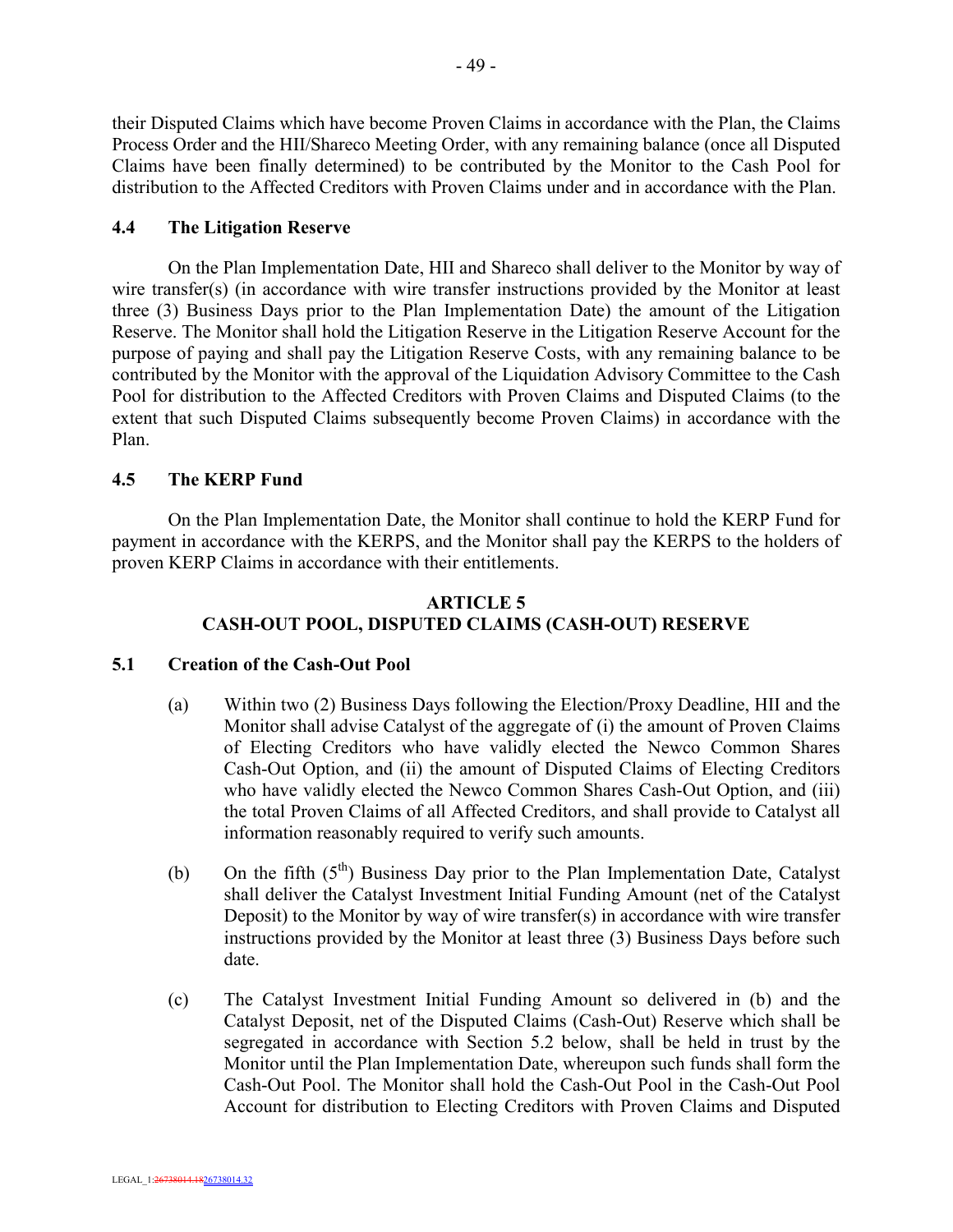their Disputed Claims which have become Proven Claims in accordance with the Plan, the Claims Process Order and the HII/Shareco Meeting Order, with any remaining balance (once all Disputed Claims have been finally determined) to be contributed by the Monitor to the Cash Pool for distribution to the Affected Creditors with Proven Claims under and in accordance with the Plan.

### 4.4 The Litigation Reserve

On the Plan Implementation Date, HII and Shareco shall deliver to the Monitor by way of wire transfer(s) (in accordance with wire transfer instructions provided by the Monitor at least three (3) Business Days prior to the Plan Implementation Date) the amount of the Litigation Reserve. The Monitor shall hold the Litigation Reserve in the Litigation Reserve Account for the purpose of paying and shall pay the Litigation Reserve Costs, with any remaining balance to be contributed by the Monitor with the approval of the Liquidation Advisory Committee to the Cash Pool for distribution to the Affected Creditors with Proven Claims and Disputed Claims (to the extent that such Disputed Claims subsequently become Proven Claims) in accordance with the Plan.

### 4.5 The KERP Fund

On the Plan Implementation Date, the Monitor shall continue to hold the KERP Fund for payment in accordance with the KERPS, and the Monitor shall pay the KERPS to the holders of proven KERP Claims in accordance with their entitlements.

## ARTICLE 5
## CASH-OUT POOL, DISPUTED CLAIMS (CASH-OUT) RESERVE

### 5.1 Creation of the Cash-Out Pool

(a) Within two (2) Business Days following the Election/Proxy Deadline, HII and the Monitor shall advise Catalyst of the aggregate of (i) the amount of Proven Claims of Electing Creditors who have validly elected the Newco Common Shares Cash-Out Option, and (ii) the amount of Disputed Claims of Electing Creditors who have validly elected the Newco Common Shares Cash-Out Option, and (iii) the total Proven Claims of all Affected Creditors, and shall provide to Catalyst all information reasonably required to verify such amounts.

(b) On the fifth (5th) Business Day prior to the Plan Implementation Date, Catalyst shall deliver the Catalyst Investment Initial Funding Amount (net of the Catalyst Deposit) to the Monitor by way of wire transfer(s) in accordance with wire transfer instructions provided by the Monitor at least three (3) Business Days before such date.

(c) The Catalyst Investment Initial Funding Amount so delivered in (b) and the Catalyst Deposit, net of the Disputed Claims (Cash-Out) Reserve which shall be segregated in accordance with Section 5.2 below, shall be held in trust by the Monitor until the Plan Implementation Date, whereupon such funds shall form the Cash-Out Pool. The Monitor shall hold the Cash-Out Pool in the Cash-Out Pool Account for distribution to Electing Creditors with Proven Claims and Disputed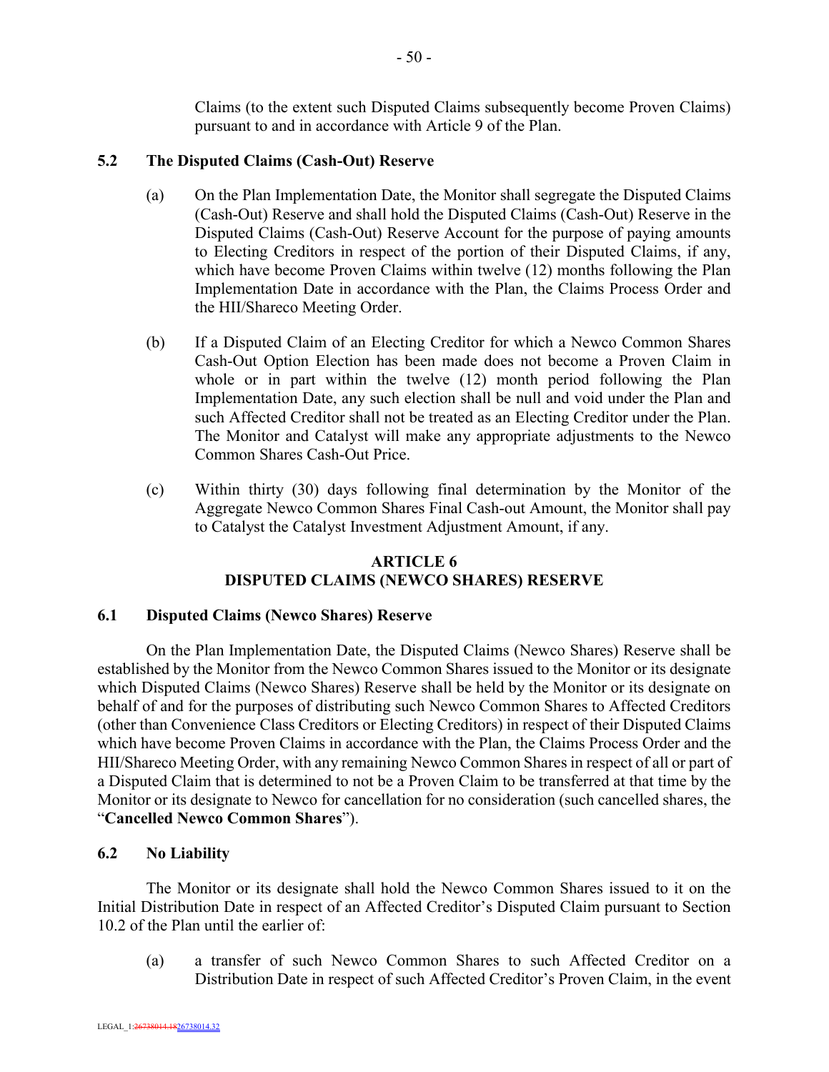Claims (to the extent such Disputed Claims subsequently become Proven Claims) pursuant to and in accordance with Article 9 of the Plan.

### 5.2 The Disputed Claims (Cash-Out) Reserve

(a) On the Plan Implementation Date, the Monitor shall segregate the Disputed Claims (Cash-Out) Reserve and shall hold the Disputed Claims (Cash-Out) Reserve in the Disputed Claims (Cash-Out) Reserve Account for the purpose of paying amounts to Electing Creditors in respect of the portion of their Disputed Claims, if any, which have become Proven Claims within twelve (12) months following the Plan Implementation Date in accordance with the Plan, the Claims Process Order and the HII/Shareco Meeting Order.

(b) If a Disputed Claim of an Electing Creditor for which a Newco Common Shares Cash-Out Option Election has been made does not become a Proven Claim in whole or in part within the twelve (12) month period following the Plan Implementation Date, any such election shall be null and void under the Plan and such Affected Creditor shall not be treated as an Electing Creditor under the Plan. The Monitor and Catalyst will make any appropriate adjustments to the Newco Common Shares Cash-Out Price.

(c) Within thirty (30) days following final determination by the Monitor of the Aggregate Newco Common Shares Final Cash-out Amount, the Monitor shall pay to Catalyst the Catalyst Investment Adjustment Amount, if any.

## ARTICLE 6
## DISPUTED CLAIMS (NEWCO SHARES) RESERVE

### 6.1 Disputed Claims (Newco Shares) Reserve

On the Plan Implementation Date, the Disputed Claims (Newco Shares) Reserve shall be established by the Monitor from the Newco Common Shares issued to the Monitor or its designate which Disputed Claims (Newco Shares) Reserve shall be held by the Monitor or its designate on behalf of and for the purposes of distributing such Newco Common Shares to Affected Creditors (other than Convenience Class Creditors or Electing Creditors) in respect of their Disputed Claims which have become Proven Claims in accordance with the Plan, the Claims Process Order and the HII/Shareco Meeting Order, with any remaining Newco Common Shares in respect of all or part of a Disputed Claim that is determined to not be a Proven Claim to be transferred at that time by the Monitor or its designate to Newco for cancellation for no consideration (such cancelled shares, the "**Cancelled Newco Common Shares**").

### 6.2 No Liability

The Monitor or its designate shall hold the Newco Common Shares issued to it on the Initial Distribution Date in respect of an Affected Creditor's Disputed Claim pursuant to Section 10.2 of the Plan until the earlier of:

(a) a transfer of such Newco Common Shares to such Affected Creditor on a Distribution Date in respect of such Affected Creditor's Proven Claim, in the event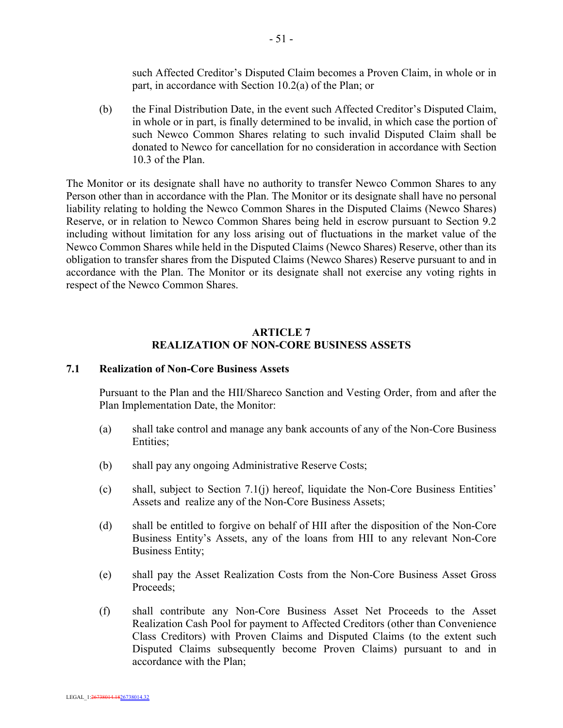such Affected Creditor's Disputed Claim becomes a Proven Claim, in whole or in part, in accordance with Section 10.2(a) of the Plan; or

(b) the Final Distribution Date, in the event such Affected Creditor's Disputed Claim, in whole or in part, is finally determined to be invalid, in which case the portion of such Newco Common Shares relating to such invalid Disputed Claim shall be donated to Newco for cancellation for no consideration in accordance with Section 10.3 of the Plan.

The Monitor or its designate shall have no authority to transfer Newco Common Shares to any Person other than in accordance with the Plan. The Monitor or its designate shall have no personal liability relating to holding the Newco Common Shares in the Disputed Claims (Newco Shares) Reserve, or in relation to Newco Common Shares being held in escrow pursuant to Section 9.2 including without limitation for any loss arising out of fluctuations in the market value of the Newco Common Shares while held in the Disputed Claims (Newco Shares) Reserve, other than its obligation to transfer shares from the Disputed Claims (Newco Shares) Reserve pursuant to and in accordance with the Plan. The Monitor or its designate shall not exercise any voting rights in respect of the Newco Common Shares.

## ARTICLE 7
## REALIZATION OF NON-CORE BUSINESS ASSETS

### 7.1 Realization of Non-Core Business Assets

Pursuant to the Plan and the HII/Shareco Sanction and Vesting Order, from and after the Plan Implementation Date, the Monitor:

(a) shall take control and manage any bank accounts of any of the Non-Core Business Entities;

(b) shall pay any ongoing Administrative Reserve Costs;

(c) shall, subject to Section 7.1(j) hereof, liquidate the Non-Core Business Entities' Assets and realize any of the Non-Core Business Assets;

(d) shall be entitled to forgive on behalf of HII after the disposition of the Non-Core Business Entity's Assets, any of the loans from HII to any relevant Non-Core Business Entity;

(e) shall pay the Asset Realization Costs from the Non-Core Business Asset Gross Proceeds;

(f) shall contribute any Non-Core Business Asset Net Proceeds to the Asset Realization Cash Pool for payment to Affected Creditors (other than Convenience Class Creditors) with Proven Claims and Disputed Claims (to the extent such Disputed Claims subsequently become Proven Claims) pursuant to and in accordance with the Plan;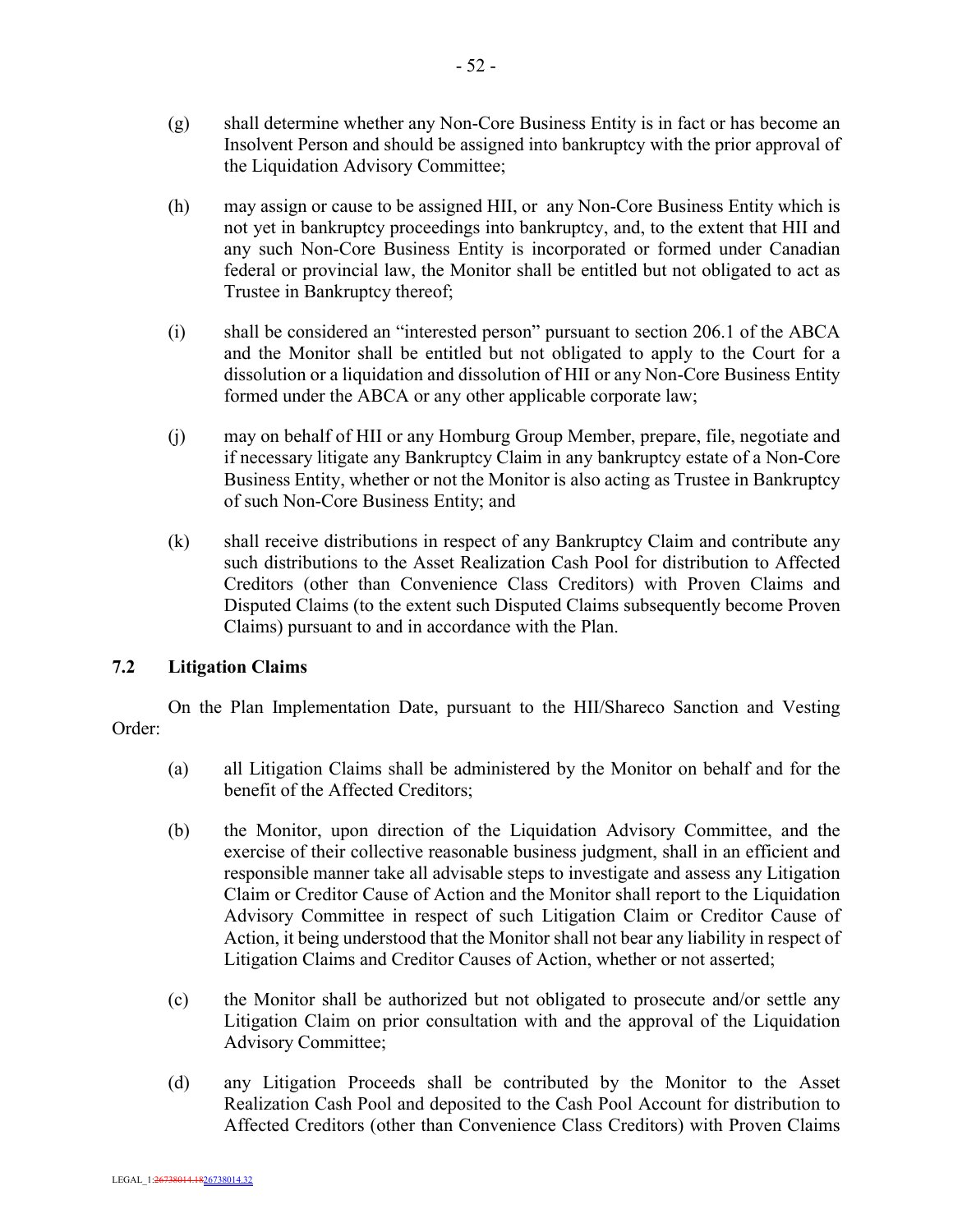(g) shall determine whether any Non-Core Business Entity is in fact or has become an Insolvent Person and should be assigned into bankruptcy with the prior approval of the Liquidation Advisory Committee;

(h) may assign or cause to be assigned HII, or any Non-Core Business Entity which is not yet in bankruptcy proceedings into bankruptcy, and, to the extent that HII and any such Non-Core Business Entity is incorporated or formed under Canadian federal or provincial law, the Monitor shall be entitled but not obligated to act as Trustee in Bankruptcy thereof;

(i) shall be considered an "interested person" pursuant to section 206.1 of the ABCA and the Monitor shall be entitled but not obligated to apply to the Court for a dissolution or a liquidation and dissolution of HII or any Non-Core Business Entity formed under the ABCA or any other applicable corporate law;

(j) may on behalf of HII or any Homburg Group Member, prepare, file, negotiate and if necessary litigate any Bankruptcy Claim in any bankruptcy estate of a Non-Core Business Entity, whether or not the Monitor is also acting as Trustee in Bankruptcy of such Non-Core Business Entity; and

(k) shall receive distributions in respect of any Bankruptcy Claim and contribute any such distributions to the Asset Realization Cash Pool for distribution to Affected Creditors (other than Convenience Class Creditors) with Proven Claims and Disputed Claims (to the extent such Disputed Claims subsequently become Proven Claims) pursuant to and in accordance with the Plan.

## 7.2 Litigation Claims

On the Plan Implementation Date, pursuant to the HII/Shareco Sanction and Vesting Order:

(a) all Litigation Claims shall be administered by the Monitor on behalf and for the benefit of the Affected Creditors;

(b) the Monitor, upon direction of the Liquidation Advisory Committee, and the exercise of their collective reasonable business judgment, shall in an efficient and responsible manner take all advisable steps to investigate and assess any Litigation Claim or Creditor Cause of Action and the Monitor shall report to the Liquidation Advisory Committee in respect of such Litigation Claim or Creditor Cause of Action, it being understood that the Monitor shall not bear any liability in respect of Litigation Claims and Creditor Causes of Action, whether or not asserted;

(c) the Monitor shall be authorized but not obligated to prosecute and/or settle any Litigation Claim on prior consultation with and the approval of the Liquidation Advisory Committee;

(d) any Litigation Proceeds shall be contributed by the Monitor to the Asset Realization Cash Pool and deposited to the Cash Pool Account for distribution to Affected Creditors (other than Convenience Class Creditors) with Proven Claims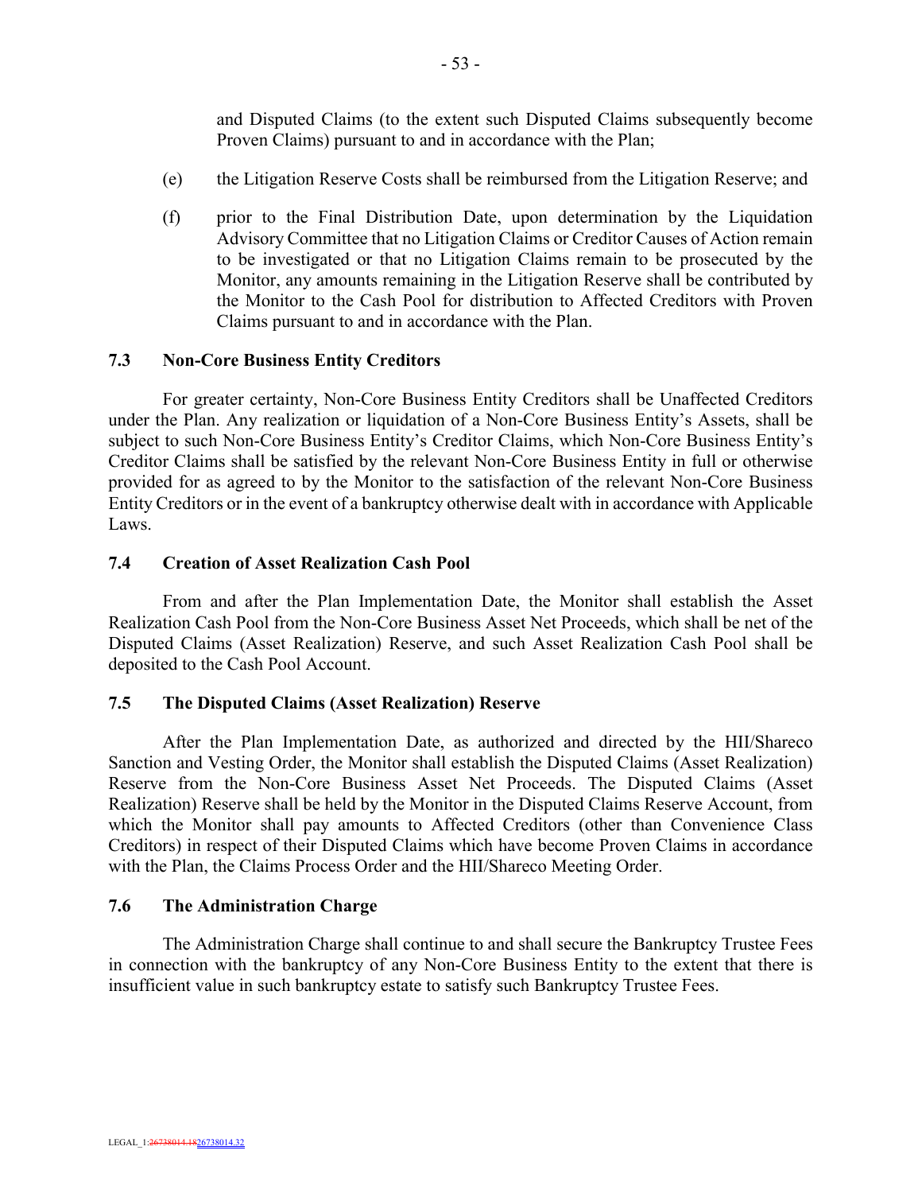and Disputed Claims (to the extent such Disputed Claims subsequently become Proven Claims) pursuant to and in accordance with the Plan;

(e) the Litigation Reserve Costs shall be reimbursed from the Litigation Reserve; and

(f) prior to the Final Distribution Date, upon determination by the Liquidation Advisory Committee that no Litigation Claims or Creditor Causes of Action remain to be investigated or that no Litigation Claims remain to be prosecuted by the Monitor, any amounts remaining in the Litigation Reserve shall be contributed by the Monitor to the Cash Pool for distribution to Affected Creditors with Proven Claims pursuant to and in accordance with the Plan.

### 7.3 Non-Core Business Entity Creditors

For greater certainty, Non-Core Business Entity Creditors shall be Unaffected Creditors under the Plan. Any realization or liquidation of a Non-Core Business Entity's Assets, shall be subject to such Non-Core Business Entity's Creditor Claims, which Non-Core Business Entity's Creditor Claims shall be satisfied by the relevant Non-Core Business Entity in full or otherwise provided for as agreed to by the Monitor to the satisfaction of the relevant Non-Core Business Entity Creditors or in the event of a bankruptcy otherwise dealt with in accordance with Applicable Laws.

### 7.4 Creation of Asset Realization Cash Pool

From and after the Plan Implementation Date, the Monitor shall establish the Asset Realization Cash Pool from the Non-Core Business Asset Net Proceeds, which shall be net of the Disputed Claims (Asset Realization) Reserve, and such Asset Realization Cash Pool shall be deposited to the Cash Pool Account.

### 7.5 The Disputed Claims (Asset Realization) Reserve

After the Plan Implementation Date, as authorized and directed by the HII/Shareco Sanction and Vesting Order, the Monitor shall establish the Disputed Claims (Asset Realization) Reserve from the Non-Core Business Asset Net Proceeds. The Disputed Claims (Asset Realization) Reserve shall be held by the Monitor in the Disputed Claims Reserve Account, from which the Monitor shall pay amounts to Affected Creditors (other than Convenience Class Creditors) in respect of their Disputed Claims which have become Proven Claims in accordance with the Plan, the Claims Process Order and the HII/Shareco Meeting Order.

### 7.6 The Administration Charge

The Administration Charge shall continue to and shall secure the Bankruptcy Trustee Fees in connection with the bankruptcy of any Non-Core Business Entity to the extent that there is insufficient value in such bankruptcy estate to satisfy such Bankruptcy Trustee Fees.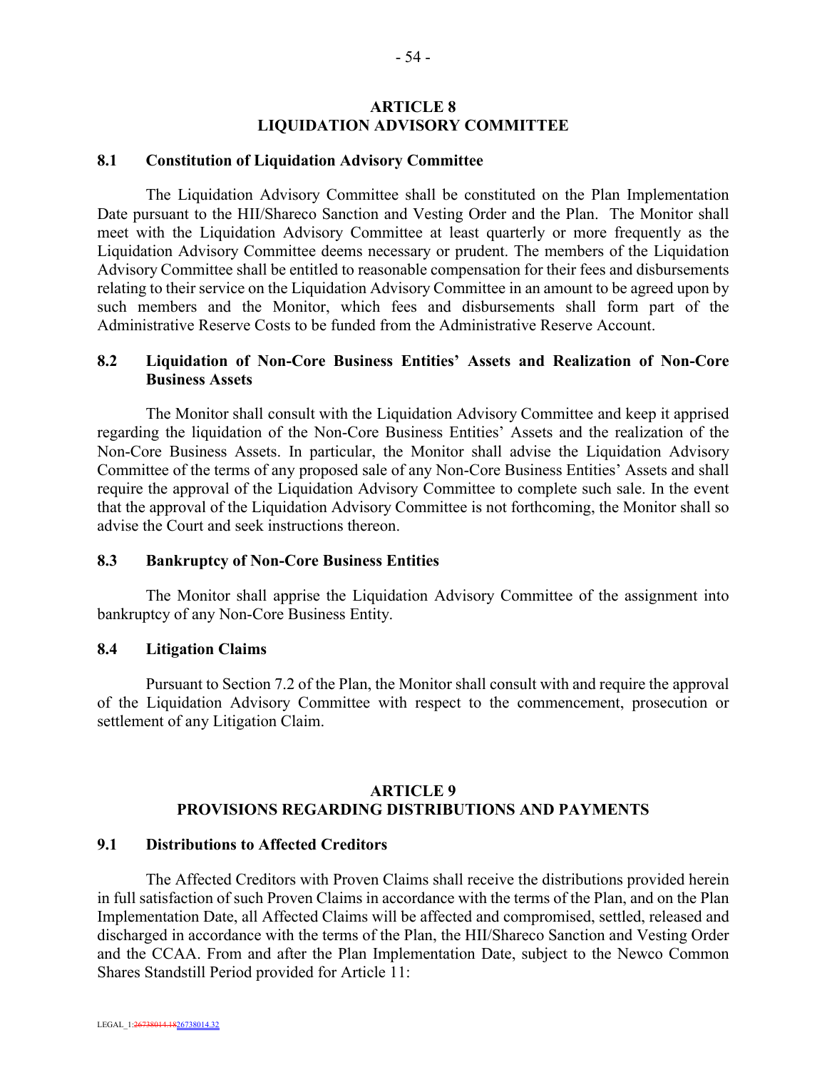## ARTICLE 8
## LIQUIDATION ADVISORY COMMITTEE

### 8.1 Constitution of Liquidation Advisory Committee

The Liquidation Advisory Committee shall be constituted on the Plan Implementation Date pursuant to the HII/Shareco Sanction and Vesting Order and the Plan. The Monitor shall meet with the Liquidation Advisory Committee at least quarterly or more frequently as the Liquidation Advisory Committee deems necessary or prudent. The members of the Liquidation Advisory Committee shall be entitled to reasonable compensation for their fees and disbursements relating to their service on the Liquidation Advisory Committee in an amount to be agreed upon by such members and the Monitor, which fees and disbursements shall form part of the Administrative Reserve Costs to be funded from the Administrative Reserve Account.

### 8.2 Liquidation of Non-Core Business Entities' Assets and Realization of Non-Core Business Assets

The Monitor shall consult with the Liquidation Advisory Committee and keep it apprised regarding the liquidation of the Non-Core Business Entities' Assets and the realization of the Non-Core Business Assets. In particular, the Monitor shall advise the Liquidation Advisory Committee of the terms of any proposed sale of any Non-Core Business Entities' Assets and shall require the approval of the Liquidation Advisory Committee to complete such sale. In the event that the approval of the Liquidation Advisory Committee is not forthcoming, the Monitor shall so advise the Court and seek instructions thereon.

### 8.3 Bankruptcy of Non-Core Business Entities

The Monitor shall apprise the Liquidation Advisory Committee of the assignment into bankruptcy of any Non-Core Business Entity.

### 8.4 Litigation Claims

Pursuant to Section 7.2 of the Plan, the Monitor shall consult with and require the approval of the Liquidation Advisory Committee with respect to the commencement, prosecution or settlement of any Litigation Claim.

## ARTICLE 9
## PROVISIONS REGARDING DISTRIBUTIONS AND PAYMENTS

### 9.1 Distributions to Affected Creditors

The Affected Creditors with Proven Claims shall receive the distributions provided herein in full satisfaction of such Proven Claims in accordance with the terms of the Plan, and on the Plan Implementation Date, all Affected Claims will be affected and compromised, settled, released and discharged in accordance with the terms of the Plan, the HII/Shareco Sanction and Vesting Order and the CCAA. From and after the Plan Implementation Date, subject to the Newco Common Shares Standstill Period provided for Article 11: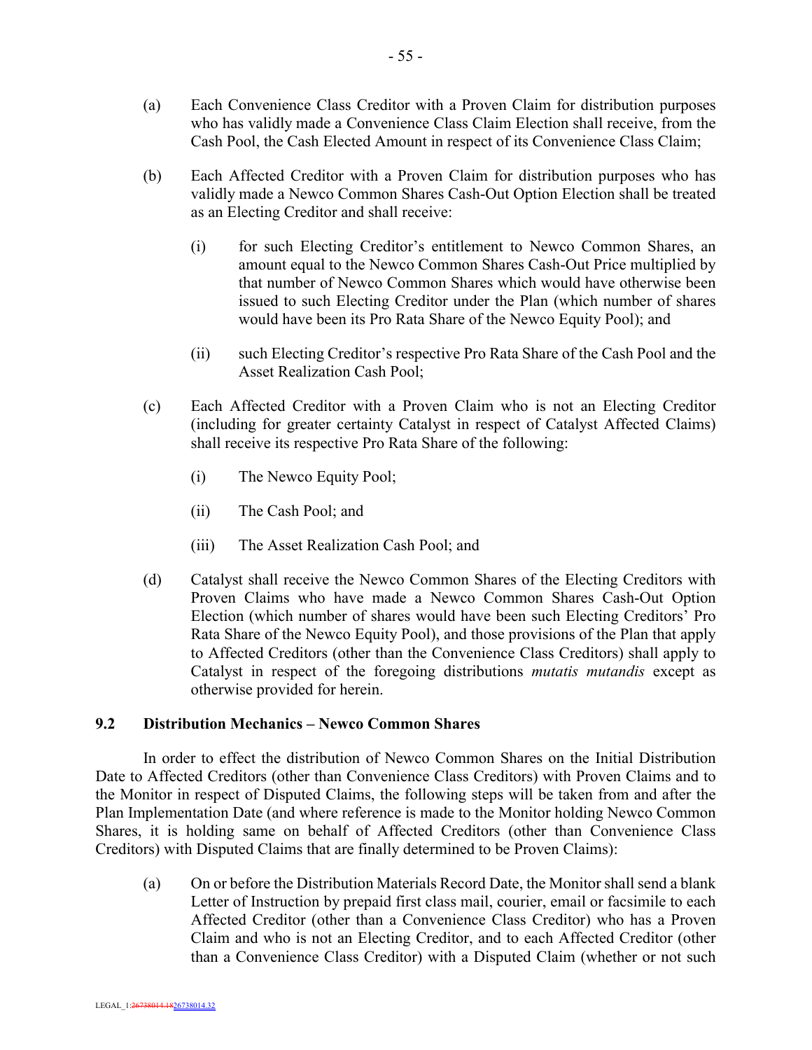(a) Each Convenience Class Creditor with a Proven Claim for distribution purposes who has validly made a Convenience Class Claim Election shall receive, from the Cash Pool, the Cash Elected Amount in respect of its Convenience Class Claim;

(b) Each Affected Creditor with a Proven Claim for distribution purposes who has validly made a Newco Common Shares Cash-Out Option Election shall be treated as an Electing Creditor and shall receive:

  (i) for such Electing Creditor's entitlement to Newco Common Shares, an amount equal to the Newco Common Shares Cash-Out Price multiplied by that number of Newco Common Shares which would have otherwise been issued to such Electing Creditor under the Plan (which number of shares would have been its Pro Rata Share of the Newco Equity Pool); and

  (ii) such Electing Creditor's respective Pro Rata Share of the Cash Pool and the Asset Realization Cash Pool;

(c) Each Affected Creditor with a Proven Claim who is not an Electing Creditor (including for greater certainty Catalyst in respect of Catalyst Affected Claims) shall receive its respective Pro Rata Share of the following:

  (i) The Newco Equity Pool;

  (ii) The Cash Pool; and

  (iii) The Asset Realization Cash Pool; and

(d) Catalyst shall receive the Newco Common Shares of the Electing Creditors with Proven Claims who have made a Newco Common Shares Cash-Out Option Election (which number of shares would have been such Electing Creditors' Pro Rata Share of the Newco Equity Pool), and those provisions of the Plan that apply to Affected Creditors (other than the Convenience Class Creditors) shall apply to Catalyst in respect of the foregoing distributions *mutatis mutandis* except as otherwise provided for herein.

### 9.2 Distribution Mechanics – Newco Common Shares

In order to effect the distribution of Newco Common Shares on the Initial Distribution Date to Affected Creditors (other than Convenience Class Creditors) with Proven Claims and to the Monitor in respect of Disputed Claims, the following steps will be taken from and after the Plan Implementation Date (and where reference is made to the Monitor holding Newco Common Shares, it is holding same on behalf of Affected Creditors (other than Convenience Class Creditors) with Disputed Claims that are finally determined to be Proven Claims):

(a) On or before the Distribution Materials Record Date, the Monitor shall send a blank Letter of Instruction by prepaid first class mail, courier, email or facsimile to each Affected Creditor (other than a Convenience Class Creditor) who has a Proven Claim and who is not an Electing Creditor, and to each Affected Creditor (other than a Convenience Class Creditor) with a Disputed Claim (whether or not such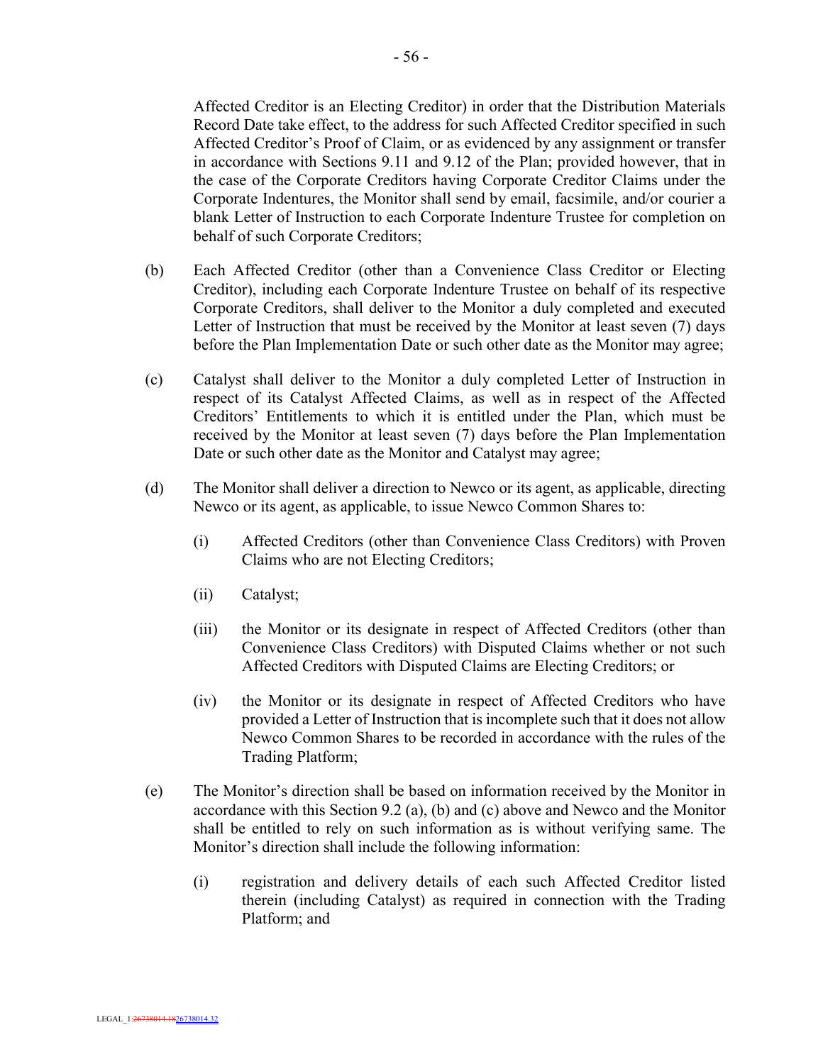Affected Creditor is an Electing Creditor) in order that the Distribution Materials Record Date take effect, to the address for such Affected Creditor specified in such Affected Creditor's Proof of Claim, or as evidenced by any assignment or transfer in accordance with Sections 9.11 and 9.12 of the Plan; provided however, that in the case of the Corporate Creditors having Corporate Creditor Claims under the Corporate Indentures, the Monitor shall send by email, facsimile, and/or courier a blank Letter of Instruction to each Corporate Indenture Trustee for completion on behalf of such Corporate Creditors;

(b) Each Affected Creditor (other than a Convenience Class Creditor or Electing Creditor), including each Corporate Indenture Trustee on behalf of its respective Corporate Creditors, shall deliver to the Monitor a duly completed and executed Letter of Instruction that must be received by the Monitor at least seven (7) days before the Plan Implementation Date or such other date as the Monitor may agree;

(c) Catalyst shall deliver to the Monitor a duly completed Letter of Instruction in respect of its Catalyst Affected Claims, as well as in respect of the Affected Creditors' Entitlements to which it is entitled under the Plan, which must be received by the Monitor at least seven (7) days before the Plan Implementation Date or such other date as the Monitor and Catalyst may agree;

(d) The Monitor shall deliver a direction to Newco or its agent, as applicable, directing Newco or its agent, as applicable, to issue Newco Common Shares to:

   (i) Affected Creditors (other than Convenience Class Creditors) with Proven Claims who are not Electing Creditors;

   (ii) Catalyst;

   (iii) the Monitor or its designate in respect of Affected Creditors (other than Convenience Class Creditors) with Disputed Claims whether or not such Affected Creditors with Disputed Claims are Electing Creditors; or

   (iv) the Monitor or its designate in respect of Affected Creditors who have provided a Letter of Instruction that is incomplete such that it does not allow Newco Common Shares to be recorded in accordance with the rules of the Trading Platform;

(e) The Monitor's direction shall be based on information received by the Monitor in accordance with this Section 9.2 (a), (b) and (c) above and Newco and the Monitor shall be entitled to rely on such information as is without verifying same. The Monitor's direction shall include the following information:

   (i) registration and delivery details of each such Affected Creditor listed therein (including Catalyst) as required in connection with the Trading Platform; and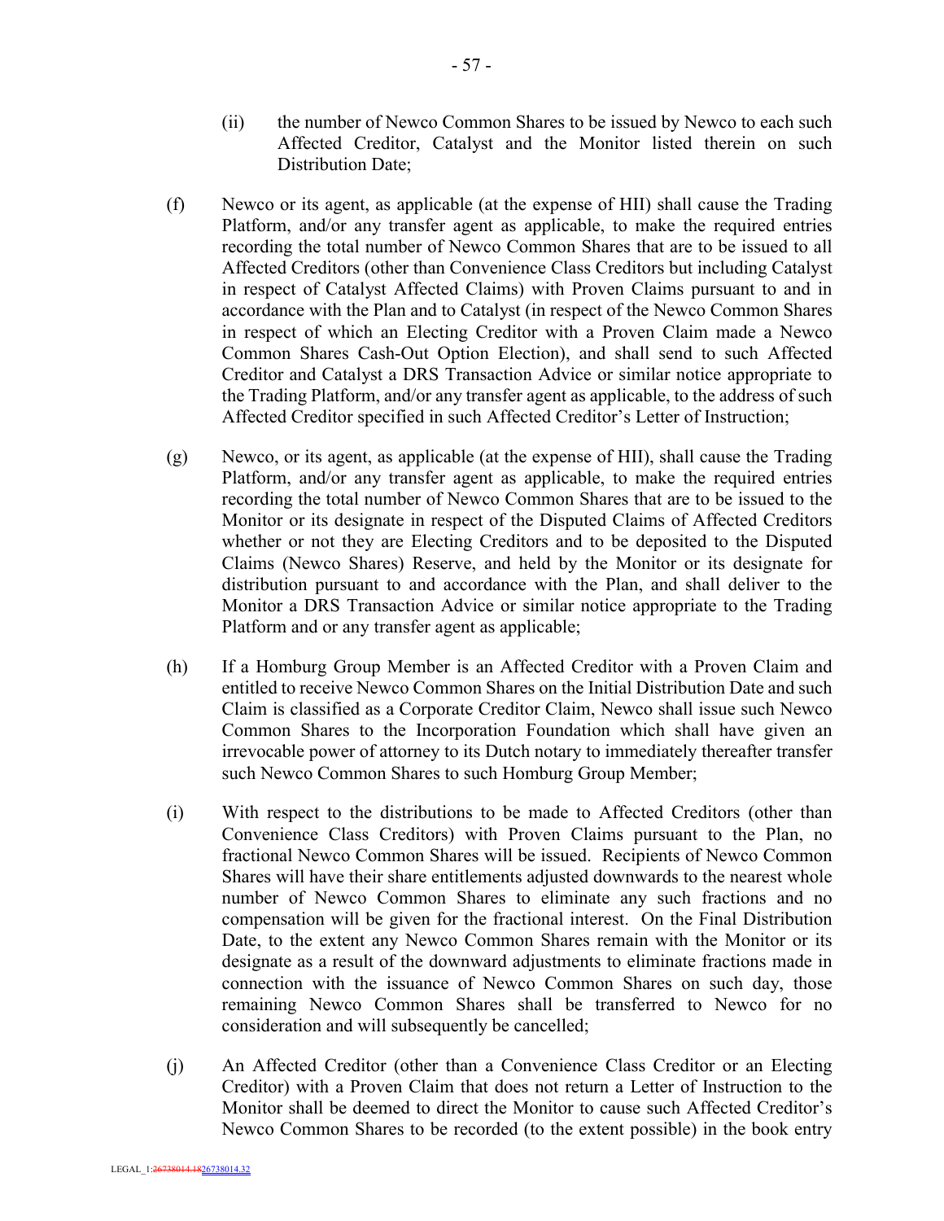(ii) the number of Newco Common Shares to be issued by Newco to each such Affected Creditor, Catalyst and the Monitor listed therein on such Distribution Date;

(f) Newco or its agent, as applicable (at the expense of HII) shall cause the Trading Platform, and/or any transfer agent as applicable, to make the required entries recording the total number of Newco Common Shares that are to be issued to all Affected Creditors (other than Convenience Class Creditors but including Catalyst in respect of Catalyst Affected Claims) with Proven Claims pursuant to and in accordance with the Plan and to Catalyst (in respect of the Newco Common Shares in respect of which an Electing Creditor with a Proven Claim made a Newco Common Shares Cash-Out Option Election), and shall send to such Affected Creditor and Catalyst a DRS Transaction Advice or similar notice appropriate to the Trading Platform, and/or any transfer agent as applicable, to the address of such Affected Creditor specified in such Affected Creditor's Letter of Instruction;

(g) Newco, or its agent, as applicable (at the expense of HII), shall cause the Trading Platform, and/or any transfer agent as applicable, to make the required entries recording the total number of Newco Common Shares that are to be issued to the Monitor or its designate in respect of the Disputed Claims of Affected Creditors whether or not they are Electing Creditors and to be deposited to the Disputed Claims (Newco Shares) Reserve, and held by the Monitor or its designate for distribution pursuant to and accordance with the Plan, and shall deliver to the Monitor a DRS Transaction Advice or similar notice appropriate to the Trading Platform and or any transfer agent as applicable;

(h) If a Homburg Group Member is an Affected Creditor with a Proven Claim and entitled to receive Newco Common Shares on the Initial Distribution Date and such Claim is classified as a Corporate Creditor Claim, Newco shall issue such Newco Common Shares to the Incorporation Foundation which shall have given an irrevocable power of attorney to its Dutch notary to immediately thereafter transfer such Newco Common Shares to such Homburg Group Member;

(i) With respect to the distributions to be made to Affected Creditors (other than Convenience Class Creditors) with Proven Claims pursuant to the Plan, no fractional Newco Common Shares will be issued. Recipients of Newco Common Shares will have their share entitlements adjusted downwards to the nearest whole number of Newco Common Shares to eliminate any such fractions and no compensation will be given for the fractional interest. On the Final Distribution Date, to the extent any Newco Common Shares remain with the Monitor or its designate as a result of the downward adjustments to eliminate fractions made in connection with the issuance of Newco Common Shares on such day, those remaining Newco Common Shares shall be transferred to Newco for no consideration and will subsequently be cancelled;

(j) An Affected Creditor (other than a Convenience Class Creditor or an Electing Creditor) with a Proven Claim that does not return a Letter of Instruction to the Monitor shall be deemed to direct the Monitor to cause such Affected Creditor's Newco Common Shares to be recorded (to the extent possible) in the book entry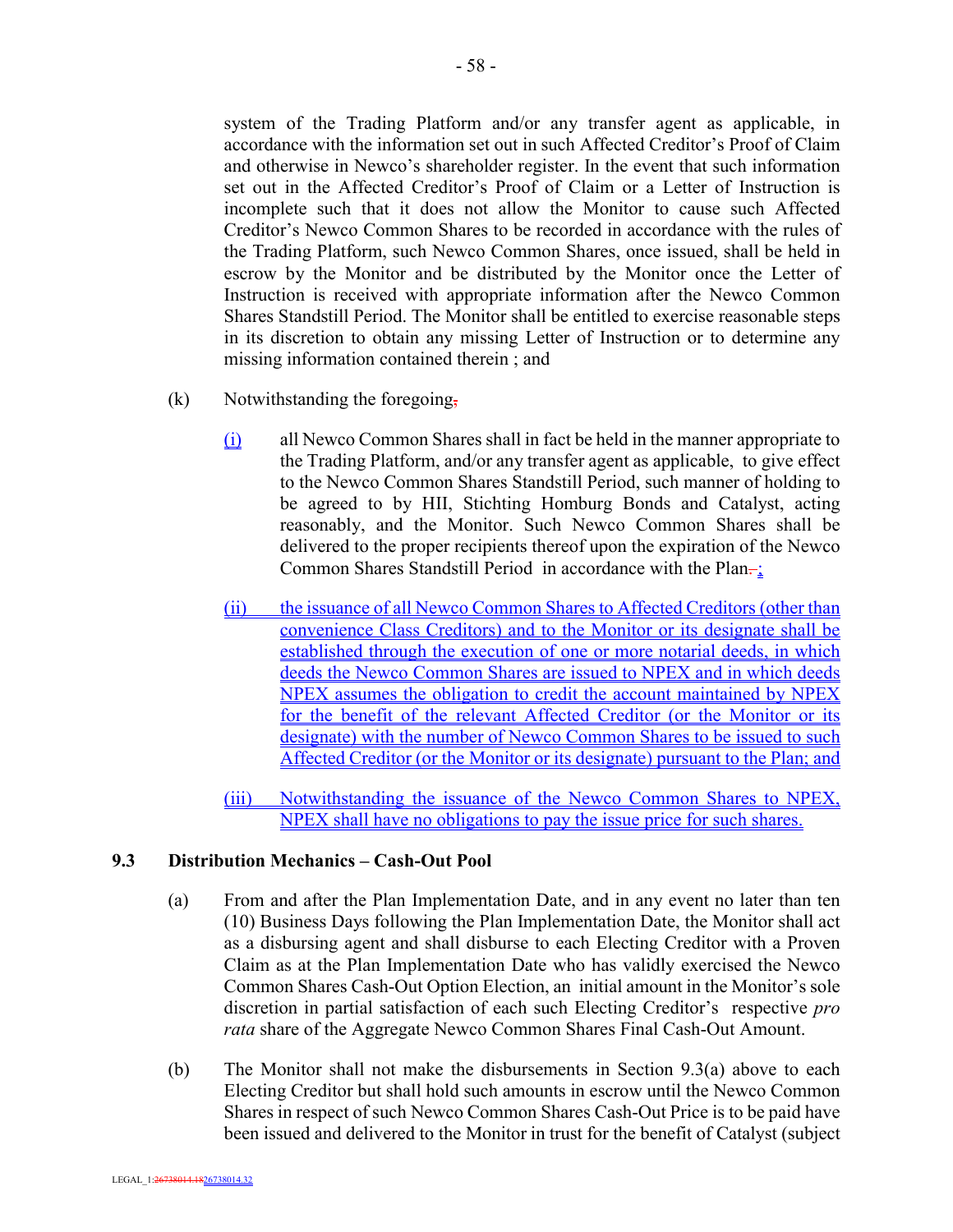system of the Trading Platform and/or any transfer agent as applicable, in accordance with the information set out in such Affected Creditor's Proof of Claim and otherwise in Newco's shareholder register. In the event that such information set out in the Affected Creditor's Proof of Claim or a Letter of Instruction is incomplete such that it does not allow the Monitor to cause such Affected Creditor's Newco Common Shares to be recorded in accordance with the rules of the Trading Platform, such Newco Common Shares, once issued, shall be held in escrow by the Monitor and be distributed by the Monitor once the Letter of Instruction is received with appropriate information after the Newco Common Shares Standstill Period. The Monitor shall be entitled to exercise reasonable steps in its discretion to obtain any missing Letter of Instruction or to determine any missing information contained therein ; and

(k) Notwithstanding the foregoing,

(i) all Newco Common Shares shall in fact be held in the manner appropriate to the Trading Platform, and/or any transfer agent as applicable, to give effect to the Newco Common Shares Standstill Period, such manner of holding to be agreed to by HII, Stichting Homburg Bonds and Catalyst, acting reasonably, and the Monitor. Such Newco Common Shares shall be delivered to the proper recipients thereof upon the expiration of the Newco Common Shares Standstill Period in accordance with the Plan. ;

(ii) the issuance of all Newco Common Shares to Affected Creditors (other than convenience Class Creditors) and to the Monitor or its designate shall be established through the execution of one or more notarial deeds, in which deeds the Newco Common Shares are issued to NPEX and in which deeds NPEX assumes the obligation to credit the account maintained by NPEX for the benefit of the relevant Affected Creditor (or the Monitor or its designate) with the number of Newco Common Shares to be issued to such Affected Creditor (or the Monitor or its designate) pursuant to the Plan; and

(iii) Notwithstanding the issuance of the Newco Common Shares to NPEX, NPEX shall have no obligations to pay the issue price for such shares.

## 9.3 Distribution Mechanics – Cash-Out Pool

(a) From and after the Plan Implementation Date, and in any event no later than ten (10) Business Days following the Plan Implementation Date, the Monitor shall act as a disbursing agent and shall disburse to each Electing Creditor with a Proven Claim as at the Plan Implementation Date who has validly exercised the Newco Common Shares Cash-Out Option Election, an initial amount in the Monitor's sole discretion in partial satisfaction of each such Electing Creditor's respective *pro rata* share of the Aggregate Newco Common Shares Final Cash-Out Amount.

(b) The Monitor shall not make the disbursements in Section 9.3(a) above to each Electing Creditor but shall hold such amounts in escrow until the Newco Common Shares in respect of such Newco Common Shares Cash-Out Price is to be paid have been issued and delivered to the Monitor in trust for the benefit of Catalyst (subject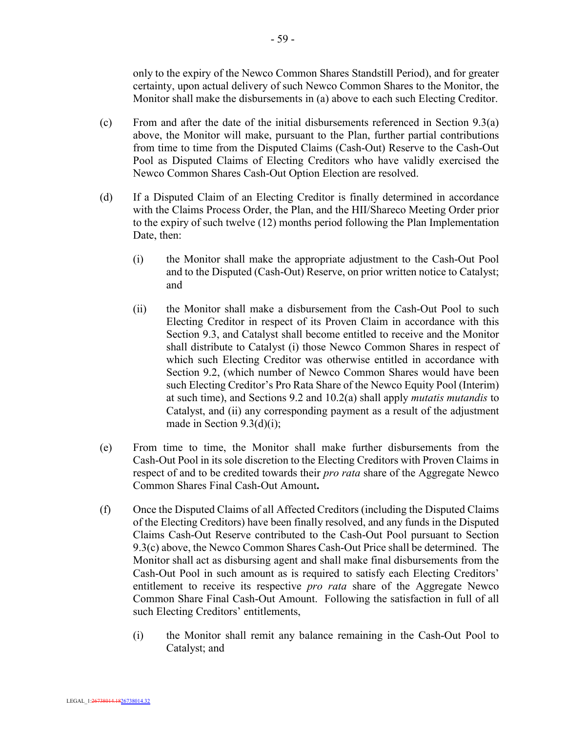only to the expiry of the Newco Common Shares Standstill Period), and for greater certainty, upon actual delivery of such Newco Common Shares to the Monitor, the Monitor shall make the disbursements in (a) above to each such Electing Creditor.

(c) From and after the date of the initial disbursements referenced in Section 9.3(a) above, the Monitor will make, pursuant to the Plan, further partial contributions from time to time from the Disputed Claims (Cash-Out) Reserve to the Cash-Out Pool as Disputed Claims of Electing Creditors who have validly exercised the Newco Common Shares Cash-Out Option Election are resolved.

(d) If a Disputed Claim of an Electing Creditor is finally determined in accordance with the Claims Process Order, the Plan, and the HII/Shareco Meeting Order prior to the expiry of such twelve (12) months period following the Plan Implementation Date, then:

(i) the Monitor shall make the appropriate adjustment to the Cash-Out Pool and to the Disputed (Cash-Out) Reserve, on prior written notice to Catalyst; and

(ii) the Monitor shall make a disbursement from the Cash-Out Pool to such Electing Creditor in respect of its Proven Claim in accordance with this Section 9.3, and Catalyst shall become entitled to receive and the Monitor shall distribute to Catalyst (i) those Newco Common Shares in respect of which such Electing Creditor was otherwise entitled in accordance with Section 9.2, (which number of Newco Common Shares would have been such Electing Creditor's Pro Rata Share of the Newco Equity Pool (Interim) at such time), and Sections 9.2 and 10.2(a) shall apply *mutatis mutandis* to Catalyst, and (ii) any corresponding payment as a result of the adjustment made in Section 9.3(d)(i);

(e) From time to time, the Monitor shall make further disbursements from the Cash-Out Pool in its sole discretion to the Electing Creditors with Proven Claims in respect of and to be credited towards their *pro rata* share of the Aggregate Newco Common Shares Final Cash-Out Amount**.**

(f) Once the Disputed Claims of all Affected Creditors (including the Disputed Claims of the Electing Creditors) have been finally resolved, and any funds in the Disputed Claims Cash-Out Reserve contributed to the Cash-Out Pool pursuant to Section 9.3(c) above, the Newco Common Shares Cash-Out Price shall be determined. The Monitor shall act as disbursing agent and shall make final disbursements from the Cash-Out Pool in such amount as is required to satisfy each Electing Creditors' entitlement to receive its respective *pro rata* share of the Aggregate Newco Common Share Final Cash-Out Amount. Following the satisfaction in full of all such Electing Creditors' entitlements,

(i) the Monitor shall remit any balance remaining in the Cash-Out Pool to Catalyst; and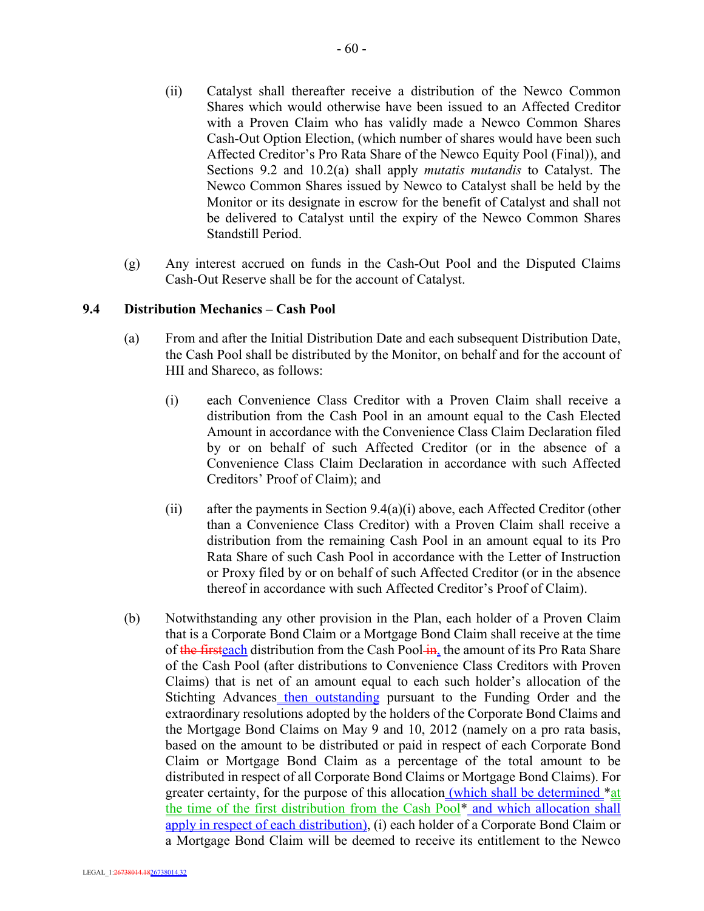(ii) Catalyst shall thereafter receive a distribution of the Newco Common Shares which would otherwise have been issued to an Affected Creditor with a Proven Claim who has validly made a Newco Common Shares Cash-Out Option Election, (which number of shares would have been such Affected Creditor's Pro Rata Share of the Newco Equity Pool (Final)), and Sections 9.2 and 10.2(a) shall apply *mutatis mutandis* to Catalyst. The Newco Common Shares issued by Newco to Catalyst shall be held by the Monitor or its designate in escrow for the benefit of Catalyst and shall not be delivered to Catalyst until the expiry of the Newco Common Shares Standstill Period.

(g) Any interest accrued on funds in the Cash-Out Pool and the Disputed Claims Cash-Out Reserve shall be for the account of Catalyst.

### 9.4 Distribution Mechanics – Cash Pool

(a) From and after the Initial Distribution Date and each subsequent Distribution Date, the Cash Pool shall be distributed by the Monitor, on behalf and for the account of HII and Shareco, as follows:

(i) each Convenience Class Creditor with a Proven Claim shall receive a distribution from the Cash Pool in an amount equal to the Cash Elected Amount in accordance with the Convenience Class Claim Declaration filed by or on behalf of such Affected Creditor (or in the absence of a Convenience Class Claim Declaration in accordance with such Affected Creditors' Proof of Claim); and

(ii) after the payments in Section 9.4(a)(i) above, each Affected Creditor (other than a Convenience Class Creditor) with a Proven Claim shall receive a distribution from the remaining Cash Pool in an amount equal to its Pro Rata Share of such Cash Pool in accordance with the Letter of Instruction or Proxy filed by or on behalf of such Affected Creditor (or in the absence thereof in accordance with such Affected Creditor's Proof of Claim).

(b) Notwithstanding any other provision in the Plan, each holder of a Proven Claim that is a Corporate Bond Claim or a Mortgage Bond Claim shall receive at the time of ~~the first~~each distribution from the Cash Pool ~~in~~, the amount of its Pro Rata Share of the Cash Pool (after distributions to Convenience Class Creditors with Proven Claims) that is net of an amount equal to each such holder's allocation of the Stichting Advances then outstanding pursuant to the Funding Order and the extraordinary resolutions adopted by the holders of the Corporate Bond Claims and the Mortgage Bond Claims on May 9 and 10, 2012 (namely on a pro rata basis, based on the amount to be distributed or paid in respect of each Corporate Bond Claim or Mortgage Bond Claim as a percentage of the total amount to be distributed in respect of all Corporate Bond Claims or Mortgage Bond Claims). For greater certainty, for the purpose of this allocation (which shall be determined \*at the time of the first distribution from the Cash Pool\* and which allocation shall apply in respect of each distribution), (i) each holder of a Corporate Bond Claim or a Mortgage Bond Claim will be deemed to receive its entitlement to the Newco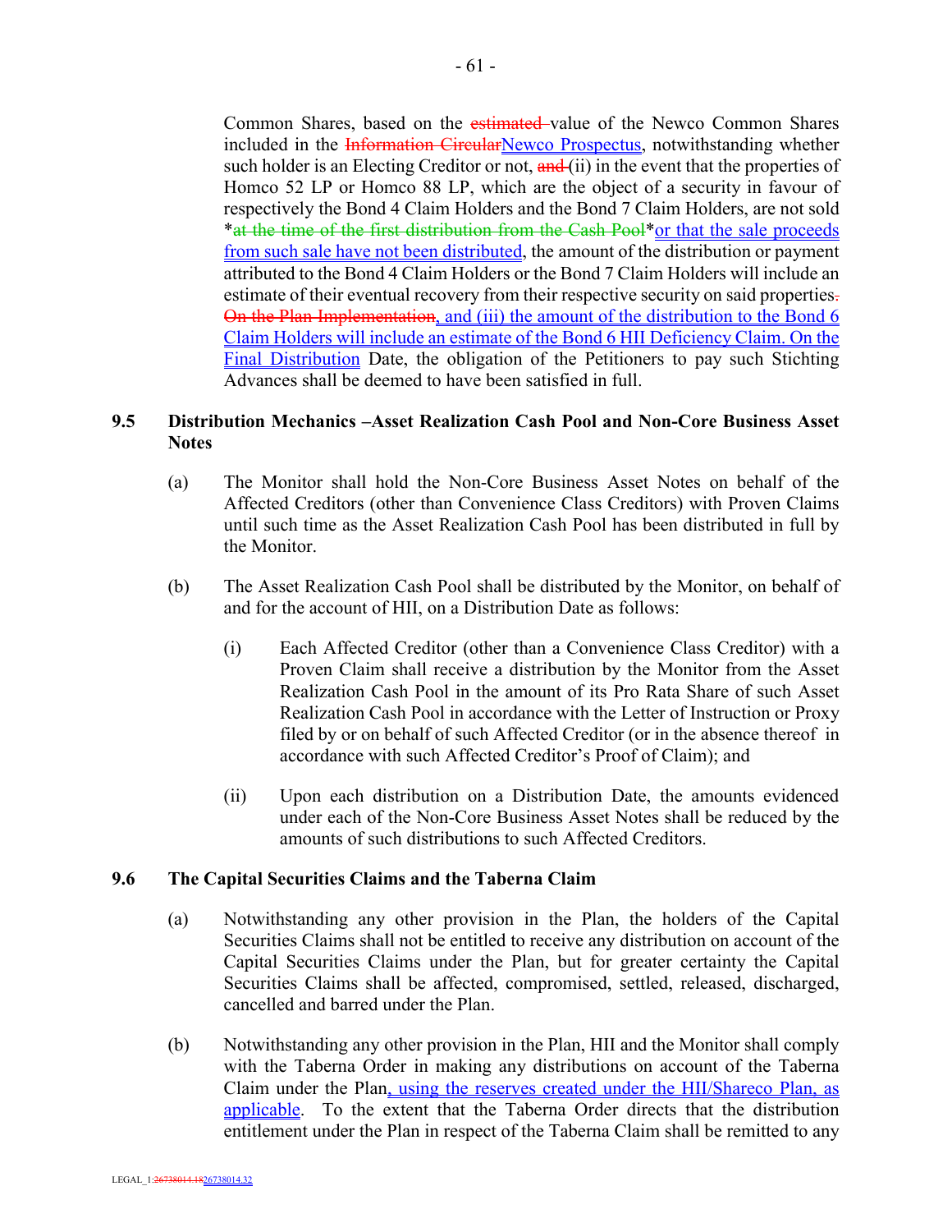Common Shares, based on the ~~estimated~~ value of the Newco Common Shares included in the ~~Information Circular~~Newco Prospectus, notwithstanding whether such holder is an Electing Creditor or not, ~~and~~ (ii) in the event that the properties of Homco 52 LP or Homco 88 LP, which are the object of a security in favour of respectively the Bond 4 Claim Holders and the Bond 7 Claim Holders, are not sold *~~at the time of the first distribution from the Cash Pool~~*or that the sale proceeds from such sale have not been distributed, the amount of the distribution or payment attributed to the Bond 4 Claim Holders or the Bond 7 Claim Holders will include an estimate of their eventual recovery from their respective security on said properties~~.~~ ~~On the Plan Implementation~~, and (iii) the amount of the distribution to the Bond 6 Claim Holders will include an estimate of the Bond 6 HII Deficiency Claim. On the Final Distribution Date, the obligation of the Petitioners to pay such Stichting Advances shall be deemed to have been satisfied in full.

### 9.5 Distribution Mechanics –Asset Realization Cash Pool and Non-Core Business Asset Notes

(a) The Monitor shall hold the Non-Core Business Asset Notes on behalf of the Affected Creditors (other than Convenience Class Creditors) with Proven Claims until such time as the Asset Realization Cash Pool has been distributed in full by the Monitor.

(b) The Asset Realization Cash Pool shall be distributed by the Monitor, on behalf of and for the account of HII, on a Distribution Date as follows:

(i) Each Affected Creditor (other than a Convenience Class Creditor) with a Proven Claim shall receive a distribution by the Monitor from the Asset Realization Cash Pool in the amount of its Pro Rata Share of such Asset Realization Cash Pool in accordance with the Letter of Instruction or Proxy filed by or on behalf of such Affected Creditor (or in the absence thereof in accordance with such Affected Creditor's Proof of Claim); and

(ii) Upon each distribution on a Distribution Date, the amounts evidenced under each of the Non-Core Business Asset Notes shall be reduced by the amounts of such distributions to such Affected Creditors.

### 9.6 The Capital Securities Claims and the Taberna Claim

(a) Notwithstanding any other provision in the Plan, the holders of the Capital Securities Claims shall not be entitled to receive any distribution on account of the Capital Securities Claims under the Plan, but for greater certainty the Capital Securities Claims shall be affected, compromised, settled, released, discharged, cancelled and barred under the Plan.

(b) Notwithstanding any other provision in the Plan, HII and the Monitor shall comply with the Taberna Order in making any distributions on account of the Taberna Claim under the Plan, using the reserves created under the HII/Shareco Plan, as applicable. To the extent that the Taberna Order directs that the distribution entitlement under the Plan in respect of the Taberna Claim shall be remitted to any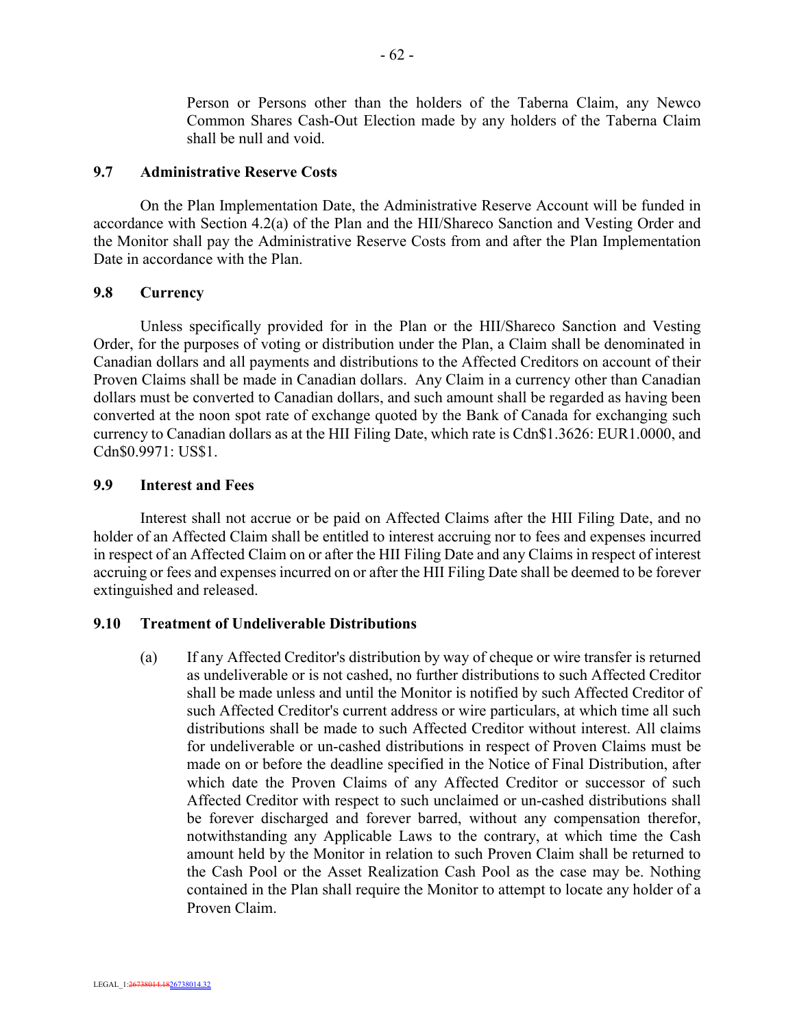Person or Persons other than the holders of the Taberna Claim, any Newco Common Shares Cash-Out Election made by any holders of the Taberna Claim shall be null and void.

### 9.7 Administrative Reserve Costs

On the Plan Implementation Date, the Administrative Reserve Account will be funded in accordance with Section 4.2(a) of the Plan and the HII/Shareco Sanction and Vesting Order and the Monitor shall pay the Administrative Reserve Costs from and after the Plan Implementation Date in accordance with the Plan.

### 9.8 Currency

Unless specifically provided for in the Plan or the HII/Shareco Sanction and Vesting Order, for the purposes of voting or distribution under the Plan, a Claim shall be denominated in Canadian dollars and all payments and distributions to the Affected Creditors on account of their Proven Claims shall be made in Canadian dollars. Any Claim in a currency other than Canadian dollars must be converted to Canadian dollars, and such amount shall be regarded as having been converted at the noon spot rate of exchange quoted by the Bank of Canada for exchanging such currency to Canadian dollars as at the HII Filing Date, which rate is Cdn$1.3626: EUR1.0000, and Cdn$0.9971: US$1.

### 9.9 Interest and Fees

Interest shall not accrue or be paid on Affected Claims after the HII Filing Date, and no holder of an Affected Claim shall be entitled to interest accruing nor to fees and expenses incurred in respect of an Affected Claim on or after the HII Filing Date and any Claims in respect of interest accruing or fees and expenses incurred on or after the HII Filing Date shall be deemed to be forever extinguished and released.

### 9.10 Treatment of Undeliverable Distributions

(a) If any Affected Creditor's distribution by way of cheque or wire transfer is returned as undeliverable or is not cashed, no further distributions to such Affected Creditor shall be made unless and until the Monitor is notified by such Affected Creditor of such Affected Creditor's current address or wire particulars, at which time all such distributions shall be made to such Affected Creditor without interest. All claims for undeliverable or un-cashed distributions in respect of Proven Claims must be made on or before the deadline specified in the Notice of Final Distribution, after which date the Proven Claims of any Affected Creditor or successor of such Affected Creditor with respect to such unclaimed or un-cashed distributions shall be forever discharged and forever barred, without any compensation therefor, notwithstanding any Applicable Laws to the contrary, at which time the Cash amount held by the Monitor in relation to such Proven Claim shall be returned to the Cash Pool or the Asset Realization Cash Pool as the case may be. Nothing contained in the Plan shall require the Monitor to attempt to locate any holder of a Proven Claim.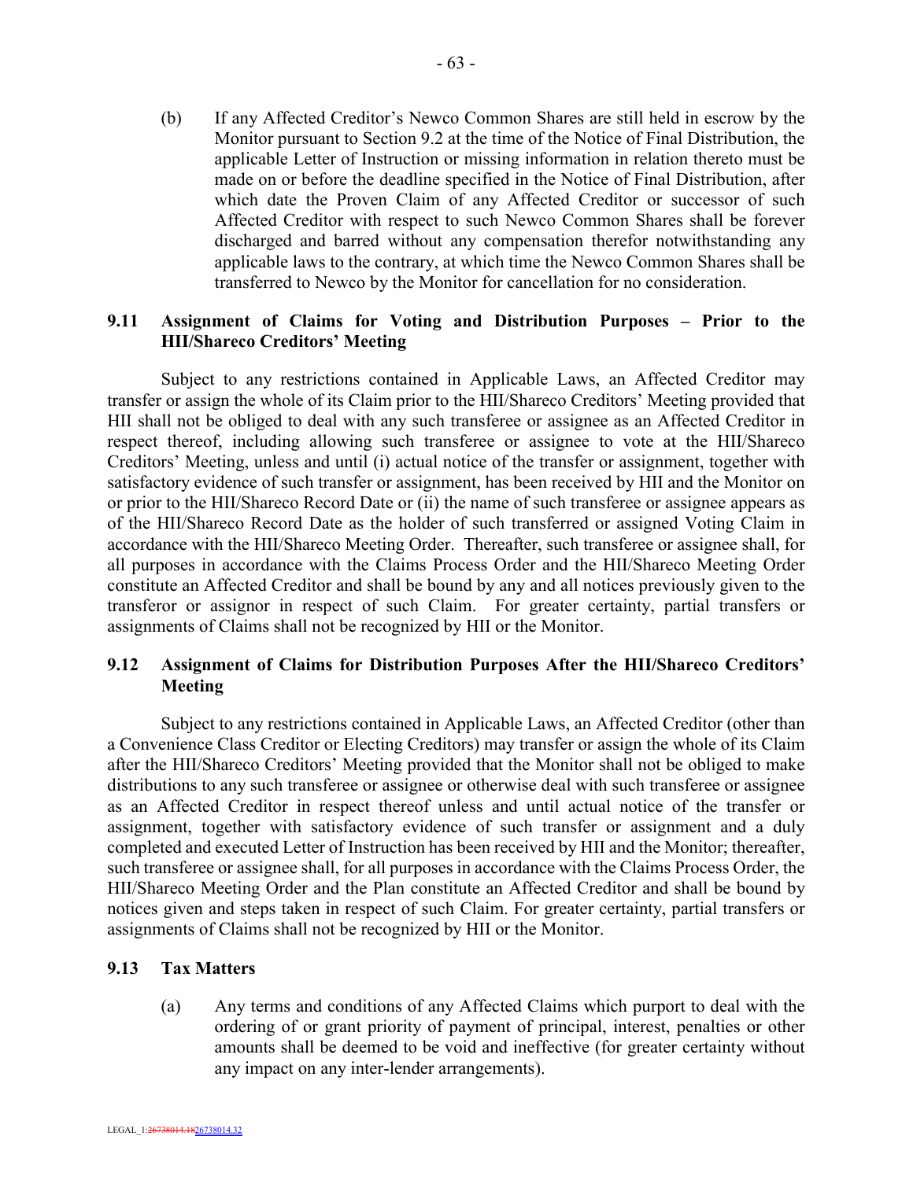(b) If any Affected Creditor's Newco Common Shares are still held in escrow by the Monitor pursuant to Section 9.2 at the time of the Notice of Final Distribution, the applicable Letter of Instruction or missing information in relation thereto must be made on or before the deadline specified in the Notice of Final Distribution, after which date the Proven Claim of any Affected Creditor or successor of such Affected Creditor with respect to such Newco Common Shares shall be forever discharged and barred without any compensation therefor notwithstanding any applicable laws to the contrary, at which time the Newco Common Shares shall be transferred to Newco by the Monitor for cancellation for no consideration.

### 9.11 Assignment of Claims for Voting and Distribution Purposes – Prior to the HII/Shareco Creditors' Meeting

Subject to any restrictions contained in Applicable Laws, an Affected Creditor may transfer or assign the whole of its Claim prior to the HII/Shareco Creditors' Meeting provided that HII shall not be obliged to deal with any such transferee or assignee as an Affected Creditor in respect thereof, including allowing such transferee or assignee to vote at the HII/Shareco Creditors' Meeting, unless and until (i) actual notice of the transfer or assignment, together with satisfactory evidence of such transfer or assignment, has been received by HII and the Monitor on or prior to the HII/Shareco Record Date or (ii) the name of such transferee or assignee appears as of the HII/Shareco Record Date as the holder of such transferred or assigned Voting Claim in accordance with the HII/Shareco Meeting Order. Thereafter, such transferee or assignee shall, for all purposes in accordance with the Claims Process Order and the HII/Shareco Meeting Order constitute an Affected Creditor and shall be bound by any and all notices previously given to the transferor or assignor in respect of such Claim. For greater certainty, partial transfers or assignments of Claims shall not be recognized by HII or the Monitor.

### 9.12 Assignment of Claims for Distribution Purposes After the HII/Shareco Creditors' Meeting

Subject to any restrictions contained in Applicable Laws, an Affected Creditor (other than a Convenience Class Creditor or Electing Creditors) may transfer or assign the whole of its Claim after the HII/Shareco Creditors' Meeting provided that the Monitor shall not be obliged to make distributions to any such transferee or assignee or otherwise deal with such transferee or assignee as an Affected Creditor in respect thereof unless and until actual notice of the transfer or assignment, together with satisfactory evidence of such transfer or assignment and a duly completed and executed Letter of Instruction has been received by HII and the Monitor; thereafter, such transferee or assignee shall, for all purposes in accordance with the Claims Process Order, the HII/Shareco Meeting Order and the Plan constitute an Affected Creditor and shall be bound by notices given and steps taken in respect of such Claim. For greater certainty, partial transfers or assignments of Claims shall not be recognized by HII or the Monitor.

### 9.13 Tax Matters

(a) Any terms and conditions of any Affected Claims which purport to deal with the ordering of or grant priority of payment of principal, interest, penalties or other amounts shall be deemed to be void and ineffective (for greater certainty without any impact on any inter-lender arrangements).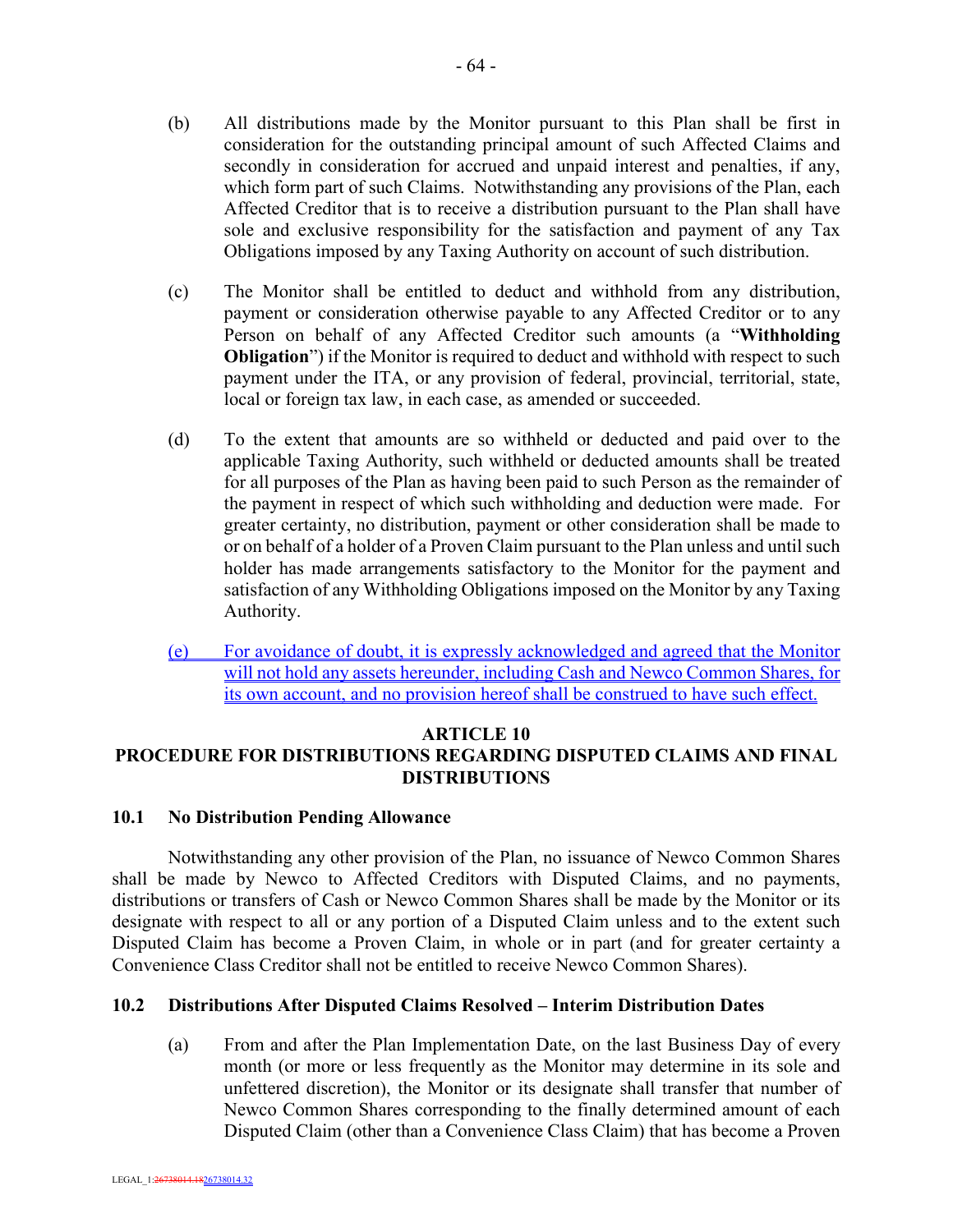(b) All distributions made by the Monitor pursuant to this Plan shall be first in consideration for the outstanding principal amount of such Affected Claims and secondly in consideration for accrued and unpaid interest and penalties, if any, which form part of such Claims. Notwithstanding any provisions of the Plan, each Affected Creditor that is to receive a distribution pursuant to the Plan shall have sole and exclusive responsibility for the satisfaction and payment of any Tax Obligations imposed by any Taxing Authority on account of such distribution.

(c) The Monitor shall be entitled to deduct and withhold from any distribution, payment or consideration otherwise payable to any Affected Creditor or to any Person on behalf of any Affected Creditor such amounts (a "**Withholding Obligation**") if the Monitor is required to deduct and withhold with respect to such payment under the ITA, or any provision of federal, provincial, territorial, state, local or foreign tax law, in each case, as amended or succeeded.

(d) To the extent that amounts are so withheld or deducted and paid over to the applicable Taxing Authority, such withheld or deducted amounts shall be treated for all purposes of the Plan as having been paid to such Person as the remainder of the payment in respect of which such withholding and deduction were made. For greater certainty, no distribution, payment or other consideration shall be made to or on behalf of a holder of a Proven Claim pursuant to the Plan unless and until such holder has made arrangements satisfactory to the Monitor for the payment and satisfaction of any Withholding Obligations imposed on the Monitor by any Taxing Authority.

(e) For avoidance of doubt, it is expressly acknowledged and agreed that the Monitor will not hold any assets hereunder, including Cash and Newco Common Shares, for its own account, and no provision hereof shall be construed to have such effect.

## ARTICLE 10
## PROCEDURE FOR DISTRIBUTIONS REGARDING DISPUTED CLAIMS AND FINAL DISTRIBUTIONS

### 10.1 No Distribution Pending Allowance

Notwithstanding any other provision of the Plan, no issuance of Newco Common Shares shall be made by Newco to Affected Creditors with Disputed Claims, and no payments, distributions or transfers of Cash or Newco Common Shares shall be made by the Monitor or its designate with respect to all or any portion of a Disputed Claim unless and to the extent such Disputed Claim has become a Proven Claim, in whole or in part (and for greater certainty a Convenience Class Creditor shall not be entitled to receive Newco Common Shares).

### 10.2 Distributions After Disputed Claims Resolved – Interim Distribution Dates

(a) From and after the Plan Implementation Date, on the last Business Day of every month (or more or less frequently as the Monitor may determine in its sole and unfettered discretion), the Monitor or its designate shall transfer that number of Newco Common Shares corresponding to the finally determined amount of each Disputed Claim (other than a Convenience Class Claim) that has become a Proven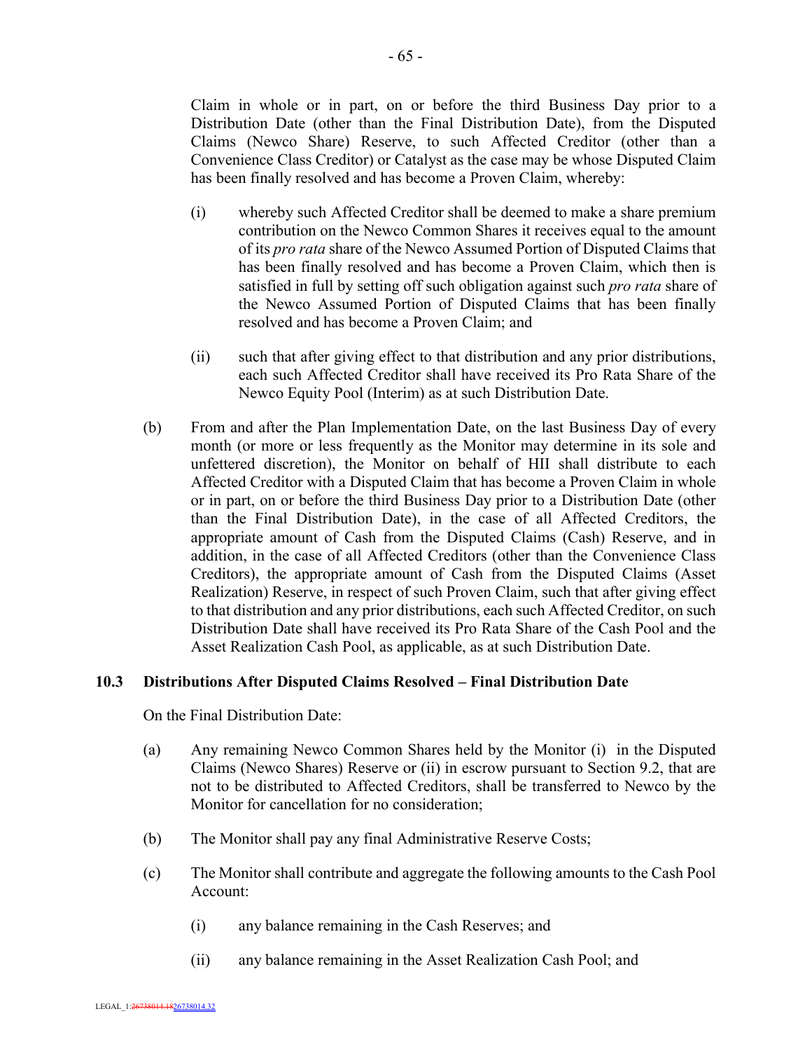Claim in whole or in part, on or before the third Business Day prior to a Distribution Date (other than the Final Distribution Date), from the Disputed Claims (Newco Share) Reserve, to such Affected Creditor (other than a Convenience Class Creditor) or Catalyst as the case may be whose Disputed Claim has been finally resolved and has become a Proven Claim, whereby:

(i) whereby such Affected Creditor shall be deemed to make a share premium contribution on the Newco Common Shares it receives equal to the amount of its *pro rata* share of the Newco Assumed Portion of Disputed Claims that has been finally resolved and has become a Proven Claim, which then is satisfied in full by setting off such obligation against such *pro rata* share of the Newco Assumed Portion of Disputed Claims that has been finally resolved and has become a Proven Claim; and

(ii) such that after giving effect to that distribution and any prior distributions, each such Affected Creditor shall have received its Pro Rata Share of the Newco Equity Pool (Interim) as at such Distribution Date.

(b) From and after the Plan Implementation Date, on the last Business Day of every month (or more or less frequently as the Monitor may determine in its sole and unfettered discretion), the Monitor on behalf of HII shall distribute to each Affected Creditor with a Disputed Claim that has become a Proven Claim in whole or in part, on or before the third Business Day prior to a Distribution Date (other than the Final Distribution Date), in the case of all Affected Creditors, the appropriate amount of Cash from the Disputed Claims (Cash) Reserve, and in addition, in the case of all Affected Creditors (other than the Convenience Class Creditors), the appropriate amount of Cash from the Disputed Claims (Asset Realization) Reserve, in respect of such Proven Claim, such that after giving effect to that distribution and any prior distributions, each such Affected Creditor, on such Distribution Date shall have received its Pro Rata Share of the Cash Pool and the Asset Realization Cash Pool, as applicable, as at such Distribution Date.

### 10.3 Distributions After Disputed Claims Resolved – Final Distribution Date

On the Final Distribution Date:

(a) Any remaining Newco Common Shares held by the Monitor (i) in the Disputed Claims (Newco Shares) Reserve or (ii) in escrow pursuant to Section 9.2, that are not to be distributed to Affected Creditors, shall be transferred to Newco by the Monitor for cancellation for no consideration;

(b) The Monitor shall pay any final Administrative Reserve Costs;

(c) The Monitor shall contribute and aggregate the following amounts to the Cash Pool Account:

(i) any balance remaining in the Cash Reserves; and

(ii) any balance remaining in the Asset Realization Cash Pool; and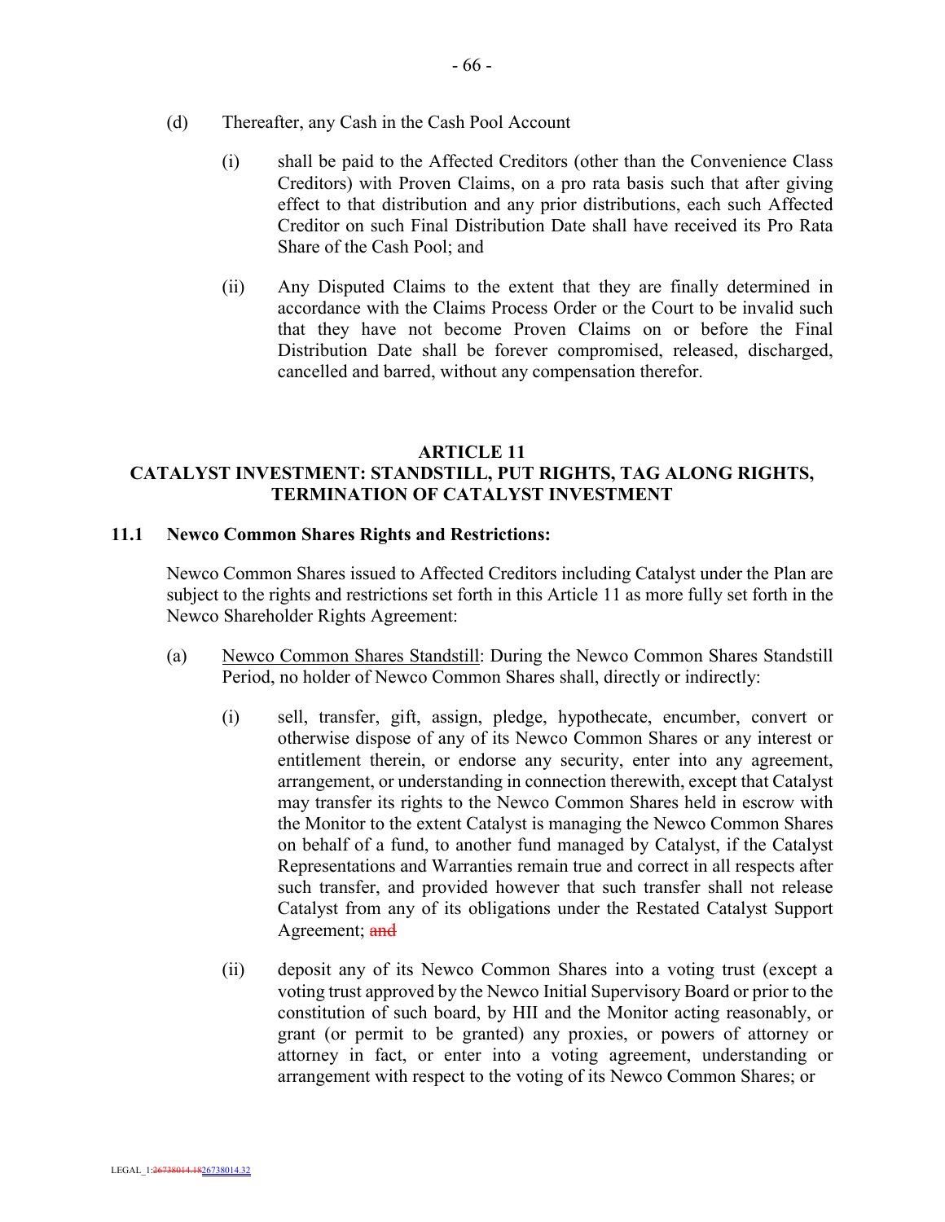(d) Thereafter, any Cash in the Cash Pool Account

(i) shall be paid to the Affected Creditors (other than the Convenience Class Creditors) with Proven Claims, on a pro rata basis such that after giving effect to that distribution and any prior distributions, each such Affected Creditor on such Final Distribution Date shall have received its Pro Rata Share of the Cash Pool; and

(ii) Any Disputed Claims to the extent that they are finally determined in accordance with the Claims Process Order or the Court to be invalid such that they have not become Proven Claims on or before the Final Distribution Date shall be forever compromised, released, discharged, cancelled and barred, without any compensation therefor.

## ARTICLE 11
## CATALYST INVESTMENT: STANDSTILL, PUT RIGHTS, TAG ALONG RIGHTS, TERMINATION OF CATALYST INVESTMENT

### 11.1 Newco Common Shares Rights and Restrictions:

Newco Common Shares issued to Affected Creditors including Catalyst under the Plan are subject to the rights and restrictions set forth in this Article 11 as more fully set forth in the Newco Shareholder Rights Agreement:

(a) Newco Common Shares Standstill: During the Newco Common Shares Standstill Period, no holder of Newco Common Shares shall, directly or indirectly:

(i) sell, transfer, gift, assign, pledge, hypothecate, encumber, convert or otherwise dispose of any of its Newco Common Shares or any interest or entitlement therein, or endorse any security, enter into any agreement, arrangement, or understanding in connection therewith, except that Catalyst may transfer its rights to the Newco Common Shares held in escrow with the Monitor to the extent Catalyst is managing the Newco Common Shares on behalf of a fund, to another fund managed by Catalyst, if the Catalyst Representations and Warranties remain true and correct in all respects after such transfer, and provided however that such transfer shall not release Catalyst from any of its obligations under the Restated Catalyst Support Agreement; ~~and~~

(ii) deposit any of its Newco Common Shares into a voting trust (except a voting trust approved by the Newco Initial Supervisory Board or prior to the constitution of such board, by HII and the Monitor acting reasonably, or grant (or permit to be granted) any proxies, or powers of attorney or attorney in fact, or enter into a voting agreement, understanding or arrangement with respect to the voting of its Newco Common Shares; or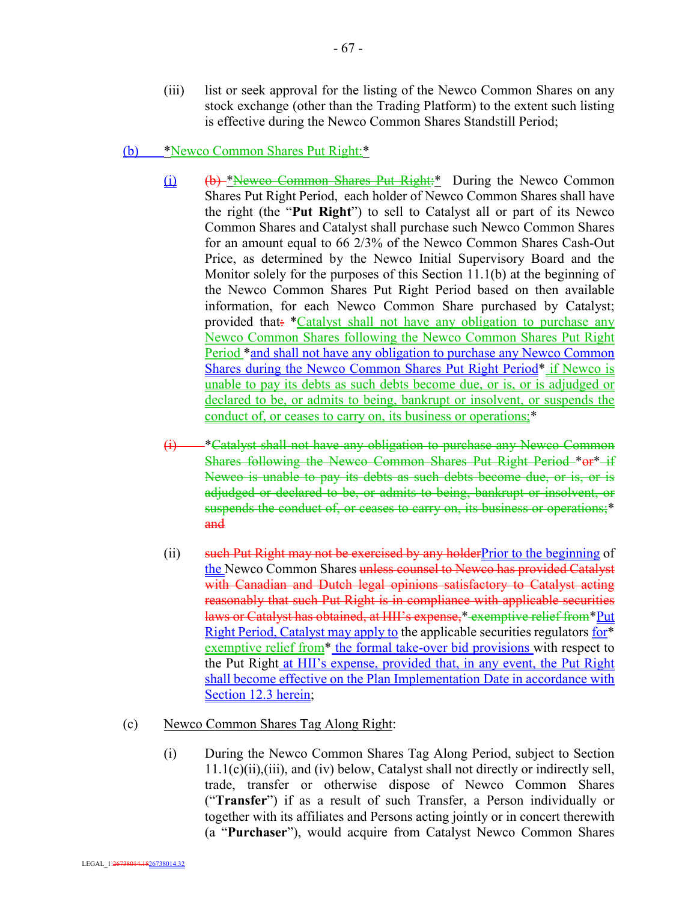(iii) list or seek approval for the listing of the Newco Common Shares on any stock exchange (other than the Trading Platform) to the extent such listing is effective during the Newco Common Shares Standstill Period;

(b) *Newco Common Shares Put Right:*

(i) (b) *Newco Common Shares Put Right:* During the Newco Common Shares Put Right Period, each holder of Newco Common Shares shall have the right (the "**Put Right**") to sell to Catalyst all or part of its Newco Common Shares and Catalyst shall purchase such Newco Common Shares for an amount equal to 66 2/3% of the Newco Common Shares Cash-Out Price, as determined by the Newco Initial Supervisory Board and the Monitor solely for the purposes of this Section 11.1(b) at the beginning of the Newco Common Shares Put Right Period based on then available information, for each Newco Common Share purchased by Catalyst; provided that: *Catalyst shall not have any obligation to purchase any Newco Common Shares following the Newco Common Shares Put Right Period *and shall not have any obligation to purchase any Newco Common Shares during the Newco Common Shares Put Right Period* if Newco is unable to pay its debts as such debts become due, or is, or is adjudged or declared to be, or admits to being, bankrupt or insolvent, or suspends the conduct of, or ceases to carry on, its business or operations;*

(i) *Catalyst shall not have any obligation to purchase any Newco Common Shares following the Newco Common Shares Put Right Period *or* if Newco is unable to pay its debts as such debts become due, or is, or is adjudged or declared to be, or admits to being, bankrupt or insolvent, or suspends the conduct of, or ceases to carry on, its business or operations;* and

(ii) such Put Right may not be exercised by any holderPrior to the beginning of the Newco Common Shares unless counsel to Newco has provided Catalyst with Canadian and Dutch legal opinions satisfactory to Catalyst acting reasonably that such Put Right is in compliance with applicable securities laws or Catalyst has obtained, at HII's expense,* exemptive relief from*Put Right Period, Catalyst may apply to the applicable securities regulators for* exemptive relief from* the formal take-over bid provisions with respect to the Put Right at HII's expense, provided that, in any event, the Put Right shall become effective on the Plan Implementation Date in accordance with Section 12.3 herein;

(c) Newco Common Shares Tag Along Right:

(i) During the Newco Common Shares Tag Along Period, subject to Section 11.1(c)(ii),(iii), and (iv) below, Catalyst shall not directly or indirectly sell, trade, transfer or otherwise dispose of Newco Common Shares ("**Transfer**") if as a result of such Transfer, a Person individually or together with its affiliates and Persons acting jointly or in concert therewith (a "**Purchaser**"), would acquire from Catalyst Newco Common Shares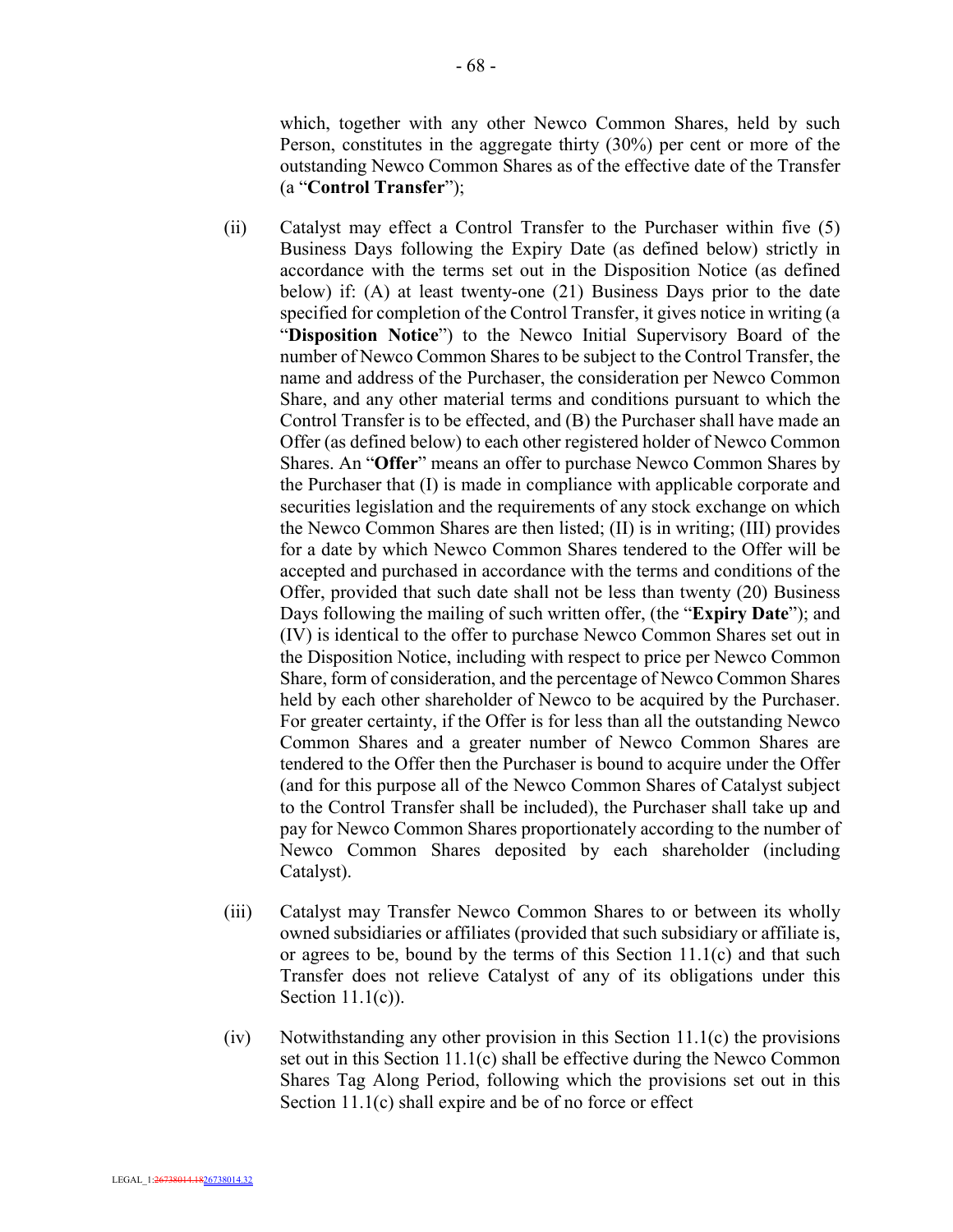which, together with any other Newco Common Shares, held by such Person, constitutes in the aggregate thirty (30%) per cent or more of the outstanding Newco Common Shares as of the effective date of the Transfer (a "**Control Transfer**");

(ii) Catalyst may effect a Control Transfer to the Purchaser within five (5) Business Days following the Expiry Date (as defined below) strictly in accordance with the terms set out in the Disposition Notice (as defined below) if: (A) at least twenty-one (21) Business Days prior to the date specified for completion of the Control Transfer, it gives notice in writing (a "**Disposition Notice**") to the Newco Initial Supervisory Board of the number of Newco Common Shares to be subject to the Control Transfer, the name and address of the Purchaser, the consideration per Newco Common Share, and any other material terms and conditions pursuant to which the Control Transfer is to be effected, and (B) the Purchaser shall have made an Offer (as defined below) to each other registered holder of Newco Common Shares. An "**Offer**" means an offer to purchase Newco Common Shares by the Purchaser that (I) is made in compliance with applicable corporate and securities legislation and the requirements of any stock exchange on which the Newco Common Shares are then listed; (II) is in writing; (III) provides for a date by which Newco Common Shares tendered to the Offer will be accepted and purchased in accordance with the terms and conditions of the Offer, provided that such date shall not be less than twenty (20) Business Days following the mailing of such written offer, (the "**Expiry Date**"); and (IV) is identical to the offer to purchase Newco Common Shares set out in the Disposition Notice, including with respect to price per Newco Common Share, form of consideration, and the percentage of Newco Common Shares held by each other shareholder of Newco to be acquired by the Purchaser. For greater certainty, if the Offer is for less than all the outstanding Newco Common Shares and a greater number of Newco Common Shares are tendered to the Offer then the Purchaser is bound to acquire under the Offer (and for this purpose all of the Newco Common Shares of Catalyst subject to the Control Transfer shall be included), the Purchaser shall take up and pay for Newco Common Shares proportionately according to the number of Newco Common Shares deposited by each shareholder (including Catalyst).

(iii) Catalyst may Transfer Newco Common Shares to or between its wholly owned subsidiaries or affiliates (provided that such subsidiary or affiliate is, or agrees to be, bound by the terms of this Section 11.1(c) and that such Transfer does not relieve Catalyst of any of its obligations under this Section 11.1(c)).

(iv) Notwithstanding any other provision in this Section 11.1(c) the provisions set out in this Section 11.1(c) shall be effective during the Newco Common Shares Tag Along Period, following which the provisions set out in this Section 11.1(c) shall expire and be of no force or effect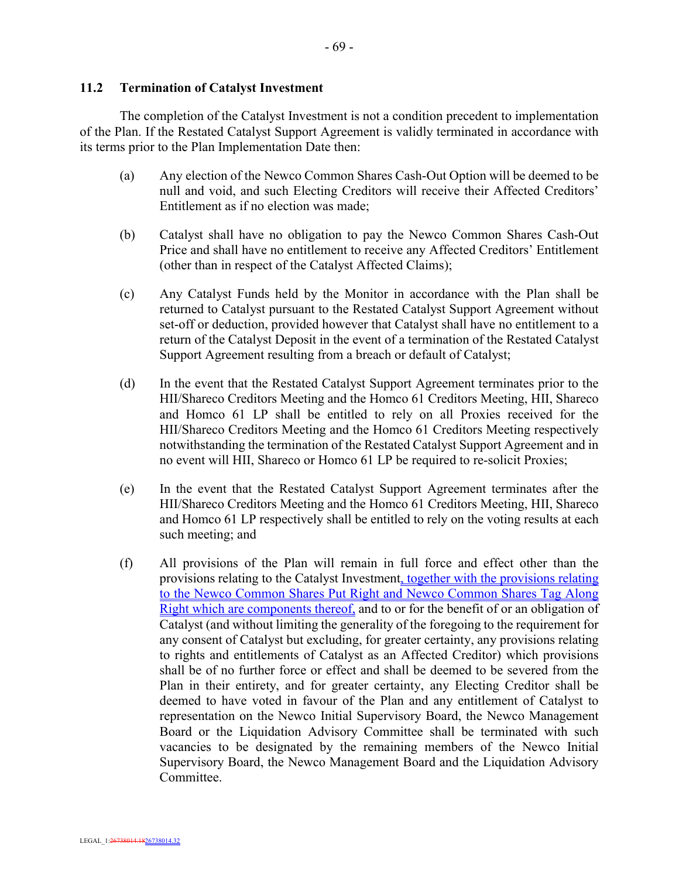### 11.2 Termination of Catalyst Investment

The completion of the Catalyst Investment is not a condition precedent to implementation of the Plan. If the Restated Catalyst Support Agreement is validly terminated in accordance with its terms prior to the Plan Implementation Date then:

(a) Any election of the Newco Common Shares Cash-Out Option will be deemed to be null and void, and such Electing Creditors will receive their Affected Creditors' Entitlement as if no election was made;

(b) Catalyst shall have no obligation to pay the Newco Common Shares Cash-Out Price and shall have no entitlement to receive any Affected Creditors' Entitlement (other than in respect of the Catalyst Affected Claims);

(c) Any Catalyst Funds held by the Monitor in accordance with the Plan shall be returned to Catalyst pursuant to the Restated Catalyst Support Agreement without set-off or deduction, provided however that Catalyst shall have no entitlement to a return of the Catalyst Deposit in the event of a termination of the Restated Catalyst Support Agreement resulting from a breach or default of Catalyst;

(d) In the event that the Restated Catalyst Support Agreement terminates prior to the HII/Shareco Creditors Meeting and the Homco 61 Creditors Meeting, HII, Shareco and Homco 61 LP shall be entitled to rely on all Proxies received for the HII/Shareco Creditors Meeting and the Homco 61 Creditors Meeting respectively notwithstanding the termination of the Restated Catalyst Support Agreement and in no event will HII, Shareco or Homco 61 LP be required to re-solicit Proxies;

(e) In the event that the Restated Catalyst Support Agreement terminates after the HII/Shareco Creditors Meeting and the Homco 61 Creditors Meeting, HII, Shareco and Homco 61 LP respectively shall be entitled to rely on the voting results at each such meeting; and

(f) All provisions of the Plan will remain in full force and effect other than the provisions relating to the Catalyst Investment, together with the provisions relating to the Newco Common Shares Put Right and Newco Common Shares Tag Along Right which are components thereof, and to or for the benefit of or an obligation of Catalyst (and without limiting the generality of the foregoing to the requirement for any consent of Catalyst but excluding, for greater certainty, any provisions relating to rights and entitlements of Catalyst as an Affected Creditor) which provisions shall be of no further force or effect and shall be deemed to be severed from the Plan in their entirety, and for greater certainty, any Electing Creditor shall be deemed to have voted in favour of the Plan and any entitlement of Catalyst to representation on the Newco Initial Supervisory Board, the Newco Management Board or the Liquidation Advisory Committee shall be terminated with such vacancies to be designated by the remaining members of the Newco Initial Supervisory Board, the Newco Management Board and the Liquidation Advisory Committee.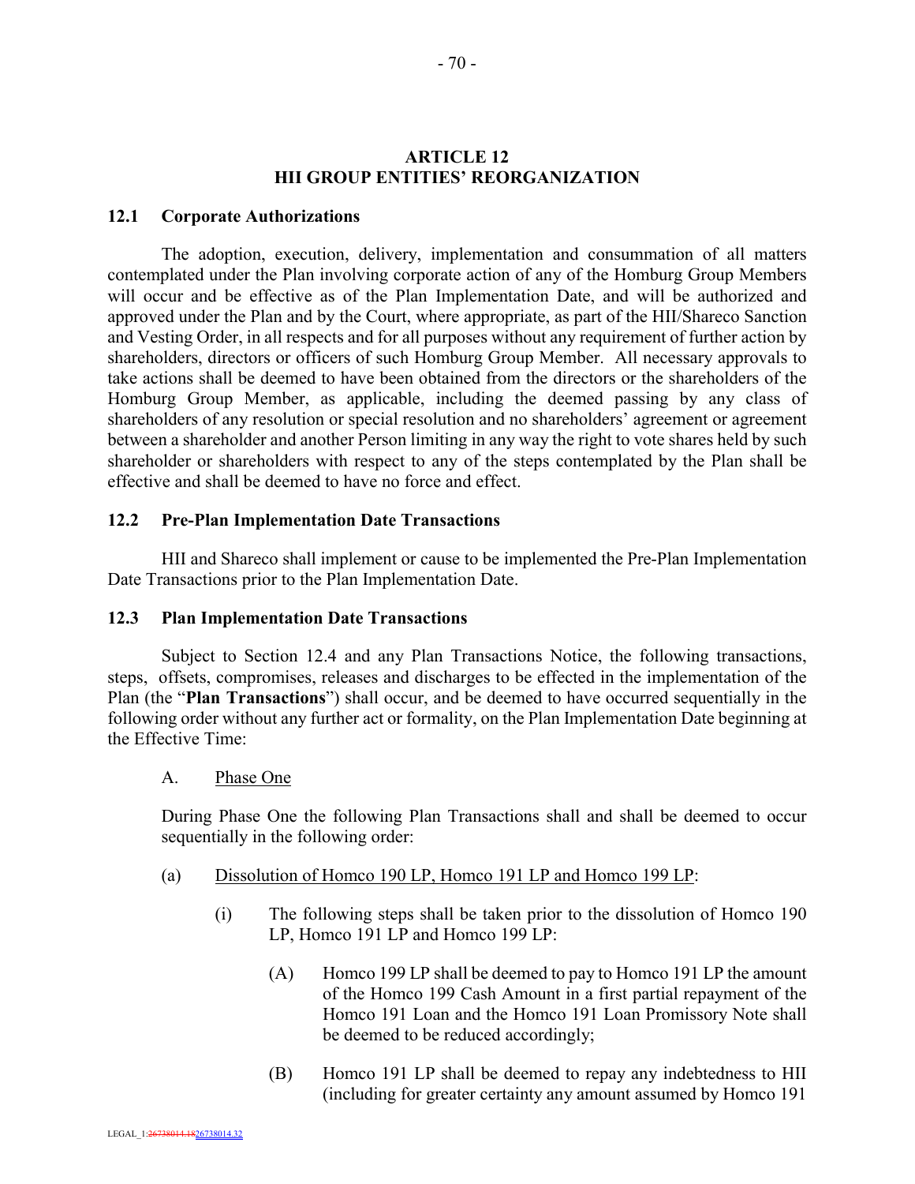## ARTICLE 12
## HII GROUP ENTITIES' REORGANIZATION

### 12.1 Corporate Authorizations

The adoption, execution, delivery, implementation and consummation of all matters contemplated under the Plan involving corporate action of any of the Homburg Group Members will occur and be effective as of the Plan Implementation Date, and will be authorized and approved under the Plan and by the Court, where appropriate, as part of the HII/Shareco Sanction and Vesting Order, in all respects and for all purposes without any requirement of further action by shareholders, directors or officers of such Homburg Group Member. All necessary approvals to take actions shall be deemed to have been obtained from the directors or the shareholders of the Homburg Group Member, as applicable, including the deemed passing by any class of shareholders of any resolution or special resolution and no shareholders' agreement or agreement between a shareholder and another Person limiting in any way the right to vote shares held by such shareholder or shareholders with respect to any of the steps contemplated by the Plan shall be effective and shall be deemed to have no force and effect.

### 12.2 Pre-Plan Implementation Date Transactions

HII and Shareco shall implement or cause to be implemented the Pre-Plan Implementation Date Transactions prior to the Plan Implementation Date.

### 12.3 Plan Implementation Date Transactions

Subject to Section 12.4 and any Plan Transactions Notice, the following transactions, steps, offsets, compromises, releases and discharges to be effected in the implementation of the Plan (the "**Plan Transactions**") shall occur, and be deemed to have occurred sequentially in the following order without any further act or formality, on the Plan Implementation Date beginning at the Effective Time:

A. Phase One

During Phase One the following Plan Transactions shall and shall be deemed to occur sequentially in the following order:

(a) Dissolution of Homco 190 LP, Homco 191 LP and Homco 199 LP:

(i) The following steps shall be taken prior to the dissolution of Homco 190 LP, Homco 191 LP and Homco 199 LP:

(A) Homco 199 LP shall be deemed to pay to Homco 191 LP the amount of the Homco 199 Cash Amount in a first partial repayment of the Homco 191 Loan and the Homco 191 Loan Promissory Note shall be deemed to be reduced accordingly;

(B) Homco 191 LP shall be deemed to repay any indebtedness to HII (including for greater certainty any amount assumed by Homco 191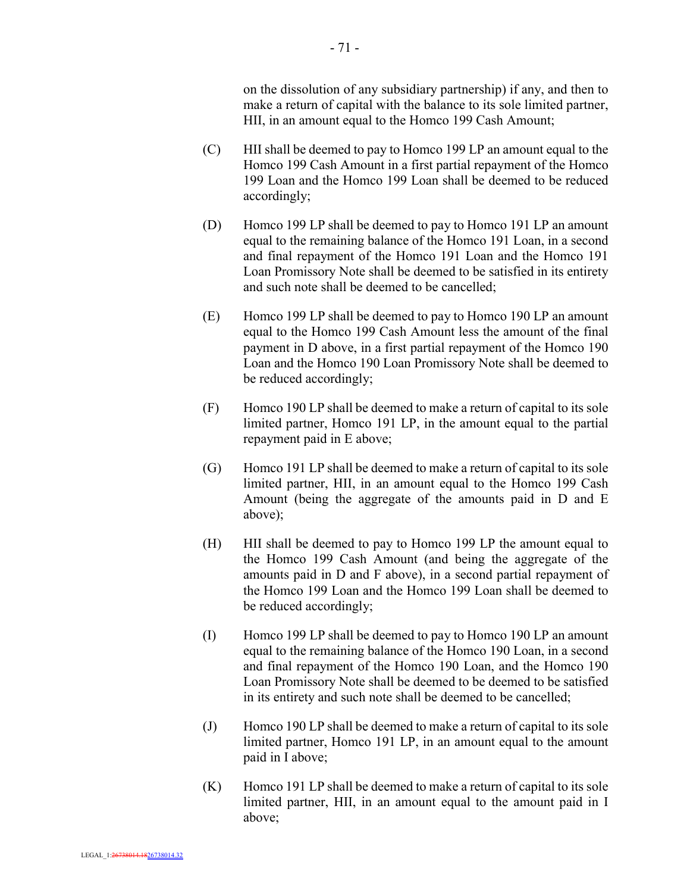on the dissolution of any subsidiary partnership) if any, and then to make a return of capital with the balance to its sole limited partner, HII, in an amount equal to the Homco 199 Cash Amount;

(C) HII shall be deemed to pay to Homco 199 LP an amount equal to the Homco 199 Cash Amount in a first partial repayment of the Homco 199 Loan and the Homco 199 Loan shall be deemed to be reduced accordingly;

(D) Homco 199 LP shall be deemed to pay to Homco 191 LP an amount equal to the remaining balance of the Homco 191 Loan, in a second and final repayment of the Homco 191 Loan and the Homco 191 Loan Promissory Note shall be deemed to be satisfied in its entirety and such note shall be deemed to be cancelled;

(E) Homco 199 LP shall be deemed to pay to Homco 190 LP an amount equal to the Homco 199 Cash Amount less the amount of the final payment in D above, in a first partial repayment of the Homco 190 Loan and the Homco 190 Loan Promissory Note shall be deemed to be reduced accordingly;

(F) Homco 190 LP shall be deemed to make a return of capital to its sole limited partner, Homco 191 LP, in the amount equal to the partial repayment paid in E above;

(G) Homco 191 LP shall be deemed to make a return of capital to its sole limited partner, HII, in an amount equal to the Homco 199 Cash Amount (being the aggregate of the amounts paid in D and E above);

(H) HII shall be deemed to pay to Homco 199 LP the amount equal to the Homco 199 Cash Amount (and being the aggregate of the amounts paid in D and F above), in a second partial repayment of the Homco 199 Loan and the Homco 199 Loan shall be deemed to be reduced accordingly;

(I) Homco 199 LP shall be deemed to pay to Homco 190 LP an amount equal to the remaining balance of the Homco 190 Loan, in a second and final repayment of the Homco 190 Loan, and the Homco 190 Loan Promissory Note shall be deemed to be deemed to be satisfied in its entirety and such note shall be deemed to be cancelled;

(J) Homco 190 LP shall be deemed to make a return of capital to its sole limited partner, Homco 191 LP, in an amount equal to the amount paid in I above;

(K) Homco 191 LP shall be deemed to make a return of capital to its sole limited partner, HII, in an amount equal to the amount paid in I above;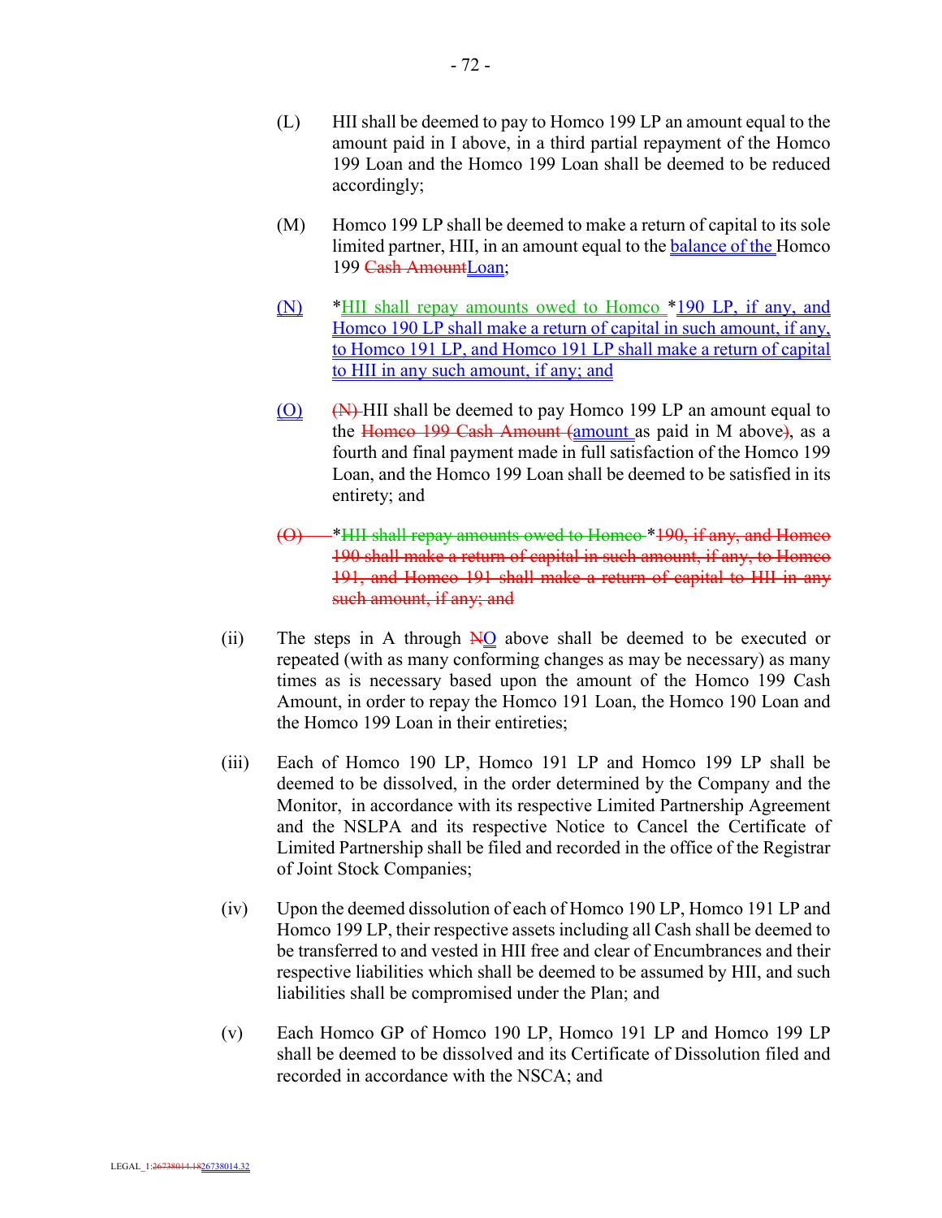(L) HII shall be deemed to pay to Homco 199 LP an amount equal to the amount paid in I above, in a third partial repayment of the Homco 199 Loan and the Homco 199 Loan shall be deemed to be reduced accordingly;

(M) Homco 199 LP shall be deemed to make a return of capital to its sole limited partner, HII, in an amount equal to the ~~Cash Amount~~ balance of the Homco 199 Loan;

(N) *HII shall repay amounts owed to Homco *190 LP, if any, and Homco 190 LP shall make a return of capital in such amount, if any, to Homco 191 LP, and Homco 191 LP shall make a return of capital to HII in any such amount, if any; and

(O) ~~(N)~~ HII shall be deemed to pay Homco 199 LP an amount equal to the ~~Homco 199 Cash Amount (~~amount as paid in M above~~)~~, as a fourth and final payment made in full satisfaction of the Homco 199 Loan, and the Homco 199 Loan shall be deemed to be satisfied in its entirety; and

~~(O) *HII shall repay amounts owed to Homco *190, if any, and Homco 190 shall make a return of capital in such amount, if any, to Homco 191, and Homco 191 shall make a return of capital to HII in any such amount, if any; and~~

(ii) The steps in A through ~~N~~O above shall be deemed to be executed or repeated (with as many conforming changes as may be necessary) as many times as is necessary based upon the amount of the Homco 199 Cash Amount, in order to repay the Homco 191 Loan, the Homco 190 Loan and the Homco 199 Loan in their entireties;

(iii) Each of Homco 190 LP, Homco 191 LP and Homco 199 LP shall be deemed to be dissolved, in the order determined by the Company and the Monitor, in accordance with its respective Limited Partnership Agreement and the NSLPA and its respective Notice to Cancel the Certificate of Limited Partnership shall be filed and recorded in the office of the Registrar of Joint Stock Companies;

(iv) Upon the deemed dissolution of each of Homco 190 LP, Homco 191 LP and Homco 199 LP, their respective assets including all Cash shall be deemed to be transferred to and vested in HII free and clear of Encumbrances and their respective liabilities which shall be deemed to be assumed by HII, and such liabilities shall be compromised under the Plan; and

(v) Each Homco GP of Homco 190 LP, Homco 191 LP and Homco 199 LP shall be deemed to be dissolved and its Certificate of Dissolution filed and recorded in accordance with the NSCA; and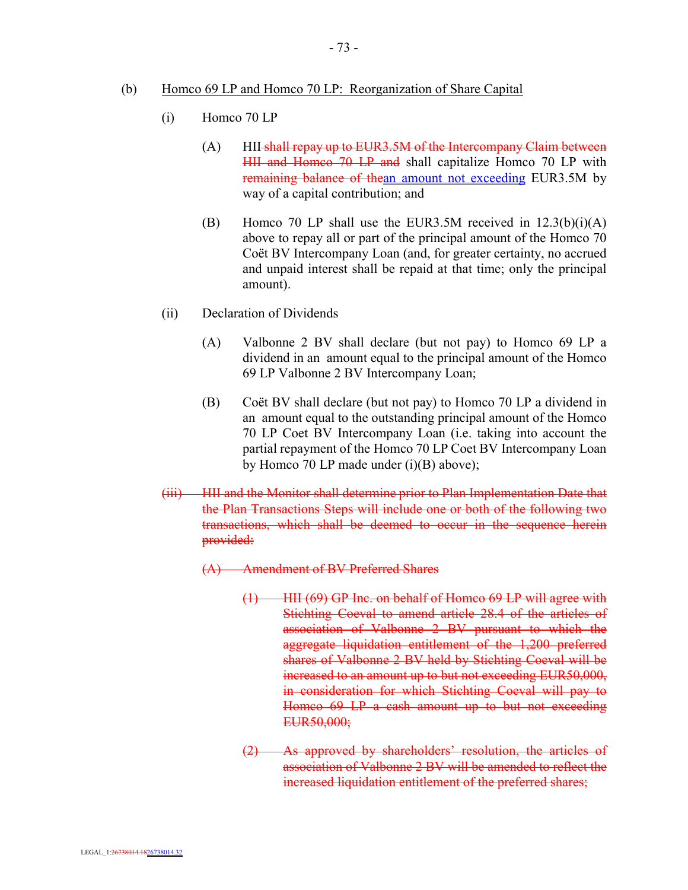(b) Homco 69 LP and Homco 70 LP: Reorganization of Share Capital

(i) Homco 70 LP

(A) HII ~~shall repay up to EUR3.5M of the Intercompany Claim between HII and Homco 70 LP and~~ shall capitalize Homco 70 LP with ~~remaining balance of the~~an amount not exceeding EUR3.5M by way of a capital contribution; and

(B) Homco 70 LP shall use the EUR3.5M received in 12.3(b)(i)(A) above to repay all or part of the principal amount of the Homco 70 Coët BV Intercompany Loan (and, for greater certainty, no accrued and unpaid interest shall be repaid at that time; only the principal amount).

(ii) Declaration of Dividends

(A) Valbonne 2 BV shall declare (but not pay) to Homco 69 LP a dividend in an amount equal to the principal amount of the Homco 69 LP Valbonne 2 BV Intercompany Loan;

(B) Coët BV shall declare (but not pay) to Homco 70 LP a dividend in an amount equal to the outstanding principal amount of the Homco 70 LP Coet BV Intercompany Loan (i.e. taking into account the partial repayment of the Homco 70 LP Coet BV Intercompany Loan by Homco 70 LP made under (i)(B) above);

~~(iii) HII and the Monitor shall determine prior to Plan Implementation Date that the Plan Transactions Steps will include one or both of the following two transactions, which shall be deemed to occur in the sequence herein provided:~~

~~(A) Amendment of BV Preferred Shares~~

~~(1) HII (69) GP Inc. on behalf of Homco 69 LP will agree with Stichting Coeval to amend article 28.4 of the articles of association of Valbonne 2 BV pursuant to which the aggregate liquidation entitlement of the 1,200 preferred shares of Valbonne 2 BV held by Stichting Coeval will be increased to an amount up to but not exceeding EUR50,000, in consideration for which Stichting Coeval will pay to Homco 69 LP a cash amount up to but not exceeding EUR50,000;~~

~~(2) As approved by shareholders' resolution, the articles of association of Valbonne 2 BV will be amended to reflect the increased liquidation entitlement of the preferred shares;~~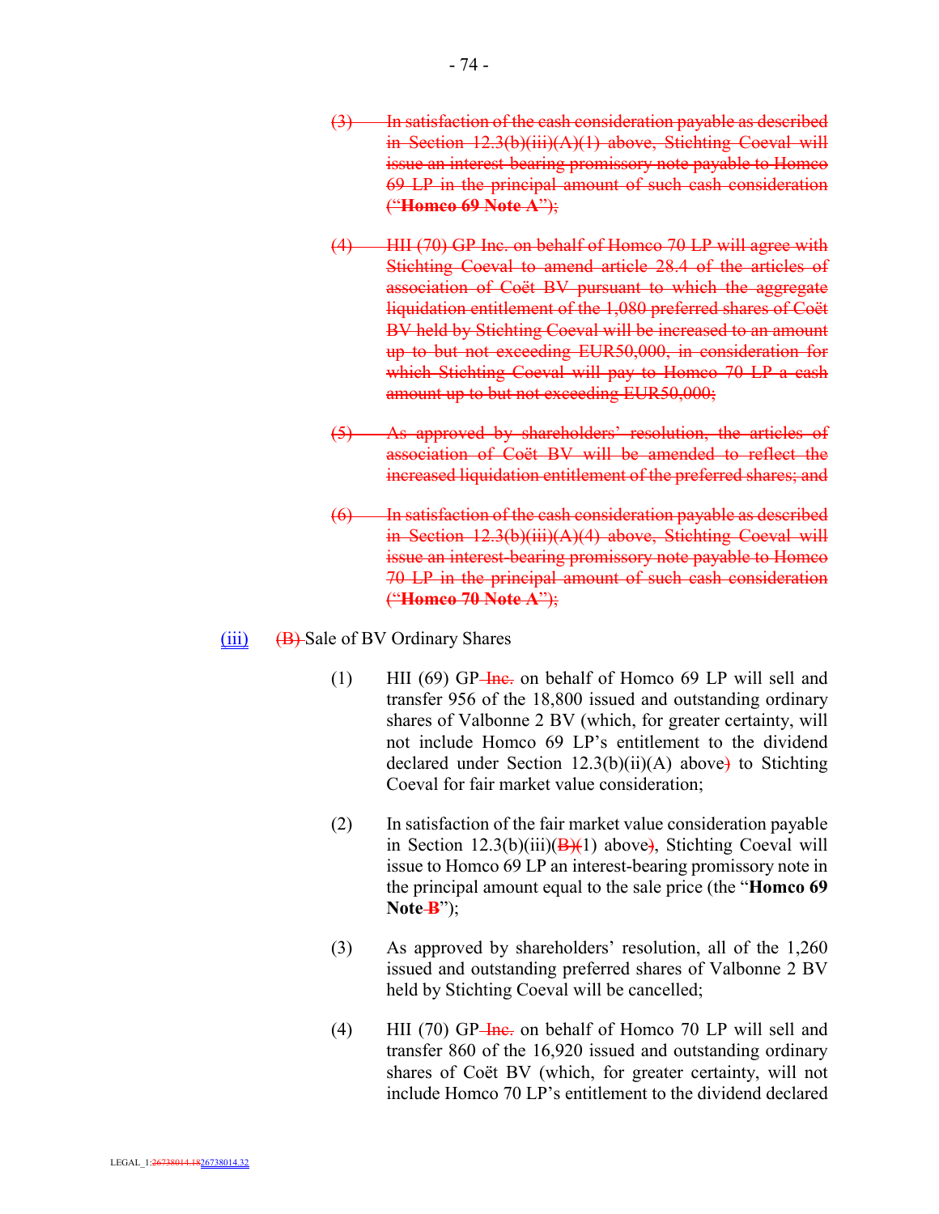~~(3) In satisfaction of the cash consideration payable as described in Section 12.3(b)(iii)(A)(1) above, Stichting Coeval will issue an interest-bearing promissory note payable to Homco 69 LP in the principal amount of such cash consideration ("**Homco 69 Note A**");~~

~~(4) HII (70) GP Inc. on behalf of Homco 70 LP will agree with Stichting Coeval to amend article 28.4 of the articles of association of Coët BV pursuant to which the aggregate liquidation entitlement of the 1,080 preferred shares of Coët BV held by Stichting Coeval will be increased to an amount up to but not exceeding EUR50,000, in consideration for which Stichting Coeval will pay to Homco 70 LP a cash amount up to but not exceeding EUR50,000;~~

~~(5) As approved by shareholders' resolution, the articles of association of Coët BV will be amended to reflect the increased liquidation entitlement of the preferred shares; and~~

~~(6) In satisfaction of the cash consideration payable as described in Section 12.3(b)(iii)(A)(4) above, Stichting Coeval will issue an interest-bearing promissory note payable to Homco 70 LP in the principal amount of such cash consideration ("**Homco 70 Note A**");~~

(iii) ~~(B)~~ Sale of BV Ordinary Shares

(1) HII (69) GP ~~Inc.~~ on behalf of Homco 69 LP will sell and transfer 956 of the 18,800 issued and outstanding ordinary shares of Valbonne 2 BV (which, for greater certainty, will not include Homco 69 LP's entitlement to the dividend declared under Section 12.3(b)(ii)(A) above~~)~~ to Stichting Coeval for fair market value consideration;

(2) In satisfaction of the fair market value consideration payable in Section 12.3(b)(iii)(~~B)(~~1) above~~)~~, Stichting Coeval will issue to Homco 69 LP an interest-bearing promissory note in the principal amount equal to the sale price (the "**Homco 69 Note ~~B~~**");

(3) As approved by shareholders' resolution, all of the 1,260 issued and outstanding preferred shares of Valbonne 2 BV held by Stichting Coeval will be cancelled;

(4) HII (70) GP ~~Inc.~~ on behalf of Homco 70 LP will sell and transfer 860 of the 16,920 issued and outstanding ordinary shares of Coët BV (which, for greater certainty, will not include Homco 70 LP's entitlement to the dividend declared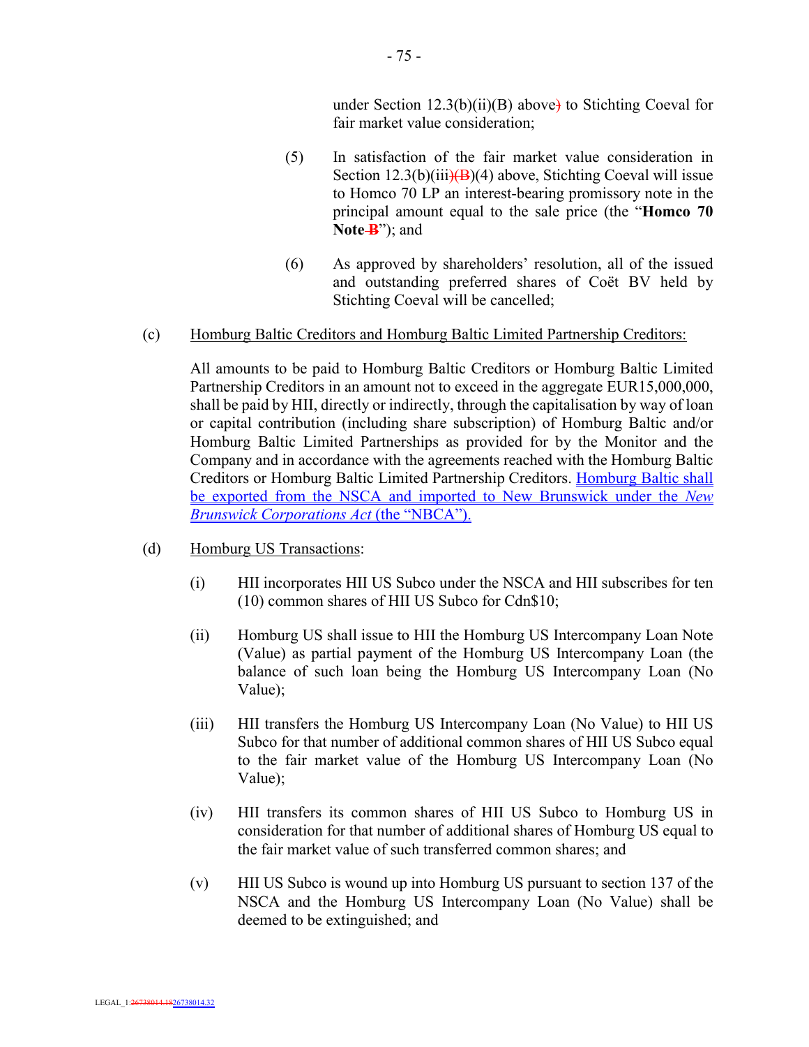under Section 12.3(b)(ii)(B) above) to Stichting Coeval for fair market value consideration;

(5) In satisfaction of the fair market value consideration in Section 12.3(b)(iii)(B)(4) above, Stichting Coeval will issue to Homco 70 LP an interest-bearing promissory note in the principal amount equal to the sale price (the "**Homco 70 Note B**"); and

(6) As approved by shareholders' resolution, all of the issued and outstanding preferred shares of Coët BV held by Stichting Coeval will be cancelled;

(c) Homburg Baltic Creditors and Homburg Baltic Limited Partnership Creditors:

All amounts to be paid to Homburg Baltic Creditors or Homburg Baltic Limited Partnership Creditors in an amount not to exceed in the aggregate EUR15,000,000, shall be paid by HII, directly or indirectly, through the capitalisation by way of loan or capital contribution (including share subscription) of Homburg Baltic and/or Homburg Baltic Limited Partnerships as provided for by the Monitor and the Company and in accordance with the agreements reached with the Homburg Baltic Creditors or Homburg Baltic Limited Partnership Creditors. Homburg Baltic shall be exported from the NSCA and imported to New Brunswick under the *New Brunswick Corporations Act* (the "NBCA").

(d) Homburg US Transactions:

(i) HII incorporates HII US Subco under the NSCA and HII subscribes for ten (10) common shares of HII US Subco for Cdn$10;

(ii) Homburg US shall issue to HII the Homburg US Intercompany Loan Note (Value) as partial payment of the Homburg US Intercompany Loan (the balance of such loan being the Homburg US Intercompany Loan (No Value);

(iii) HII transfers the Homburg US Intercompany Loan (No Value) to HII US Subco for that number of additional common shares of HII US Subco equal to the fair market value of the Homburg US Intercompany Loan (No Value);

(iv) HII transfers its common shares of HII US Subco to Homburg US in consideration for that number of additional shares of Homburg US equal to the fair market value of such transferred common shares; and

(v) HII US Subco is wound up into Homburg US pursuant to section 137 of the NSCA and the Homburg US Intercompany Loan (No Value) shall be deemed to be extinguished; and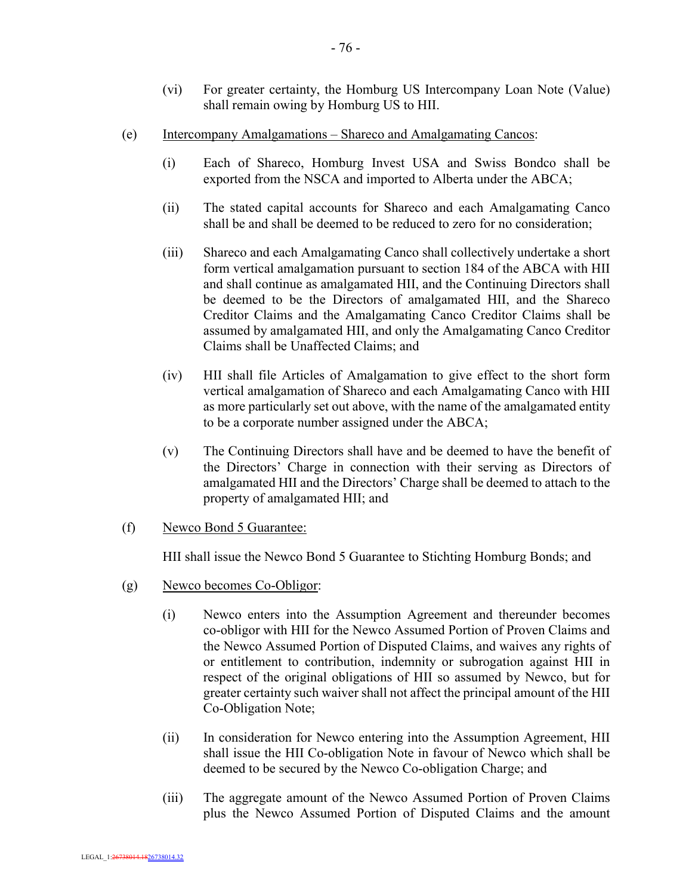(vi) For greater certainty, the Homburg US Intercompany Loan Note (Value) shall remain owing by Homburg US to HII.

(e) <u>Intercompany Amalgamations – Shareco and Amalgamating Cancos</u>:

(i) Each of Shareco, Homburg Invest USA and Swiss Bondco shall be exported from the NSCA and imported to Alberta under the ABCA;

(ii) The stated capital accounts for Shareco and each Amalgamating Canco shall be and shall be deemed to be reduced to zero for no consideration;

(iii) Shareco and each Amalgamating Canco shall collectively undertake a short form vertical amalgamation pursuant to section 184 of the ABCA with HII and shall continue as amalgamated HII, and the Continuing Directors shall be deemed to be the Directors of amalgamated HII, and the Shareco Creditor Claims and the Amalgamating Canco Creditor Claims shall be assumed by amalgamated HII, and only the Amalgamating Canco Creditor Claims shall be Unaffected Claims; and

(iv) HII shall file Articles of Amalgamation to give effect to the short form vertical amalgamation of Shareco and each Amalgamating Canco with HII as more particularly set out above, with the name of the amalgamated entity to be a corporate number assigned under the ABCA;

(v) The Continuing Directors shall have and be deemed to have the benefit of the Directors' Charge in connection with their serving as Directors of amalgamated HII and the Directors' Charge shall be deemed to attach to the property of amalgamated HII; and

(f) <u>Newco Bond 5 Guarantee:</u>

HII shall issue the Newco Bond 5 Guarantee to Stichting Homburg Bonds; and

(g) <u>Newco becomes Co-Obligor</u>:

(i) Newco enters into the Assumption Agreement and thereunder becomes co-obligor with HII for the Newco Assumed Portion of Proven Claims and the Newco Assumed Portion of Disputed Claims, and waives any rights of or entitlement to contribution, indemnity or subrogation against HII in respect of the original obligations of HII so assumed by Newco, but for greater certainty such waiver shall not affect the principal amount of the HII Co-Obligation Note;

(ii) In consideration for Newco entering into the Assumption Agreement, HII shall issue the HII Co-obligation Note in favour of Newco which shall be deemed to be secured by the Newco Co-obligation Charge; and

(iii) The aggregate amount of the Newco Assumed Portion of Proven Claims plus the Newco Assumed Portion of Disputed Claims and the amount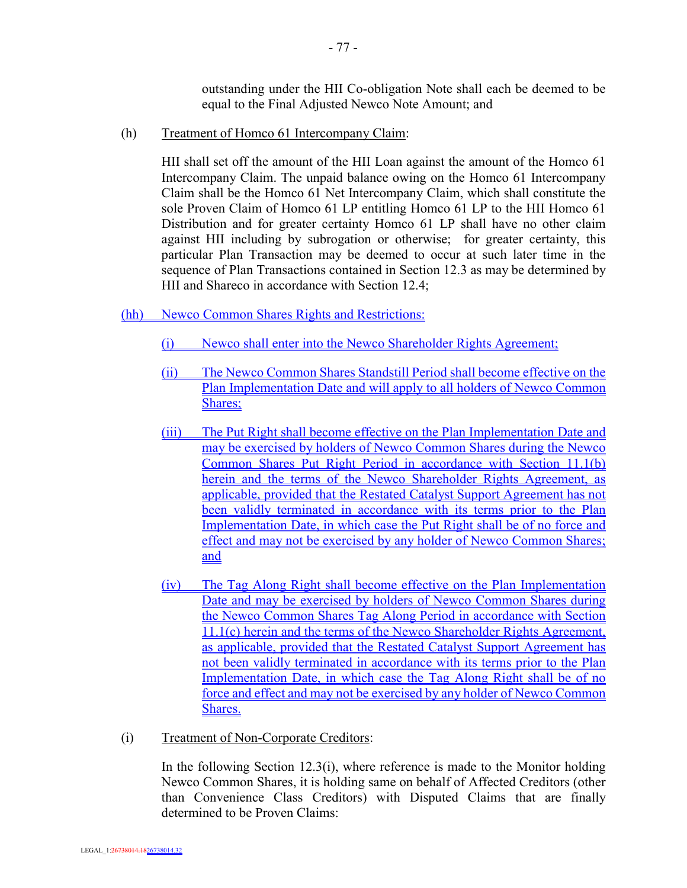outstanding under the HII Co-obligation Note shall each be deemed to be equal to the Final Adjusted Newco Note Amount; and

(h) Treatment of Homco 61 Intercompany Claim:

HII shall set off the amount of the HII Loan against the amount of the Homco 61 Intercompany Claim. The unpaid balance owing on the Homco 61 Intercompany Claim shall be the Homco 61 Net Intercompany Claim, which shall constitute the sole Proven Claim of Homco 61 LP entitling Homco 61 LP to the HII Homco 61 Distribution and for greater certainty Homco 61 LP shall have no other claim against HII including by subrogation or otherwise; for greater certainty, this particular Plan Transaction may be deemed to occur at such later time in the sequence of Plan Transactions contained in Section 12.3 as may be determined by HII and Shareco in accordance with Section 12.4;

(hh) Newco Common Shares Rights and Restrictions:

(i) Newco shall enter into the Newco Shareholder Rights Agreement;

(ii) The Newco Common Shares Standstill Period shall become effective on the Plan Implementation Date and will apply to all holders of Newco Common Shares;

(iii) The Put Right shall become effective on the Plan Implementation Date and may be exercised by holders of Newco Common Shares during the Newco Common Shares Put Right Period in accordance with Section 11.1(b) herein and the terms of the Newco Shareholder Rights Agreement, as applicable, provided that the Restated Catalyst Support Agreement has not been validly terminated in accordance with its terms prior to the Plan Implementation Date, in which case the Put Right shall be of no force and effect and may not be exercised by any holder of Newco Common Shares; and

(iv) The Tag Along Right shall become effective on the Plan Implementation Date and may be exercised by holders of Newco Common Shares during the Newco Common Shares Tag Along Period in accordance with Section 11.1(c) herein and the terms of the Newco Shareholder Rights Agreement, as applicable, provided that the Restated Catalyst Support Agreement has not been validly terminated in accordance with its terms prior to the Plan Implementation Date, in which case the Tag Along Right shall be of no force and effect and may not be exercised by any holder of Newco Common Shares.

(i) Treatment of Non-Corporate Creditors:

In the following Section 12.3(i), where reference is made to the Monitor holding Newco Common Shares, it is holding same on behalf of Affected Creditors (other than Convenience Class Creditors) with Disputed Claims that are finally determined to be Proven Claims: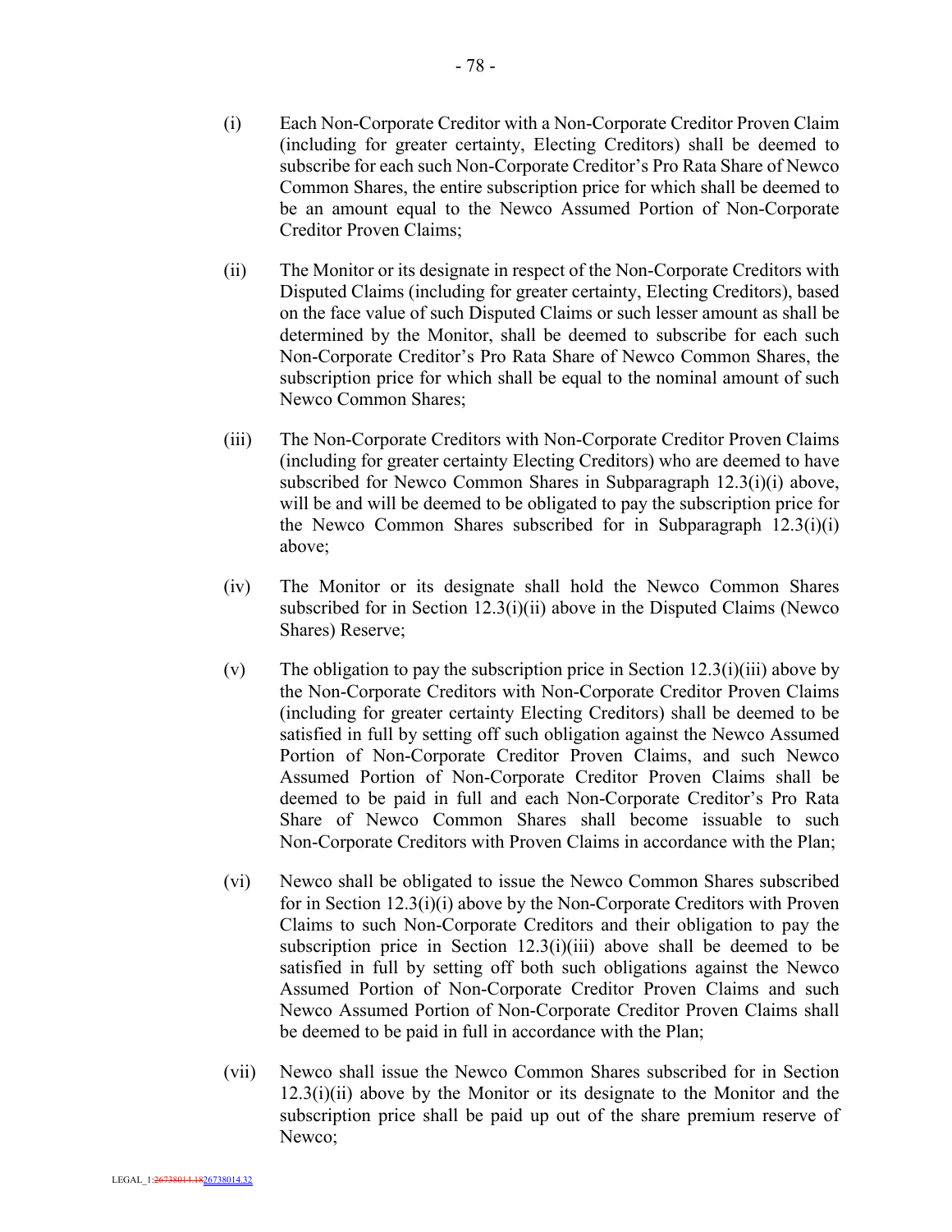(i) Each Non-Corporate Creditor with a Non-Corporate Creditor Proven Claim (including for greater certainty, Electing Creditors) shall be deemed to subscribe for each such Non-Corporate Creditor's Pro Rata Share of Newco Common Shares, the entire subscription price for which shall be deemed to be an amount equal to the Newco Assumed Portion of Non-Corporate Creditor Proven Claims;

(ii) The Monitor or its designate in respect of the Non-Corporate Creditors with Disputed Claims (including for greater certainty, Electing Creditors), based on the face value of such Disputed Claims or such lesser amount as shall be determined by the Monitor, shall be deemed to subscribe for each such Non-Corporate Creditor's Pro Rata Share of Newco Common Shares, the subscription price for which shall be equal to the nominal amount of such Newco Common Shares;

(iii) The Non-Corporate Creditors with Non-Corporate Creditor Proven Claims (including for greater certainty Electing Creditors) who are deemed to have subscribed for Newco Common Shares in Subparagraph 12.3(i)(i) above, will be and will be deemed to be obligated to pay the subscription price for the Newco Common Shares subscribed for in Subparagraph 12.3(i)(i) above;

(iv) The Monitor or its designate shall hold the Newco Common Shares subscribed for in Section 12.3(i)(ii) above in the Disputed Claims (Newco Shares) Reserve;

(v) The obligation to pay the subscription price in Section 12.3(i)(iii) above by the Non-Corporate Creditors with Non-Corporate Creditor Proven Claims (including for greater certainty Electing Creditors) shall be deemed to be satisfied in full by setting off such obligation against the Newco Assumed Portion of Non-Corporate Creditor Proven Claims, and such Newco Assumed Portion of Non-Corporate Creditor Proven Claims shall be deemed to be paid in full and each Non-Corporate Creditor's Pro Rata Share of Newco Common Shares shall become issuable to such Non-Corporate Creditors with Proven Claims in accordance with the Plan;

(vi) Newco shall be obligated to issue the Newco Common Shares subscribed for in Section 12.3(i)(i) above by the Non-Corporate Creditors with Proven Claims to such Non-Corporate Creditors and their obligation to pay the subscription price in Section 12.3(i)(iii) above shall be deemed to be satisfied in full by setting off both such obligations against the Newco Assumed Portion of Non-Corporate Creditor Proven Claims and such Newco Assumed Portion of Non-Corporate Creditor Proven Claims shall be deemed to be paid in full in accordance with the Plan;

(vii) Newco shall issue the Newco Common Shares subscribed for in Section 12.3(i)(ii) above by the Monitor or its designate to the Monitor and the subscription price shall be paid up out of the share premium reserve of Newco;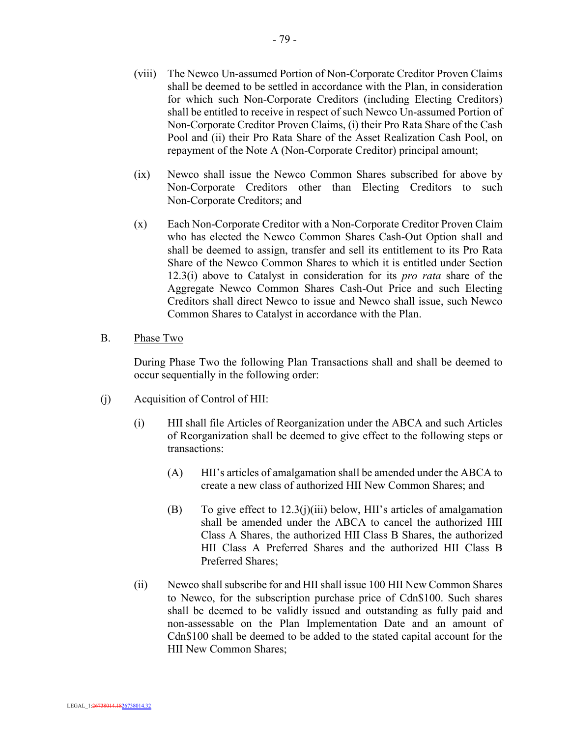(viii) The Newco Un-assumed Portion of Non-Corporate Creditor Proven Claims shall be deemed to be settled in accordance with the Plan, in consideration for which such Non-Corporate Creditors (including Electing Creditors) shall be entitled to receive in respect of such Newco Un-assumed Portion of Non-Corporate Creditor Proven Claims, (i) their Pro Rata Share of the Cash Pool and (ii) their Pro Rata Share of the Asset Realization Cash Pool, on repayment of the Note A (Non-Corporate Creditor) principal amount;

(ix) Newco shall issue the Newco Common Shares subscribed for above by Non-Corporate Creditors other than Electing Creditors to such Non-Corporate Creditors; and

(x) Each Non-Corporate Creditor with a Non-Corporate Creditor Proven Claim who has elected the Newco Common Shares Cash-Out Option shall and shall be deemed to assign, transfer and sell its entitlement to its Pro Rata Share of the Newco Common Shares to which it is entitled under Section 12.3(i) above to Catalyst in consideration for its *pro rata* share of the Aggregate Newco Common Shares Cash-Out Price and such Electing Creditors shall direct Newco to issue and Newco shall issue, such Newco Common Shares to Catalyst in accordance with the Plan.

B. Phase Two

During Phase Two the following Plan Transactions shall and shall be deemed to occur sequentially in the following order:

(j) Acquisition of Control of HII:

(i) HII shall file Articles of Reorganization under the ABCA and such Articles of Reorganization shall be deemed to give effect to the following steps or transactions:

(A) HII's articles of amalgamation shall be amended under the ABCA to create a new class of authorized HII New Common Shares; and

(B) To give effect to 12.3(j)(iii) below, HII's articles of amalgamation shall be amended under the ABCA to cancel the authorized HII Class A Shares, the authorized HII Class B Shares, the authorized HII Class A Preferred Shares and the authorized HII Class B Preferred Shares;

(ii) Newco shall subscribe for and HII shall issue 100 HII New Common Shares to Newco, for the subscription purchase price of Cdn$100. Such shares shall be deemed to be validly issued and outstanding as fully paid and non-assessable on the Plan Implementation Date and an amount of Cdn$100 shall be deemed to be added to the stated capital account for the HII New Common Shares;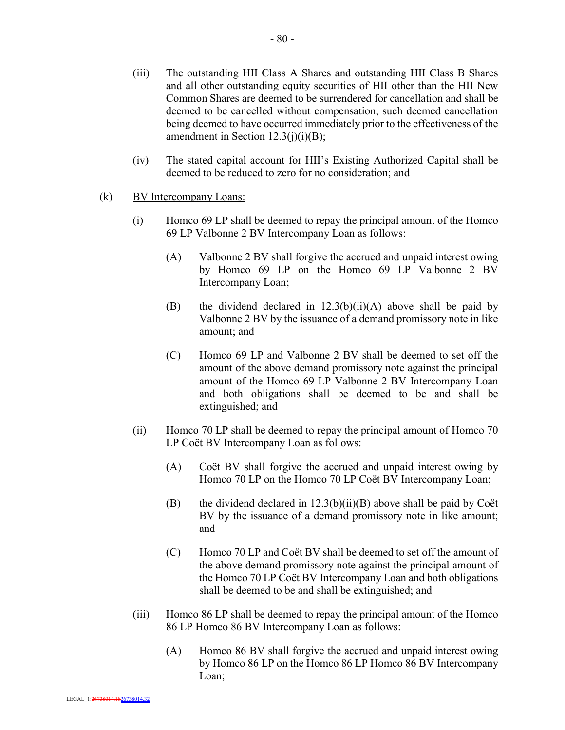(iii) The outstanding HII Class A Shares and outstanding HII Class B Shares and all other outstanding equity securities of HII other than the HII New Common Shares are deemed to be surrendered for cancellation and shall be deemed to be cancelled without compensation, such deemed cancellation being deemed to have occurred immediately prior to the effectiveness of the amendment in Section 12.3(j)(i)(B);

(iv) The stated capital account for HII's Existing Authorized Capital shall be deemed to be reduced to zero for no consideration; and

(k) <u>BV Intercompany Loans:</u>

(i) Homco 69 LP shall be deemed to repay the principal amount of the Homco 69 LP Valbonne 2 BV Intercompany Loan as follows:

(A) Valbonne 2 BV shall forgive the accrued and unpaid interest owing by Homco 69 LP on the Homco 69 LP Valbonne 2 BV Intercompany Loan;

(B) the dividend declared in 12.3(b)(ii)(A) above shall be paid by Valbonne 2 BV by the issuance of a demand promissory note in like amount; and

(C) Homco 69 LP and Valbonne 2 BV shall be deemed to set off the amount of the above demand promissory note against the principal amount of the Homco 69 LP Valbonne 2 BV Intercompany Loan and both obligations shall be deemed to be and shall be extinguished; and

(ii) Homco 70 LP shall be deemed to repay the principal amount of Homco 70 LP Coët BV Intercompany Loan as follows:

(A) Coët BV shall forgive the accrued and unpaid interest owing by Homco 70 LP on the Homco 70 LP Coët BV Intercompany Loan;

(B) the dividend declared in 12.3(b)(ii)(B) above shall be paid by Coët BV by the issuance of a demand promissory note in like amount; and

(C) Homco 70 LP and Coët BV shall be deemed to set off the amount of the above demand promissory note against the principal amount of the Homco 70 LP Coët BV Intercompany Loan and both obligations shall be deemed to be and shall be extinguished; and

(iii) Homco 86 LP shall be deemed to repay the principal amount of the Homco 86 LP Homco 86 BV Intercompany Loan as follows:

(A) Homco 86 BV shall forgive the accrued and unpaid interest owing by Homco 86 LP on the Homco 86 LP Homco 86 BV Intercompany Loan;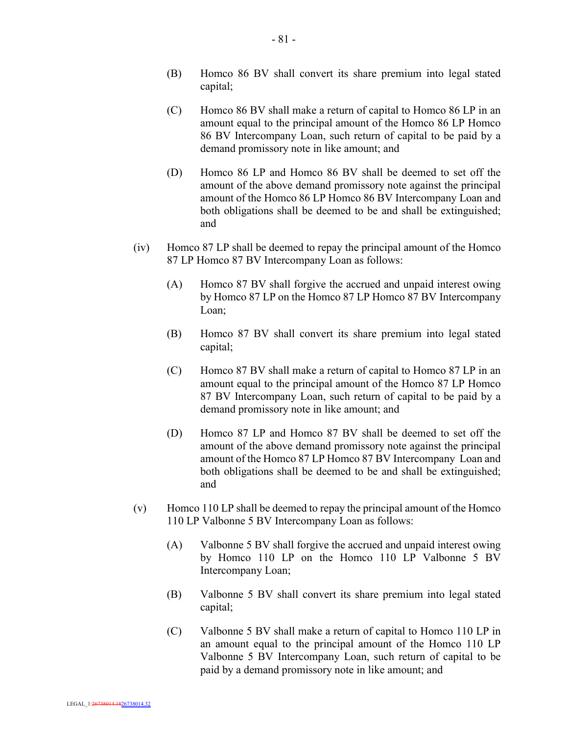(B) Homco 86 BV shall convert its share premium into legal stated capital;

(C) Homco 86 BV shall make a return of capital to Homco 86 LP in an amount equal to the principal amount of the Homco 86 LP Homco 86 BV Intercompany Loan, such return of capital to be paid by a demand promissory note in like amount; and

(D) Homco 86 LP and Homco 86 BV shall be deemed to set off the amount of the above demand promissory note against the principal amount of the Homco 86 LP Homco 86 BV Intercompany Loan and both obligations shall be deemed to be and shall be extinguished; and

(iv) Homco 87 LP shall be deemed to repay the principal amount of the Homco 87 LP Homco 87 BV Intercompany Loan as follows:

(A) Homco 87 BV shall forgive the accrued and unpaid interest owing by Homco 87 LP on the Homco 87 LP Homco 87 BV Intercompany Loan;

(B) Homco 87 BV shall convert its share premium into legal stated capital;

(C) Homco 87 BV shall make a return of capital to Homco 87 LP in an amount equal to the principal amount of the Homco 87 LP Homco 87 BV Intercompany Loan, such return of capital to be paid by a demand promissory note in like amount; and

(D) Homco 87 LP and Homco 87 BV shall be deemed to set off the amount of the above demand promissory note against the principal amount of the Homco 87 LP Homco 87 BV Intercompany Loan and both obligations shall be deemed to be and shall be extinguished; and

(v) Homco 110 LP shall be deemed to repay the principal amount of the Homco 110 LP Valbonne 5 BV Intercompany Loan as follows:

(A) Valbonne 5 BV shall forgive the accrued and unpaid interest owing by Homco 110 LP on the Homco 110 LP Valbonne 5 BV Intercompany Loan;

(B) Valbonne 5 BV shall convert its share premium into legal stated capital;

(C) Valbonne 5 BV shall make a return of capital to Homco 110 LP in an amount equal to the principal amount of the Homco 110 LP Valbonne 5 BV Intercompany Loan, such return of capital to be paid by a demand promissory note in like amount; and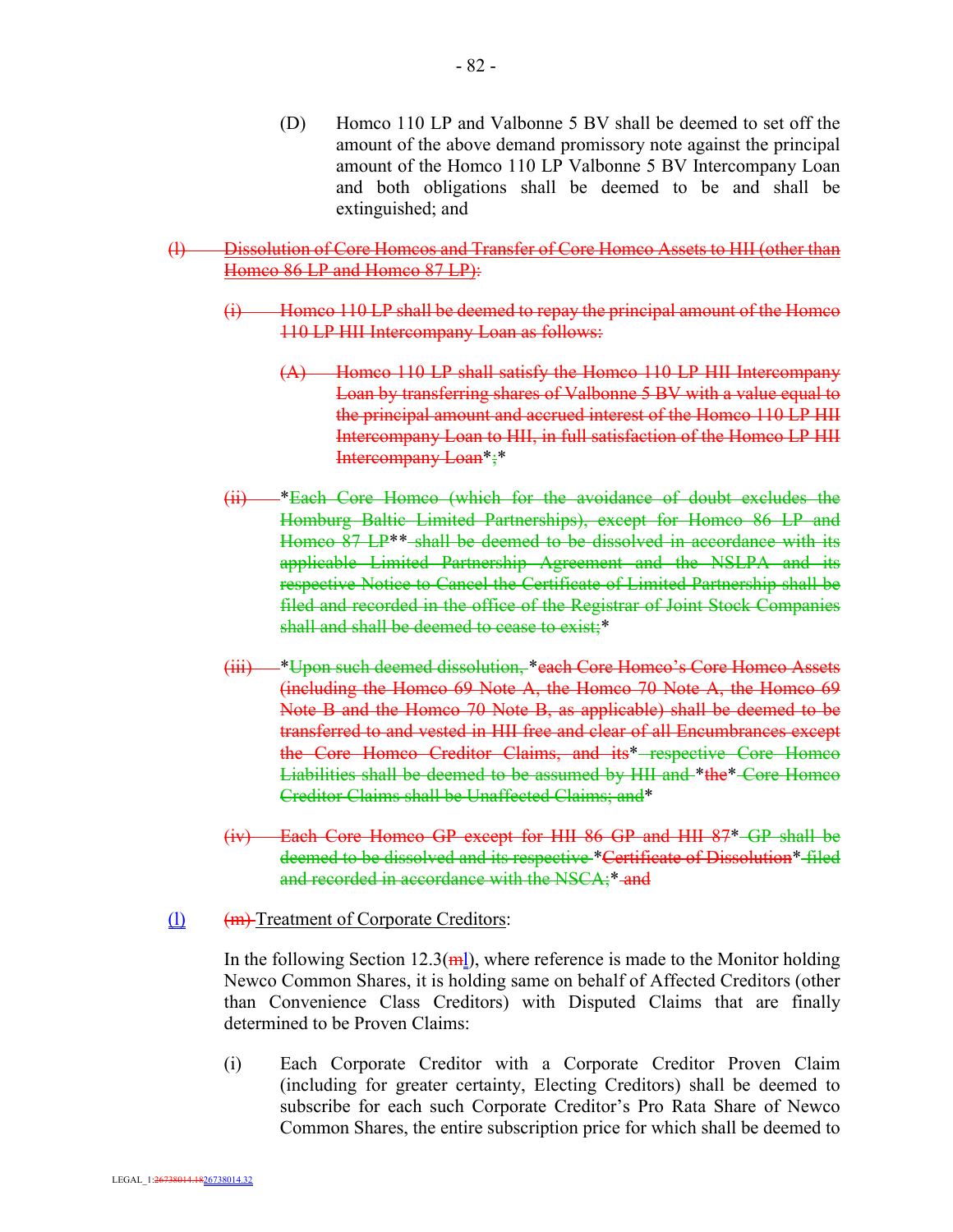(D) Homco 110 LP and Valbonne 5 BV shall be deemed to set off the amount of the above demand promissory note against the principal amount of the Homco 110 LP Valbonne 5 BV Intercompany Loan and both obligations shall be deemed to be and shall be extinguished; and

~~(l) Dissolution of Core Homcos and Transfer of Core Homco Assets to HII (other than Homco 86 LP and Homco 87 LP):~~

~~(i) Homco 110 LP shall be deemed to repay the principal amount of the Homco 110 LP HII Intercompany Loan as follows:~~

~~(A) Homco 110 LP shall satisfy the Homco 110 LP HII Intercompany Loan by transferring shares of Valbonne 5 BV with a value equal to the principal amount and accrued interest of the Homco 110 LP HII Intercompany Loan to HII, in full satisfaction of the Homco LP HII Intercompany Loan~~*~~;~~*

~~(ii)~~ *~~Each Core Homco (which for the avoidance of doubt excludes the Homburg Baltic Limited Partnerships), except for Homco 86 LP and Homco 87 LP~~** ~~shall be deemed to be dissolved in accordance with its applicable Limited Partnership Agreement and the NSLPA and its respective Notice to Cancel the Certificate of Limited Partnership shall be filed and recorded in the office of the Registrar of Joint Stock Companies shall and shall be deemed to cease to exist;~~*

~~(iii)~~ *~~Upon such deemed dissolution,~~ *~~each Core Homco's Core Homco Assets (including the Homco 69 Note A, the Homco 70 Note A, the Homco 69 Note B and the Homco 70 Note B, as applicable) shall be deemed to be transferred to and vested in HII free and clear of all Encumbrances except the Core Homco Creditor Claims, and its~~* ~~respective Core Homco Liabilities shall be deemed to be assumed by HII and~~ *~~the~~* ~~Core Homco Creditor Claims shall be Unaffected Claims; and~~*

~~(iv) Each Core Homco GP except for HII 86 GP and HII 87~~* ~~GP shall be deemed to be dissolved and its respective~~ *~~Certificate of Dissolution~~* ~~filed and recorded in accordance with the NSCA;~~* ~~and~~

(l) ~~(m)~~ Treatment of Corporate Creditors:

In the following Section 12.3(~~m~~l), where reference is made to the Monitor holding Newco Common Shares, it is holding same on behalf of Affected Creditors (other than Convenience Class Creditors) with Disputed Claims that are finally determined to be Proven Claims:

(i) Each Corporate Creditor with a Corporate Creditor Proven Claim (including for greater certainty, Electing Creditors) shall be deemed to subscribe for each such Corporate Creditor's Pro Rata Share of Newco Common Shares, the entire subscription price for which shall be deemed to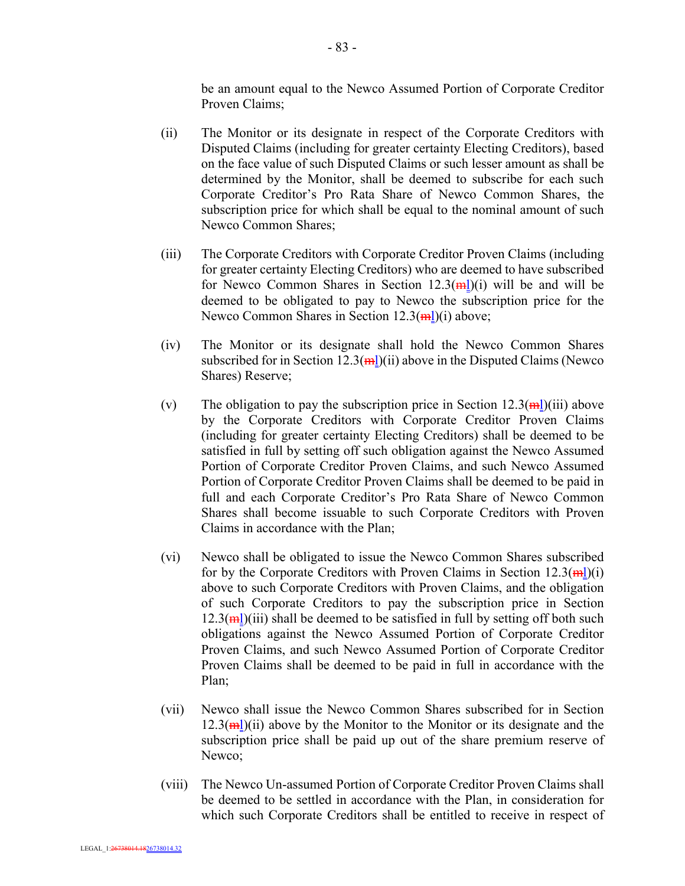be an amount equal to the Newco Assumed Portion of Corporate Creditor Proven Claims;

(ii) The Monitor or its designate in respect of the Corporate Creditors with Disputed Claims (including for greater certainty Electing Creditors), based on the face value of such Disputed Claims or such lesser amount as shall be determined by the Monitor, shall be deemed to subscribe for each such Corporate Creditor's Pro Rata Share of Newco Common Shares, the subscription price for which shall be equal to the nominal amount of such Newco Common Shares;

(iii) The Corporate Creditors with Corporate Creditor Proven Claims (including for greater certainty Electing Creditors) who are deemed to have subscribed for Newco Common Shares in Section 12.3(~~m~~l)(i) will be and will be deemed to be obligated to pay to Newco the subscription price for the Newco Common Shares in Section 12.3(~~m~~l)(i) above;

(iv) The Monitor or its designate shall hold the Newco Common Shares subscribed for in Section 12.3(~~m~~l)(ii) above in the Disputed Claims (Newco Shares) Reserve;

(v) The obligation to pay the subscription price in Section 12.3(~~m~~l)(iii) above by the Corporate Creditors with Corporate Creditor Proven Claims (including for greater certainty Electing Creditors) shall be deemed to be satisfied in full by setting off such obligation against the Newco Assumed Portion of Corporate Creditor Proven Claims, and such Newco Assumed Portion of Corporate Creditor Proven Claims shall be deemed to be paid in full and each Corporate Creditor's Pro Rata Share of Newco Common Shares shall become issuable to such Corporate Creditors with Proven Claims in accordance with the Plan;

(vi) Newco shall be obligated to issue the Newco Common Shares subscribed for by the Corporate Creditors with Proven Claims in Section 12.3(~~m~~l)(i) above to such Corporate Creditors with Proven Claims, and the obligation of such Corporate Creditors to pay the subscription price in Section 12.3(~~m~~l)(iii) shall be deemed to be satisfied in full by setting off both such obligations against the Newco Assumed Portion of Corporate Creditor Proven Claims, and such Newco Assumed Portion of Corporate Creditor Proven Claims shall be deemed to be paid in full in accordance with the Plan;

(vii) Newco shall issue the Newco Common Shares subscribed for in Section 12.3(~~m~~l)(ii) above by the Monitor to the Monitor or its designate and the subscription price shall be paid up out of the share premium reserve of Newco;

(viii) The Newco Un-assumed Portion of Corporate Creditor Proven Claims shall be deemed to be settled in accordance with the Plan, in consideration for which such Corporate Creditors shall be entitled to receive in respect of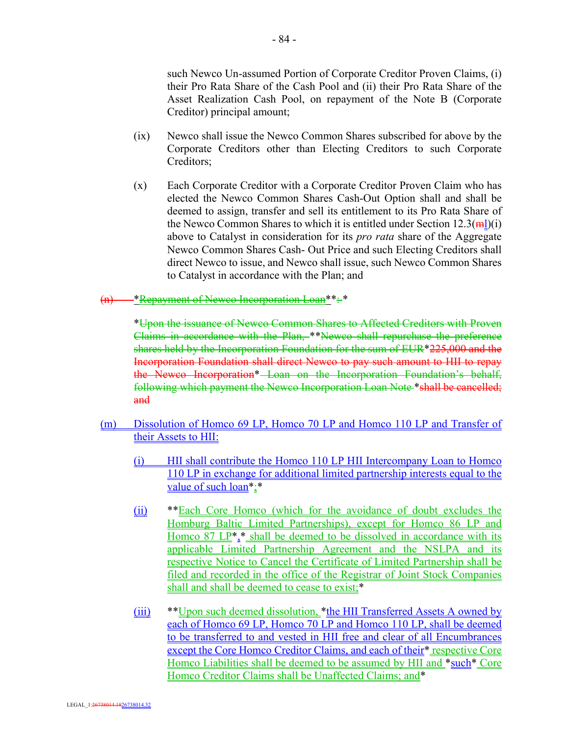such Newco Un-assumed Portion of Corporate Creditor Proven Claims, (i) their Pro Rata Share of the Cash Pool and (ii) their Pro Rata Share of the Asset Realization Cash Pool, on repayment of the Note B (Corporate Creditor) principal amount;

(ix) Newco shall issue the Newco Common Shares subscribed for above by the Corporate Creditors other than Electing Creditors to such Corporate Creditors;

(x) Each Corporate Creditor with a Corporate Creditor Proven Claim who has elected the Newco Common Shares Cash-Out Option shall and shall be deemed to assign, transfer and sell its entitlement to its Pro Rata Share of the Newco Common Shares to which it is entitled under Section 12.3(ml)(i) above to Catalyst in consideration for its *pro rata* share of the Aggregate Newco Common Shares Cash- Out Price and such Electing Creditors shall direct Newco to issue, and Newco shall issue, such Newco Common Shares to Catalyst in accordance with the Plan; and

~~(n) *Repayment of Newco Incorporation Loan**: *~~

~~*Upon the issuance of Newco Common Shares to Affected Creditors with Proven Claims in accordance with the Plan, **Newco shall repurchase the preference shares held by the Incorporation Foundation for the sum of EUR*225,000 and the Incorporation Foundation shall direct Newco to pay such amount to HII to repay the Newco Incorporation* Loan on the Incorporation Foundation's behalf, following which payment the Newco Incorporation Loan Note *shall be cancelled; and~~

(m) Dissolution of Homco 69 LP, Homco 70 LP and Homco 110 LP and Transfer of their Assets to HII:

(i) HII shall contribute the Homco 110 LP HII Intercompany Loan to Homco 110 LP in exchange for additional limited partnership interests equal to the value of such loan*;*

(ii) **Each Core Homco (which for the avoidance of doubt excludes the Homburg Baltic Limited Partnerships), except for Homco 86 LP and Homco 87 LP*,* shall be deemed to be dissolved in accordance with its applicable Limited Partnership Agreement and the NSLPA and its respective Notice to Cancel the Certificate of Limited Partnership shall be filed and recorded in the office of the Registrar of Joint Stock Companies shall and shall be deemed to cease to exist;*

(iii) **Upon such deemed dissolution, *the HII Transferred Assets A owned by each of Homco 69 LP, Homco 70 LP and Homco 110 LP, shall be deemed to be transferred to and vested in HII free and clear of all Encumbrances except the Core Homco Creditor Claims, and each of their* respective Core Homco Liabilities shall be deemed to be assumed by HII and *such* Core Homco Creditor Claims shall be Unaffected Claims; and*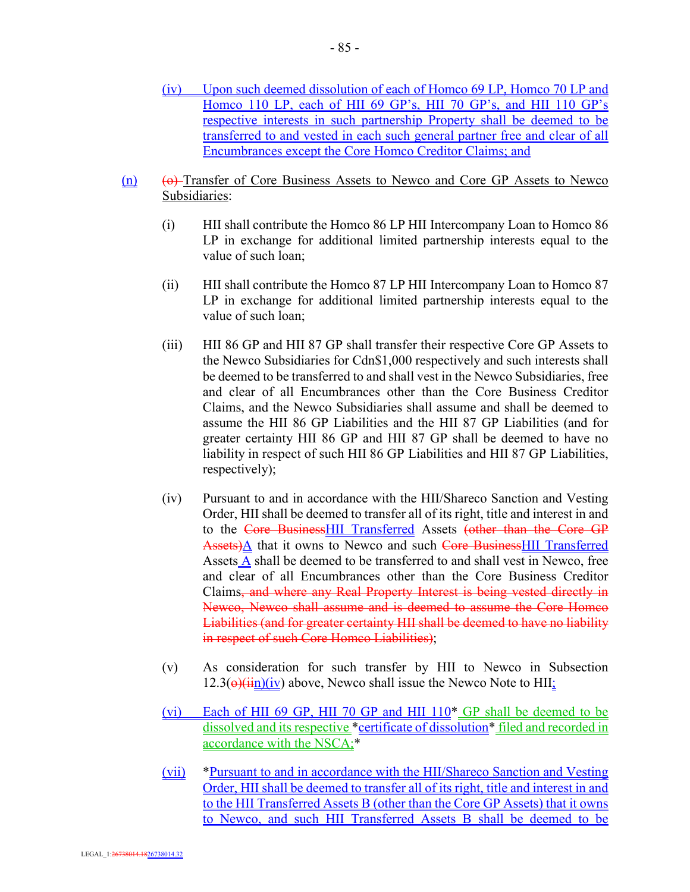(iv) Upon such deemed dissolution of each of Homco 69 LP, Homco 70 LP and Homco 110 LP, each of HII 69 GP's, HII 70 GP's, and HII 110 GP's respective interests in such partnership Property shall be deemed to be transferred to and vested in each such general partner free and clear of all Encumbrances except the Core Homco Creditor Claims; and

(n) (o) Transfer of Core Business Assets to Newco and Core GP Assets to Newco Subsidiaries:

(i) HII shall contribute the Homco 86 LP HII Intercompany Loan to Homco 86 LP in exchange for additional limited partnership interests equal to the value of such loan;

(ii) HII shall contribute the Homco 87 LP HII Intercompany Loan to Homco 87 LP in exchange for additional limited partnership interests equal to the value of such loan;

(iii) HII 86 GP and HII 87 GP shall transfer their respective Core GP Assets to the Newco Subsidiaries for Cdn$1,000 respectively and such interests shall be deemed to be transferred to and shall vest in the Newco Subsidiaries, free and clear of all Encumbrances other than the Core Business Creditor Claims, and the Newco Subsidiaries shall assume and shall be deemed to assume the HII 86 GP Liabilities and the HII 87 GP Liabilities (and for greater certainty HII 86 GP and HII 87 GP shall be deemed to have no liability in respect of such HII 86 GP Liabilities and HII 87 GP Liabilities, respectively);

(iv) Pursuant to and in accordance with the HII/Shareco Sanction and Vesting Order, HII shall be deemed to transfer all of its right, title and interest in and to the Core BusinessHII Transferred Assets (other than the Core GP Assets)A that it owns to Newco and such Core BusinessHII Transferred Assets A shall be deemed to be transferred to and shall vest in Newco, free and clear of all Encumbrances other than the Core Business Creditor Claims, and where any Real Property Interest is being vested directly in Newco, Newco shall assume and is deemed to assume the Core Homco Liabilities (and for greater certainty HII shall be deemed to have no liability in respect of such Core Homco Liabilities);

(v) As consideration for such transfer by HII to Newco in Subsection 12.3(o)(iin)(iv) above, Newco shall issue the Newco Note to HII;

(vi) Each of HII 69 GP, HII 70 GP and HII 110* GP shall be deemed to be dissolved and its respective *certificate of dissolution* filed and recorded in accordance with the NSCA;*

(vii) *Pursuant to and in accordance with the HII/Shareco Sanction and Vesting Order, HII shall be deemed to transfer all of its right, title and interest in and to the HII Transferred Assets B (other than the Core GP Assets) that it owns to Newco, and such HII Transferred Assets B shall be deemed to be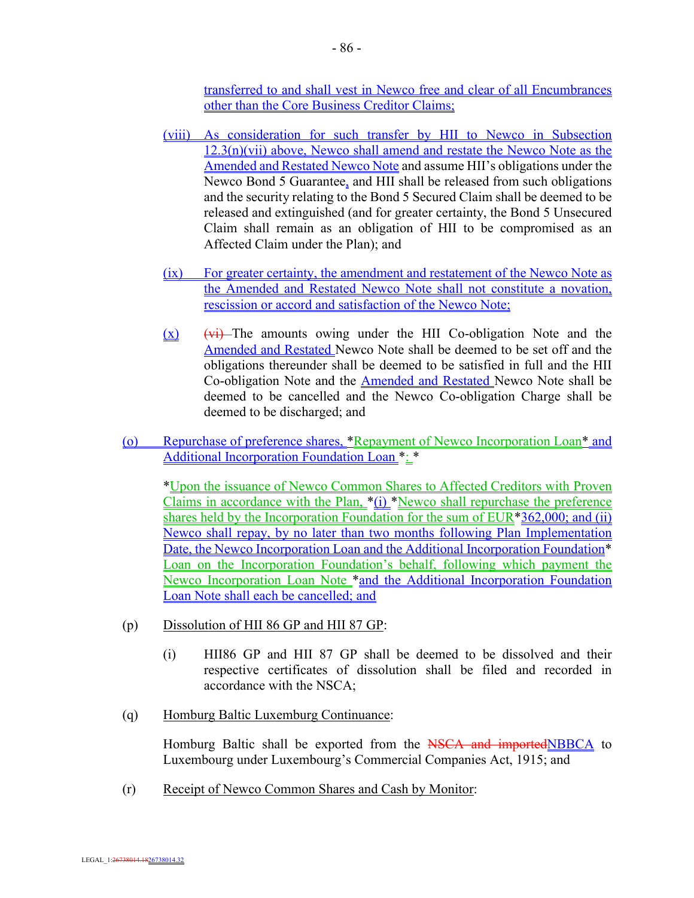transferred to and shall vest in Newco free and clear of all Encumbrances other than the Core Business Creditor Claims;

(viii) As consideration for such transfer by HII to Newco in Subsection 12.3(n)(vii) above, Newco shall amend and restate the Newco Note as the Amended and Restated Newco Note and assume HII's obligations under the Newco Bond 5 Guarantee, and HII shall be released from such obligations and the security relating to the Bond 5 Secured Claim shall be deemed to be released and extinguished (and for greater certainty, the Bond 5 Unsecured Claim shall remain as an obligation of HII to be compromised as an Affected Claim under the Plan); and

(ix) For greater certainty, the amendment and restatement of the Newco Note as the Amended and Restated Newco Note shall not constitute a novation, rescission or accord and satisfaction of the Newco Note;

(x) ~~(vi)~~ The amounts owing under the HII Co-obligation Note and the Amended and Restated Newco Note shall be deemed to be set off and the obligations thereunder shall be deemed to be satisfied in full and the HII Co-obligation Note and the Amended and Restated Newco Note shall be deemed to be cancelled and the Newco Co-obligation Charge shall be deemed to be discharged; and

(o) Repurchase of preference shares, *Repayment of Newco Incorporation Loan* and Additional Incorporation Foundation Loan *: *

*Upon the issuance of Newco Common Shares to Affected Creditors with Proven Claims in accordance with the Plan, *(i) *Newco shall repurchase the preference shares held by the Incorporation Foundation for the sum of EUR*362,000; and (ii) Newco shall repay, by no later than two months following Plan Implementation Date, the Newco Incorporation Loan and the Additional Incorporation Foundation* Loan on the Incorporation Foundation's behalf, following which payment the Newco Incorporation Loan Note *and the Additional Incorporation Foundation Loan Note shall each be cancelled; and

(p) Dissolution of HII 86 GP and HII 87 GP:

(i) HII86 GP and HII 87 GP shall be deemed to be dissolved and their respective certificates of dissolution shall be filed and recorded in accordance with the NSCA;

(q) Homburg Baltic Luxemburg Continuance:

Homburg Baltic shall be exported from the ~~NSCA and imported~~NBBCA to Luxembourg under Luxembourg's Commercial Companies Act, 1915; and

(r) Receipt of Newco Common Shares and Cash by Monitor: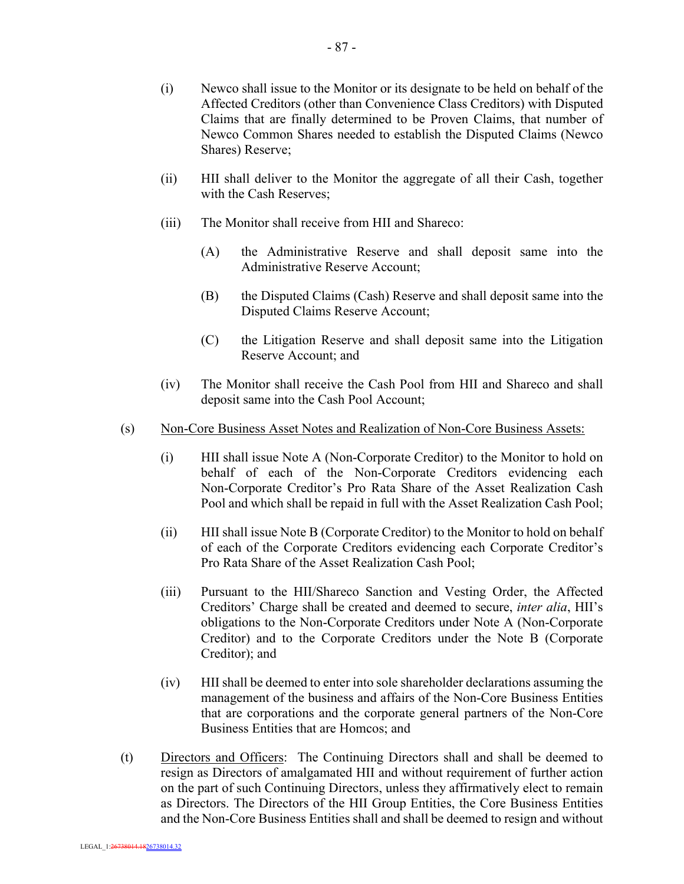(i) Newco shall issue to the Monitor or its designate to be held on behalf of the Affected Creditors (other than Convenience Class Creditors) with Disputed Claims that are finally determined to be Proven Claims, that number of Newco Common Shares needed to establish the Disputed Claims (Newco Shares) Reserve;

(ii) HII shall deliver to the Monitor the aggregate of all their Cash, together with the Cash Reserves;

(iii) The Monitor shall receive from HII and Shareco:

(A) the Administrative Reserve and shall deposit same into the Administrative Reserve Account;

(B) the Disputed Claims (Cash) Reserve and shall deposit same into the Disputed Claims Reserve Account;

(C) the Litigation Reserve and shall deposit same into the Litigation Reserve Account; and

(iv) The Monitor shall receive the Cash Pool from HII and Shareco and shall deposit same into the Cash Pool Account;

(s) Non-Core Business Asset Notes and Realization of Non-Core Business Assets:

(i) HII shall issue Note A (Non-Corporate Creditor) to the Monitor to hold on behalf of each of the Non-Corporate Creditors evidencing each Non-Corporate Creditor's Pro Rata Share of the Asset Realization Cash Pool and which shall be repaid in full with the Asset Realization Cash Pool;

(ii) HII shall issue Note B (Corporate Creditor) to the Monitor to hold on behalf of each of the Corporate Creditors evidencing each Corporate Creditor's Pro Rata Share of the Asset Realization Cash Pool;

(iii) Pursuant to the HII/Shareco Sanction and Vesting Order, the Affected Creditors' Charge shall be created and deemed to secure, *inter alia*, HII's obligations to the Non-Corporate Creditors under Note A (Non-Corporate Creditor) and to the Corporate Creditors under the Note B (Corporate Creditor); and

(iv) HII shall be deemed to enter into sole shareholder declarations assuming the management of the business and affairs of the Non-Core Business Entities that are corporations and the corporate general partners of the Non-Core Business Entities that are Homcos; and

(t) Directors and Officers: The Continuing Directors shall and shall be deemed to resign as Directors of amalgamated HII and without requirement of further action on the part of such Continuing Directors, unless they affirmatively elect to remain as Directors. The Directors of the HII Group Entities, the Core Business Entities and the Non-Core Business Entities shall and shall be deemed to resign and without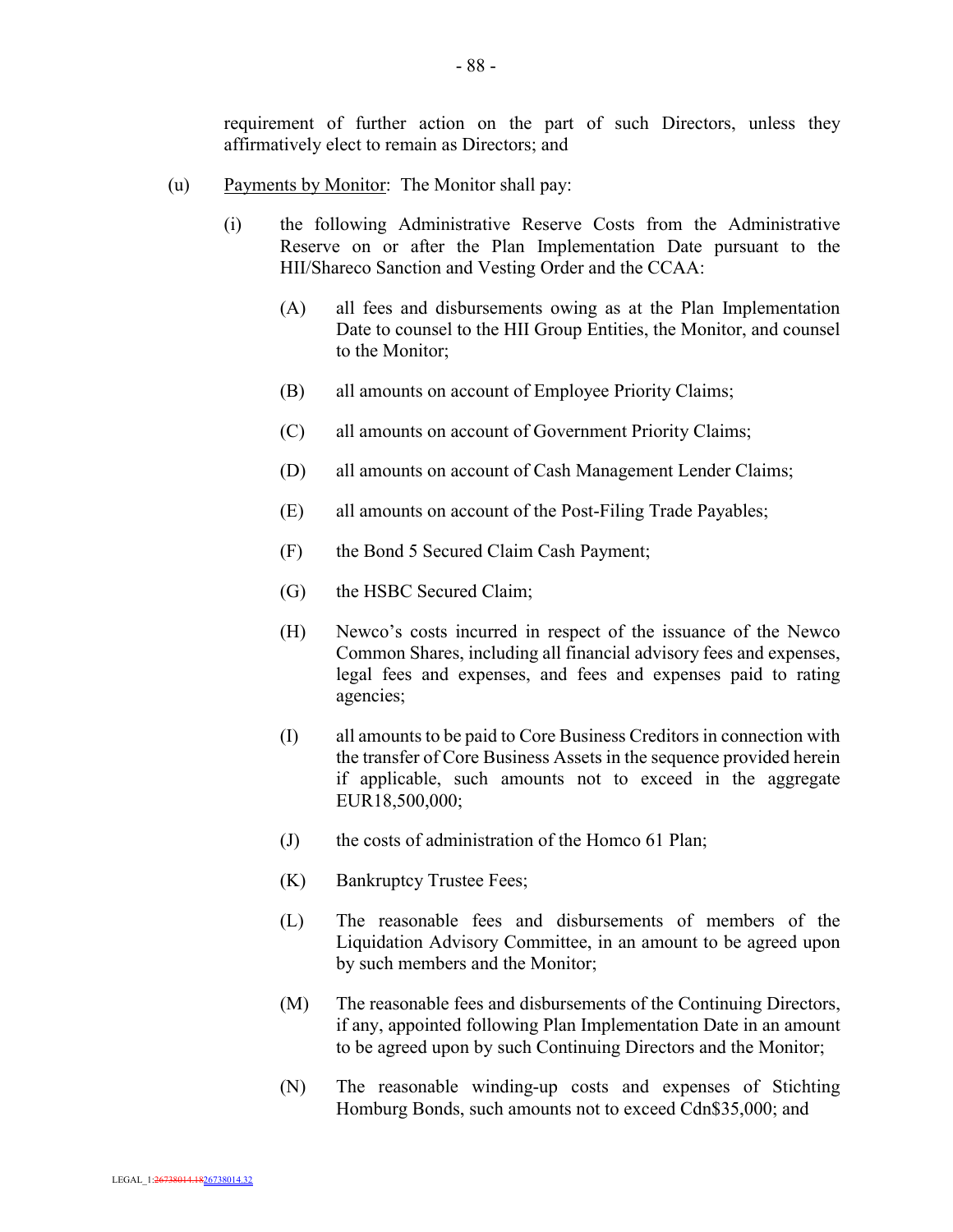requirement of further action on the part of such Directors, unless they affirmatively elect to remain as Directors; and

(u) Payments by Monitor: The Monitor shall pay:

   (i) the following Administrative Reserve Costs from the Administrative Reserve on or after the Plan Implementation Date pursuant to the HII/Shareco Sanction and Vesting Order and the CCAA:

      (A) all fees and disbursements owing as at the Plan Implementation Date to counsel to the HII Group Entities, the Monitor, and counsel to the Monitor;

      (B) all amounts on account of Employee Priority Claims;

      (C) all amounts on account of Government Priority Claims;

      (D) all amounts on account of Cash Management Lender Claims;

      (E) all amounts on account of the Post-Filing Trade Payables;

      (F) the Bond 5 Secured Claim Cash Payment;

      (G) the HSBC Secured Claim;

      (H) Newco's costs incurred in respect of the issuance of the Newco Common Shares, including all financial advisory fees and expenses, legal fees and expenses, and fees and expenses paid to rating agencies;

      (I) all amounts to be paid to Core Business Creditors in connection with the transfer of Core Business Assets in the sequence provided herein if applicable, such amounts not to exceed in the aggregate EUR18,500,000;

      (J) the costs of administration of the Homco 61 Plan;

      (K) Bankruptcy Trustee Fees;

      (L) The reasonable fees and disbursements of members of the Liquidation Advisory Committee, in an amount to be agreed upon by such members and the Monitor;

      (M) The reasonable fees and disbursements of the Continuing Directors, if any, appointed following Plan Implementation Date in an amount to be agreed upon by such Continuing Directors and the Monitor;

      (N) The reasonable winding-up costs and expenses of Stichting Homburg Bonds, such amounts not to exceed Cdn$35,000; and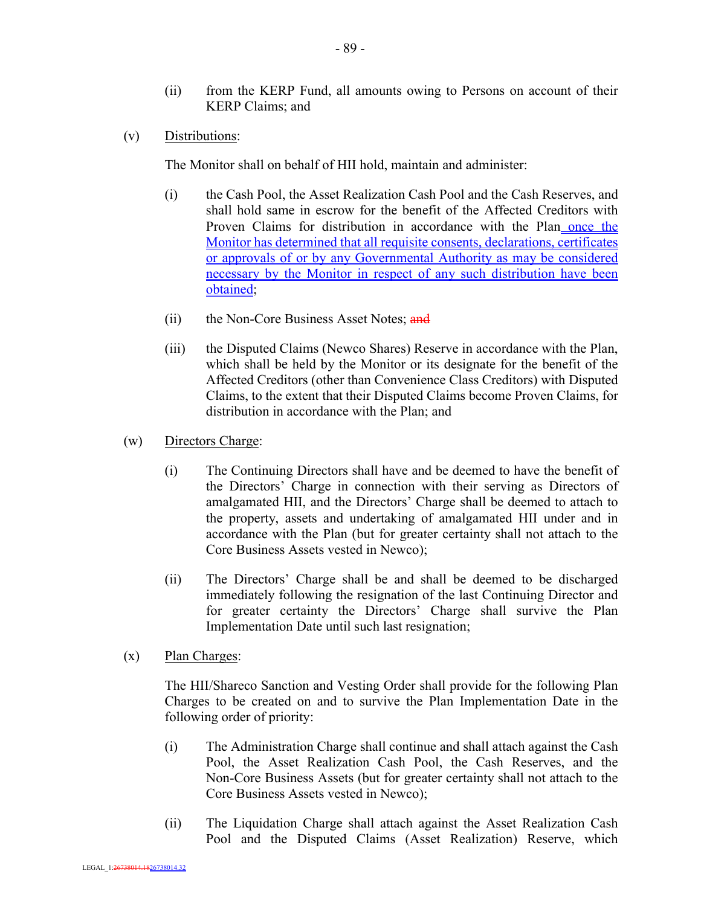(ii) from the KERP Fund, all amounts owing to Persons on account of their KERP Claims; and

(v) Distributions:

The Monitor shall on behalf of HII hold, maintain and administer:

(i) the Cash Pool, the Asset Realization Cash Pool and the Cash Reserves, and shall hold same in escrow for the benefit of the Affected Creditors with Proven Claims for distribution in accordance with the Plan once the Monitor has determined that all requisite consents, declarations, certificates or approvals of or by any Governmental Authority as may be considered necessary by the Monitor in respect of any such distribution have been obtained;

(ii) the Non-Core Business Asset Notes; ~~and~~

(iii) the Disputed Claims (Newco Shares) Reserve in accordance with the Plan, which shall be held by the Monitor or its designate for the benefit of the Affected Creditors (other than Convenience Class Creditors) with Disputed Claims, to the extent that their Disputed Claims become Proven Claims, for distribution in accordance with the Plan; and

(w) Directors Charge:

(i) The Continuing Directors shall have and be deemed to have the benefit of the Directors' Charge in connection with their serving as Directors of amalgamated HII, and the Directors' Charge shall be deemed to attach to the property, assets and undertaking of amalgamated HII under and in accordance with the Plan (but for greater certainty shall not attach to the Core Business Assets vested in Newco);

(ii) The Directors' Charge shall be and shall be deemed to be discharged immediately following the resignation of the last Continuing Director and for greater certainty the Directors' Charge shall survive the Plan Implementation Date until such last resignation;

(x) Plan Charges:

The HII/Shareco Sanction and Vesting Order shall provide for the following Plan Charges to be created on and to survive the Plan Implementation Date in the following order of priority:

(i) The Administration Charge shall continue and shall attach against the Cash Pool, the Asset Realization Cash Pool, the Cash Reserves, and the Non-Core Business Assets (but for greater certainty shall not attach to the Core Business Assets vested in Newco);

(ii) The Liquidation Charge shall attach against the Asset Realization Cash Pool and the Disputed Claims (Asset Realization) Reserve, which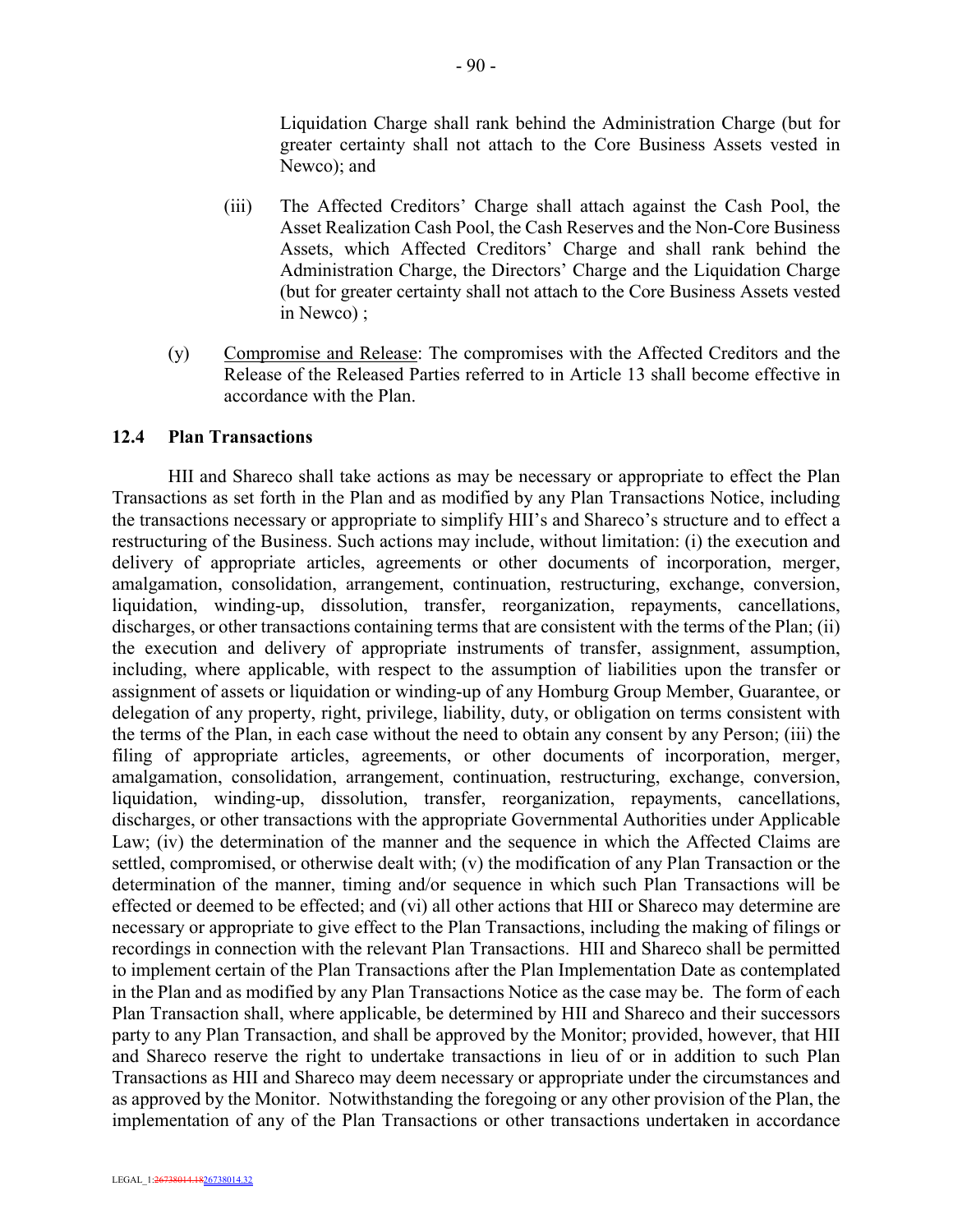Liquidation Charge shall rank behind the Administration Charge (but for greater certainty shall not attach to the Core Business Assets vested in Newco); and

(iii) The Affected Creditors' Charge shall attach against the Cash Pool, the Asset Realization Cash Pool, the Cash Reserves and the Non-Core Business Assets, which Affected Creditors' Charge and shall rank behind the Administration Charge, the Directors' Charge and the Liquidation Charge (but for greater certainty shall not attach to the Core Business Assets vested in Newco) ;

(y) Compromise and Release: The compromises with the Affected Creditors and the Release of the Released Parties referred to in Article 13 shall become effective in accordance with the Plan.

### 12.4 Plan Transactions

HII and Shareco shall take actions as may be necessary or appropriate to effect the Plan Transactions as set forth in the Plan and as modified by any Plan Transactions Notice, including the transactions necessary or appropriate to simplify HII's and Shareco's structure and to effect a restructuring of the Business. Such actions may include, without limitation: (i) the execution and delivery of appropriate articles, agreements or other documents of incorporation, merger, amalgamation, consolidation, arrangement, continuation, restructuring, exchange, conversion, liquidation, winding-up, dissolution, transfer, reorganization, repayments, cancellations, discharges, or other transactions containing terms that are consistent with the terms of the Plan; (ii) the execution and delivery of appropriate instruments of transfer, assignment, assumption, including, where applicable, with respect to the assumption of liabilities upon the transfer or assignment of assets or liquidation or winding-up of any Homburg Group Member, Guarantee, or delegation of any property, right, privilege, liability, duty, or obligation on terms consistent with the terms of the Plan, in each case without the need to obtain any consent by any Person; (iii) the filing of appropriate articles, agreements, or other documents of incorporation, merger, amalgamation, consolidation, arrangement, continuation, restructuring, exchange, conversion, liquidation, winding-up, dissolution, transfer, reorganization, repayments, cancellations, discharges, or other transactions with the appropriate Governmental Authorities under Applicable Law; (iv) the determination of the manner and the sequence in which the Affected Claims are settled, compromised, or otherwise dealt with; (v) the modification of any Plan Transaction or the determination of the manner, timing and/or sequence in which such Plan Transactions will be effected or deemed to be effected; and (vi) all other actions that HII or Shareco may determine are necessary or appropriate to give effect to the Plan Transactions, including the making of filings or recordings in connection with the relevant Plan Transactions. HII and Shareco shall be permitted to implement certain of the Plan Transactions after the Plan Implementation Date as contemplated in the Plan and as modified by any Plan Transactions Notice as the case may be. The form of each Plan Transaction shall, where applicable, be determined by HII and Shareco and their successors party to any Plan Transaction, and shall be approved by the Monitor; provided, however, that HII and Shareco reserve the right to undertake transactions in lieu of or in addition to such Plan Transactions as HII and Shareco may deem necessary or appropriate under the circumstances and as approved by the Monitor. Notwithstanding the foregoing or any other provision of the Plan, the implementation of any of the Plan Transactions or other transactions undertaken in accordance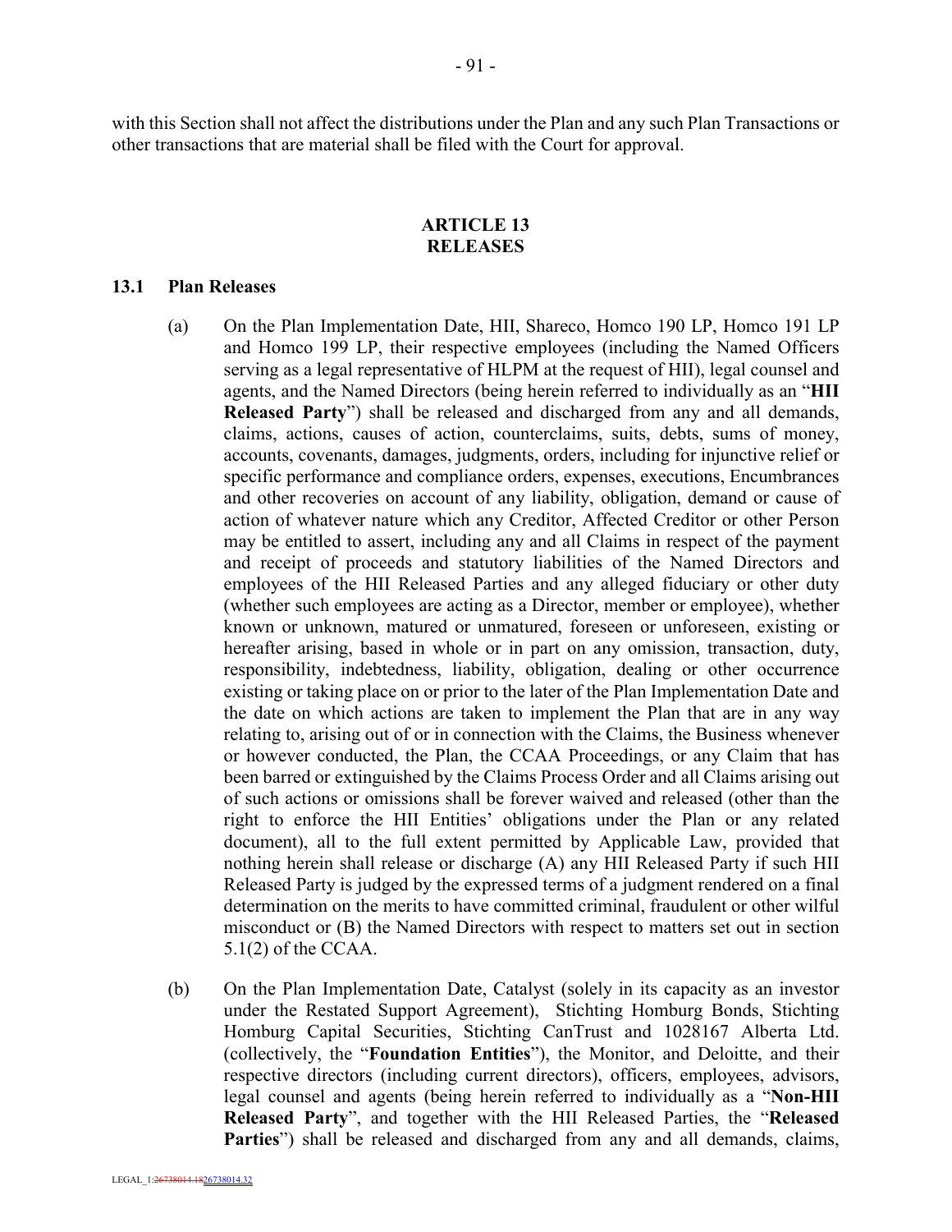with this Section shall not affect the distributions under the Plan and any such Plan Transactions or other transactions that are material shall be filed with the Court for approval.

## ARTICLE 13
## RELEASES

### 13.1 Plan Releases

(a) On the Plan Implementation Date, HII, Shareco, Homco 190 LP, Homco 191 LP and Homco 199 LP, their respective employees (including the Named Officers serving as a legal representative of HLPM at the request of HII), legal counsel and agents, and the Named Directors (being herein referred to individually as an "**HII Released Party**") shall be released and discharged from any and all demands, claims, actions, causes of action, counterclaims, suits, debts, sums of money, accounts, covenants, damages, judgments, orders, including for injunctive relief or specific performance and compliance orders, expenses, executions, Encumbrances and other recoveries on account of any liability, obligation, demand or cause of action of whatever nature which any Creditor, Affected Creditor or other Person may be entitled to assert, including any and all Claims in respect of the payment and receipt of proceeds and statutory liabilities of the Named Directors and employees of the HII Released Parties and any alleged fiduciary or other duty (whether such employees are acting as a Director, member or employee), whether known or unknown, matured or unmatured, foreseen or unforeseen, existing or hereafter arising, based in whole or in part on any omission, transaction, duty, responsibility, indebtedness, liability, obligation, dealing or other occurrence existing or taking place on or prior to the later of the Plan Implementation Date and the date on which actions are taken to implement the Plan that are in any way relating to, arising out of or in connection with the Claims, the Business whenever or however conducted, the Plan, the CCAA Proceedings, or any Claim that has been barred or extinguished by the Claims Process Order and all Claims arising out of such actions or omissions shall be forever waived and released (other than the right to enforce the HII Entities' obligations under the Plan or any related document), all to the full extent permitted by Applicable Law, provided that nothing herein shall release or discharge (A) any HII Released Party if such HII Released Party is judged by the expressed terms of a judgment rendered on a final determination on the merits to have committed criminal, fraudulent or other wilful misconduct or (B) the Named Directors with respect to matters set out in section 5.1(2) of the CCAA.

(b) On the Plan Implementation Date, Catalyst (solely in its capacity as an investor under the Restated Support Agreement), Stichting Homburg Bonds, Stichting Homburg Capital Securities, Stichting CanTrust and 1028167 Alberta Ltd. (collectively, the "**Foundation Entities**"), the Monitor, and Deloitte, and their respective directors (including current directors), officers, employees, advisors, legal counsel and agents (being herein referred to individually as a "**Non-HII Released Party**", and together with the HII Released Parties, the "**Released Parties**") shall be released and discharged from any and all demands, claims,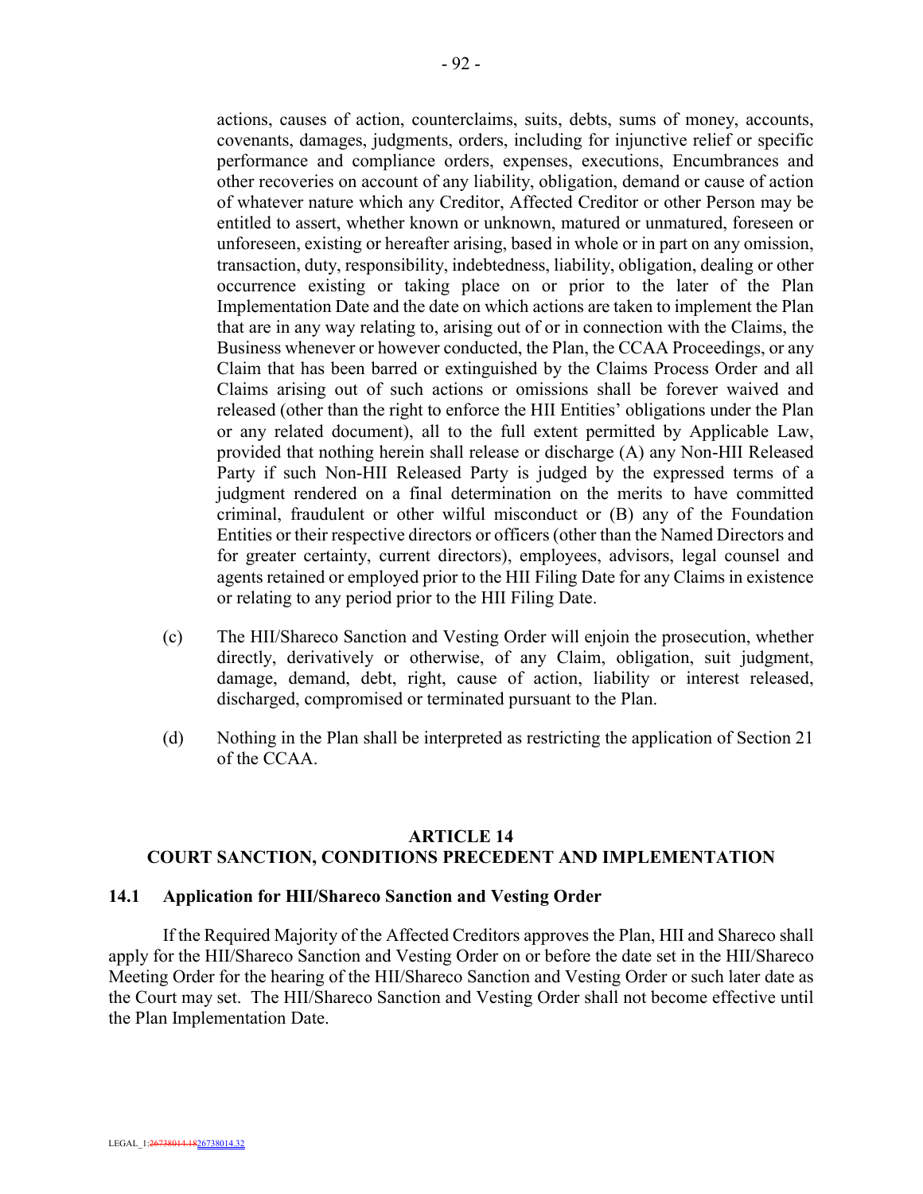actions, causes of action, counterclaims, suits, debts, sums of money, accounts, covenants, damages, judgments, orders, including for injunctive relief or specific performance and compliance orders, expenses, executions, Encumbrances and other recoveries on account of any liability, obligation, demand or cause of action of whatever nature which any Creditor, Affected Creditor or other Person may be entitled to assert, whether known or unknown, matured or unmatured, foreseen or unforeseen, existing or hereafter arising, based in whole or in part on any omission, transaction, duty, responsibility, indebtedness, liability, obligation, dealing or other occurrence existing or taking place on or prior to the later of the Plan Implementation Date and the date on which actions are taken to implement the Plan that are in any way relating to, arising out of or in connection with the Claims, the Business whenever or however conducted, the Plan, the CCAA Proceedings, or any Claim that has been barred or extinguished by the Claims Process Order and all Claims arising out of such actions or omissions shall be forever waived and released (other than the right to enforce the HII Entities' obligations under the Plan or any related document), all to the full extent permitted by Applicable Law, provided that nothing herein shall release or discharge (A) any Non-HII Released Party if such Non-HII Released Party is judged by the expressed terms of a judgment rendered on a final determination on the merits to have committed criminal, fraudulent or other wilful misconduct or (B) any of the Foundation Entities or their respective directors or officers (other than the Named Directors and for greater certainty, current directors), employees, advisors, legal counsel and agents retained or employed prior to the HII Filing Date for any Claims in existence or relating to any period prior to the HII Filing Date.

(c) The HII/Shareco Sanction and Vesting Order will enjoin the prosecution, whether directly, derivatively or otherwise, of any Claim, obligation, suit judgment, damage, demand, debt, right, cause of action, liability or interest released, discharged, compromised or terminated pursuant to the Plan.

(d) Nothing in the Plan shall be interpreted as restricting the application of Section 21 of the CCAA.

## ARTICLE 14
## COURT SANCTION, CONDITIONS PRECEDENT AND IMPLEMENTATION

### 14.1 Application for HII/Shareco Sanction and Vesting Order

If the Required Majority of the Affected Creditors approves the Plan, HII and Shareco shall apply for the HII/Shareco Sanction and Vesting Order on or before the date set in the HII/Shareco Meeting Order for the hearing of the HII/Shareco Sanction and Vesting Order or such later date as the Court may set. The HII/Shareco Sanction and Vesting Order shall not become effective until the Plan Implementation Date.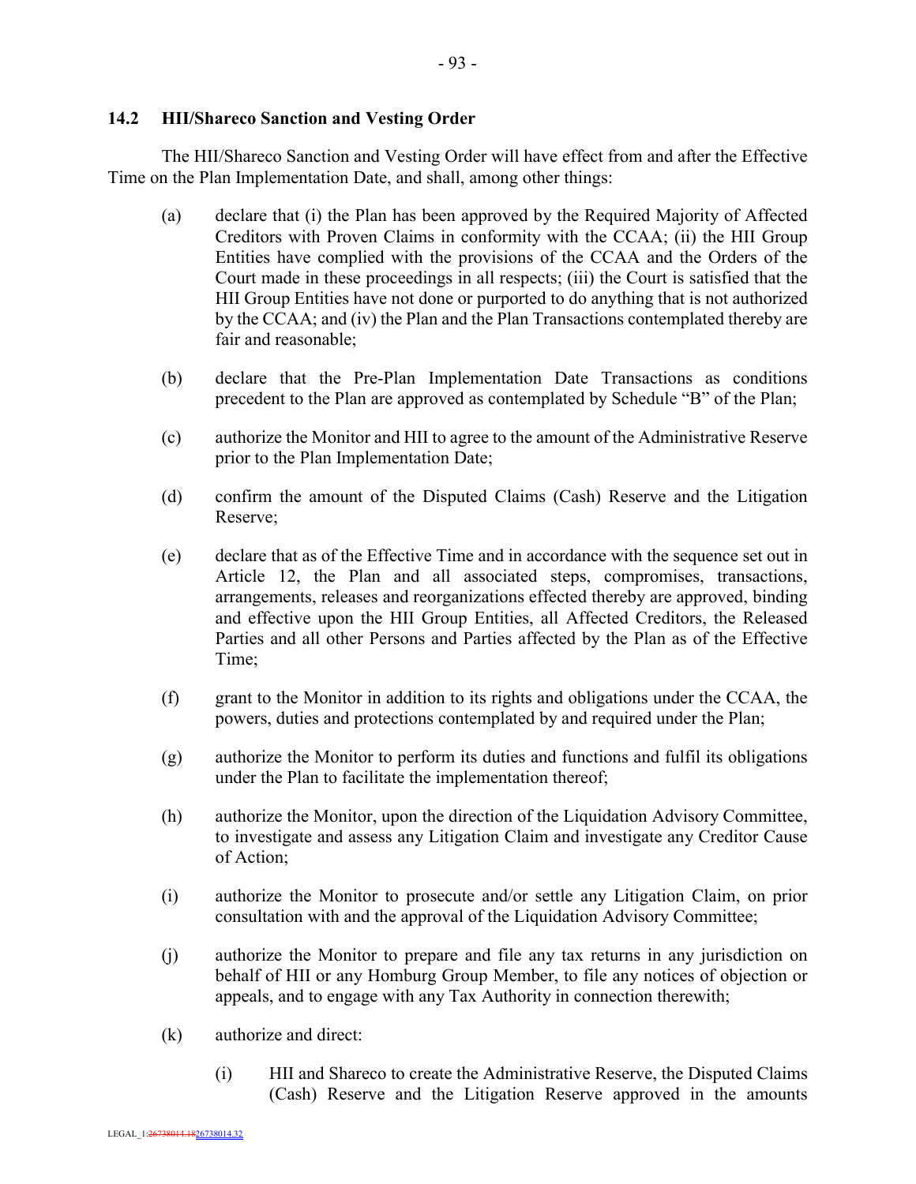### 14.2 HII/Shareco Sanction and Vesting Order

The HII/Shareco Sanction and Vesting Order will have effect from and after the Effective Time on the Plan Implementation Date, and shall, among other things:

(a) declare that (i) the Plan has been approved by the Required Majority of Affected Creditors with Proven Claims in conformity with the CCAA; (ii) the HII Group Entities have complied with the provisions of the CCAA and the Orders of the Court made in these proceedings in all respects; (iii) the Court is satisfied that the HII Group Entities have not done or purported to do anything that is not authorized by the CCAA; and (iv) the Plan and the Plan Transactions contemplated thereby are fair and reasonable;

(b) declare that the Pre-Plan Implementation Date Transactions as conditions precedent to the Plan are approved as contemplated by Schedule "B" of the Plan;

(c) authorize the Monitor and HII to agree to the amount of the Administrative Reserve prior to the Plan Implementation Date;

(d) confirm the amount of the Disputed Claims (Cash) Reserve and the Litigation Reserve;

(e) declare that as of the Effective Time and in accordance with the sequence set out in Article 12, the Plan and all associated steps, compromises, transactions, arrangements, releases and reorganizations effected thereby are approved, binding and effective upon the HII Group Entities, all Affected Creditors, the Released Parties and all other Persons and Parties affected by the Plan as of the Effective Time;

(f) grant to the Monitor in addition to its rights and obligations under the CCAA, the powers, duties and protections contemplated by and required under the Plan;

(g) authorize the Monitor to perform its duties and functions and fulfil its obligations under the Plan to facilitate the implementation thereof;

(h) authorize the Monitor, upon the direction of the Liquidation Advisory Committee, to investigate and assess any Litigation Claim and investigate any Creditor Cause of Action;

(i) authorize the Monitor to prosecute and/or settle any Litigation Claim, on prior consultation with and the approval of the Liquidation Advisory Committee;

(j) authorize the Monitor to prepare and file any tax returns in any jurisdiction on behalf of HII or any Homburg Group Member, to file any notices of objection or appeals, and to engage with any Tax Authority in connection therewith;

(k) authorize and direct:

   (i) HII and Shareco to create the Administrative Reserve, the Disputed Claims (Cash) Reserve and the Litigation Reserve approved in the amounts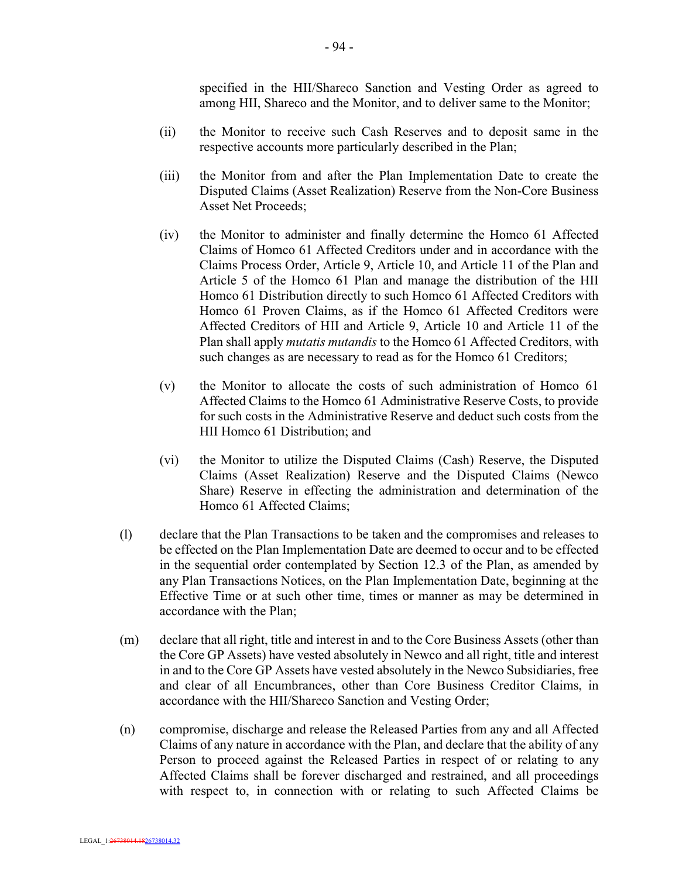specified in the HII/Shareco Sanction and Vesting Order as agreed to among HII, Shareco and the Monitor, and to deliver same to the Monitor;

(ii) the Monitor to receive such Cash Reserves and to deposit same in the respective accounts more particularly described in the Plan;

(iii) the Monitor from and after the Plan Implementation Date to create the Disputed Claims (Asset Realization) Reserve from the Non-Core Business Asset Net Proceeds;

(iv) the Monitor to administer and finally determine the Homco 61 Affected Claims of Homco 61 Affected Creditors under and in accordance with the Claims Process Order, Article 9, Article 10, and Article 11 of the Plan and Article 5 of the Homco 61 Plan and manage the distribution of the HII Homco 61 Distribution directly to such Homco 61 Affected Creditors with Homco 61 Proven Claims, as if the Homco 61 Affected Creditors were Affected Creditors of HII and Article 9, Article 10 and Article 11 of the Plan shall apply *mutatis mutandis* to the Homco 61 Affected Creditors, with such changes as are necessary to read as for the Homco 61 Creditors;

(v) the Monitor to allocate the costs of such administration of Homco 61 Affected Claims to the Homco 61 Administrative Reserve Costs, to provide for such costs in the Administrative Reserve and deduct such costs from the HII Homco 61 Distribution; and

(vi) the Monitor to utilize the Disputed Claims (Cash) Reserve, the Disputed Claims (Asset Realization) Reserve and the Disputed Claims (Newco Share) Reserve in effecting the administration and determination of the Homco 61 Affected Claims;

(l) declare that the Plan Transactions to be taken and the compromises and releases to be effected on the Plan Implementation Date are deemed to occur and to be effected in the sequential order contemplated by Section 12.3 of the Plan, as amended by any Plan Transactions Notices, on the Plan Implementation Date, beginning at the Effective Time or at such other time, times or manner as may be determined in accordance with the Plan;

(m) declare that all right, title and interest in and to the Core Business Assets (other than the Core GP Assets) have vested absolutely in Newco and all right, title and interest in and to the Core GP Assets have vested absolutely in the Newco Subsidiaries, free and clear of all Encumbrances, other than Core Business Creditor Claims, in accordance with the HII/Shareco Sanction and Vesting Order;

(n) compromise, discharge and release the Released Parties from any and all Affected Claims of any nature in accordance with the Plan, and declare that the ability of any Person to proceed against the Released Parties in respect of or relating to any Affected Claims shall be forever discharged and restrained, and all proceedings with respect to, in connection with or relating to such Affected Claims be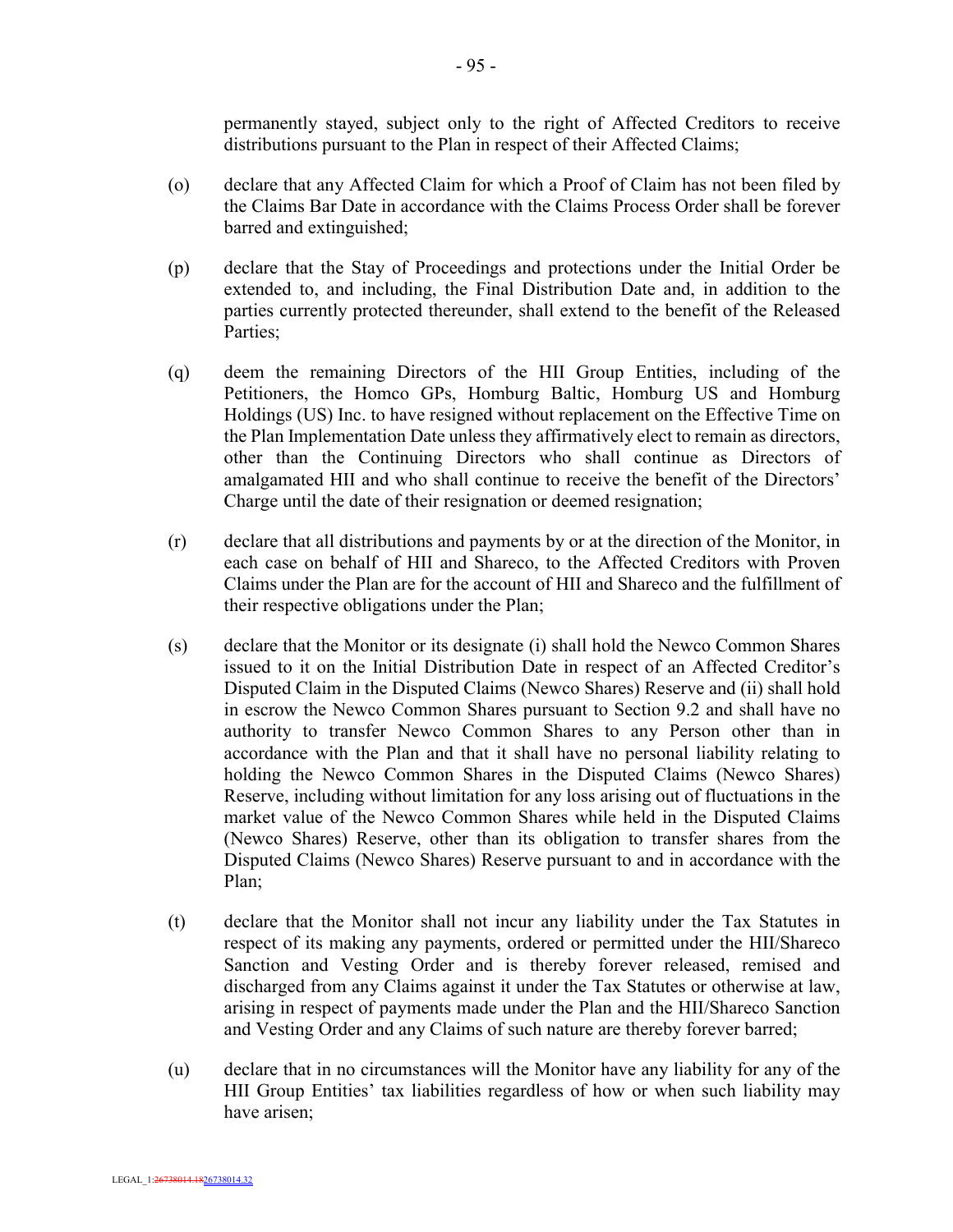permanently stayed, subject only to the right of Affected Creditors to receive distributions pursuant to the Plan in respect of their Affected Claims;

(o) declare that any Affected Claim for which a Proof of Claim has not been filed by the Claims Bar Date in accordance with the Claims Process Order shall be forever barred and extinguished;

(p) declare that the Stay of Proceedings and protections under the Initial Order be extended to, and including, the Final Distribution Date and, in addition to the parties currently protected thereunder, shall extend to the benefit of the Released Parties;

(q) deem the remaining Directors of the HII Group Entities, including of the Petitioners, the Homco GPs, Homburg Baltic, Homburg US and Homburg Holdings (US) Inc. to have resigned without replacement on the Effective Time on the Plan Implementation Date unless they affirmatively elect to remain as directors, other than the Continuing Directors who shall continue as Directors of amalgamated HII and who shall continue to receive the benefit of the Directors' Charge until the date of their resignation or deemed resignation;

(r) declare that all distributions and payments by or at the direction of the Monitor, in each case on behalf of HII and Shareco, to the Affected Creditors with Proven Claims under the Plan are for the account of HII and Shareco and the fulfillment of their respective obligations under the Plan;

(s) declare that the Monitor or its designate (i) shall hold the Newco Common Shares issued to it on the Initial Distribution Date in respect of an Affected Creditor's Disputed Claim in the Disputed Claims (Newco Shares) Reserve and (ii) shall hold in escrow the Newco Common Shares pursuant to Section 9.2 and shall have no authority to transfer Newco Common Shares to any Person other than in accordance with the Plan and that it shall have no personal liability relating to holding the Newco Common Shares in the Disputed Claims (Newco Shares) Reserve, including without limitation for any loss arising out of fluctuations in the market value of the Newco Common Shares while held in the Disputed Claims (Newco Shares) Reserve, other than its obligation to transfer shares from the Disputed Claims (Newco Shares) Reserve pursuant to and in accordance with the Plan;

(t) declare that the Monitor shall not incur any liability under the Tax Statutes in respect of its making any payments, ordered or permitted under the HII/Shareco Sanction and Vesting Order and is thereby forever released, remised and discharged from any Claims against it under the Tax Statutes or otherwise at law, arising in respect of payments made under the Plan and the HII/Shareco Sanction and Vesting Order and any Claims of such nature are thereby forever barred;

(u) declare that in no circumstances will the Monitor have any liability for any of the HII Group Entities' tax liabilities regardless of how or when such liability may have arisen;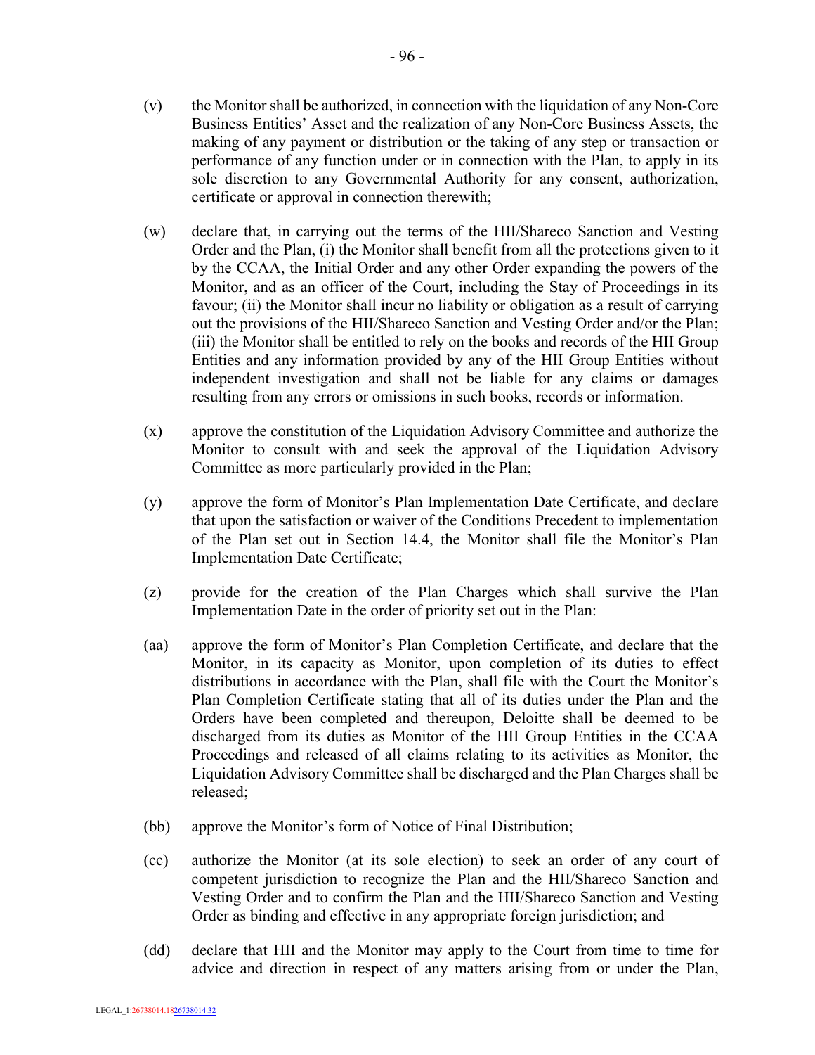(v) the Monitor shall be authorized, in connection with the liquidation of any Non-Core Business Entities' Asset and the realization of any Non-Core Business Assets, the making of any payment or distribution or the taking of any step or transaction or performance of any function under or in connection with the Plan, to apply in its sole discretion to any Governmental Authority for any consent, authorization, certificate or approval in connection therewith;

(w) declare that, in carrying out the terms of the HII/Shareco Sanction and Vesting Order and the Plan, (i) the Monitor shall benefit from all the protections given to it by the CCAA, the Initial Order and any other Order expanding the powers of the Monitor, and as an officer of the Court, including the Stay of Proceedings in its favour; (ii) the Monitor shall incur no liability or obligation as a result of carrying out the provisions of the HII/Shareco Sanction and Vesting Order and/or the Plan; (iii) the Monitor shall be entitled to rely on the books and records of the HII Group Entities and any information provided by any of the HII Group Entities without independent investigation and shall not be liable for any claims or damages resulting from any errors or omissions in such books, records or information.

(x) approve the constitution of the Liquidation Advisory Committee and authorize the Monitor to consult with and seek the approval of the Liquidation Advisory Committee as more particularly provided in the Plan;

(y) approve the form of Monitor's Plan Implementation Date Certificate, and declare that upon the satisfaction or waiver of the Conditions Precedent to implementation of the Plan set out in Section 14.4, the Monitor shall file the Monitor's Plan Implementation Date Certificate;

(z) provide for the creation of the Plan Charges which shall survive the Plan Implementation Date in the order of priority set out in the Plan:

(aa) approve the form of Monitor's Plan Completion Certificate, and declare that the Monitor, in its capacity as Monitor, upon completion of its duties to effect distributions in accordance with the Plan, shall file with the Court the Monitor's Plan Completion Certificate stating that all of its duties under the Plan and the Orders have been completed and thereupon, Deloitte shall be deemed to be discharged from its duties as Monitor of the HII Group Entities in the CCAA Proceedings and released of all claims relating to its activities as Monitor, the Liquidation Advisory Committee shall be discharged and the Plan Charges shall be released;

(bb) approve the Monitor's form of Notice of Final Distribution;

(cc) authorize the Monitor (at its sole election) to seek an order of any court of competent jurisdiction to recognize the Plan and the HII/Shareco Sanction and Vesting Order and to confirm the Plan and the HII/Shareco Sanction and Vesting Order as binding and effective in any appropriate foreign jurisdiction; and

(dd) declare that HII and the Monitor may apply to the Court from time to time for advice and direction in respect of any matters arising from or under the Plan,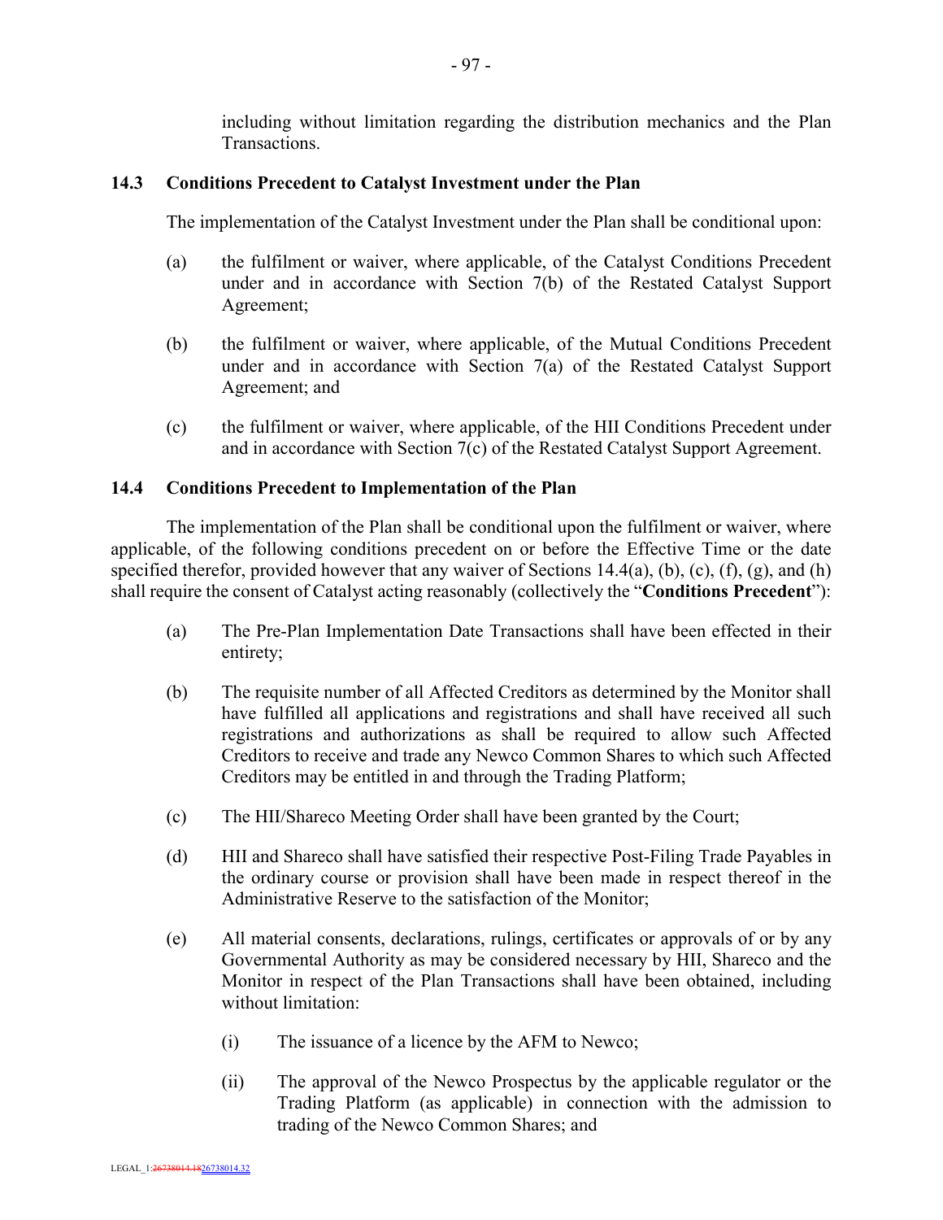including without limitation regarding the distribution mechanics and the Plan Transactions.

### 14.3 Conditions Precedent to Catalyst Investment under the Plan

The implementation of the Catalyst Investment under the Plan shall be conditional upon:

(a) the fulfilment or waiver, where applicable, of the Catalyst Conditions Precedent under and in accordance with Section 7(b) of the Restated Catalyst Support Agreement;

(b) the fulfilment or waiver, where applicable, of the Mutual Conditions Precedent under and in accordance with Section 7(a) of the Restated Catalyst Support Agreement; and

(c) the fulfilment or waiver, where applicable, of the HII Conditions Precedent under and in accordance with Section 7(c) of the Restated Catalyst Support Agreement.

### 14.4 Conditions Precedent to Implementation of the Plan

The implementation of the Plan shall be conditional upon the fulfilment or waiver, where applicable, of the following conditions precedent on or before the Effective Time or the date specified therefor, provided however that any waiver of Sections 14.4(a), (b), (c), (f), (g), and (h) shall require the consent of Catalyst acting reasonably (collectively the "**Conditions Precedent**"):

(a) The Pre-Plan Implementation Date Transactions shall have been effected in their entirety;

(b) The requisite number of all Affected Creditors as determined by the Monitor shall have fulfilled all applications and registrations and shall have received all such registrations and authorizations as shall be required to allow such Affected Creditors to receive and trade any Newco Common Shares to which such Affected Creditors may be entitled in and through the Trading Platform;

(c) The HII/Shareco Meeting Order shall have been granted by the Court;

(d) HII and Shareco shall have satisfied their respective Post-Filing Trade Payables in the ordinary course or provision shall have been made in respect thereof in the Administrative Reserve to the satisfaction of the Monitor;

(e) All material consents, declarations, rulings, certificates or approvals of or by any Governmental Authority as may be considered necessary by HII, Shareco and the Monitor in respect of the Plan Transactions shall have been obtained, including without limitation:

  (i) The issuance of a licence by the AFM to Newco;

  (ii) The approval of the Newco Prospectus by the applicable regulator or the Trading Platform (as applicable) in connection with the admission to trading of the Newco Common Shares; and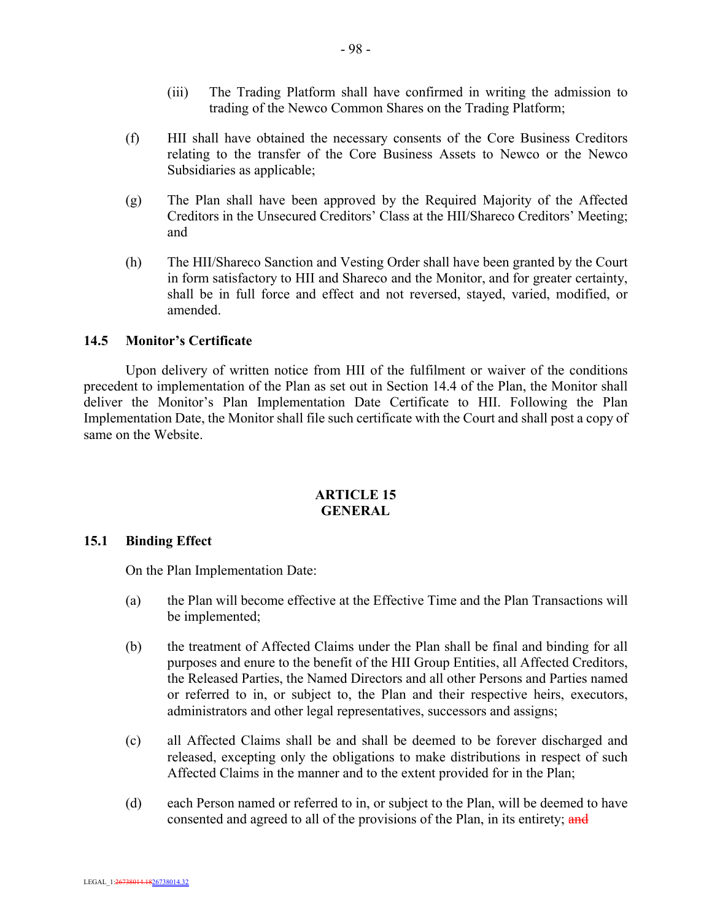(iii) The Trading Platform shall have confirmed in writing the admission to trading of the Newco Common Shares on the Trading Platform;

(f) HII shall have obtained the necessary consents of the Core Business Creditors relating to the transfer of the Core Business Assets to Newco or the Newco Subsidiaries as applicable;

(g) The Plan shall have been approved by the Required Majority of the Affected Creditors in the Unsecured Creditors' Class at the HII/Shareco Creditors' Meeting; and

(h) The HII/Shareco Sanction and Vesting Order shall have been granted by the Court in form satisfactory to HII and Shareco and the Monitor, and for greater certainty, shall be in full force and effect and not reversed, stayed, varied, modified, or amended.

### 14.5 Monitor's Certificate

Upon delivery of written notice from HII of the fulfilment or waiver of the conditions precedent to implementation of the Plan as set out in Section 14.4 of the Plan, the Monitor shall deliver the Monitor's Plan Implementation Date Certificate to HII. Following the Plan Implementation Date, the Monitor shall file such certificate with the Court and shall post a copy of same on the Website.

## ARTICLE 15 GENERAL

### 15.1 Binding Effect

On the Plan Implementation Date:

(a) the Plan will become effective at the Effective Time and the Plan Transactions will be implemented;

(b) the treatment of Affected Claims under the Plan shall be final and binding for all purposes and enure to the benefit of the HII Group Entities, all Affected Creditors, the Released Parties, the Named Directors and all other Persons and Parties named or referred to in, or subject to, the Plan and their respective heirs, executors, administrators and other legal representatives, successors and assigns;

(c) all Affected Claims shall be and shall be deemed to be forever discharged and released, excepting only the obligations to make distributions in respect of such Affected Claims in the manner and to the extent provided for in the Plan;

(d) each Person named or referred to in, or subject to the Plan, will be deemed to have consented and agreed to all of the provisions of the Plan, in its entirety; ~~and~~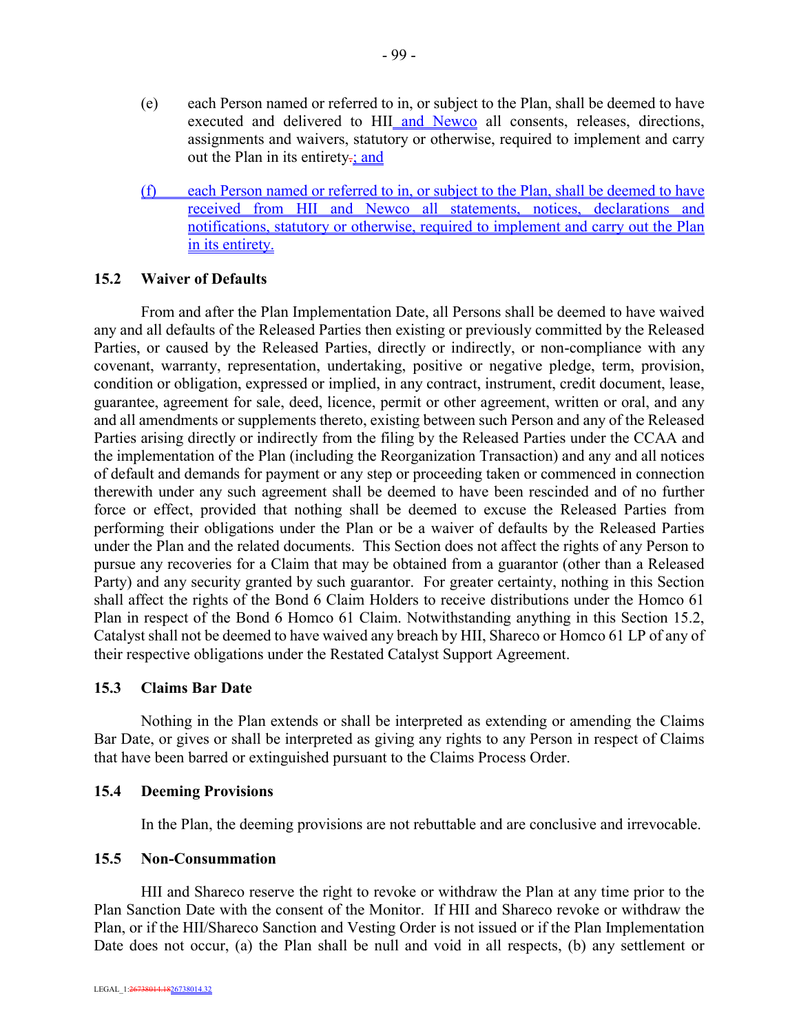(e) each Person named or referred to in, or subject to the Plan, shall be deemed to have executed and delivered to HII and Newco all consents, releases, directions, assignments and waivers, statutory or otherwise, required to implement and carry out the Plan in its entirety.; and

(f) each Person named or referred to in, or subject to the Plan, shall be deemed to have received from HII and Newco all statements, notices, declarations and notifications, statutory or otherwise, required to implement and carry out the Plan in its entirety.

### 15.2 Waiver of Defaults

From and after the Plan Implementation Date, all Persons shall be deemed to have waived any and all defaults of the Released Parties then existing or previously committed by the Released Parties, or caused by the Released Parties, directly or indirectly, or non-compliance with any covenant, warranty, representation, undertaking, positive or negative pledge, term, provision, condition or obligation, expressed or implied, in any contract, instrument, credit document, lease, guarantee, agreement for sale, deed, licence, permit or other agreement, written or oral, and any and all amendments or supplements thereto, existing between such Person and any of the Released Parties arising directly or indirectly from the filing by the Released Parties under the CCAA and the implementation of the Plan (including the Reorganization Transaction) and any and all notices of default and demands for payment or any step or proceeding taken or commenced in connection therewith under any such agreement shall be deemed to have been rescinded and of no further force or effect, provided that nothing shall be deemed to excuse the Released Parties from performing their obligations under the Plan or be a waiver of defaults by the Released Parties under the Plan and the related documents. This Section does not affect the rights of any Person to pursue any recoveries for a Claim that may be obtained from a guarantor (other than a Released Party) and any security granted by such guarantor. For greater certainty, nothing in this Section shall affect the rights of the Bond 6 Claim Holders to receive distributions under the Homco 61 Plan in respect of the Bond 6 Homco 61 Claim. Notwithstanding anything in this Section 15.2, Catalyst shall not be deemed to have waived any breach by HII, Shareco or Homco 61 LP of any of their respective obligations under the Restated Catalyst Support Agreement.

### 15.3 Claims Bar Date

Nothing in the Plan extends or shall be interpreted as extending or amending the Claims Bar Date, or gives or shall be interpreted as giving any rights to any Person in respect of Claims that have been barred or extinguished pursuant to the Claims Process Order.

### 15.4 Deeming Provisions

In the Plan, the deeming provisions are not rebuttable and are conclusive and irrevocable.

### 15.5 Non-Consummation

HII and Shareco reserve the right to revoke or withdraw the Plan at any time prior to the Plan Sanction Date with the consent of the Monitor. If HII and Shareco revoke or withdraw the Plan, or if the HII/Shareco Sanction and Vesting Order is not issued or if the Plan Implementation Date does not occur, (a) the Plan shall be null and void in all respects, (b) any settlement or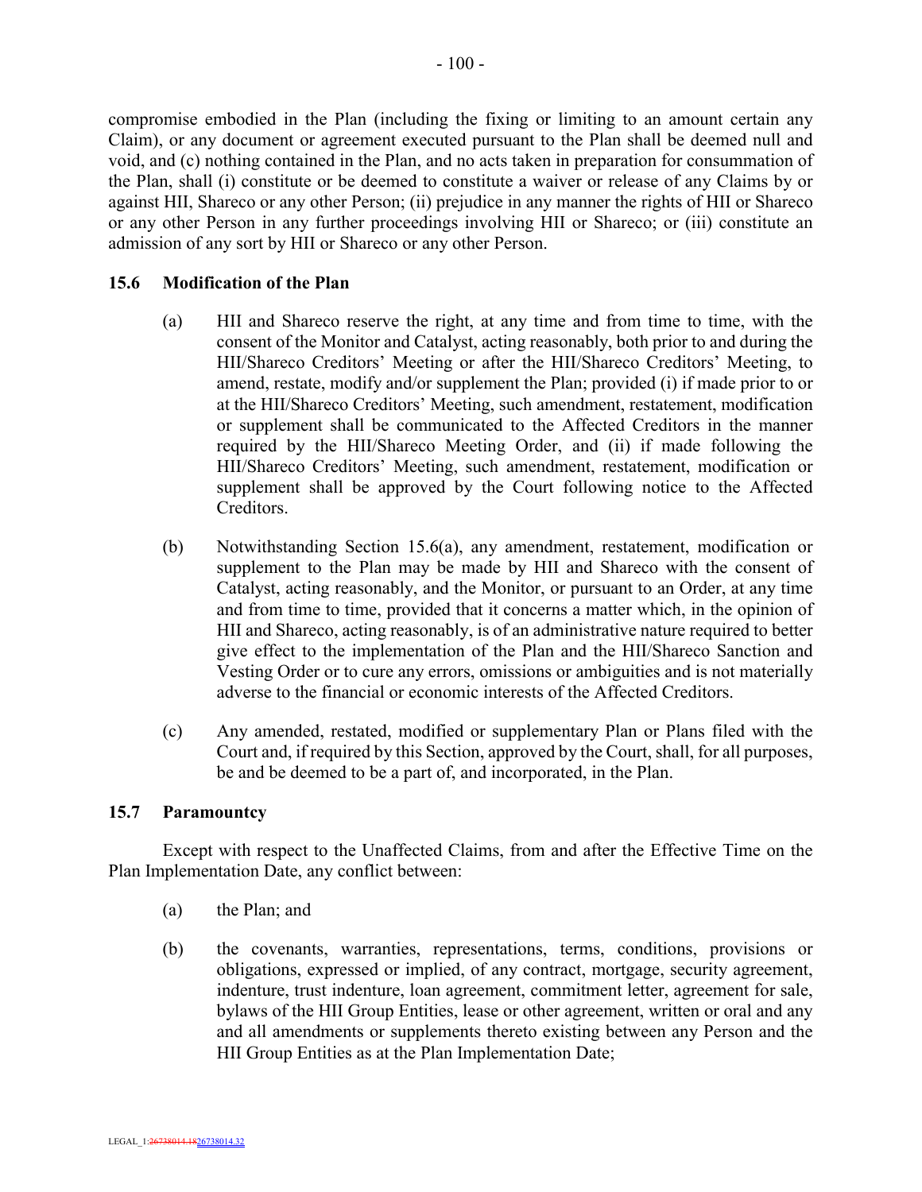compromise embodied in the Plan (including the fixing or limiting to an amount certain any Claim), or any document or agreement executed pursuant to the Plan shall be deemed null and void, and (c) nothing contained in the Plan, and no acts taken in preparation for consummation of the Plan, shall (i) constitute or be deemed to constitute a waiver or release of any Claims by or against HII, Shareco or any other Person; (ii) prejudice in any manner the rights of HII or Shareco or any other Person in any further proceedings involving HII or Shareco; or (iii) constitute an admission of any sort by HII or Shareco or any other Person.

### 15.6 Modification of the Plan

(a) HII and Shareco reserve the right, at any time and from time to time, with the consent of the Monitor and Catalyst, acting reasonably, both prior to and during the HII/Shareco Creditors' Meeting or after the HII/Shareco Creditors' Meeting, to amend, restate, modify and/or supplement the Plan; provided (i) if made prior to or at the HII/Shareco Creditors' Meeting, such amendment, restatement, modification or supplement shall be communicated to the Affected Creditors in the manner required by the HII/Shareco Meeting Order, and (ii) if made following the HII/Shareco Creditors' Meeting, such amendment, restatement, modification or supplement shall be approved by the Court following notice to the Affected Creditors.

(b) Notwithstanding Section 15.6(a), any amendment, restatement, modification or supplement to the Plan may be made by HII and Shareco with the consent of Catalyst, acting reasonably, and the Monitor, or pursuant to an Order, at any time and from time to time, provided that it concerns a matter which, in the opinion of HII and Shareco, acting reasonably, is of an administrative nature required to better give effect to the implementation of the Plan and the HII/Shareco Sanction and Vesting Order or to cure any errors, omissions or ambiguities and is not materially adverse to the financial or economic interests of the Affected Creditors.

(c) Any amended, restated, modified or supplementary Plan or Plans filed with the Court and, if required by this Section, approved by the Court, shall, for all purposes, be and be deemed to be a part of, and incorporated, in the Plan.

### 15.7 Paramountcy

Except with respect to the Unaffected Claims, from and after the Effective Time on the Plan Implementation Date, any conflict between:

(a) the Plan; and

(b) the covenants, warranties, representations, terms, conditions, provisions or obligations, expressed or implied, of any contract, mortgage, security agreement, indenture, trust indenture, loan agreement, commitment letter, agreement for sale, bylaws of the HII Group Entities, lease or other agreement, written or oral and any and all amendments or supplements thereto existing between any Person and the HII Group Entities as at the Plan Implementation Date;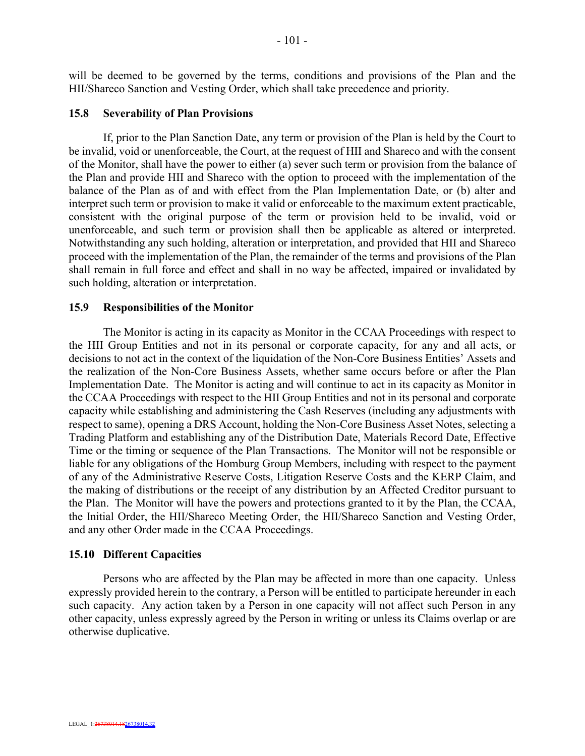will be deemed to be governed by the terms, conditions and provisions of the Plan and the HII/Shareco Sanction and Vesting Order, which shall take precedence and priority.

### 15.8 Severability of Plan Provisions

If, prior to the Plan Sanction Date, any term or provision of the Plan is held by the Court to be invalid, void or unenforceable, the Court, at the request of HII and Shareco and with the consent of the Monitor, shall have the power to either (a) sever such term or provision from the balance of the Plan and provide HII and Shareco with the option to proceed with the implementation of the balance of the Plan as of and with effect from the Plan Implementation Date, or (b) alter and interpret such term or provision to make it valid or enforceable to the maximum extent practicable, consistent with the original purpose of the term or provision held to be invalid, void or unenforceable, and such term or provision shall then be applicable as altered or interpreted. Notwithstanding any such holding, alteration or interpretation, and provided that HII and Shareco proceed with the implementation of the Plan, the remainder of the terms and provisions of the Plan shall remain in full force and effect and shall in no way be affected, impaired or invalidated by such holding, alteration or interpretation.

### 15.9 Responsibilities of the Monitor

The Monitor is acting in its capacity as Monitor in the CCAA Proceedings with respect to the HII Group Entities and not in its personal or corporate capacity, for any and all acts, or decisions to not act in the context of the liquidation of the Non-Core Business Entities' Assets and the realization of the Non-Core Business Assets, whether same occurs before or after the Plan Implementation Date. The Monitor is acting and will continue to act in its capacity as Monitor in the CCAA Proceedings with respect to the HII Group Entities and not in its personal and corporate capacity while establishing and administering the Cash Reserves (including any adjustments with respect to same), opening a DRS Account, holding the Non-Core Business Asset Notes, selecting a Trading Platform and establishing any of the Distribution Date, Materials Record Date, Effective Time or the timing or sequence of the Plan Transactions. The Monitor will not be responsible or liable for any obligations of the Homburg Group Members, including with respect to the payment of any of the Administrative Reserve Costs, Litigation Reserve Costs and the KERP Claim, and the making of distributions or the receipt of any distribution by an Affected Creditor pursuant to the Plan. The Monitor will have the powers and protections granted to it by the Plan, the CCAA, the Initial Order, the HII/Shareco Meeting Order, the HII/Shareco Sanction and Vesting Order, and any other Order made in the CCAA Proceedings.

### 15.10 Different Capacities

Persons who are affected by the Plan may be affected in more than one capacity. Unless expressly provided herein to the contrary, a Person will be entitled to participate hereunder in each such capacity. Any action taken by a Person in one capacity will not affect such Person in any other capacity, unless expressly agreed by the Person in writing or unless its Claims overlap or are otherwise duplicative.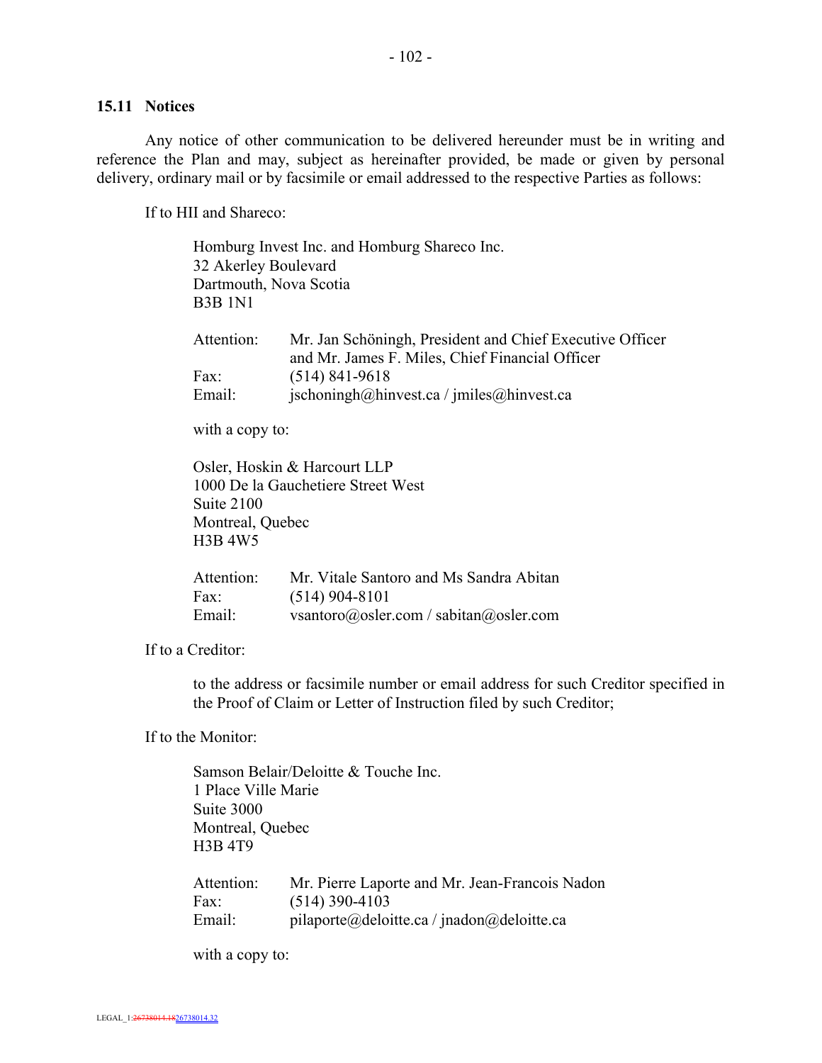### 15.11 Notices

Any notice of other communication to be delivered hereunder must be in writing and reference the Plan and may, subject as hereinafter provided, be made or given by personal delivery, ordinary mail or by facsimile or email addressed to the respective Parties as follows:

If to HII and Shareco:

> Homburg Invest Inc. and Homburg Shareco Inc.
> 32 Akerley Boulevard
> Dartmouth, Nova Scotia
> B3B 1N1
>
> Attention: Mr. Jan Schöningh, President and Chief Executive Officer and Mr. James F. Miles, Chief Financial Officer
> Fax: (514) 841-9618
> Email: jschoningh@hinvest.ca / jmiles@hinvest.ca
>
> with a copy to:
>
> Osler, Hoskin & Harcourt LLP
> 1000 De la Gauchetiere Street West
> Suite 2100
> Montreal, Quebec
> H3B 4W5
>
> Attention: Mr. Vitale Santoro and Ms Sandra Abitan
> Fax: (514) 904-8101
> Email: vsantoro@osler.com / sabitan@osler.com

If to a Creditor:

> to the address or facsimile number or email address for such Creditor specified in the Proof of Claim or Letter of Instruction filed by such Creditor;

If to the Monitor:

> Samson Belair/Deloitte & Touche Inc.
> 1 Place Ville Marie
> Suite 3000
> Montreal, Quebec
> H3B 4T9
>
> Attention: Mr. Pierre Laporte and Mr. Jean-Francois Nadon
> Fax: (514) 390-4103
> Email: pilaporte@deloitte.ca / jnadon@deloitte.ca
>
> with a copy to: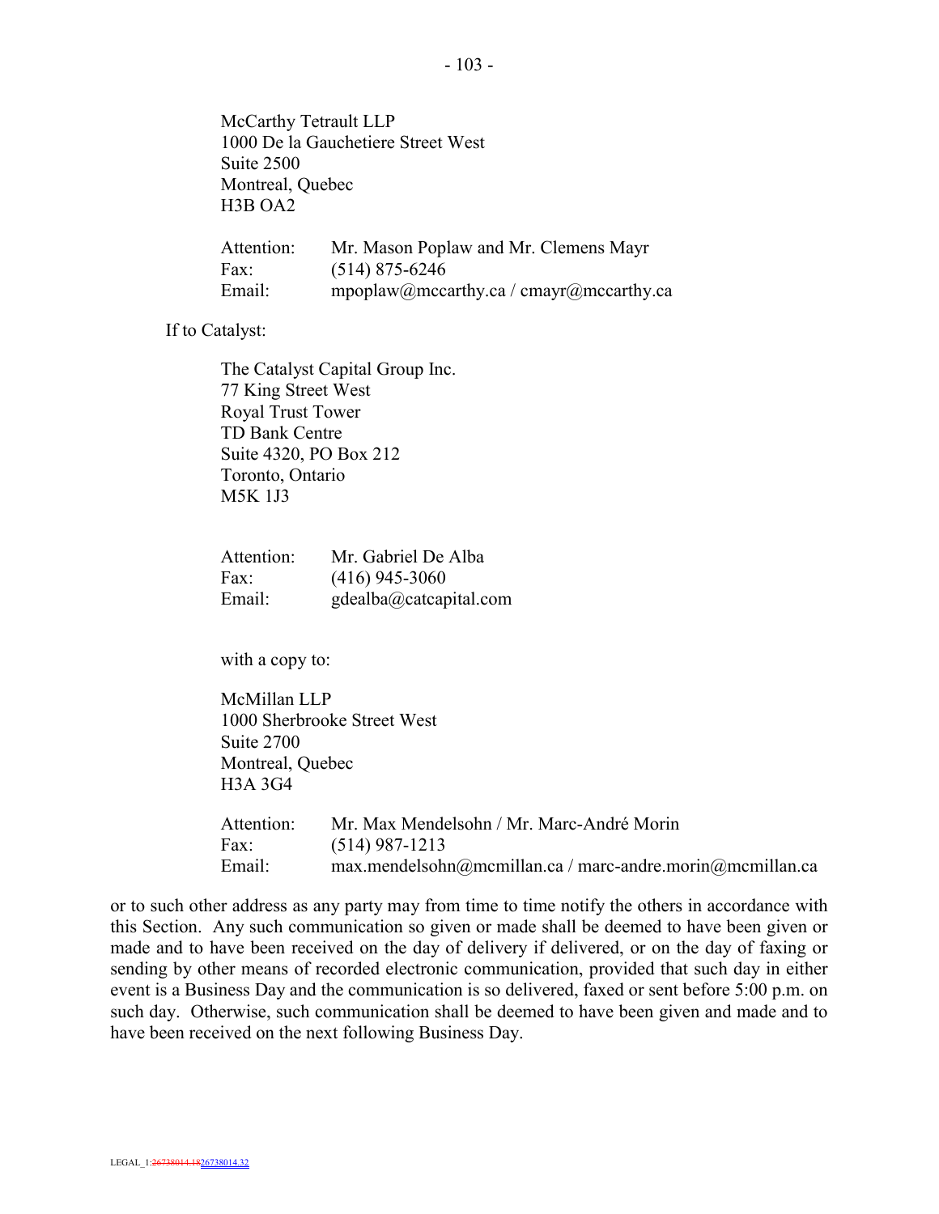McCarthy Tetrault LLP
1000 De la Gauchetiere Street West
Suite 2500
Montreal, Quebec
H3B OA2

Attention: Mr. Mason Poplaw and Mr. Clemens Mayr
Fax: (514) 875-6246
Email: mpoplaw@mccarthy.ca / cmayr@mccarthy.ca

If to Catalyst:

The Catalyst Capital Group Inc.
77 King Street West
Royal Trust Tower
TD Bank Centre
Suite 4320, PO Box 212
Toronto, Ontario
M5K 1J3

Attention: Mr. Gabriel De Alba
Fax: (416) 945-3060
Email: gdealba@catcapital.com

with a copy to:

McMillan LLP
1000 Sherbrooke Street West
Suite 2700
Montreal, Quebec
H3A 3G4

Attention: Mr. Max Mendelsohn / Mr. Marc-André Morin
Fax: (514) 987-1213
Email: max.mendelsohn@mcmillan.ca / marc-andre.morin@mcmillan.ca

or to such other address as any party may from time to time notify the others in accordance with this Section. Any such communication so given or made shall be deemed to have been given or made and to have been received on the day of delivery if delivered, or on the day of faxing or sending by other means of recorded electronic communication, provided that such day in either event is a Business Day and the communication is so delivered, faxed or sent before 5:00 p.m. on such day. Otherwise, such communication shall be deemed to have been given and made and to have been received on the next following Business Day.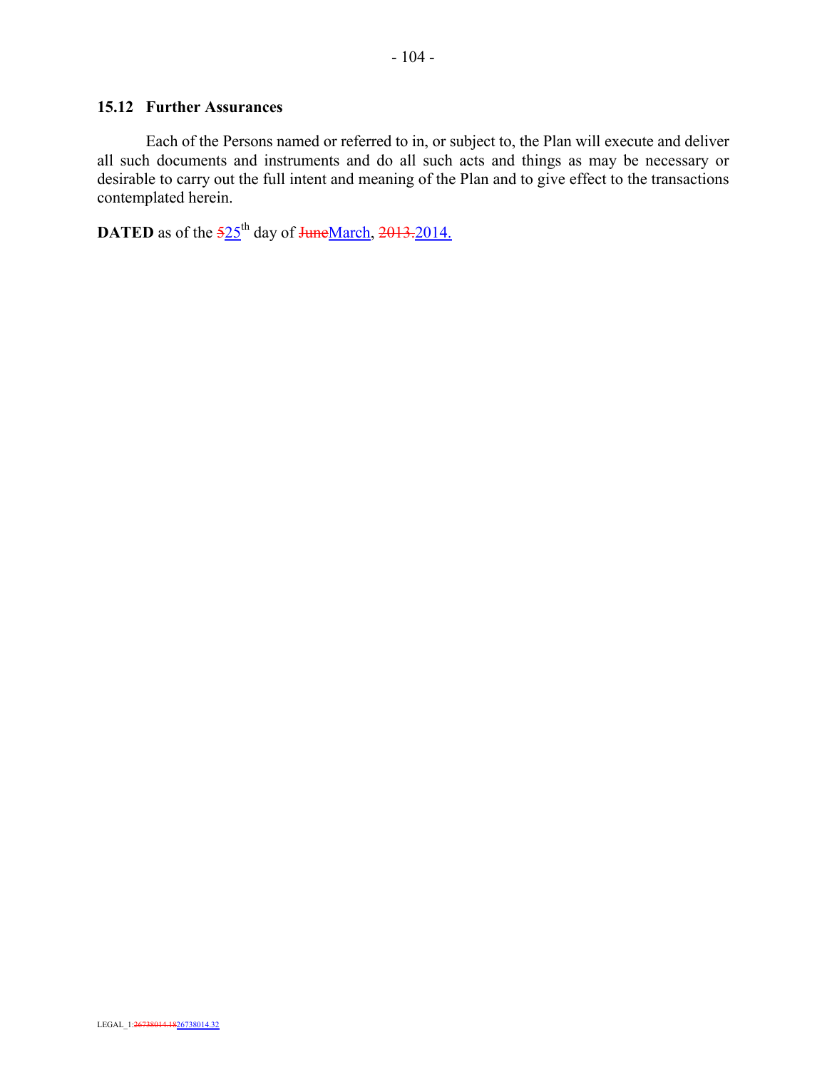### 15.12 Further Assurances

Each of the Persons named or referred to in, or subject to, the Plan will execute and deliver all such documents and instruments and do all such acts and things as may be necessary or desirable to carry out the full intent and meaning of the Plan and to give effect to the transactions contemplated herein.

**DATED** as of the ~~5~~25th day of ~~June~~March, ~~2013.~~2014.